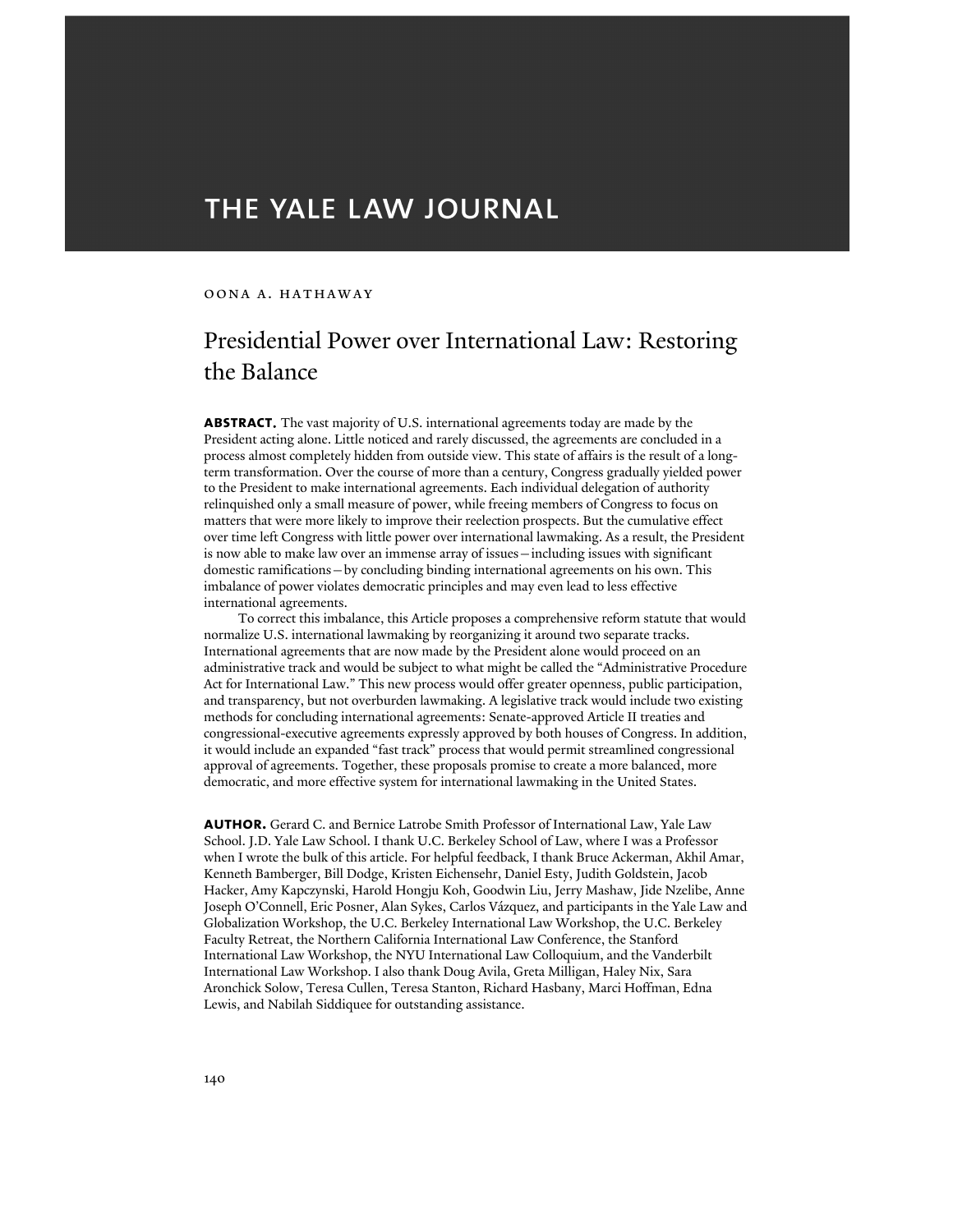# THE YALE LAW JOURNAL

OONA A. HATHAWAY

## Presidential Power over International Law: Restoring the Balance

**ABSTRACT.** The vast majority of U.S. international agreements today are made by the President acting alone. Little noticed and rarely discussed, the agreements are concluded in a process almost completely hidden from outside view. This state of affairs is the result of a long-term transformation. Over the course of more than a century, Congress gradually yielded power to the President to make international agreements. Each individual delegation of authority relinquished only a small measure of power, while freeing members of Congress to focus on matters that were more likely to improve their reelection prospects. But the cumulative effect over time left Congress with little power over international lawmaking. As a result, the President is now able to make law over an immense array of issues—including issues with significant domestic ramifications—by concluding binding international agreements on his own. This imbalance of power violates democratic principles and may even lead to less effective international agreements.

To correct this imbalance, this Article proposes a comprehensive reform statute that would normalize U.S. international lawmaking by reorganizing it around two separate tracks. International agreements that are now made by the President alone would proceed on an administrative track and would be subject to what might be called the "Administrative Procedure Act for International Law." This new process would offer greater openness, public participation, and transparency, but not overburden lawmaking. A legislative track would include two existing methods for concluding international agreements: Senate-approved Article II treaties and congressional-executive agreements expressly approved by both houses of Congress. In addition, it would include an expanded "fast track" process that would permit streamlined congressional approval of agreements. Together, these proposals promise to create a more balanced, more democratic, and more effective system for international lawmaking in the United States.

**AUTHOR.** Gerard C. and Bernice Latrobe Smith Professor of International Law, Yale Law School. J.D. Yale Law School. I thank U.C. Berkeley School of Law, where I was a Professor when I wrote the bulk of this article. For helpful feedback, I thank Bruce Ackerman, Akhil Amar, Kenneth Bamberger, Bill Dodge, Kristen Eichensehr, Daniel Esty, Judith Goldstein, Jacob Hacker, Amy Kapczynski, Harold Hongju Koh, Goodwin Liu, Jerry Mashaw, Jide Nzelibe, Anne Joseph O'Connell, Eric Posner, Alan Sykes, Carlos Vázquez, and participants in the Yale Law and Globalization Workshop, the U.C. Berkeley International Law Workshop, the U.C. Berkeley Faculty Retreat, the Northern California International Law Conference, the Stanford International Law Workshop, the NYU International Law Colloquium, and the Vanderbilt International Law Workshop. I also thank Doug Avila, Greta Milligan, Haley Nix, Sara Aronchick Solow, Teresa Cullen, Teresa Stanton, Richard Hasbany, Marci Hoffman, Edna Lewis, and Nabilah Siddiquee for outstanding assistance.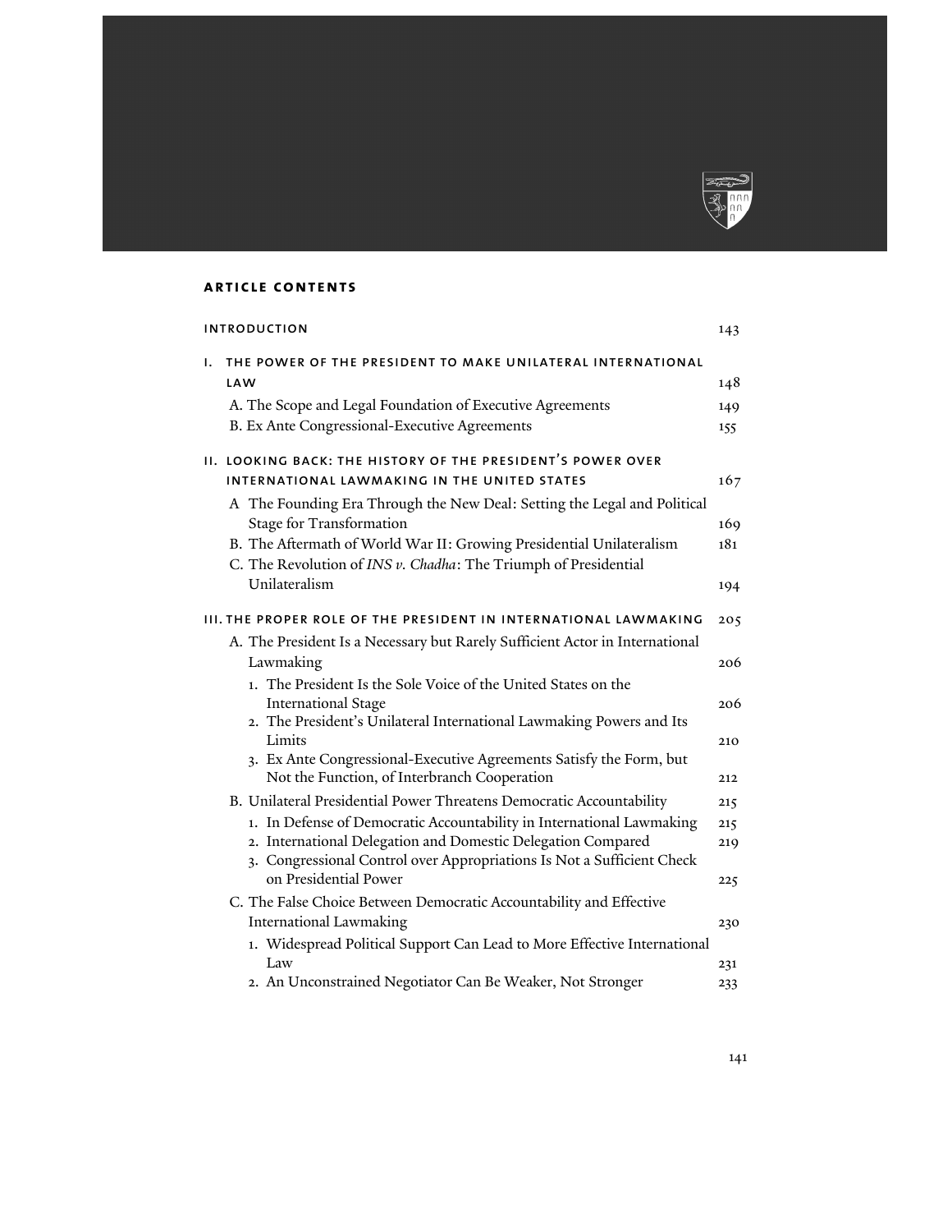## article contents

| | |
|---|---|
| introduction | 143 |
| i. the power of the president to make unilateral international law | 148 |
| A. The Scope and Legal Foundation of Executive Agreements | 149 |
| B. Ex Ante Congressional-Executive Agreements | 155 |
| ii. looking back: the history of the president's power over international lawmaking in the united states | 167 |
| A The Founding Era Through the New Deal: Setting the Legal and Political Stage for Transformation | 169 |
| B. The Aftermath of World War II: Growing Presidential Unilateralism | 181 |
| C. The Revolution of *INS v. Chadha*: The Triumph of Presidential Unilateralism | 194 |
| iii. the proper role of the president in international lawmaking | 205 |
| A. The President Is a Necessary but Rarely Sufficient Actor in International Lawmaking | 206 |
| 1. The President Is the Sole Voice of the United States on the International Stage | 206 |
| 2. The President's Unilateral International Lawmaking Powers and Its Limits | 210 |
| 3. Ex Ante Congressional-Executive Agreements Satisfy the Form, but Not the Function, of Interbranch Cooperation | 212 |
| B. Unilateral Presidential Power Threatens Democratic Accountability | 215 |
| 1. In Defense of Democratic Accountability in International Lawmaking | 215 |
| 2. International Delegation and Domestic Delegation Compared | 219 |
| 3. Congressional Control over Appropriations Is Not a Sufficient Check on Presidential Power | 225 |
| C. The False Choice Between Democratic Accountability and Effective International Lawmaking | 230 |
| 1. Widespread Political Support Can Lead to More Effective International Law | 231 |
| 2. An Unconstrained Negotiator Can Be Weaker, Not Stronger | 233 |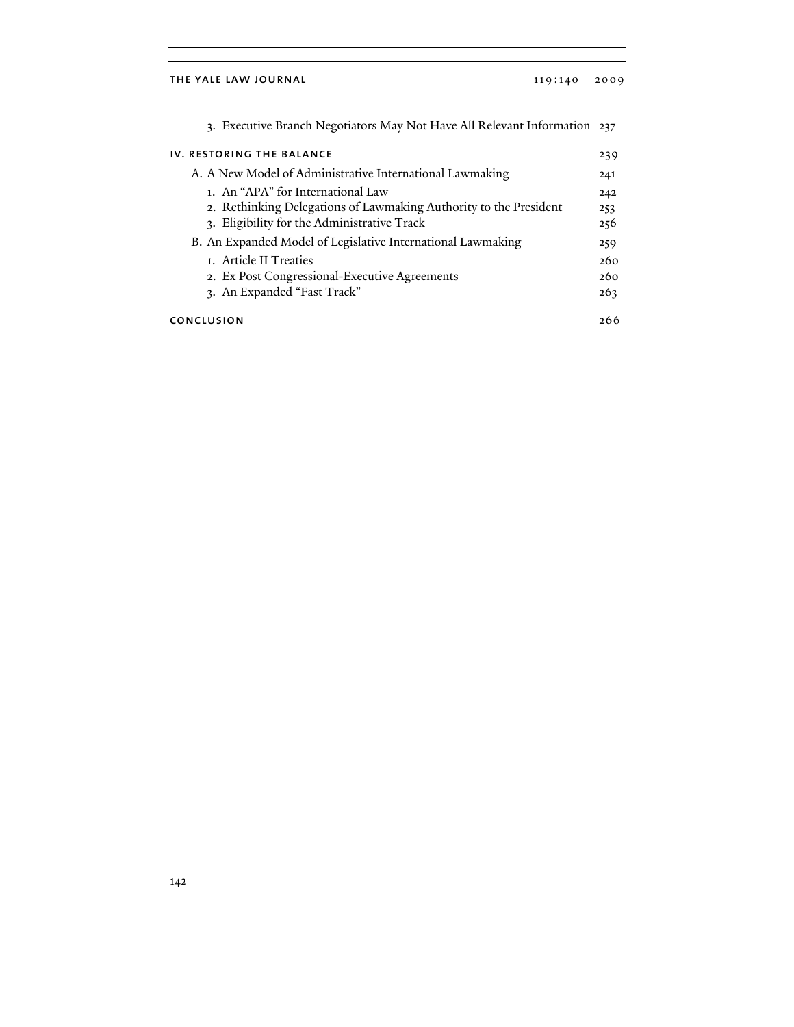3. Executive Branch Negotiators May Not Have All Relevant Information 237

IV. RESTORING THE BALANCE 239

A. A New Model of Administrative International Lawmaking 241

1. An "APA" for International Law 242
2. Rethinking Delegations of Lawmaking Authority to the President 253
3. Eligibility for the Administrative Track 256

B. An Expanded Model of Legislative International Lawmaking 259

1. Article II Treaties 260
2. Ex Post Congressional-Executive Agreements 260
3. An Expanded "Fast Track" 263

CONCLUSION 266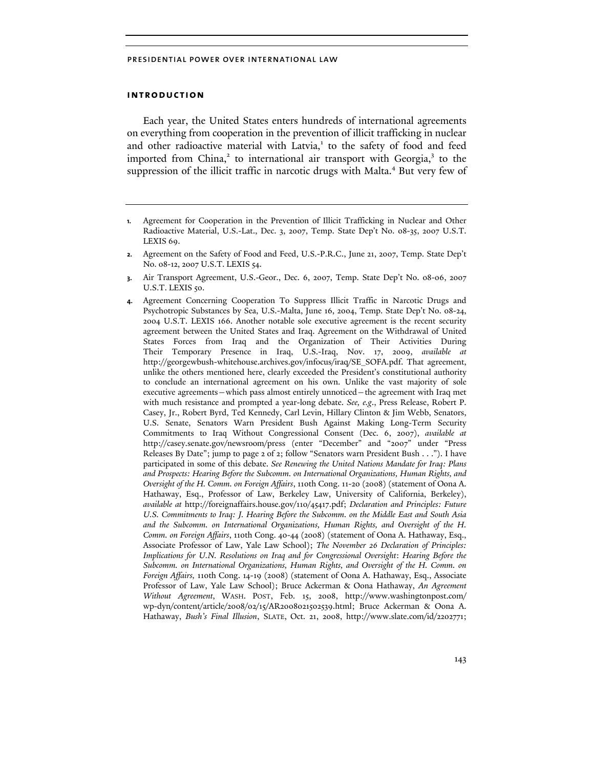## INTRODUCTION

Each year, the United States enters hundreds of international agreements on everything from cooperation in the prevention of illicit trafficking in nuclear and other radioactive material with Latvia,[1] to the safety of food and feed imported from China,[2] to international air transport with Georgia,[3] to the suppression of the illicit traffic in narcotic drugs with Malta.[4] But very few of

---

1. Agreement for Cooperation in the Prevention of Illicit Trafficking in Nuclear and Other Radioactive Material, U.S.-Lat., Dec. 3, 2007, Temp. State Dep't No. 08-35, 2007 U.S.T. LEXIS 69.

2. Agreement on the Safety of Food and Feed, U.S.-P.R.C., June 21, 2007, Temp. State Dep't No. 08-12, 2007 U.S.T. LEXIS 54.

3. Air Transport Agreement, U.S.-Geor., Dec. 6, 2007, Temp. State Dep't No. 08-06, 2007 U.S.T. LEXIS 50.

4. Agreement Concerning Cooperation To Suppress Illicit Traffic in Narcotic Drugs and Psychotropic Substances by Sea, U.S.-Malta, June 16, 2004, Temp. State Dep't No. 08-24, 2004 U.S.T. LEXIS 166. Another notable sole executive agreement is the recent security agreement between the United States and Iraq. Agreement on the Withdrawal of United States Forces from Iraq and the Organization of Their Activities During Their Temporary Presence in Iraq, U.S.-Iraq, Nov. 17, 2009, *available at* http://georgewbush-whitehouse.archives.gov/infocus/iraq/SE_SOFA.pdf. That agreement, unlike the others mentioned here, clearly exceeded the President's constitutional authority to conclude an international agreement on his own. Unlike the vast majority of sole executive agreements—which pass almost entirely unnoticed—the agreement with Iraq met with much resistance and prompted a year-long debate. *See, e.g.*, Press Release, Robert P. Casey, Jr., Robert Byrd, Ted Kennedy, Carl Levin, Hillary Clinton & Jim Webb, Senators, U.S. Senate, Senators Warn President Bush Against Making Long-Term Security Commitments to Iraq Without Congressional Consent (Dec. 6, 2007), *available at* http://casey.senate.gov/newsroom/press (enter "December" and "2007" under "Press Releases By Date"; jump to page 2 of 2; follow "Senators warn President Bush . . ."). I have participated in some of this debate. *See Renewing the United Nations Mandate for Iraq: Plans and Prospects: Hearing Before the Subcomm. on International Organizations, Human Rights, and Oversight of the H. Comm. on Foreign Affairs*, 110th Cong. 11-20 (2008) (statement of Oona A. Hathaway, Esq., Professor of Law, Berkeley Law, University of California, Berkeley), *available at* http://foreignaffairs.house.gov/110/45417.pdf; *Declaration and Principles: Future U.S. Commitments to Iraq: J. Hearing Before the Subcomm. on the Middle East and South Asia and the Subcomm. on International Organizations, Human Rights, and Oversight of the H. Comm. on Foreign Affairs*, 110th Cong. 40-44 (2008) (statement of Oona A. Hathaway, Esq., Associate Professor of Law, Yale Law School); *The November 26 Declaration of Principles: Implications for U.N. Resolutions on Iraq and for Congressional Oversight*: *Hearing Before the Subcomm. on International Organizations, Human Rights, and Oversight of the H. Comm. on Foreign Affairs,* 110th Cong. 14-19 (2008) (statement of Oona A. Hathaway, Esq., Associate Professor of Law, Yale Law School); Bruce Ackerman & Oona Hathaway, *An Agreement Without Agreement*, WASH. POST, Feb. 15, 2008, http://www.washingtonpost.com/wp-dyn/content/article/2008/02/15/AR2008021502539.html; Bruce Ackerman & Oona A. Hathaway, *Bush's Final Illusion*, SLATE, Oct. 21, 2008, http://www.slate.com/id/2202771;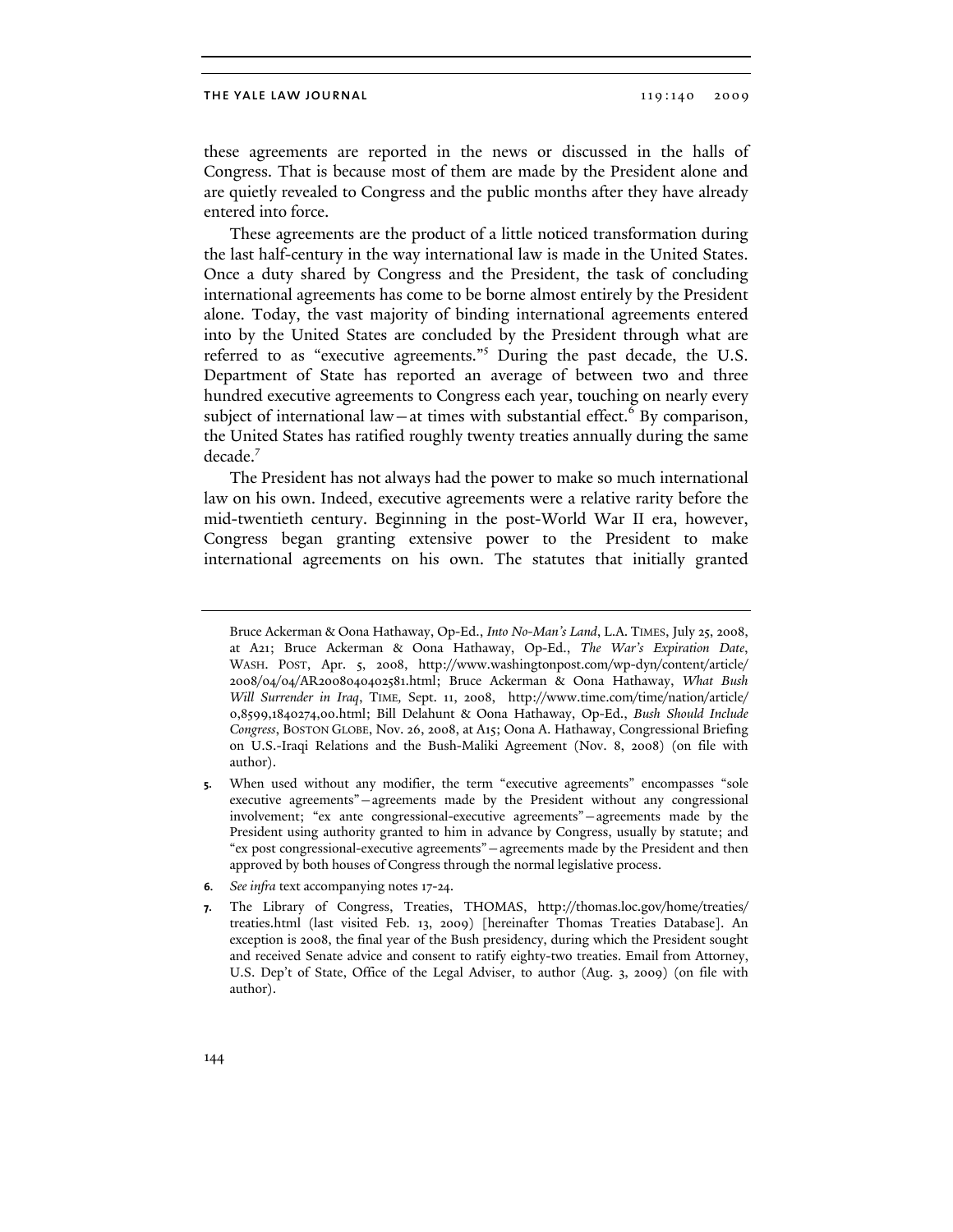these agreements are reported in the news or discussed in the halls of Congress. That is because most of them are made by the President alone and are quietly revealed to Congress and the public months after they have already entered into force.

These agreements are the product of a little noticed transformation during the last half-century in the way international law is made in the United States. Once a duty shared by Congress and the President, the task of concluding international agreements has come to be borne almost entirely by the President alone. Today, the vast majority of binding international agreements entered into by the United States are concluded by the President through what are referred to as "executive agreements."[5] During the past decade, the U.S. Department of State has reported an average of between two and three hundred executive agreements to Congress each year, touching on nearly every subject of international law—at times with substantial effect.[6] By comparison, the United States has ratified roughly twenty treaties annually during the same decade.[7]

The President has not always had the power to make so much international law on his own. Indeed, executive agreements were a relative rarity before the mid-twentieth century. Beginning in the post-World War II era, however, Congress began granting extensive power to the President to make international agreements on his own. The statutes that initially granted

---

Bruce Ackerman & Oona Hathaway, Op-Ed., *Into No-Man's Land*, L.A. TIMES, July 25, 2008, at A21; Bruce Ackerman & Oona Hathaway, Op-Ed., *The War's Expiration Date*, WASH. POST, Apr. 5, 2008, http://www.washingtonpost.com/wp-dyn/content/article/2008/04/04/AR2008040402581.html; Bruce Ackerman & Oona Hathaway, *What Bush Will Surrender in Iraq*, TIME, Sept. 11, 2008, http://www.time.com/time/nation/article/0,8599,1840274,00.html; Bill Delahunt & Oona Hathaway, Op-Ed., *Bush Should Include Congress*, BOSTON GLOBE, Nov. 26, 2008, at A15; Oona A. Hathaway, Congressional Briefing on U.S.-Iraqi Relations and the Bush-Maliki Agreement (Nov. 8, 2008) (on file with author).

5. When used without any modifier, the term "executive agreements" encompasses "sole executive agreements"—agreements made by the President without any congressional involvement; "ex ante congressional-executive agreements"—agreements made by the President using authority granted to him in advance by Congress, usually by statute; and "ex post congressional-executive agreements"—agreements made by the President and then approved by both houses of Congress through the normal legislative process.

6. *See infra* text accompanying notes 17-24.

7. The Library of Congress, Treaties, THOMAS, http://thomas.loc.gov/home/treaties/treaties.html (last visited Feb. 13, 2009) [hereinafter Thomas Treaties Database]. An exception is 2008, the final year of the Bush presidency, during which the President sought and received Senate advice and consent to ratify eighty-two treaties. Email from Attorney, U.S. Dep't of State, Office of the Legal Adviser, to author (Aug. 3, 2009) (on file with author).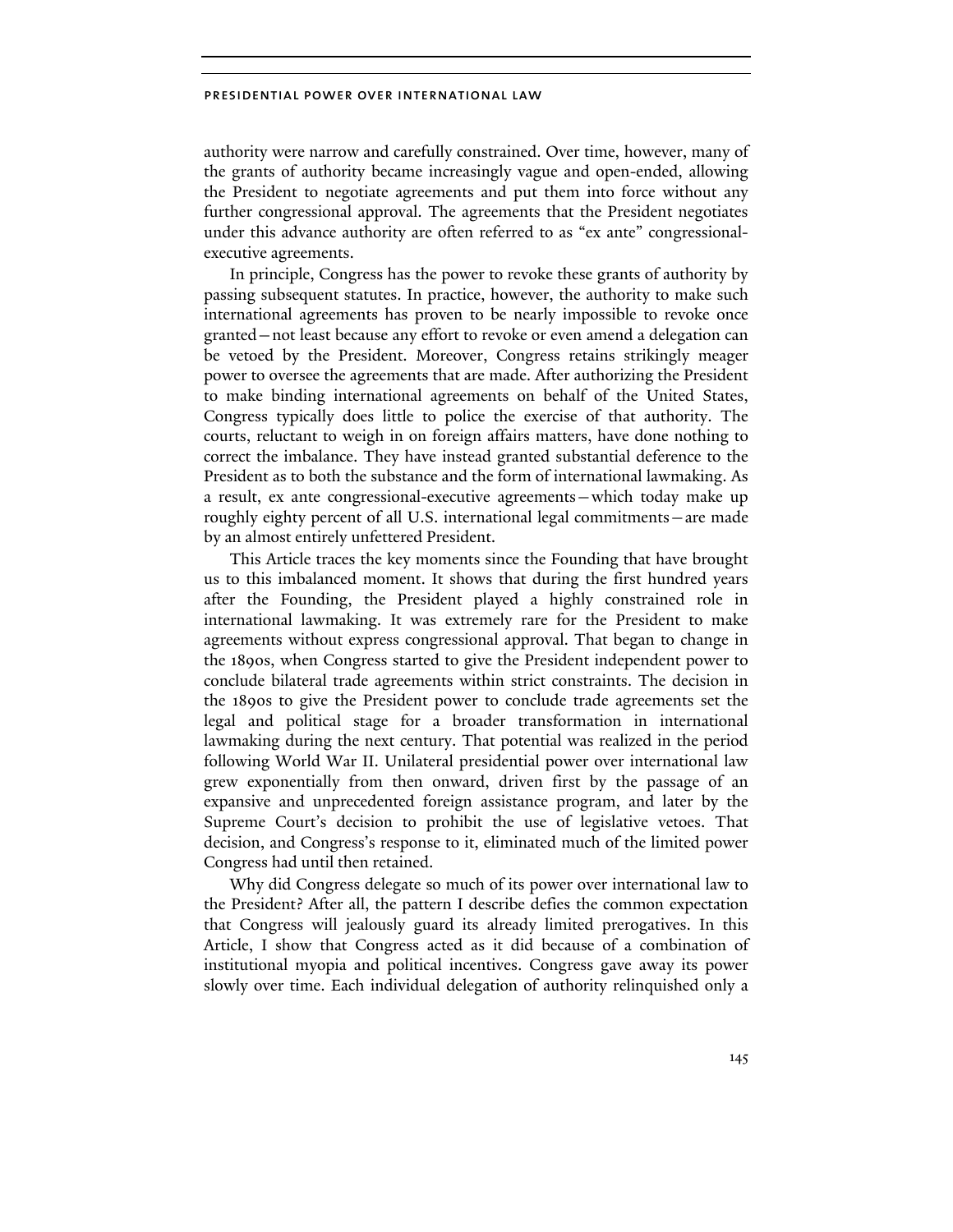authority were narrow and carefully constrained. Over time, however, many of the grants of authority became increasingly vague and open-ended, allowing the President to negotiate agreements and put them into force without any further congressional approval. The agreements that the President negotiates under this advance authority are often referred to as "ex ante" congressional-executive agreements.

In principle, Congress has the power to revoke these grants of authority by passing subsequent statutes. In practice, however, the authority to make such international agreements has proven to be nearly impossible to revoke once granted—not least because any effort to revoke or even amend a delegation can be vetoed by the President. Moreover, Congress retains strikingly meager power to oversee the agreements that are made. After authorizing the President to make binding international agreements on behalf of the United States, Congress typically does little to police the exercise of that authority. The courts, reluctant to weigh in on foreign affairs matters, have done nothing to correct the imbalance. They have instead granted substantial deference to the President as to both the substance and the form of international lawmaking. As a result, ex ante congressional-executive agreements—which today make up roughly eighty percent of all U.S. international legal commitments—are made by an almost entirely unfettered President.

This Article traces the key moments since the Founding that have brought us to this imbalanced moment. It shows that during the first hundred years after the Founding, the President played a highly constrained role in international lawmaking. It was extremely rare for the President to make agreements without express congressional approval. That began to change in the 1890s, when Congress started to give the President independent power to conclude bilateral trade agreements within strict constraints. The decision in the 1890s to give the President power to conclude trade agreements set the legal and political stage for a broader transformation in international lawmaking during the next century. That potential was realized in the period following World War II. Unilateral presidential power over international law grew exponentially from then onward, driven first by the passage of an expansive and unprecedented foreign assistance program, and later by the Supreme Court's decision to prohibit the use of legislative vetoes. That decision, and Congress's response to it, eliminated much of the limited power Congress had until then retained.

Why did Congress delegate so much of its power over international law to the President? After all, the pattern I describe defies the common expectation that Congress will jealously guard its already limited prerogatives. In this Article, I show that Congress acted as it did because of a combination of institutional myopia and political incentives. Congress gave away its power slowly over time. Each individual delegation of authority relinquished only a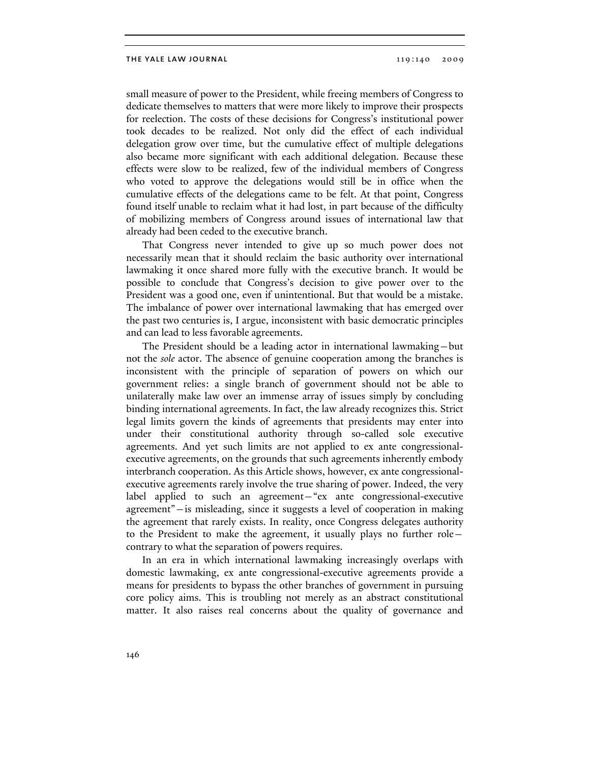small measure of power to the President, while freeing members of Congress to dedicate themselves to matters that were more likely to improve their prospects for reelection. The costs of these decisions for Congress's institutional power took decades to be realized. Not only did the effect of each individual delegation grow over time, but the cumulative effect of multiple delegations also became more significant with each additional delegation. Because these effects were slow to be realized, few of the individual members of Congress who voted to approve the delegations would still be in office when the cumulative effects of the delegations came to be felt. At that point, Congress found itself unable to reclaim what it had lost, in part because of the difficulty of mobilizing members of Congress around issues of international law that already had been ceded to the executive branch.

That Congress never intended to give up so much power does not necessarily mean that it should reclaim the basic authority over international lawmaking it once shared more fully with the executive branch. It would be possible to conclude that Congress's decision to give power over to the President was a good one, even if unintentional. But that would be a mistake. The imbalance of power over international lawmaking that has emerged over the past two centuries is, I argue, inconsistent with basic democratic principles and can lead to less favorable agreements.

The President should be a leading actor in international lawmaking—but not the *sole* actor. The absence of genuine cooperation among the branches is inconsistent with the principle of separation of powers on which our government relies: a single branch of government should not be able to unilaterally make law over an immense array of issues simply by concluding binding international agreements. In fact, the law already recognizes this. Strict legal limits govern the kinds of agreements that presidents may enter into under their constitutional authority through so-called sole executive agreements. And yet such limits are not applied to ex ante congressional-executive agreements, on the grounds that such agreements inherently embody interbranch cooperation. As this Article shows, however, ex ante congressional-executive agreements rarely involve the true sharing of power. Indeed, the very label applied to such an agreement—"ex ante congressional-executive agreement"—is misleading, since it suggests a level of cooperation in making the agreement that rarely exists. In reality, once Congress delegates authority to the President to make the agreement, it usually plays no further role—contrary to what the separation of powers requires.

In an era in which international lawmaking increasingly overlaps with domestic lawmaking, ex ante congressional-executive agreements provide a means for presidents to bypass the other branches of government in pursuing core policy aims. This is troubling not merely as an abstract constitutional matter. It also raises real concerns about the quality of governance and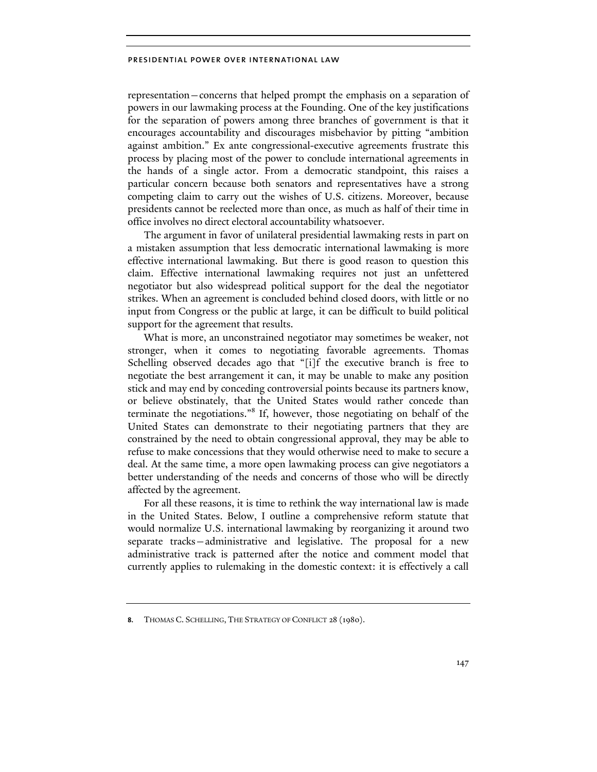representation—concerns that helped prompt the emphasis on a separation of powers in our lawmaking process at the Founding. One of the key justifications for the separation of powers among three branches of government is that it encourages accountability and discourages misbehavior by pitting "ambition against ambition." Ex ante congressional-executive agreements frustrate this process by placing most of the power to conclude international agreements in the hands of a single actor. From a democratic standpoint, this raises a particular concern because both senators and representatives have a strong competing claim to carry out the wishes of U.S. citizens. Moreover, because presidents cannot be reelected more than once, as much as half of their time in office involves no direct electoral accountability whatsoever.

The argument in favor of unilateral presidential lawmaking rests in part on a mistaken assumption that less democratic international lawmaking is more effective international lawmaking. But there is good reason to question this claim. Effective international lawmaking requires not just an unfettered negotiator but also widespread political support for the deal the negotiator strikes. When an agreement is concluded behind closed doors, with little or no input from Congress or the public at large, it can be difficult to build political support for the agreement that results.

What is more, an unconstrained negotiator may sometimes be weaker, not stronger, when it comes to negotiating favorable agreements. Thomas Schelling observed decades ago that "[i]f the executive branch is free to negotiate the best arrangement it can, it may be unable to make any position stick and may end by conceding controversial points because its partners know, or believe obstinately, that the United States would rather concede than terminate the negotiations."[8] If, however, those negotiating on behalf of the United States can demonstrate to their negotiating partners that they are constrained by the need to obtain congressional approval, they may be able to refuse to make concessions that they would otherwise need to make to secure a deal. At the same time, a more open lawmaking process can give negotiators a better understanding of the needs and concerns of those who will be directly affected by the agreement.

For all these reasons, it is time to rethink the way international law is made in the United States. Below, I outline a comprehensive reform statute that would normalize U.S. international lawmaking by reorganizing it around two separate tracks—administrative and legislative. The proposal for a new administrative track is patterned after the notice and comment model that currently applies to rulemaking in the domestic context: it is effectively a call

8. Thomas C. Schelling, The Strategy of Conflict 28 (1980).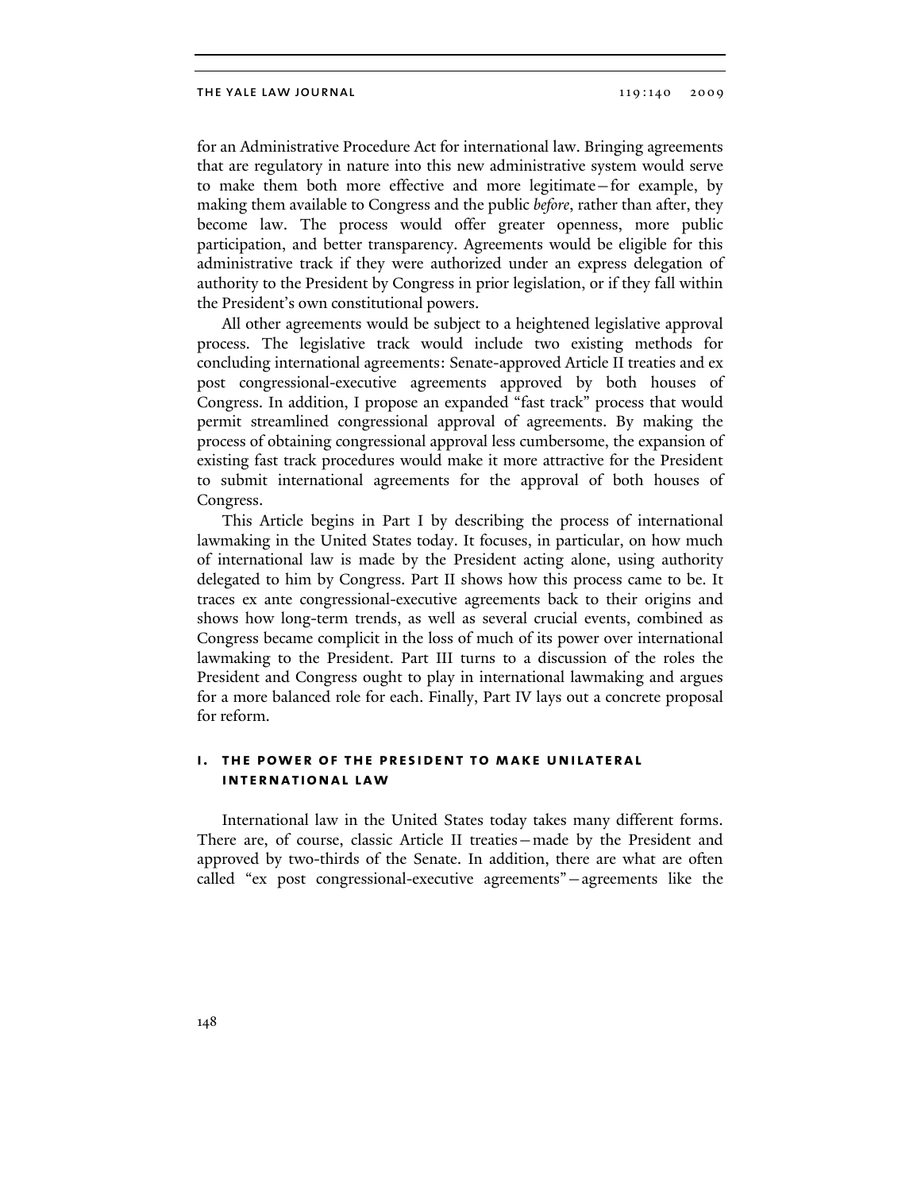for an Administrative Procedure Act for international law. Bringing agreements that are regulatory in nature into this new administrative system would serve to make them both more effective and more legitimate—for example, by making them available to Congress and the public *before*, rather than after, they become law. The process would offer greater openness, more public participation, and better transparency. Agreements would be eligible for this administrative track if they were authorized under an express delegation of authority to the President by Congress in prior legislation, or if they fall within the President's own constitutional powers.

All other agreements would be subject to a heightened legislative approval process. The legislative track would include two existing methods for concluding international agreements: Senate-approved Article II treaties and ex post congressional-executive agreements approved by both houses of Congress. In addition, I propose an expanded "fast track" process that would permit streamlined congressional approval of agreements. By making the process of obtaining congressional approval less cumbersome, the expansion of existing fast track procedures would make it more attractive for the President to submit international agreements for the approval of both houses of Congress.

This Article begins in Part I by describing the process of international lawmaking in the United States today. It focuses, in particular, on how much of international law is made by the President acting alone, using authority delegated to him by Congress. Part II shows how this process came to be. It traces ex ante congressional-executive agreements back to their origins and shows how long-term trends, as well as several crucial events, combined as Congress became complicit in the loss of much of its power over international lawmaking to the President. Part III turns to a discussion of the roles the President and Congress ought to play in international lawmaking and argues for a more balanced role for each. Finally, Part IV lays out a concrete proposal for reform.

## I. THE POWER OF THE PRESIDENT TO MAKE UNILATERAL INTERNATIONAL LAW

International law in the United States today takes many different forms. There are, of course, classic Article II treaties—made by the President and approved by two-thirds of the Senate. In addition, there are what are often called "ex post congressional-executive agreements"—agreements like the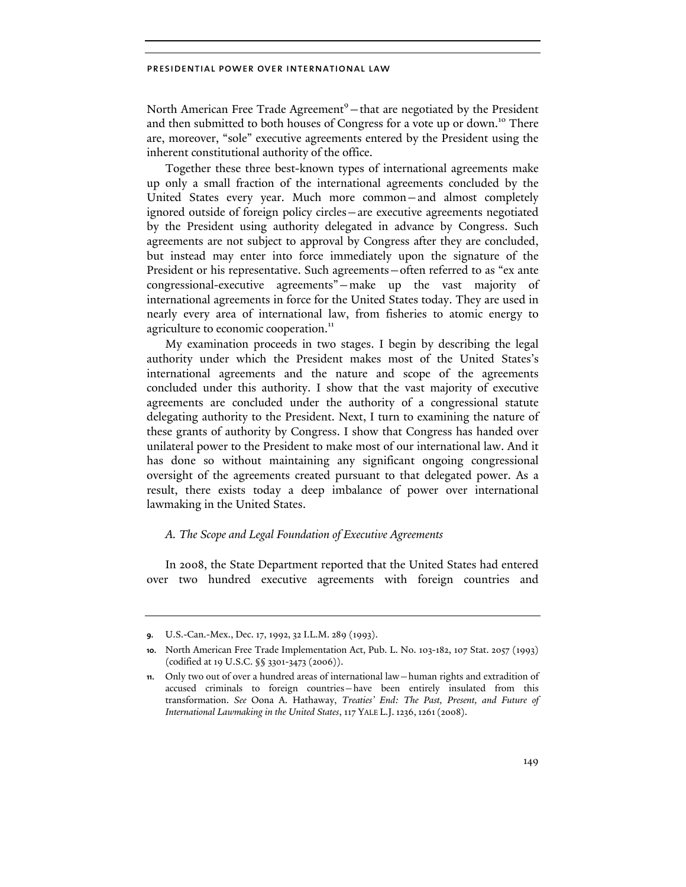North American Free Trade Agreement[9] – that are negotiated by the President and then submitted to both houses of Congress for a vote up or down.[10] There are, moreover, "sole" executive agreements entered by the President using the inherent constitutional authority of the office.

Together these three best-known types of international agreements make up only a small fraction of the international agreements concluded by the United States every year. Much more common – and almost completely ignored outside of foreign policy circles – are executive agreements negotiated by the President using authority delegated in advance by Congress. Such agreements are not subject to approval by Congress after they are concluded, but instead may enter into force immediately upon the signature of the President or his representative. Such agreements – often referred to as "ex ante congressional-executive agreements" – make up the vast majority of international agreements in force for the United States today. They are used in nearly every area of international law, from fisheries to atomic energy to agriculture to economic cooperation.[11]

My examination proceeds in two stages. I begin by describing the legal authority under which the President makes most of the United States's international agreements and the nature and scope of the agreements concluded under this authority. I show that the vast majority of executive agreements are concluded under the authority of a congressional statute delegating authority to the President. Next, I turn to examining the nature of these grants of authority by Congress. I show that Congress has handed over unilateral power to the President to make most of our international law. And it has done so without maintaining any significant ongoing congressional oversight of the agreements created pursuant to that delegated power. As a result, there exists today a deep imbalance of power over international lawmaking in the United States.

### *A. The Scope and Legal Foundation of Executive Agreements*

In 2008, the State Department reported that the United States had entered over two hundred executive agreements with foreign countries and

---

9. U.S.-Can.-Mex., Dec. 17, 1992, 32 I.L.M. 289 (1993).

10. North American Free Trade Implementation Act, Pub. L. No. 103-182, 107 Stat. 2057 (1993) (codified at 19 U.S.C. §§ 3301-3473 (2006)).

11. Only two out of over a hundred areas of international law – human rights and extradition of accused criminals to foreign countries – have been entirely insulated from this transformation. *See* Oona A. Hathaway, *Treaties' End: The Past, Present, and Future of International Lawmaking in the United States*, 117 YALE L.J. 1236, 1261 (2008).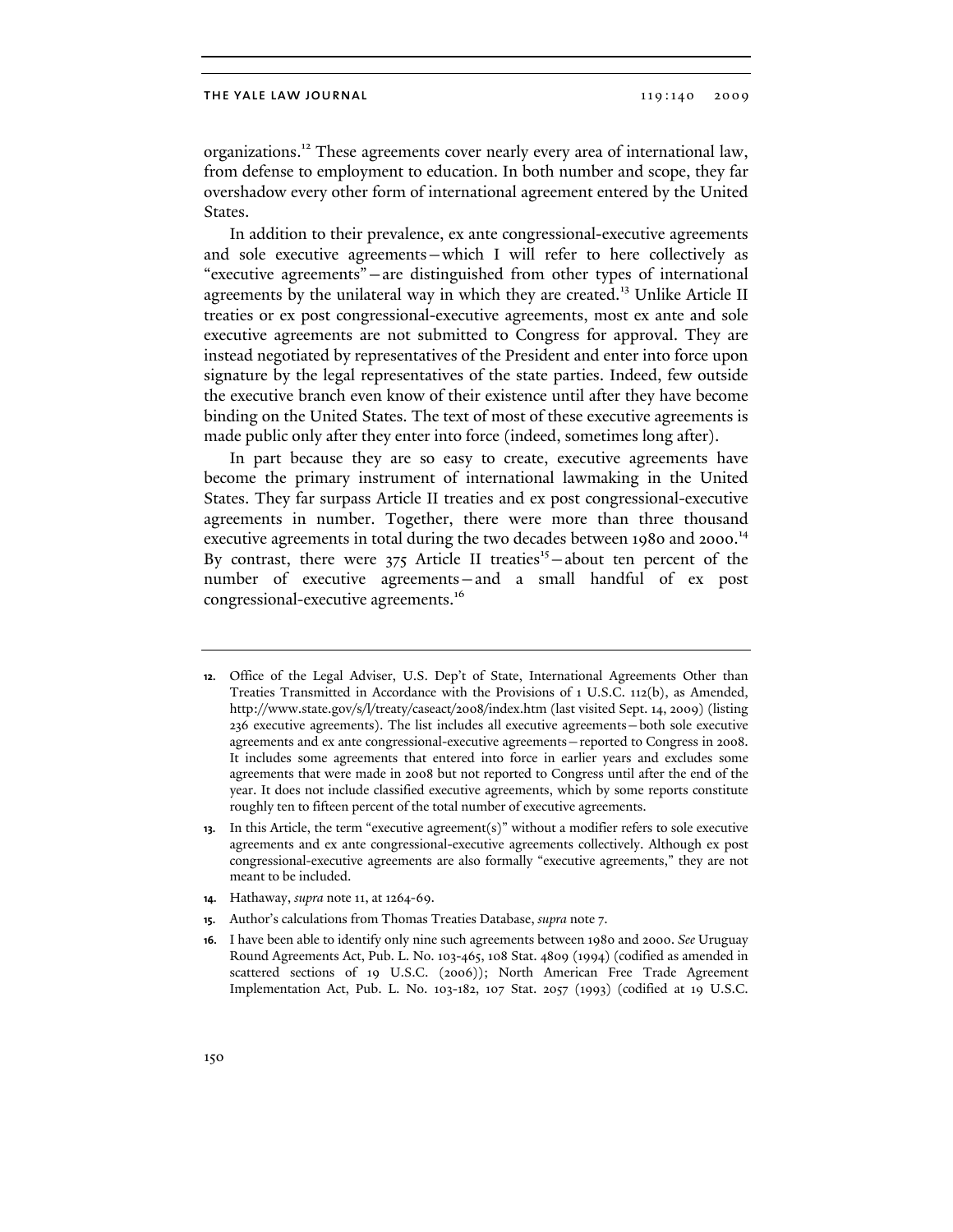organizations.[12] These agreements cover nearly every area of international law, from defense to employment to education. In both number and scope, they far overshadow every other form of international agreement entered by the United States.

In addition to their prevalence, ex ante congressional-executive agreements and sole executive agreements—which I will refer to here collectively as "executive agreements"—are distinguished from other types of international agreements by the unilateral way in which they are created.[13] Unlike Article II treaties or ex post congressional-executive agreements, most ex ante and sole executive agreements are not submitted to Congress for approval. They are instead negotiated by representatives of the President and enter into force upon signature by the legal representatives of the state parties. Indeed, few outside the executive branch even know of their existence until after they have become binding on the United States. The text of most of these executive agreements is made public only after they enter into force (indeed, sometimes long after).

In part because they are so easy to create, executive agreements have become the primary instrument of international lawmaking in the United States. They far surpass Article II treaties and ex post congressional-executive agreements in number. Together, there were more than three thousand executive agreements in total during the two decades between 1980 and 2000.[14] By contrast, there were 375 Article II treaties[15]—about ten percent of the number of executive agreements—and a small handful of ex post congressional-executive agreements.[16]

---

12. Office of the Legal Adviser, U.S. Dep't of State, International Agreements Other than Treaties Transmitted in Accordance with the Provisions of 1 U.S.C. 112(b), as Amended, http://www.state.gov/s/l/treaty/caseact/2008/index.htm (last visited Sept. 14, 2009) (listing 236 executive agreements). The list includes all executive agreements—both sole executive agreements and ex ante congressional-executive agreements—reported to Congress in 2008. It includes some agreements that entered into force in earlier years and excludes some agreements that were made in 2008 but not reported to Congress until after the end of the year. It does not include classified executive agreements, which by some reports constitute roughly ten to fifteen percent of the total number of executive agreements.

13. In this Article, the term "executive agreement(s)" without a modifier refers to sole executive agreements and ex ante congressional-executive agreements collectively. Although ex post congressional-executive agreements are also formally "executive agreements," they are not meant to be included.

14. Hathaway, *supra* note 11, at 1264-69.

15. Author's calculations from Thomas Treaties Database, *supra* note 7.

16. I have been able to identify only nine such agreements between 1980 and 2000. *See* Uruguay Round Agreements Act, Pub. L. No. 103-465, 108 Stat. 4809 (1994) (codified as amended in scattered sections of 19 U.S.C. (2006)); North American Free Trade Agreement Implementation Act, Pub. L. No. 103-182, 107 Stat. 2057 (1993) (codified at 19 U.S.C.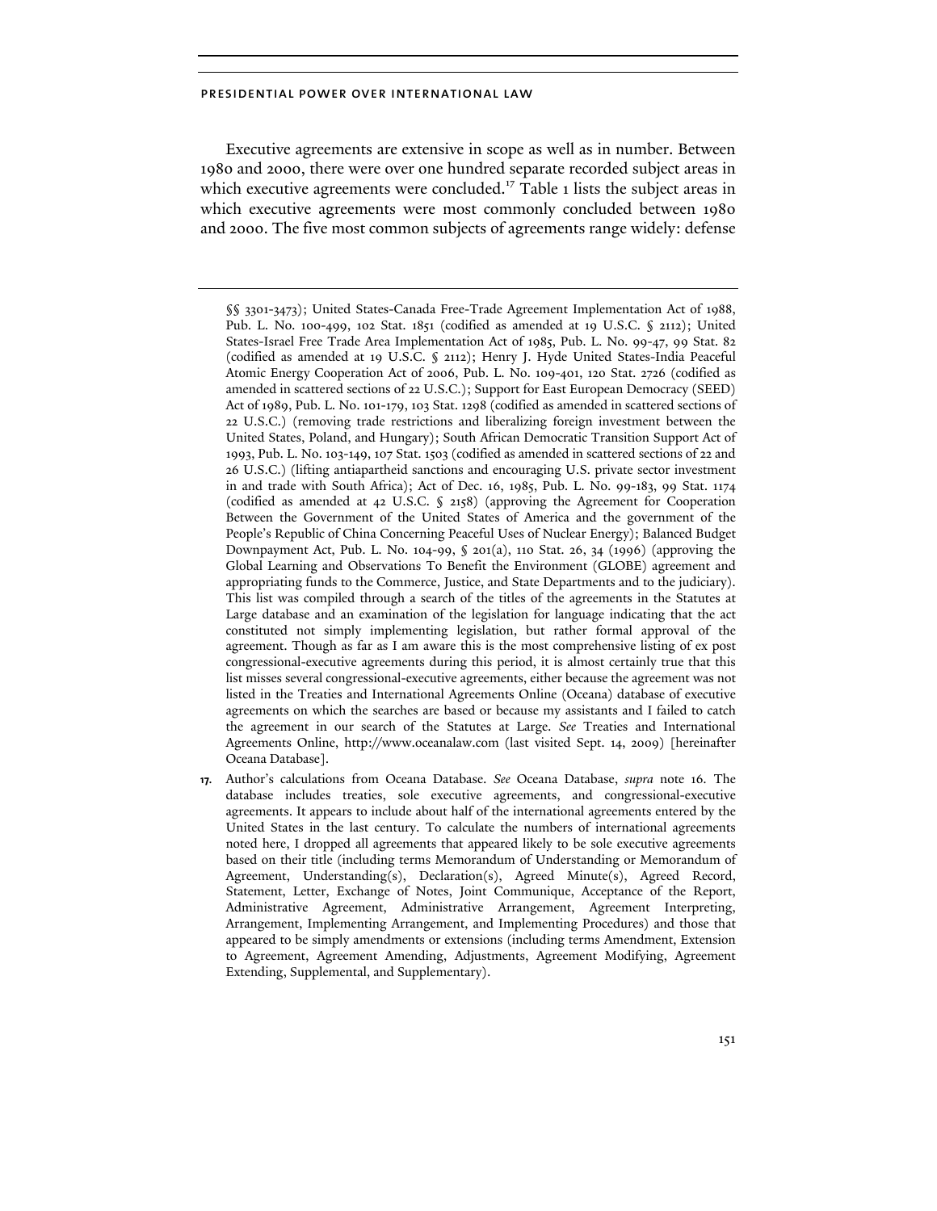Executive agreements are extensive in scope as well as in number. Between 1980 and 2000, there were over one hundred separate recorded subject areas in which executive agreements were concluded.[17] Table 1 lists the subject areas in which executive agreements were most commonly concluded between 1980 and 2000. The five most common subjects of agreements range widely: defense

§§ 3301-3473); United States-Canada Free-Trade Agreement Implementation Act of 1988, Pub. L. No. 100-499, 102 Stat. 1851 (codified as amended at 19 U.S.C. § 2112); United States-Israel Free Trade Area Implementation Act of 1985, Pub. L. No. 99-47, 99 Stat. 82 (codified as amended at 19 U.S.C. § 2112); Henry J. Hyde United States-India Peaceful Atomic Energy Cooperation Act of 2006, Pub. L. No. 109-401, 120 Stat. 2726 (codified as amended in scattered sections of 22 U.S.C.); Support for East European Democracy (SEED) Act of 1989, Pub. L. No. 101-179, 103 Stat. 1298 (codified as amended in scattered sections of 22 U.S.C.) (removing trade restrictions and liberalizing foreign investment between the United States, Poland, and Hungary); South African Democratic Transition Support Act of 1993, Pub. L. No. 103-149, 107 Stat. 1503 (codified as amended in scattered sections of 22 and 26 U.S.C.) (lifting antiapartheid sanctions and encouraging U.S. private sector investment in and trade with South Africa); Act of Dec. 16, 1985, Pub. L. No. 99-183, 99 Stat. 1174 (codified as amended at 42 U.S.C. § 2158) (approving the Agreement for Cooperation Between the Government of the United States of America and the government of the People's Republic of China Concerning Peaceful Uses of Nuclear Energy); Balanced Budget Downpayment Act, Pub. L. No. 104-99, § 201(a), 110 Stat. 26, 34 (1996) (approving the Global Learning and Observations To Benefit the Environment (GLOBE) agreement and appropriating funds to the Commerce, Justice, and State Departments and to the judiciary). This list was compiled through a search of the titles of the agreements in the Statutes at Large database and an examination of the legislation for language indicating that the act constituted not simply implementing legislation, but rather formal approval of the agreement. Though as far as I am aware this is the most comprehensive listing of ex post congressional-executive agreements during this period, it is almost certainly true that this list misses several congressional-executive agreements, either because the agreement was not listed in the Treaties and International Agreements Online (Oceana) database of executive agreements on which the searches are based or because my assistants and I failed to catch the agreement in our search of the Statutes at Large. *See* Treaties and International Agreements Online, http://www.oceanalaw.com (last visited Sept. 14, 2009) [hereinafter Oceana Database].

17. Author's calculations from Oceana Database. *See* Oceana Database, *supra* note 16. The database includes treaties, sole executive agreements, and congressional-executive agreements. It appears to include about half of the international agreements entered by the United States in the last century. To calculate the numbers of international agreements noted here, I dropped all agreements that appeared likely to be sole executive agreements based on their title (including terms Memorandum of Understanding or Memorandum of Agreement, Understanding(s), Declaration(s), Agreed Minute(s), Agreed Record, Statement, Letter, Exchange of Notes, Joint Communique, Acceptance of the Report, Administrative Agreement, Administrative Arrangement, Agreement Interpreting, Arrangement, Implementing Arrangement, and Implementing Procedures) and those that appeared to be simply amendments or extensions (including terms Amendment, Extension to Agreement, Agreement Amending, Adjustments, Agreement Modifying, Agreement Extending, Supplemental, and Supplementary).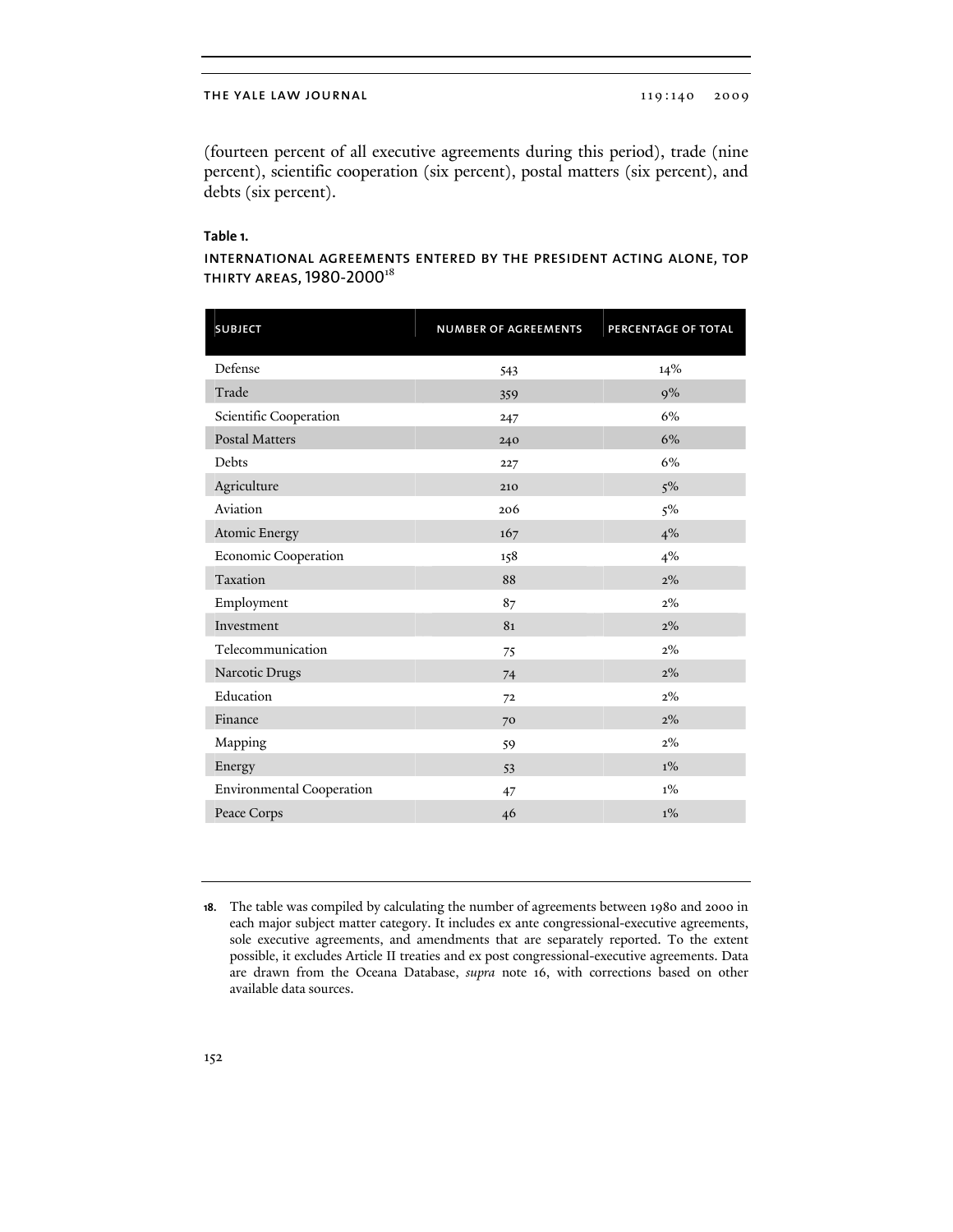(fourteen percent of all executive agreements during this period), trade (nine percent), scientific cooperation (six percent), postal matters (six percent), and debts (six percent).

**Table 1.**

**INTERNATIONAL AGREEMENTS ENTERED BY THE PRESIDENT ACTING ALONE, TOP THIRTY AREAS, 1980-2000**[18]

| SUBJECT | NUMBER OF AGREEMENTS | PERCENTAGE OF TOTAL |
|---|---|---|
| Defense | 543 | 14% |
| Trade | 359 | 9% |
| Scientific Cooperation | 247 | 6% |
| Postal Matters | 240 | 6% |
| Debts | 227 | 6% |
| Agriculture | 210 | 5% |
| Aviation | 206 | 5% |
| Atomic Energy | 167 | 4% |
| Economic Cooperation | 158 | 4% |
| Taxation | 88 | 2% |
| Employment | 87 | 2% |
| Investment | 81 | 2% |
| Telecommunication | 75 | 2% |
| Narcotic Drugs | 74 | 2% |
| Education | 72 | 2% |
| Finance | 70 | 2% |
| Mapping | 59 | 2% |
| Energy | 53 | 1% |
| Environmental Cooperation | 47 | 1% |
| Peace Corps | 46 | 1% |

18. The table was compiled by calculating the number of agreements between 1980 and 2000 in each major subject matter category. It includes ex ante congressional-executive agreements, sole executive agreements, and amendments that are separately reported. To the extent possible, it excludes Article II treaties and ex post congressional-executive agreements. Data are drawn from the Oceana Database, *supra* note 16, with corrections based on other available data sources.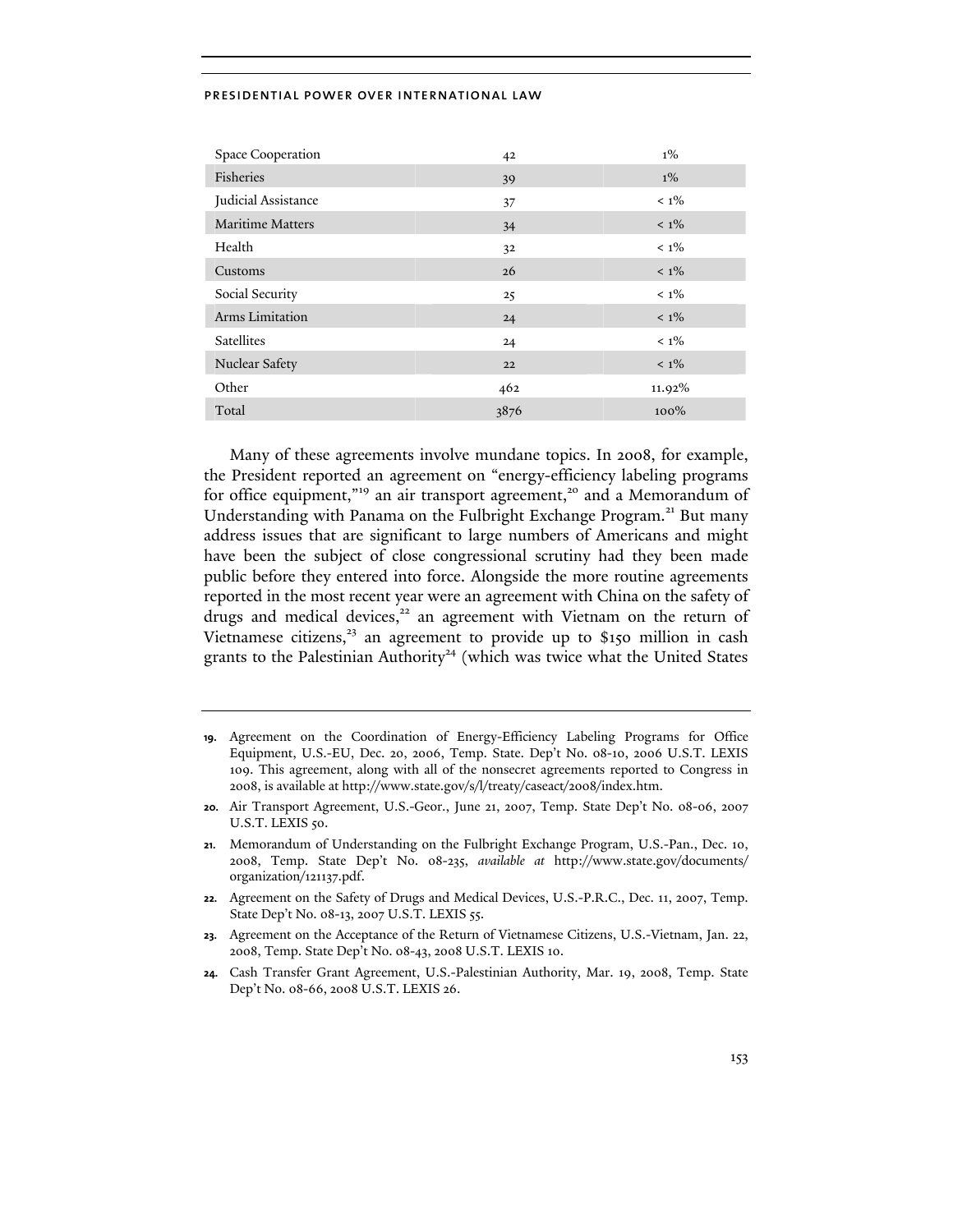| | | |
|---|---|---|
| Space Cooperation | 42 | 1% |
| Fisheries | 39 | 1% |
| Judicial Assistance | 37 | < 1% |
| Maritime Matters | 34 | < 1% |
| Health | 32 | < 1% |
| Customs | 26 | < 1% |
| Social Security | 25 | < 1% |
| Arms Limitation | 24 | < 1% |
| Satellites | 24 | < 1% |
| Nuclear Safety | 22 | < 1% |
| Other | 462 | 11.92% |
| Total | 3876 | 100% |

Many of these agreements involve mundane topics. In 2008, for example, the President reported an agreement on "energy-efficiency labeling programs for office equipment,"[19] an air transport agreement,[20] and a Memorandum of Understanding with Panama on the Fulbright Exchange Program.[21] But many address issues that are significant to large numbers of Americans and might have been the subject of close congressional scrutiny had they been made public before they entered into force. Alongside the more routine agreements reported in the most recent year were an agreement with China on the safety of drugs and medical devices,[22] an agreement with Vietnam on the return of Vietnamese citizens,[23] an agreement to provide up to $150 million in cash grants to the Palestinian Authority[24] (which was twice what the United States

---

**19.** Agreement on the Coordination of Energy-Efficiency Labeling Programs for Office Equipment, U.S.-EU, Dec. 20, 2006, Temp. State. Dep't No. 08-10, 2006 U.S.T. LEXIS 109. This agreement, along with all of the nonsecret agreements reported to Congress in 2008, is available at http://www.state.gov/s/l/treaty/caseact/2008/index.htm.

**20.** Air Transport Agreement, U.S.-Geor., June 21, 2007, Temp. State Dep't No. 08-06, 2007 U.S.T. LEXIS 50.

**21.** Memorandum of Understanding on the Fulbright Exchange Program, U.S.-Pan., Dec. 10, 2008, Temp. State Dep't No. 08-235, *available at* http://www.state.gov/documents/organization/121137.pdf.

**22.** Agreement on the Safety of Drugs and Medical Devices, U.S.-P.R.C., Dec. 11, 2007, Temp. State Dep't No. 08-13, 2007 U.S.T. LEXIS 55.

**23.** Agreement on the Acceptance of the Return of Vietnamese Citizens, U.S.-Vietnam, Jan. 22, 2008, Temp. State Dep't No. 08-43, 2008 U.S.T. LEXIS 10.

**24.** Cash Transfer Grant Agreement, U.S.-Palestinian Authority, Mar. 19, 2008, Temp. State Dep't No. 08-66, 2008 U.S.T. LEXIS 26.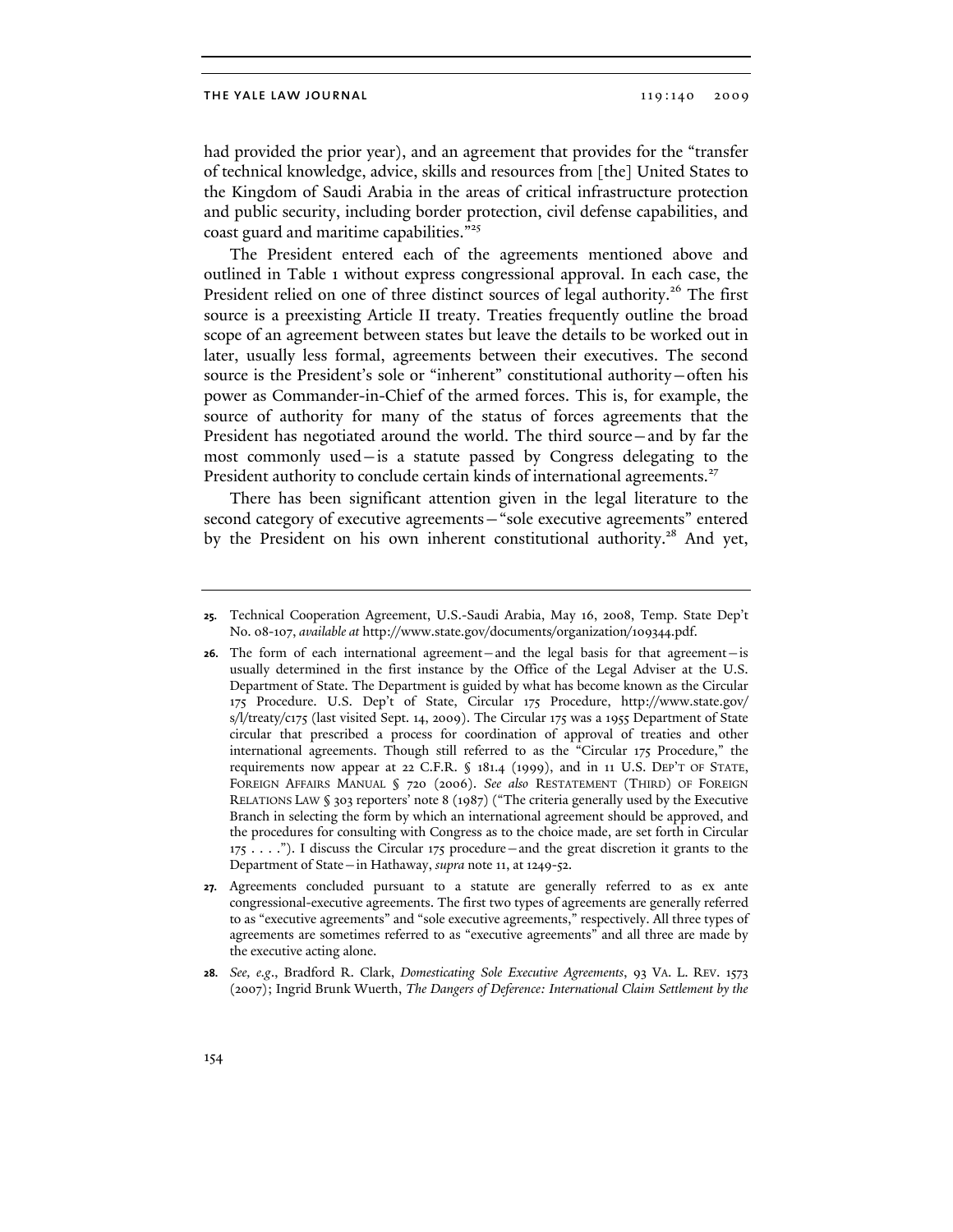had provided the prior year), and an agreement that provides for the "transfer of technical knowledge, advice, skills and resources from [the] United States to the Kingdom of Saudi Arabia in the areas of critical infrastructure protection and public security, including border protection, civil defense capabilities, and coast guard and maritime capabilities."[25]

The President entered each of the agreements mentioned above and outlined in Table 1 without express congressional approval. In each case, the President relied on one of three distinct sources of legal authority.[26] The first source is a preexisting Article II treaty. Treaties frequently outline the broad scope of an agreement between states but leave the details to be worked out in later, usually less formal, agreements between their executives. The second source is the President's sole or "inherent" constitutional authority—often his power as Commander-in-Chief of the armed forces. This is, for example, the source of authority for many of the status of forces agreements that the President has negotiated around the world. The third source—and by far the most commonly used—is a statute passed by Congress delegating to the President authority to conclude certain kinds of international agreements.[27]

There has been significant attention given in the legal literature to the second category of executive agreements—"sole executive agreements" entered by the President on his own inherent constitutional authority.[28] And yet,

---

**25.** Technical Cooperation Agreement, U.S.-Saudi Arabia, May 16, 2008, Temp. State Dep't No. 08-107, *available at* http://www.state.gov/documents/organization/109344.pdf.

**26.** The form of each international agreement—and the legal basis for that agreement—is usually determined in the first instance by the Office of the Legal Adviser at the U.S. Department of State. The Department is guided by what has become known as the Circular 175 Procedure. U.S. Dep't of State, Circular 175 Procedure, http://www.state.gov/s/l/treaty/c175 (last visited Sept. 14, 2009). The Circular 175 was a 1955 Department of State circular that prescribed a process for coordination of approval of treaties and other international agreements. Though still referred to as the "Circular 175 Procedure," the requirements now appear at 22 C.F.R. § 181.4 (1999), and in 11 U.S. DEP'T OF STATE, FOREIGN AFFAIRS MANUAL § 720 (2006). *See also* RESTATEMENT (THIRD) OF FOREIGN RELATIONS LAW § 303 reporters' note 8 (1987) ("The criteria generally used by the Executive Branch in selecting the form by which an international agreement should be approved, and the procedures for consulting with Congress as to the choice made, are set forth in Circular 175 . . . ."). I discuss the Circular 175 procedure—and the great discretion it grants to the Department of State—in Hathaway, *supra* note 11, at 1249-52.

**27.** Agreements concluded pursuant to a statute are generally referred to as ex ante congressional-executive agreements. The first two types of agreements are generally referred to as "executive agreements" and "sole executive agreements," respectively. All three types of agreements are sometimes referred to as "executive agreements" and all three are made by the executive acting alone.

**28.** *See, e.g.*, Bradford R. Clark, *Domesticating Sole Executive Agreements*, 93 VA. L. REV. 1573 (2007); Ingrid Brunk Wuerth, *The Dangers of Deference: International Claim Settlement by the*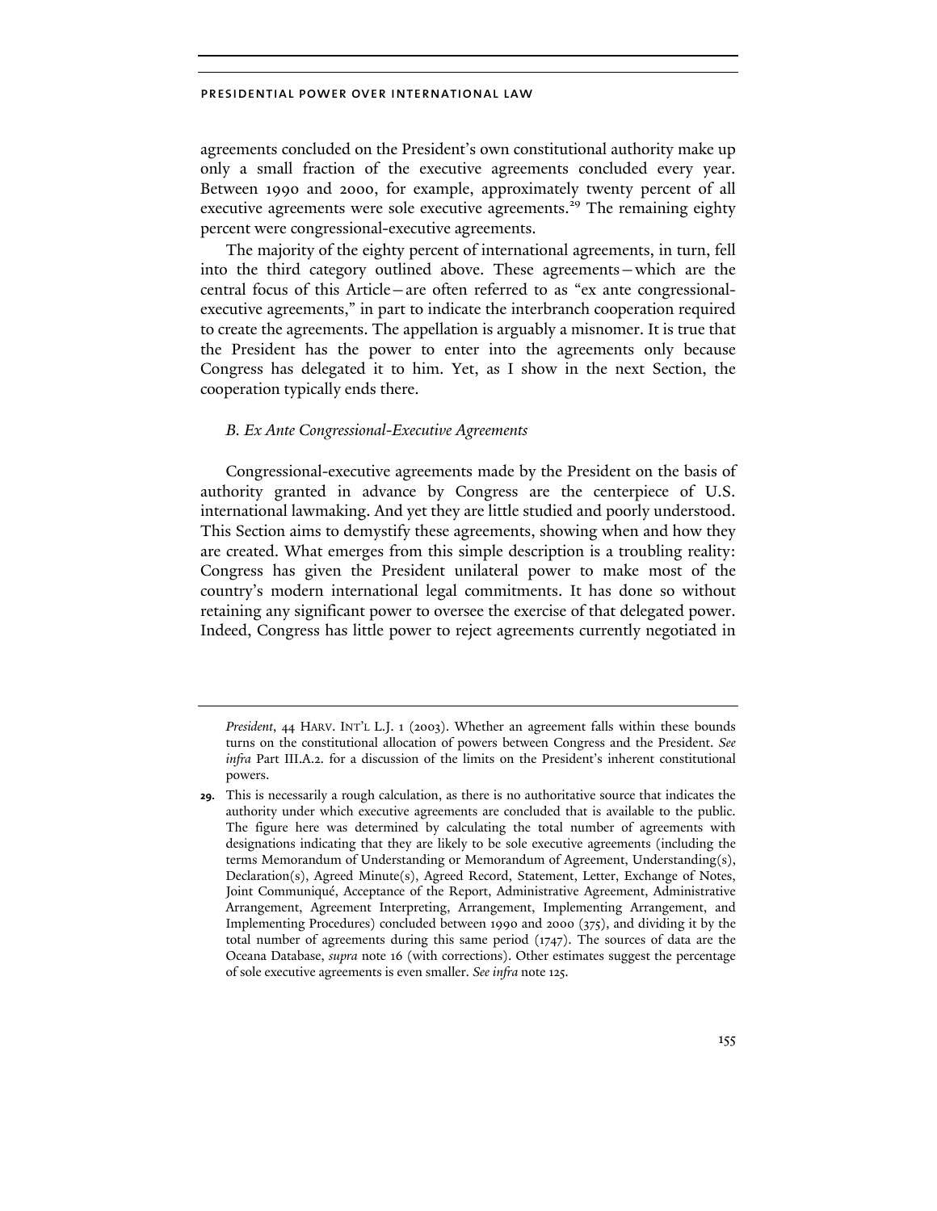agreements concluded on the President's own constitutional authority make up only a small fraction of the executive agreements concluded every year. Between 1990 and 2000, for example, approximately twenty percent of all executive agreements were sole executive agreements.[29] The remaining eighty percent were congressional-executive agreements.

The majority of the eighty percent of international agreements, in turn, fell into the third category outlined above. These agreements—which are the central focus of this Article—are often referred to as "ex ante congressional-executive agreements," in part to indicate the interbranch cooperation required to create the agreements. The appellation is arguably a misnomer. It is true that the President has the power to enter into the agreements only because Congress has delegated it to him. Yet, as I show in the next Section, the cooperation typically ends there.

### *B. Ex Ante Congressional-Executive Agreements*

Congressional-executive agreements made by the President on the basis of authority granted in advance by Congress are the centerpiece of U.S. international lawmaking. And yet they are little studied and poorly understood. This Section aims to demystify these agreements, showing when and how they are created. What emerges from this simple description is a troubling reality: Congress has given the President unilateral power to make most of the country's modern international legal commitments. It has done so without retaining any significant power to oversee the exercise of that delegated power. Indeed, Congress has little power to reject agreements currently negotiated in

---

*President*, 44 HARV. INT'L L.J. 1 (2003). Whether an agreement falls within these bounds turns on the constitutional allocation of powers between Congress and the President. *See infra* Part III.A.2. for a discussion of the limits on the President's inherent constitutional powers.

**29.** This is necessarily a rough calculation, as there is no authoritative source that indicates the authority under which executive agreements are concluded that is available to the public. The figure here was determined by calculating the total number of agreements with designations indicating that they are likely to be sole executive agreements (including the terms Memorandum of Understanding or Memorandum of Agreement, Understanding(s), Declaration(s), Agreed Minute(s), Agreed Record, Statement, Letter, Exchange of Notes, Joint Communiqué, Acceptance of the Report, Administrative Agreement, Administrative Arrangement, Agreement Interpreting, Arrangement, Implementing Arrangement, and Implementing Procedures) concluded between 1990 and 2000 (375), and dividing it by the total number of agreements during this same period (1747). The sources of data are the Oceana Database, *supra* note 16 (with corrections). Other estimates suggest the percentage of sole executive agreements is even smaller. *See infra* note 125.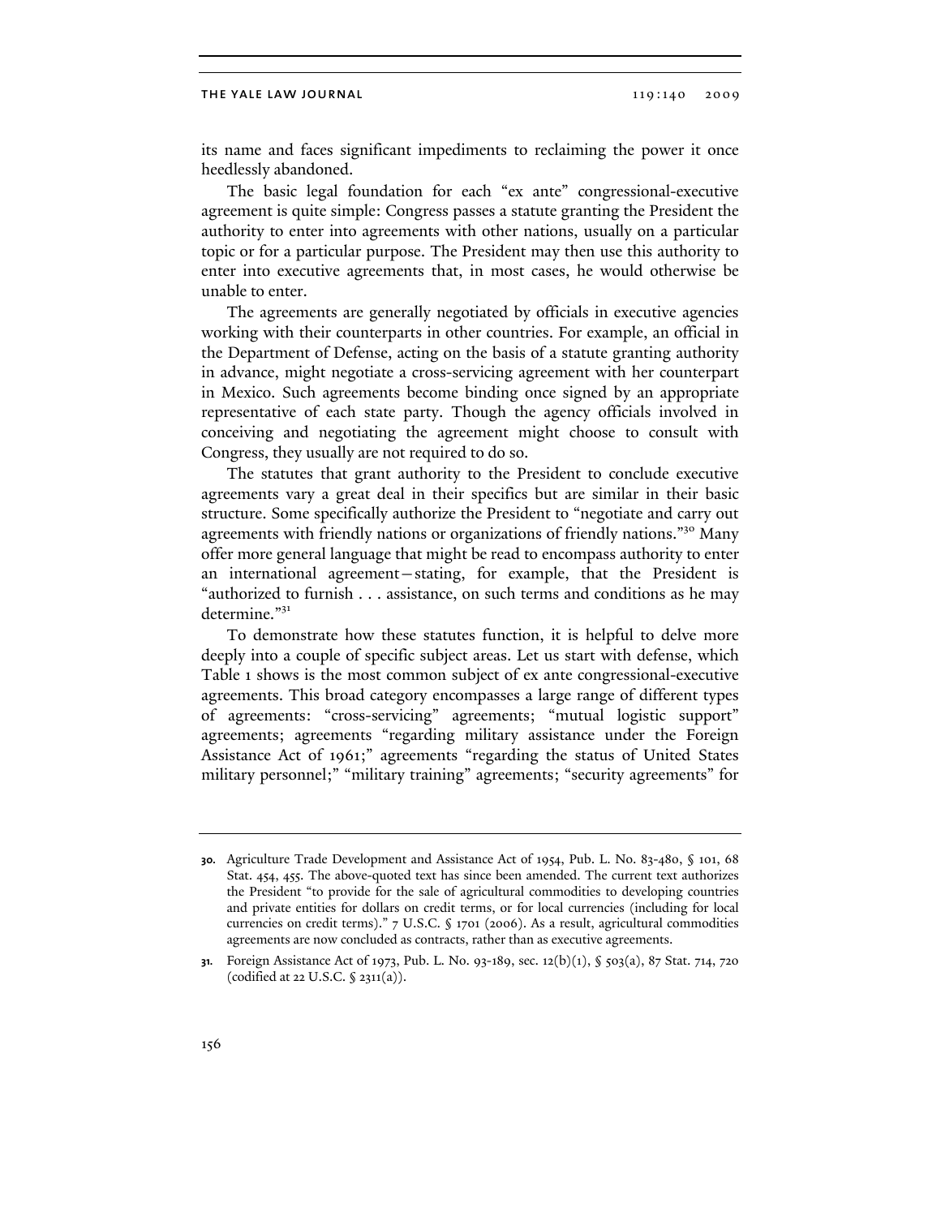its name and faces significant impediments to reclaiming the power it once heedlessly abandoned.

The basic legal foundation for each "ex ante" congressional-executive agreement is quite simple: Congress passes a statute granting the President the authority to enter into agreements with other nations, usually on a particular topic or for a particular purpose. The President may then use this authority to enter into executive agreements that, in most cases, he would otherwise be unable to enter.

The agreements are generally negotiated by officials in executive agencies working with their counterparts in other countries. For example, an official in the Department of Defense, acting on the basis of a statute granting authority in advance, might negotiate a cross-servicing agreement with her counterpart in Mexico. Such agreements become binding once signed by an appropriate representative of each state party. Though the agency officials involved in conceiving and negotiating the agreement might choose to consult with Congress, they usually are not required to do so.

The statutes that grant authority to the President to conclude executive agreements vary a great deal in their specifics but are similar in their basic structure. Some specifically authorize the President to "negotiate and carry out agreements with friendly nations or organizations of friendly nations."[30] Many offer more general language that might be read to encompass authority to enter an international agreement—stating, for example, that the President is "authorized to furnish . . . assistance, on such terms and conditions as he may determine."[31]

To demonstrate how these statutes function, it is helpful to delve more deeply into a couple of specific subject areas. Let us start with defense, which Table 1 shows is the most common subject of ex ante congressional-executive agreements. This broad category encompasses a large range of different types of agreements: "cross-servicing" agreements; "mutual logistic support" agreements; agreements "regarding military assistance under the Foreign Assistance Act of 1961;" agreements "regarding the status of United States military personnel;" "military training" agreements; "security agreements" for

---

30. Agriculture Trade Development and Assistance Act of 1954, Pub. L. No. 83-480, § 101, 68 Stat. 454, 455. The above-quoted text has since been amended. The current text authorizes the President "to provide for the sale of agricultural commodities to developing countries and private entities for dollars on credit terms, or for local currencies (including for local currencies on credit terms)." 7 U.S.C. § 1701 (2006). As a result, agricultural commodities agreements are now concluded as contracts, rather than as executive agreements.

31. Foreign Assistance Act of 1973, Pub. L. No. 93-189, sec. 12(b)(1), § 503(a), 87 Stat. 714, 720 (codified at 22 U.S.C. § 2311(a)).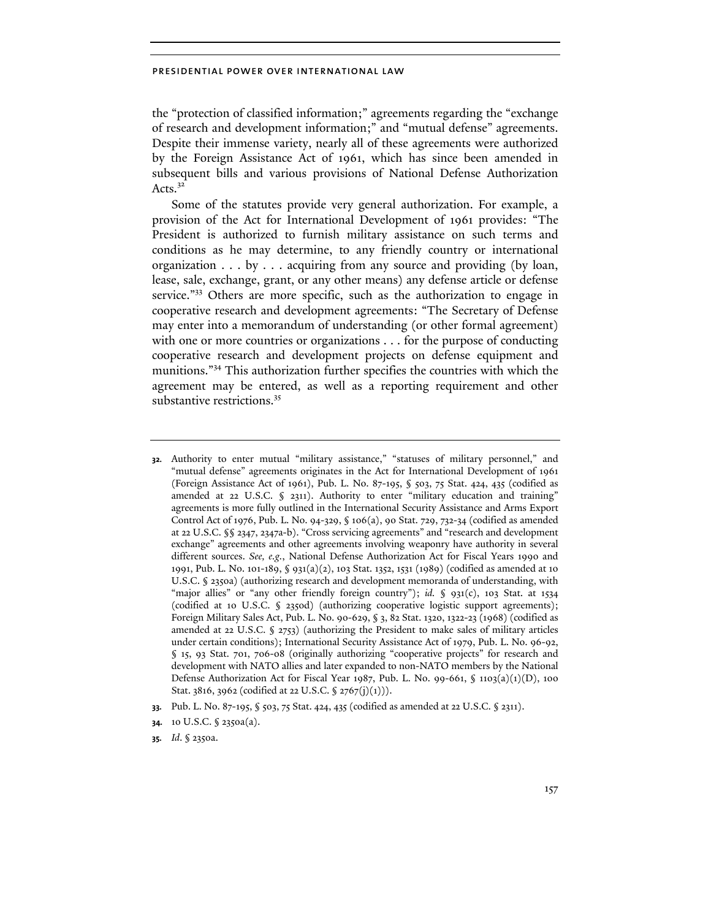the "protection of classified information;" agreements regarding the "exchange of research and development information;" and "mutual defense" agreements. Despite their immense variety, nearly all of these agreements were authorized by the Foreign Assistance Act of 1961, which has since been amended in subsequent bills and various provisions of National Defense Authorization Acts.[32]

Some of the statutes provide very general authorization. For example, a provision of the Act for International Development of 1961 provides: "The President is authorized to furnish military assistance on such terms and conditions as he may determine, to any friendly country or international organization . . . by . . . acquiring from any source and providing (by loan, lease, sale, exchange, grant, or any other means) any defense article or defense service."[33] Others are more specific, such as the authorization to engage in cooperative research and development agreements: "The Secretary of Defense may enter into a memorandum of understanding (or other formal agreement) with one or more countries or organizations . . . for the purpose of conducting cooperative research and development projects on defense equipment and munitions."[34] This authorization further specifies the countries with which the agreement may be entered, as well as a reporting requirement and other substantive restrictions.[35]

---

**32.** Authority to enter mutual "military assistance," "statuses of military personnel," and "mutual defense" agreements originates in the Act for International Development of 1961 (Foreign Assistance Act of 1961), Pub. L. No. 87-195, § 503, 75 Stat. 424, 435 (codified as amended at 22 U.S.C. § 2311). Authority to enter "military education and training" agreements is more fully outlined in the International Security Assistance and Arms Export Control Act of 1976, Pub. L. No. 94-329, § 106(a), 90 Stat. 729, 732-34 (codified as amended at 22 U.S.C. §§ 2347, 2347a-b). "Cross servicing agreements" and "research and development exchange" agreements and other agreements involving weaponry have authority in several different sources. *See, e.g.*, National Defense Authorization Act for Fiscal Years 1990 and 1991, Pub. L. No. 101-189, § 931(a)(2), 103 Stat. 1352, 1531 (1989) (codified as amended at 10 U.S.C. § 2350a) (authorizing research and development memoranda of understanding, with "major allies" or "any other friendly foreign country"); *id.* § 931(c), 103 Stat. at 1534 (codified at 10 U.S.C. § 2350d) (authorizing cooperative logistic support agreements); Foreign Military Sales Act, Pub. L. No. 90-629, § 3, 82 Stat. 1320, 1322-23 (1968) (codified as amended at 22 U.S.C. § 2753) (authorizing the President to make sales of military articles under certain conditions); International Security Assistance Act of 1979, Pub. L. No. 96-92, § 15, 93 Stat. 701, 706-08 (originally authorizing "cooperative projects" for research and development with NATO allies and later expanded to non-NATO members by the National Defense Authorization Act for Fiscal Year 1987, Pub. L. No. 99-661, § 1103(a)(1)(D), 100 Stat. 3816, 3962 (codified at 22 U.S.C. § 2767(j)(1))).

**33.** Pub. L. No. 87-195, § 503, 75 Stat. 424, 435 (codified as amended at 22 U.S.C. § 2311).

**34.** 10 U.S.C. § 2350a(a).

**35.** *Id.* § 2350a.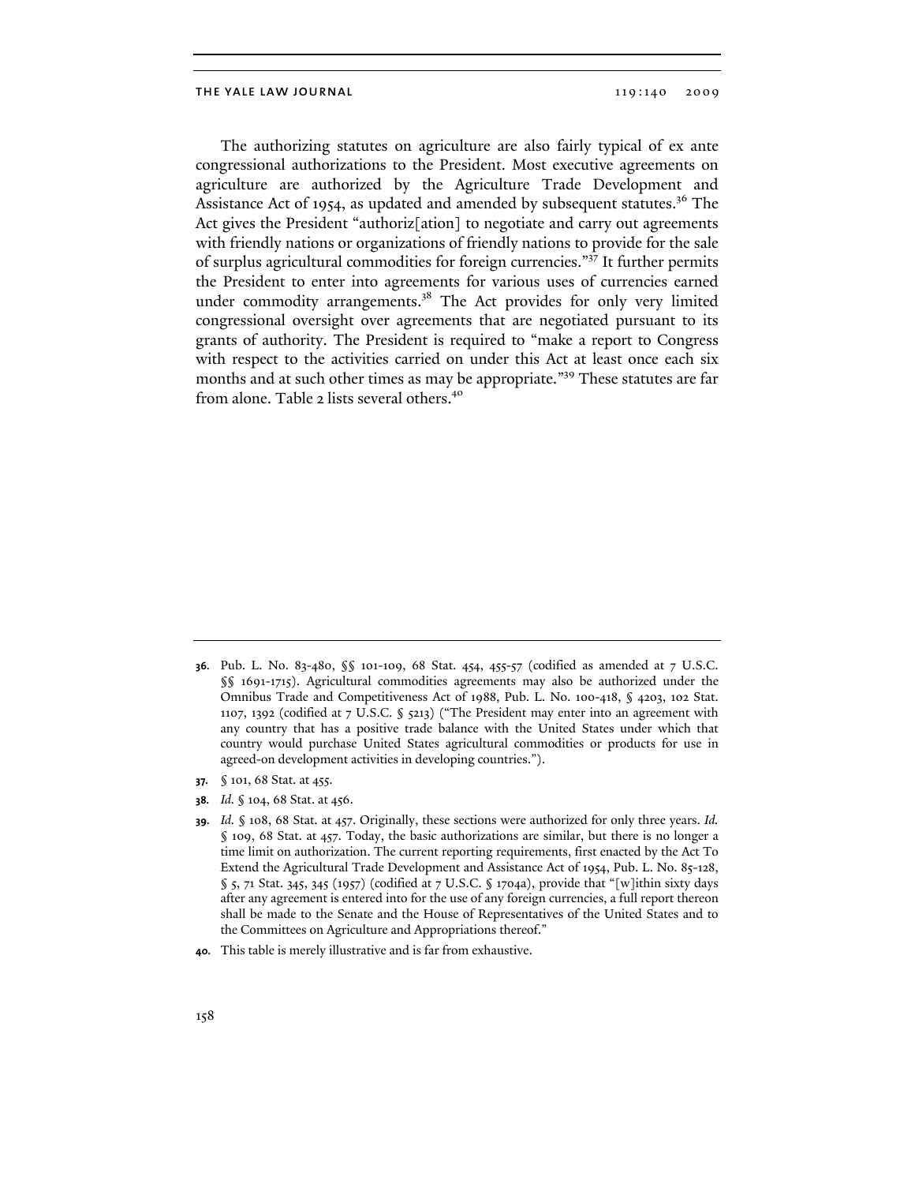The authorizing statutes on agriculture are also fairly typical of ex ante congressional authorizations to the President. Most executive agreements on agriculture are authorized by the Agriculture Trade Development and Assistance Act of 1954, as updated and amended by subsequent statutes.[36] The Act gives the President "authoriz[ation] to negotiate and carry out agreements with friendly nations or organizations of friendly nations to provide for the sale of surplus agricultural commodities for foreign currencies."[37] It further permits the President to enter into agreements for various uses of currencies earned under commodity arrangements.[38] The Act provides for only very limited congressional oversight over agreements that are negotiated pursuant to its grants of authority. The President is required to "make a report to Congress with respect to the activities carried on under this Act at least once each six months and at such other times as may be appropriate."[39] These statutes are far from alone. Table 2 lists several others.[40]

---

**36.** Pub. L. No. 83-480, §§ 101-109, 68 Stat. 454, 455-57 (codified as amended at 7 U.S.C. §§ 1691-1715). Agricultural commodities agreements may also be authorized under the Omnibus Trade and Competitiveness Act of 1988, Pub. L. No. 100-418, § 4203, 102 Stat. 1107, 1392 (codified at 7 U.S.C. § 5213) ("The President may enter into an agreement with any country that has a positive trade balance with the United States under which that country would purchase United States agricultural commodities or products for use in agreed-on development activities in developing countries.").

**37.** § 101, 68 Stat. at 455.

**38.** *Id.* § 104, 68 Stat. at 456.

**39.** *Id.* § 108, 68 Stat. at 457. Originally, these sections were authorized for only three years. *Id.* § 109, 68 Stat. at 457. Today, the basic authorizations are similar, but there is no longer a time limit on authorization. The current reporting requirements, first enacted by the Act To Extend the Agricultural Trade Development and Assistance Act of 1954, Pub. L. No. 85-128, § 5, 71 Stat. 345, 345 (1957) (codified at 7 U.S.C. § 1704a), provide that "[w]ithin sixty days after any agreement is entered into for the use of any foreign currencies, a full report thereon shall be made to the Senate and the House of Representatives of the United States and to the Committees on Agriculture and Appropriations thereof."

**40.** This table is merely illustrative and is far from exhaustive.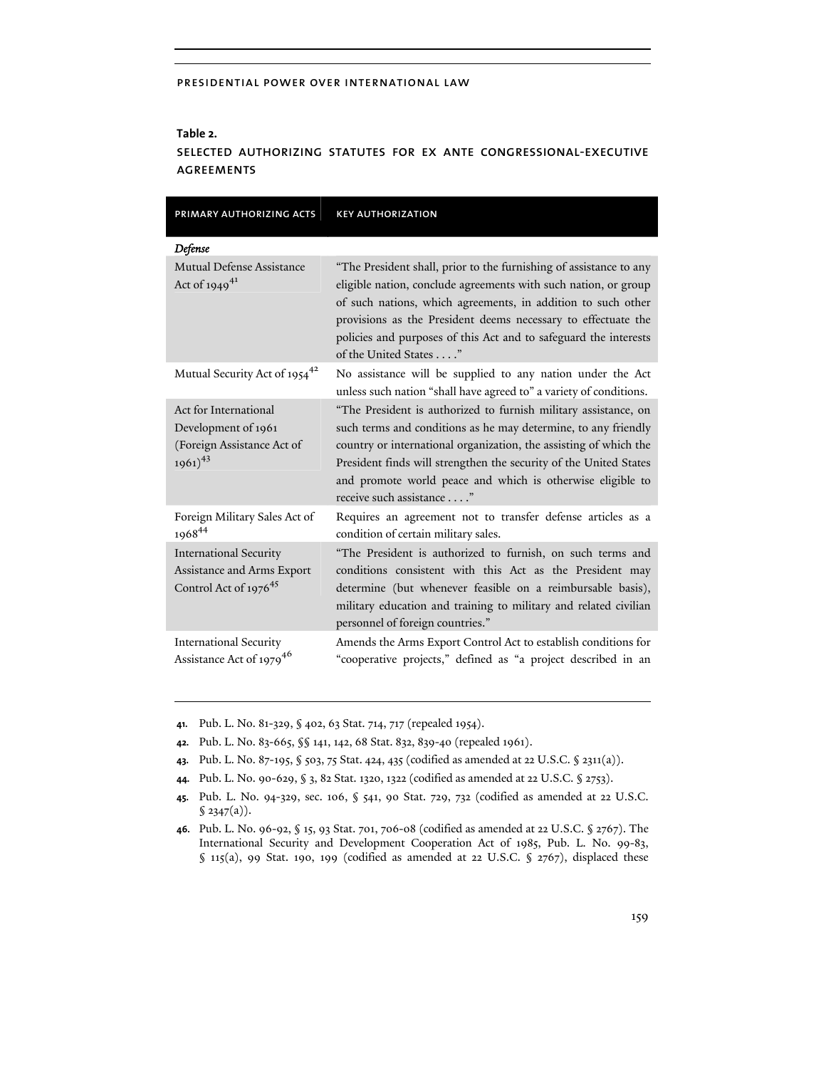**Table 2.**

**SELECTED AUTHORIZING STATUTES FOR EX ANTE CONGRESSIONAL-EXECUTIVE AGREEMENTS**

| PRIMARY AUTHORIZING ACTS | KEY AUTHORIZATION |
|---|---|
| ***Defense*** | |
| Mutual Defense Assistance Act of 1949[41] | "The President shall, prior to the furnishing of assistance to any eligible nation, conclude agreements with such nation, or group of such nations, which agreements, in addition to such other provisions as the President deems necessary to effectuate the policies and purposes of this Act and to safeguard the interests of the United States . . . ." |
| Mutual Security Act of 1954[42] | No assistance will be supplied to any nation under the Act unless such nation "shall have agreed to" a variety of conditions. |
| Act for International Development of 1961 (Foreign Assistance Act of 1961)[43] | "The President is authorized to furnish military assistance, on such terms and conditions as he may determine, to any friendly country or international organization, the assisting of which the President finds will strengthen the security of the United States and promote world peace and which is otherwise eligible to receive such assistance . . . ." |
| Foreign Military Sales Act of 1968[44] | Requires an agreement not to transfer defense articles as a condition of certain military sales. |
| International Security Assistance and Arms Export Control Act of 1976[45] | "The President is authorized to furnish, on such terms and conditions consistent with this Act as the President may determine (but whenever feasible on a reimbursable basis), military education and training to military and related civilian personnel of foreign countries." |
| International Security Assistance Act of 1979[46] | Amends the Arms Export Control Act to establish conditions for "cooperative projects," defined as "a project described in an |

41. Pub. L. No. 81-329, § 402, 63 Stat. 714, 717 (repealed 1954).

42. Pub. L. No. 83-665, §§ 141, 142, 68 Stat. 832, 839-40 (repealed 1961).

43. Pub. L. No. 87-195, § 503, 75 Stat. 424, 435 (codified as amended at 22 U.S.C. § 2311(a)).

44. Pub. L. No. 90-629, § 3, 82 Stat. 1320, 1322 (codified as amended at 22 U.S.C. § 2753).

45. Pub. L. No. 94-329, sec. 106, § 541, 90 Stat. 729, 732 (codified as amended at 22 U.S.C. § 2347(a)).

46. Pub. L. No. 96-92, § 15, 93 Stat. 701, 706-08 (codified as amended at 22 U.S.C. § 2767). The International Security and Development Cooperation Act of 1985, Pub. L. No. 99-83, § 115(a), 99 Stat. 190, 199 (codified as amended at 22 U.S.C. § 2767), displaced these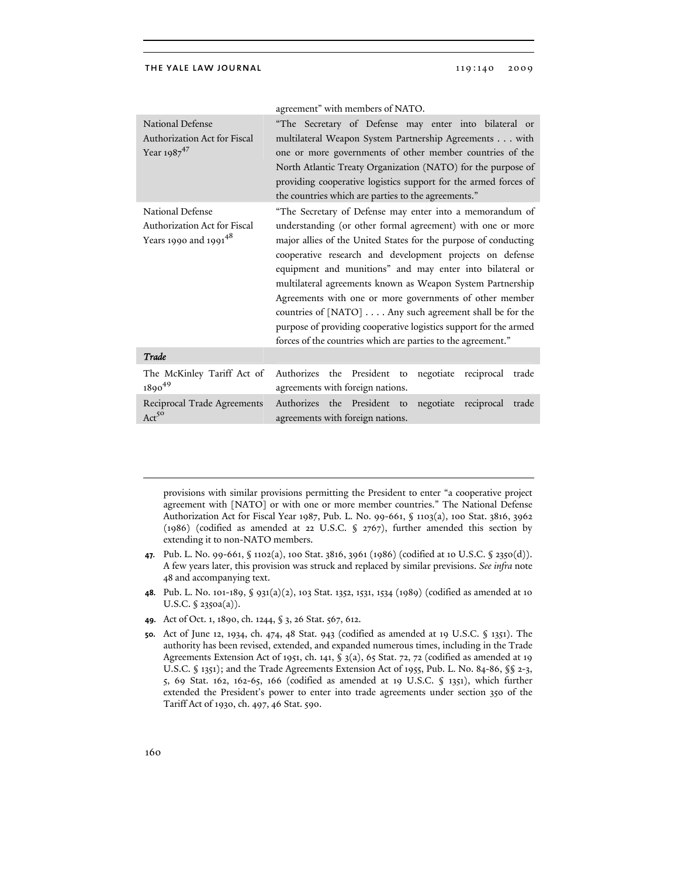| | |
|---|---|
| | agreement" with members of NATO. |
| National Defense Authorization Act for Fiscal Year 1987[47] | "The Secretary of Defense may enter into bilateral or multilateral Weapon System Partnership Agreements . . . with one or more governments of other member countries of the North Atlantic Treaty Organization (NATO) for the purpose of providing cooperative logistics support for the armed forces of the countries which are parties to the agreements." |
| National Defense Authorization Act for Fiscal Years 1990 and 1991[48] | "The Secretary of Defense may enter into a memorandum of understanding (or other formal agreement) with one or more major allies of the United States for the purpose of conducting cooperative research and development projects on defense equipment and munitions" and may enter into bilateral or multilateral agreements known as Weapon System Partnership Agreements with one or more governments of other member countries of [NATO] . . . . Any such agreement shall be for the purpose of providing cooperative logistics support for the armed forces of the countries which are parties to the agreement." |
| ***Trade*** | |
| The McKinley Tariff Act of 1890[49] | Authorizes the President to negotiate reciprocal trade agreements with foreign nations. |
| Reciprocal Trade Agreements Act[50] | Authorizes the President to negotiate reciprocal trade agreements with foreign nations. |

provisions with similar provisions permitting the President to enter "a cooperative project agreement with [NATO] or with one or more member countries." The National Defense Authorization Act for Fiscal Year 1987, Pub. L. No. 99-661, § 1103(a), 100 Stat. 3816, 3962 (1986) (codified as amended at 22 U.S.C. § 2767), further amended this section by extending it to non-NATO members.

**47.** Pub. L. No. 99-661, § 1102(a), 100 Stat. 3816, 3961 (1986) (codified at 10 U.S.C. § 2350(d)). A few years later, this provision was struck and replaced by similar previsions. *See infra* note 48 and accompanying text.

**48.** Pub. L. No. 101-189, § 931(a)(2), 103 Stat. 1352, 1531, 1534 (1989) (codified as amended at 10 U.S.C. § 2350a(a)).

**49.** Act of Oct. 1, 1890, ch. 1244, § 3, 26 Stat. 567, 612.

**50.** Act of June 12, 1934, ch. 474, 48 Stat. 943 (codified as amended at 19 U.S.C. § 1351). The authority has been revised, extended, and expanded numerous times, including in the Trade Agreements Extension Act of 1951, ch. 141, § 3(a), 65 Stat. 72, 72 (codified as amended at 19 U.S.C. § 1351); and the Trade Agreements Extension Act of 1955, Pub. L. No. 84-86, §§ 2-3, 5, 69 Stat. 162, 162-65, 166 (codified as amended at 19 U.S.C. § 1351), which further extended the President's power to enter into trade agreements under section 350 of the Tariff Act of 1930, ch. 497, 46 Stat. 590.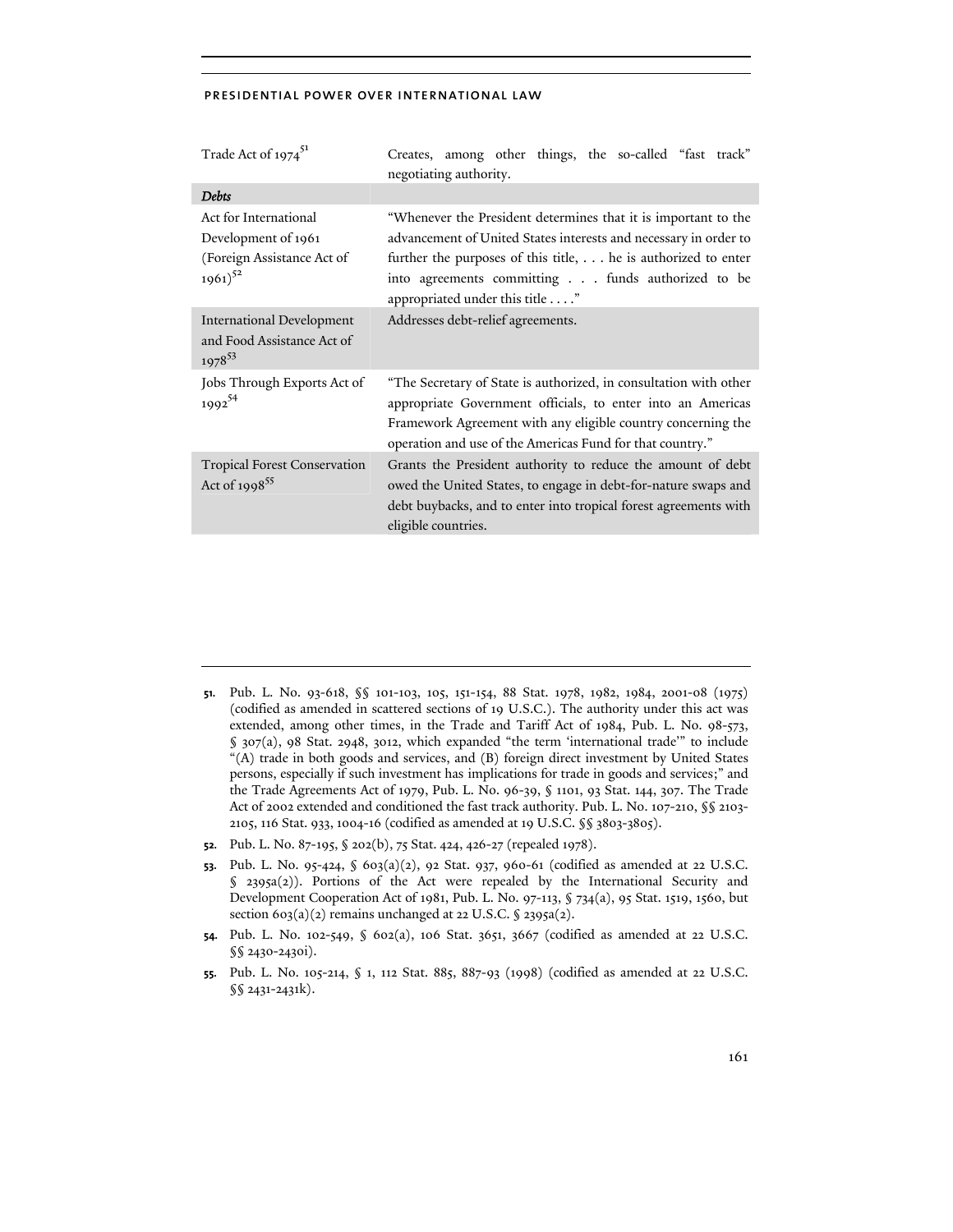| | |
|---|---|
| Trade Act of 1974[51] | Creates, among other things, the so-called "fast track" negotiating authority. |
| ***Debts*** | |
| Act for International Development of 1961 (Foreign Assistance Act of 1961)[52] | "Whenever the President determines that it is important to the advancement of United States interests and necessary in order to further the purposes of this title, . . . he is authorized to enter into agreements committing . . . funds authorized to be appropriated under this title . . . ." |
| International Development and Food Assistance Act of 1978[53] | Addresses debt-relief agreements. |
| Jobs Through Exports Act of 1992[54] | "The Secretary of State is authorized, in consultation with other appropriate Government officials, to enter into an Americas Framework Agreement with any eligible country concerning the operation and use of the Americas Fund for that country." |
| Tropical Forest Conservation Act of 1998[55] | Grants the President authority to reduce the amount of debt owed the United States, to engage in debt-for-nature swaps and debt buybacks, and to enter into tropical forest agreements with eligible countries. |

**51.** Pub. L. No. 93-618, §§ 101-103, 105, 151-154, 88 Stat. 1978, 1982, 1984, 2001-08 (1975) (codified as amended in scattered sections of 19 U.S.C.). The authority under this act was extended, among other times, in the Trade and Tariff Act of 1984, Pub. L. No. 98-573, § 307(a), 98 Stat. 2948, 3012, which expanded "the term 'international trade'" to include "(A) trade in both goods and services, and (B) foreign direct investment by United States persons, especially if such investment has implications for trade in goods and services;" and the Trade Agreements Act of 1979, Pub. L. No. 96-39, § 1101, 93 Stat. 144, 307. The Trade Act of 2002 extended and conditioned the fast track authority. Pub. L. No. 107-210, §§ 2103-2105, 116 Stat. 933, 1004-16 (codified as amended at 19 U.S.C. §§ 3803-3805).

**52.** Pub. L. No. 87-195, § 202(b), 75 Stat. 424, 426-27 (repealed 1978).

**53.** Pub. L. No. 95-424, § 603(a)(2), 92 Stat. 937, 960-61 (codified as amended at 22 U.S.C. § 2395a(2)). Portions of the Act were repealed by the International Security and Development Cooperation Act of 1981, Pub. L. No. 97-113, § 734(a), 95 Stat. 1519, 1560, but section 603(a)(2) remains unchanged at 22 U.S.C. § 2395a(2).

**54.** Pub. L. No. 102-549, § 602(a), 106 Stat. 3651, 3667 (codified as amended at 22 U.S.C. §§ 2430-2430i).

**55.** Pub. L. No. 105-214, § 1, 112 Stat. 885, 887-93 (1998) (codified as amended at 22 U.S.C. §§ 2431-2431k).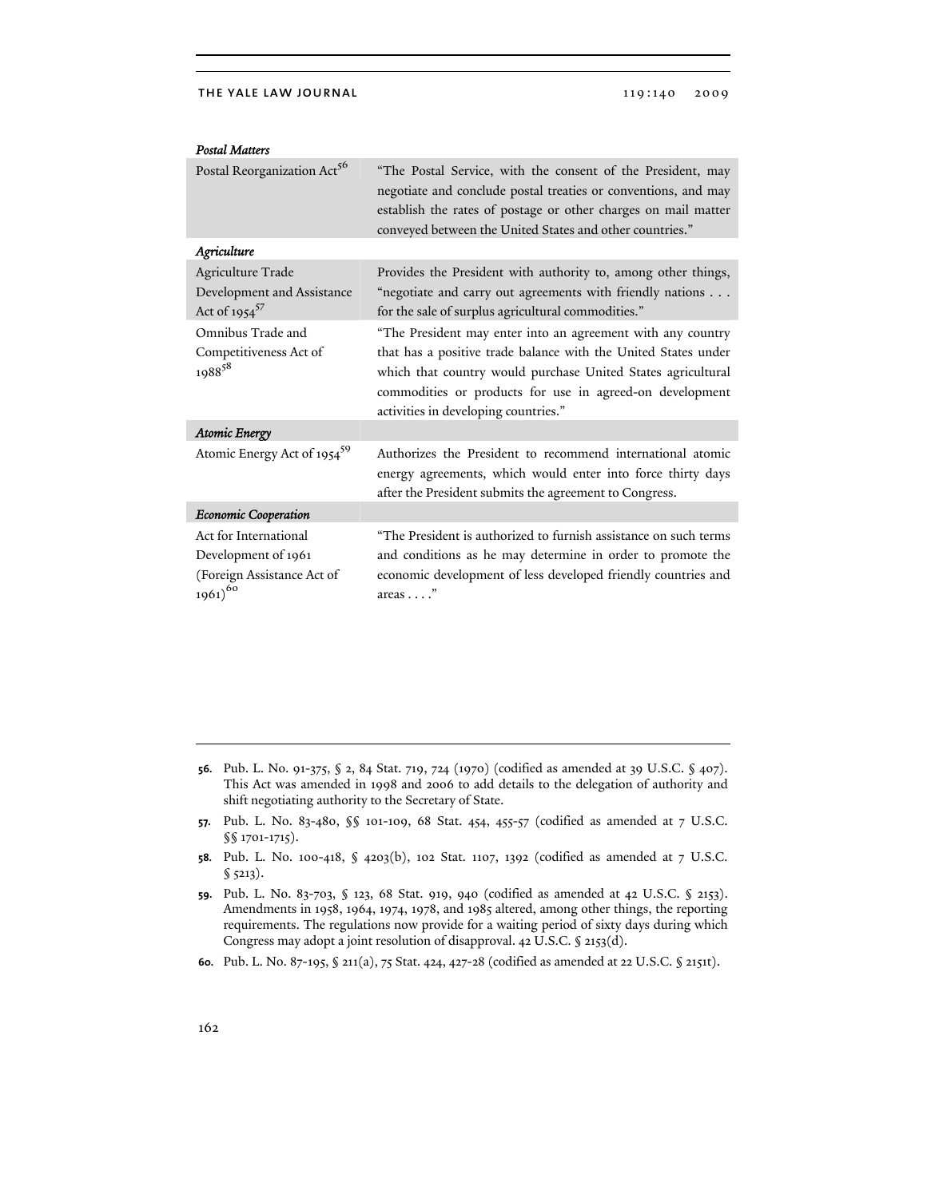| *Postal Matters* | |
|---|---|
| Postal Reorganization Act[56] | "The Postal Service, with the consent of the President, may negotiate and conclude postal treaties or conventions, and may establish the rates of postage or other charges on mail matter conveyed between the United States and other countries." |
| ***Agriculture*** | |
| Agriculture Trade Development and Assistance Act of 1954[57] | Provides the President with authority to, among other things, "negotiate and carry out agreements with friendly nations . . . for the sale of surplus agricultural commodities." |
| Omnibus Trade and Competitiveness Act of 1988[58] | "The President may enter into an agreement with any country that has a positive trade balance with the United States under which that country would purchase United States agricultural commodities or products for use in agreed-on development activities in developing countries." |
| ***Atomic Energy*** | |
| Atomic Energy Act of 1954[59] | Authorizes the President to recommend international atomic energy agreements, which would enter into force thirty days after the President submits the agreement to Congress. |
| ***Economic Cooperation*** | |
| Act for International Development of 1961 (Foreign Assistance Act of 1961)[60] | "The President is authorized to furnish assistance on such terms and conditions as he may determine in order to promote the economic development of less developed friendly countries and areas . . . ." |

**56.** Pub. L. No. 91-375, § 2, 84 Stat. 719, 724 (1970) (codified as amended at 39 U.S.C. § 407). This Act was amended in 1998 and 2006 to add details to the delegation of authority and shift negotiating authority to the Secretary of State.

**57.** Pub. L. No. 83-480, §§ 101-109, 68 Stat. 454, 455-57 (codified as amended at 7 U.S.C. §§ 1701-1715).

**58.** Pub. L. No. 100-418, § 4203(b), 102 Stat. 1107, 1392 (codified as amended at 7 U.S.C. § 5213).

**59.** Pub. L. No. 83-703, § 123, 68 Stat. 919, 940 (codified as amended at 42 U.S.C. § 2153). Amendments in 1958, 1964, 1974, 1978, and 1985 altered, among other things, the reporting requirements. The regulations now provide for a waiting period of sixty days during which Congress may adopt a joint resolution of disapproval. 42 U.S.C. § 2153(d).

**60.** Pub. L. No. 87-195, § 211(a), 75 Stat. 424, 427-28 (codified as amended at 22 U.S.C. § 2151t).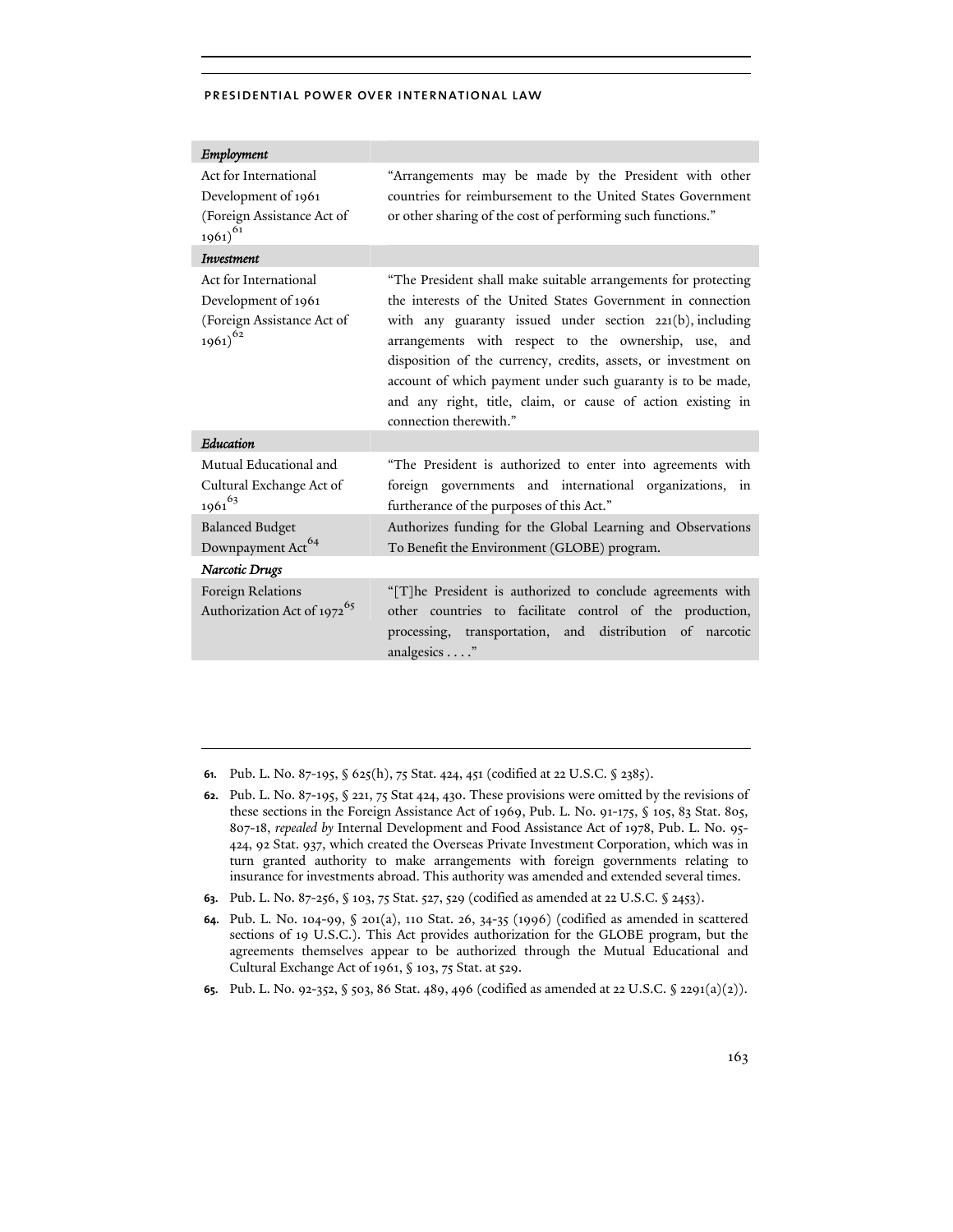| | |
|---|---|
| ***Employment*** | |
| Act for International Development of 1961 (Foreign Assistance Act of 1961)[61] | "Arrangements may be made by the President with other countries for reimbursement to the United States Government or other sharing of the cost of performing such functions." |
| ***Investment*** | |
| Act for International Development of 1961 (Foreign Assistance Act of 1961)[62] | "The President shall make suitable arrangements for protecting the interests of the United States Government in connection with any guaranty issued under section 221(b), including arrangements with respect to the ownership, use, and disposition of the currency, credits, assets, or investment on account of which payment under such guaranty is to be made, and any right, title, claim, or cause of action existing in connection therewith." |
| ***Education*** | |
| Mutual Educational and Cultural Exchange Act of 1961[63] | "The President is authorized to enter into agreements with foreign governments and international organizations, in furtherance of the purposes of this Act." |
| Balanced Budget Downpayment Act[64] | Authorizes funding for the Global Learning and Observations To Benefit the Environment (GLOBE) program. |
| ***Narcotic Drugs*** | |
| Foreign Relations Authorization Act of 1972[65] | "[T]he President is authorized to conclude agreements with other countries to facilitate control of the production, processing, transportation, and distribution of narcotic analgesics . . . ." |

61. Pub. L. No. 87-195, § 625(h), 75 Stat. 424, 451 (codified at 22 U.S.C. § 2385).

62. Pub. L. No. 87-195, § 221, 75 Stat 424, 430. These provisions were omitted by the revisions of these sections in the Foreign Assistance Act of 1969, Pub. L. No. 91-175, § 105, 83 Stat. 805, 807-18, *repealed by* Internal Development and Food Assistance Act of 1978, Pub. L. No. 95-424, 92 Stat. 937, which created the Overseas Private Investment Corporation, which was in turn granted authority to make arrangements with foreign governments relating to insurance for investments abroad. This authority was amended and extended several times.

63. Pub. L. No. 87-256, § 103, 75 Stat. 527, 529 (codified as amended at 22 U.S.C. § 2453).

64. Pub. L. No. 104-99, § 201(a), 110 Stat. 26, 34-35 (1996) (codified as amended in scattered sections of 19 U.S.C.). This Act provides authorization for the GLOBE program, but the agreements themselves appear to be authorized through the Mutual Educational and Cultural Exchange Act of 1961, § 103, 75 Stat. at 529.

65. Pub. L. No. 92-352, § 503, 86 Stat. 489, 496 (codified as amended at 22 U.S.C. § 2291(a)(2)).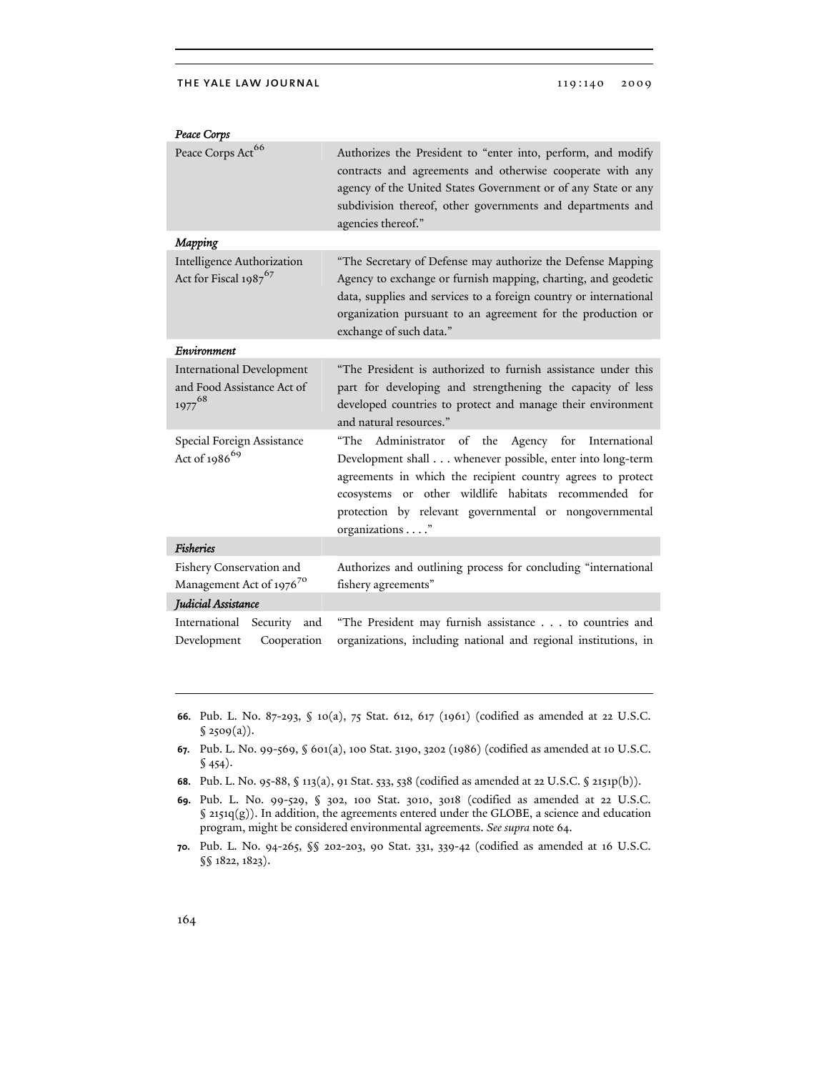| | |
|---|---|
| ***Peace Corps*** | |
| Peace Corps Act[66] | Authorizes the President to "enter into, perform, and modify contracts and agreements and otherwise cooperate with any agency of the United States Government or of any State or any subdivision thereof, other governments and departments and agencies thereof." |
| ***Mapping*** | |
| Intelligence Authorization Act for Fiscal 1987[67] | "The Secretary of Defense may authorize the Defense Mapping Agency to exchange or furnish mapping, charting, and geodetic data, supplies and services to a foreign country or international organization pursuant to an agreement for the production or exchange of such data." |
| ***Environment*** | |
| International Development and Food Assistance Act of 1977[68] | "The President is authorized to furnish assistance under this part for developing and strengthening the capacity of less developed countries to protect and manage their environment and natural resources." |
| Special Foreign Assistance Act of 1986[69] | "The Administrator of the Agency for International Development shall . . . whenever possible, enter into long-term agreements in which the recipient country agrees to protect ecosystems or other wildlife habitats recommended for protection by relevant governmental or nongovernmental organizations . . . ." |
| ***Fisheries*** | |
| Fishery Conservation and Management Act of 1976[70] | Authorizes and outlining process for concluding "international fishery agreements" |
| ***Judicial Assistance*** | |
| International Security and Development Cooperation | "The President may furnish assistance . . . to countries and organizations, including national and regional institutions, in |

**66.** Pub. L. No. 87-293, § 10(a), 75 Stat. 612, 617 (1961) (codified as amended at 22 U.S.C. § 2509(a)).

**67.** Pub. L. No. 99-569, § 601(a), 100 Stat. 3190, 3202 (1986) (codified as amended at 10 U.S.C. § 454).

**68.** Pub. L. No. 95-88, § 113(a), 91 Stat. 533, 538 (codified as amended at 22 U.S.C. § 2151p(b)).

**69.** Pub. L. No. 99-529, § 302, 100 Stat. 3010, 3018 (codified as amended at 22 U.S.C. § 2151q(g)). In addition, the agreements entered under the GLOBE, a science and education program, might be considered environmental agreements. *See supra* note 64.

**70.** Pub. L. No. 94-265, §§ 202-203, 90 Stat. 331, 339-42 (codified as amended at 16 U.S.C. §§ 1822, 1823).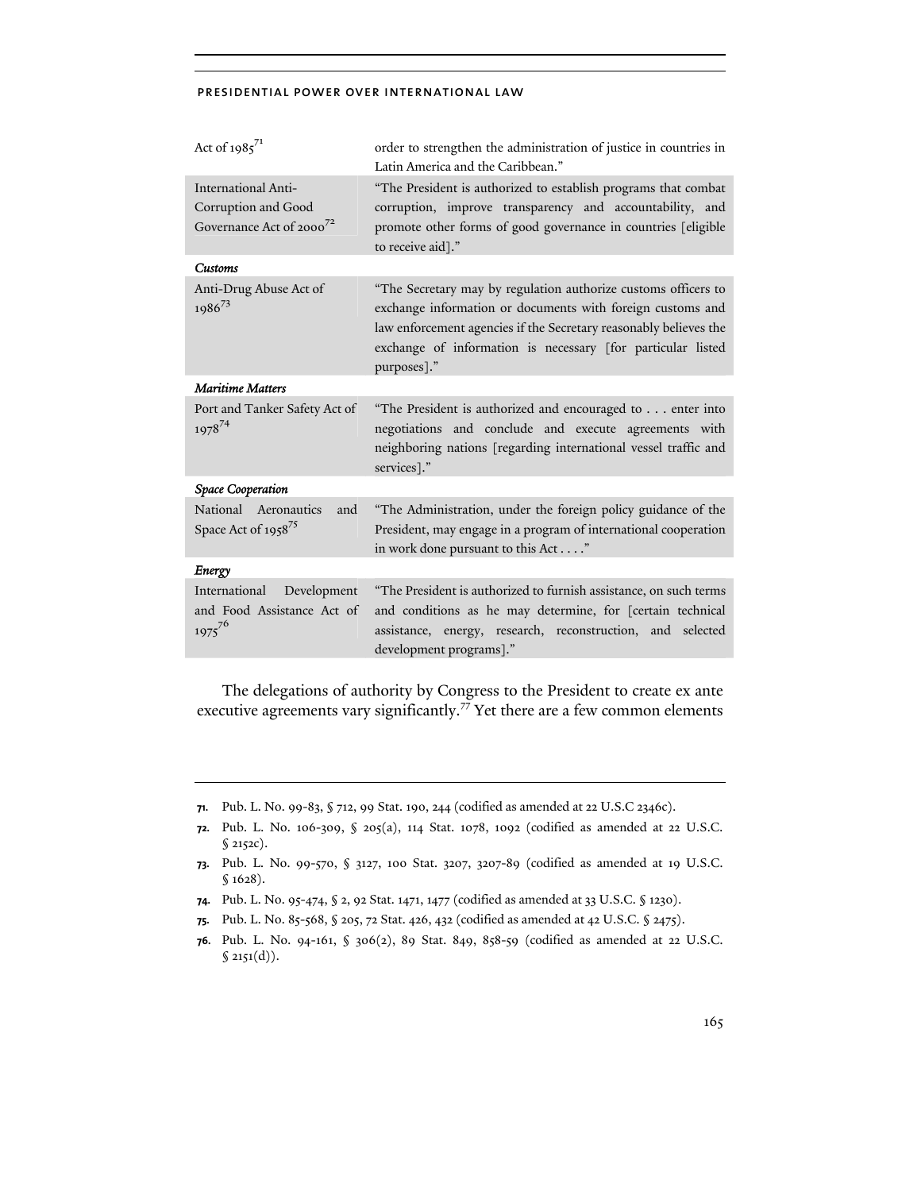| | |
|---|---|
| Act of 1985[71] | order to strengthen the administration of justice in countries in Latin America and the Caribbean." |
| International Anti-Corruption and Good Governance Act of 2000[72] | "The President is authorized to establish programs that combat corruption, improve transparency and accountability, and promote other forms of good governance in countries [eligible to receive aid]." |
| ***Customs*** | |
| Anti-Drug Abuse Act of 1986[73] | "The Secretary may by regulation authorize customs officers to exchange information or documents with foreign customs and law enforcement agencies if the Secretary reasonably believes the exchange of information is necessary [for particular listed purposes]." |
| ***Maritime Matters*** | |
| Port and Tanker Safety Act of 1978[74] | "The President is authorized and encouraged to . . . enter into negotiations and conclude and execute agreements with neighboring nations [regarding international vessel traffic and services]." |
| ***Space Cooperation*** | |
| National Aeronautics and Space Act of 1958[75] | "The Administration, under the foreign policy guidance of the President, may engage in a program of international cooperation in work done pursuant to this Act . . . ." |
| ***Energy*** | |
| International Development and Food Assistance Act of 1975[76] | "The President is authorized to furnish assistance, on such terms and conditions as he may determine, for [certain technical assistance, energy, research, reconstruction, and selected development programs]." |

The delegations of authority by Congress to the President to create ex ante executive agreements vary significantly.[77] Yet there are a few common elements

---

71. Pub. L. No. 99-83, § 712, 99 Stat. 190, 244 (codified as amended at 22 U.S.C 2346c).

72. Pub. L. No. 106-309, § 205(a), 114 Stat. 1078, 1092 (codified as amended at 22 U.S.C. § 2152c).

73. Pub. L. No. 99-570, § 3127, 100 Stat. 3207, 3207-89 (codified as amended at 19 U.S.C. § 1628).

74. Pub. L. No. 95-474, § 2, 92 Stat. 1471, 1477 (codified as amended at 33 U.S.C. § 1230).

75. Pub. L. No. 85-568, § 205, 72 Stat. 426, 432 (codified as amended at 42 U.S.C. § 2475).

76. Pub. L. No. 94-161, § 306(2), 89 Stat. 849, 858-59 (codified as amended at 22 U.S.C. § 2151(d)).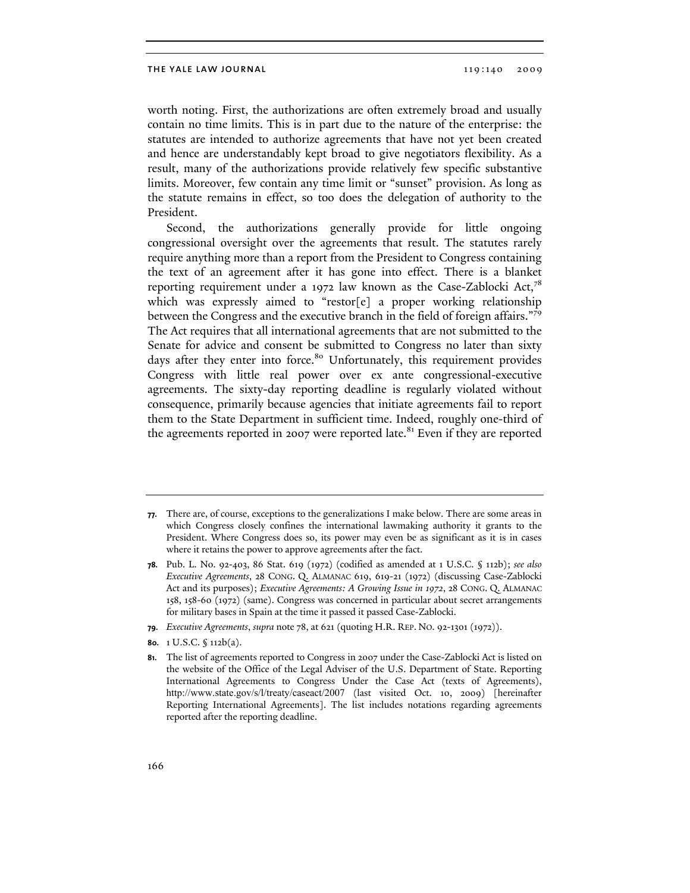worth noting. First, the authorizations are often extremely broad and usually contain no time limits. This is in part due to the nature of the enterprise: the statutes are intended to authorize agreements that have not yet been created and hence are understandably kept broad to give negotiators flexibility. As a result, many of the authorizations provide relatively few specific substantive limits. Moreover, few contain any time limit or "sunset" provision. As long as the statute remains in effect, so too does the delegation of authority to the President.

Second, the authorizations generally provide for little ongoing congressional oversight over the agreements that result. The statutes rarely require anything more than a report from the President to Congress containing the text of an agreement after it has gone into effect. There is a blanket reporting requirement under a 1972 law known as the Case-Zablocki Act,[78] which was expressly aimed to "restor[e] a proper working relationship between the Congress and the executive branch in the field of foreign affairs."[79] The Act requires that all international agreements that are not submitted to the Senate for advice and consent be submitted to Congress no later than sixty days after they enter into force.[80] Unfortunately, this requirement provides Congress with little real power over ex ante congressional-executive agreements. The sixty-day reporting deadline is regularly violated without consequence, primarily because agencies that initiate agreements fail to report them to the State Department in sufficient time. Indeed, roughly one-third of the agreements reported in 2007 were reported late.[81] Even if they are reported

---

**77.** There are, of course, exceptions to the generalizations I make below. There are some areas in which Congress closely confines the international lawmaking authority it grants to the President. Where Congress does so, its power may even be as significant as it is in cases where it retains the power to approve agreements after the fact.

**78.** Pub. L. No. 92-403, 86 Stat. 619 (1972) (codified as amended at 1 U.S.C. § 112b); *see also Executive Agreements*, 28 CONG. Q. ALMANAC 619, 619-21 (1972) (discussing Case-Zablocki Act and its purposes); *Executive Agreements: A Growing Issue in 1972*, 28 CONG. Q. ALMANAC 158, 158-60 (1972) (same). Congress was concerned in particular about secret arrangements for military bases in Spain at the time it passed it passed Case-Zablocki.

**79.** *Executive Agreements*, *supra* note 78, at 621 (quoting H.R. REP. NO. 92-1301 (1972)).

**80.** 1 U.S.C. § 112b(a).

**81.** The list of agreements reported to Congress in 2007 under the Case-Zablocki Act is listed on the website of the Office of the Legal Adviser of the U.S. Department of State. Reporting International Agreements to Congress Under the Case Act (texts of Agreements), http://www.state.gov/s/l/treaty/caseact/2007 (last visited Oct. 10, 2009) [hereinafter Reporting International Agreements]. The list includes notations regarding agreements reported after the reporting deadline.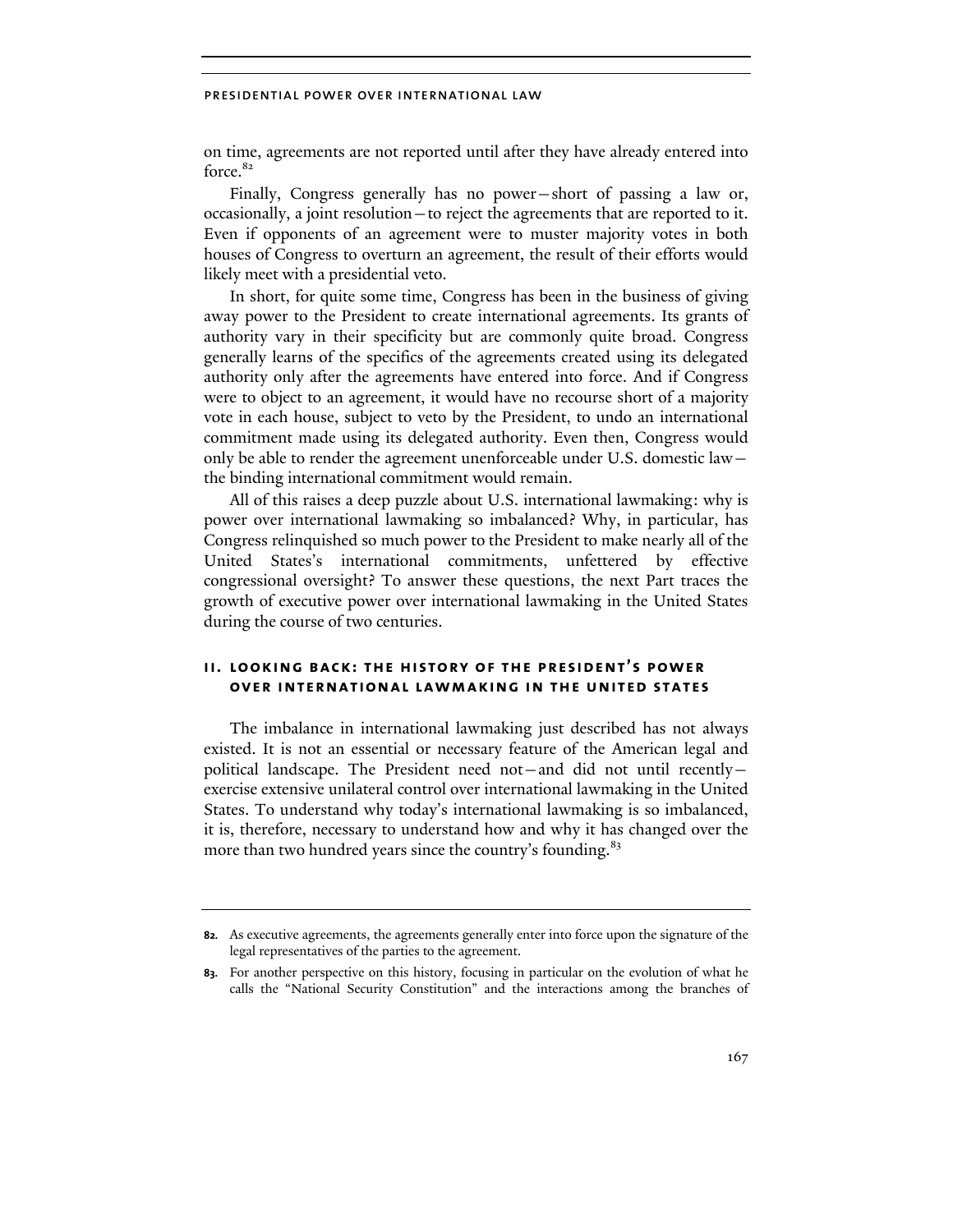on time, agreements are not reported until after they have already entered into force.[82]

Finally, Congress generally has no power—short of passing a law or, occasionally, a joint resolution—to reject the agreements that are reported to it. Even if opponents of an agreement were to muster majority votes in both houses of Congress to overturn an agreement, the result of their efforts would likely meet with a presidential veto.

In short, for quite some time, Congress has been in the business of giving away power to the President to create international agreements. Its grants of authority vary in their specificity but are commonly quite broad. Congress generally learns of the specifics of the agreements created using its delegated authority only after the agreements have entered into force. And if Congress were to object to an agreement, it would have no recourse short of a majority vote in each house, subject to veto by the President, to undo an international commitment made using its delegated authority. Even then, Congress would only be able to render the agreement unenforceable under U.S. domestic law—the binding international commitment would remain.

All of this raises a deep puzzle about U.S. international lawmaking: why is power over international lawmaking so imbalanced? Why, in particular, has Congress relinquished so much power to the President to make nearly all of the United States's international commitments, unfettered by effective congressional oversight? To answer these questions, the next Part traces the growth of executive power over international lawmaking in the United States during the course of two centuries.

## II. LOOKING BACK: THE HISTORY OF THE PRESIDENT'S POWER OVER INTERNATIONAL LAWMAKING IN THE UNITED STATES

The imbalance in international lawmaking just described has not always existed. It is not an essential or necessary feature of the American legal and political landscape. The President need not—and did not until recently—exercise extensive unilateral control over international lawmaking in the United States. To understand why today's international lawmaking is so imbalanced, it is, therefore, necessary to understand how and why it has changed over the more than two hundred years since the country's founding.[83]

---

**82.** As executive agreements, the agreements generally enter into force upon the signature of the legal representatives of the parties to the agreement.

**83.** For another perspective on this history, focusing in particular on the evolution of what he calls the "National Security Constitution" and the interactions among the branches of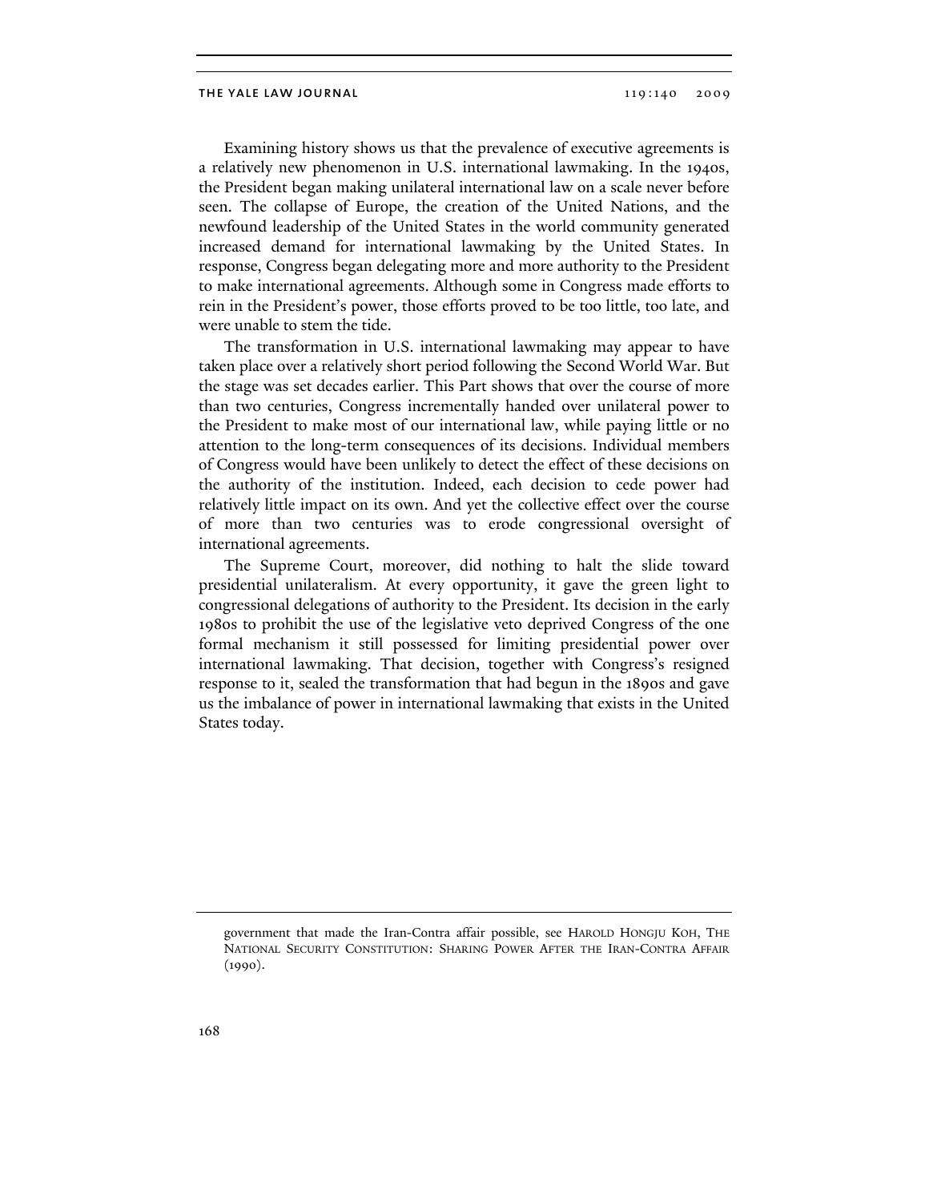Examining history shows us that the prevalence of executive agreements is a relatively new phenomenon in U.S. international lawmaking. In the 1940s, the President began making unilateral international law on a scale never before seen. The collapse of Europe, the creation of the United Nations, and the newfound leadership of the United States in the world community generated increased demand for international lawmaking by the United States. In response, Congress began delegating more and more authority to the President to make international agreements. Although some in Congress made efforts to rein in the President's power, those efforts proved to be too little, too late, and were unable to stem the tide.

The transformation in U.S. international lawmaking may appear to have taken place over a relatively short period following the Second World War. But the stage was set decades earlier. This Part shows that over the course of more than two centuries, Congress incrementally handed over unilateral power to the President to make most of our international law, while paying little or no attention to the long-term consequences of its decisions. Individual members of Congress would have been unlikely to detect the effect of these decisions on the authority of the institution. Indeed, each decision to cede power had relatively little impact on its own. And yet the collective effect over the course of more than two centuries was to erode congressional oversight of international agreements.

The Supreme Court, moreover, did nothing to halt the slide toward presidential unilateralism. At every opportunity, it gave the green light to congressional delegations of authority to the President. Its decision in the early 1980s to prohibit the use of the legislative veto deprived Congress of the one formal mechanism it still possessed for limiting presidential power over international lawmaking. That decision, together with Congress's resigned response to it, sealed the transformation that had begun in the 1890s and gave us the imbalance of power in international lawmaking that exists in the United States today.

---

government that made the Iran-Contra affair possible, see HAROLD HONGJU KOH, THE NATIONAL SECURITY CONSTITUTION: SHARING POWER AFTER THE IRAN-CONTRA AFFAIR (1990).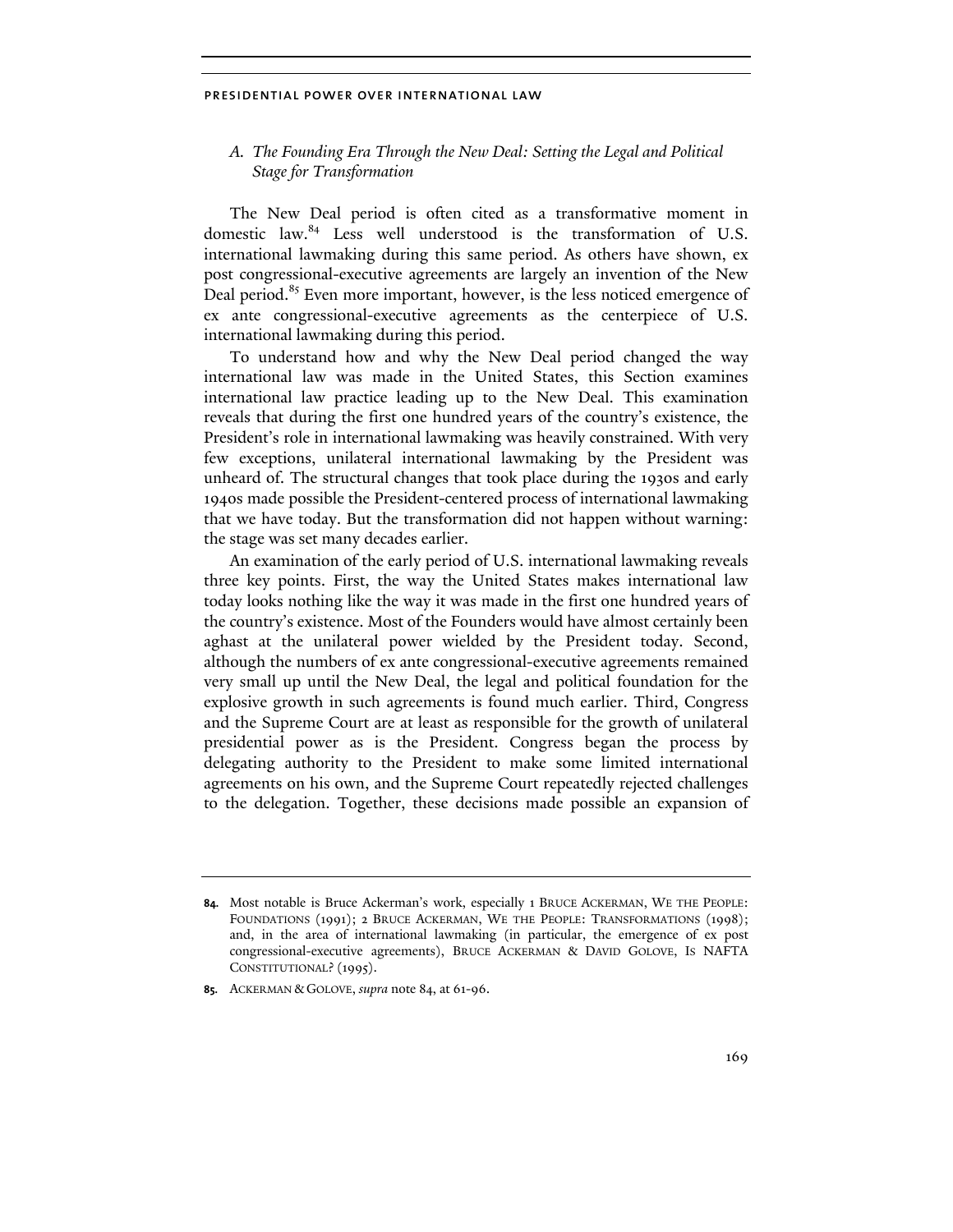### A. The Founding Era Through the New Deal: Setting the Legal and Political Stage for Transformation

The New Deal period is often cited as a transformative moment in domestic law.[84] Less well understood is the transformation of U.S. international lawmaking during this same period. As others have shown, ex post congressional-executive agreements are largely an invention of the New Deal period.[85] Even more important, however, is the less noticed emergence of ex ante congressional-executive agreements as the centerpiece of U.S. international lawmaking during this period.

To understand how and why the New Deal period changed the way international law was made in the United States, this Section examines international law practice leading up to the New Deal. This examination reveals that during the first one hundred years of the country's existence, the President's role in international lawmaking was heavily constrained. With very few exceptions, unilateral international lawmaking by the President was unheard of. The structural changes that took place during the 1930s and early 1940s made possible the President-centered process of international lawmaking that we have today. But the transformation did not happen without warning: the stage was set many decades earlier.

An examination of the early period of U.S. international lawmaking reveals three key points. First, the way the United States makes international law today looks nothing like the way it was made in the first one hundred years of the country's existence. Most of the Founders would have almost certainly been aghast at the unilateral power wielded by the President today. Second, although the numbers of ex ante congressional-executive agreements remained very small up until the New Deal, the legal and political foundation for the explosive growth in such agreements is found much earlier. Third, Congress and the Supreme Court are at least as responsible for the growth of unilateral presidential power as is the President. Congress began the process by delegating authority to the President to make some limited international agreements on his own, and the Supreme Court repeatedly rejected challenges to the delegation. Together, these decisions made possible an expansion of

---

84. Most notable is Bruce Ackerman's work, especially 1 BRUCE ACKERMAN, WE THE PEOPLE: FOUNDATIONS (1991); 2 BRUCE ACKERMAN, WE THE PEOPLE: TRANSFORMATIONS (1998); and, in the area of international lawmaking (in particular, the emergence of ex post congressional-executive agreements), BRUCE ACKERMAN & DAVID GOLOVE, IS NAFTA CONSTITUTIONAL? (1995).

85. ACKERMAN & GOLOVE, *supra* note 84, at 61-96.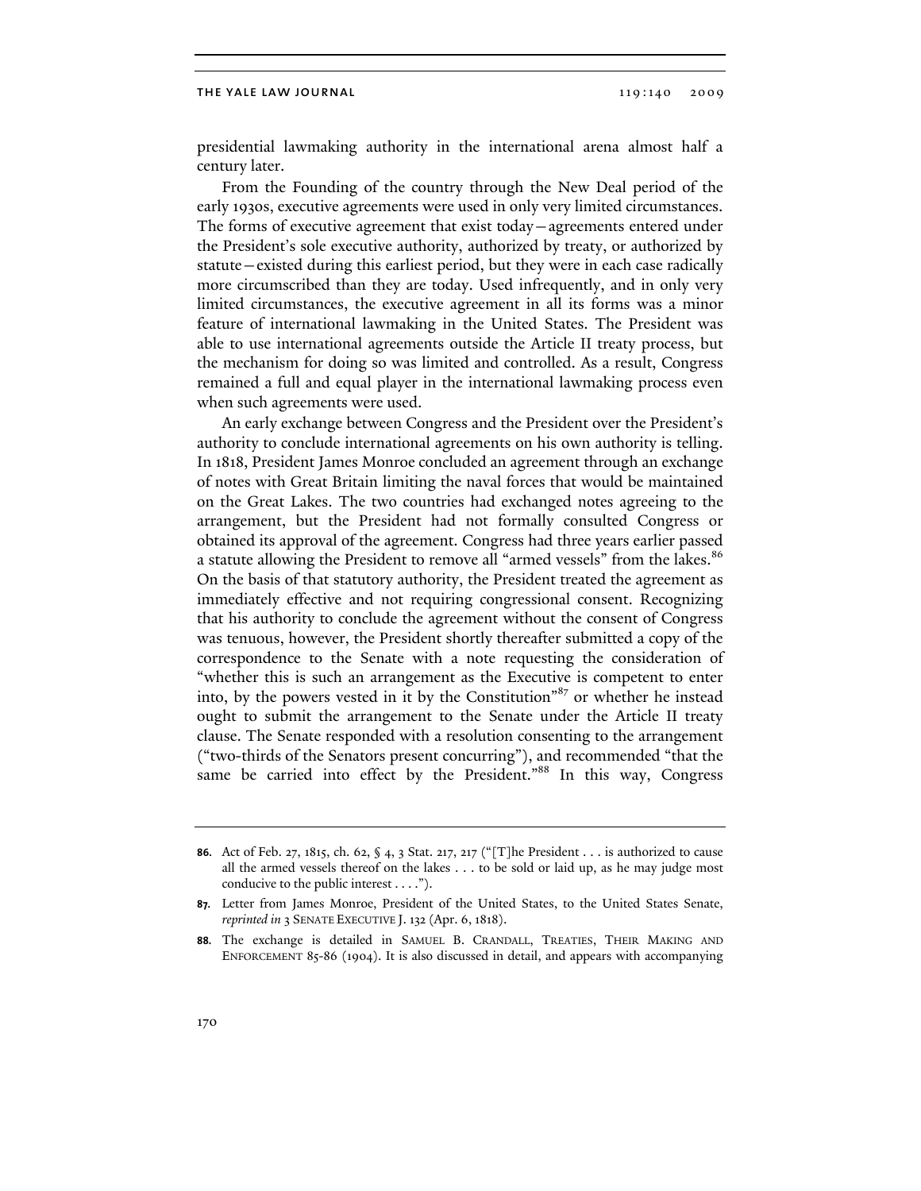presidential lawmaking authority in the international arena almost half a century later.

From the Founding of the country through the New Deal period of the early 1930s, executive agreements were used in only very limited circumstances. The forms of executive agreement that exist today—agreements entered under the President's sole executive authority, authorized by treaty, or authorized by statute—existed during this earliest period, but they were in each case radically more circumscribed than they are today. Used infrequently, and in only very limited circumstances, the executive agreement in all its forms was a minor feature of international lawmaking in the United States. The President was able to use international agreements outside the Article II treaty process, but the mechanism for doing so was limited and controlled. As a result, Congress remained a full and equal player in the international lawmaking process even when such agreements were used.

An early exchange between Congress and the President over the President's authority to conclude international agreements on his own authority is telling. In 1818, President James Monroe concluded an agreement through an exchange of notes with Great Britain limiting the naval forces that would be maintained on the Great Lakes. The two countries had exchanged notes agreeing to the arrangement, but the President had not formally consulted Congress or obtained its approval of the agreement. Congress had three years earlier passed a statute allowing the President to remove all "armed vessels" from the lakes.[86] On the basis of that statutory authority, the President treated the agreement as immediately effective and not requiring congressional consent. Recognizing that his authority to conclude the agreement without the consent of Congress was tenuous, however, the President shortly thereafter submitted a copy of the correspondence to the Senate with a note requesting the consideration of "whether this is such an arrangement as the Executive is competent to enter into, by the powers vested in it by the Constitution"[87] or whether he instead ought to submit the arrangement to the Senate under the Article II treaty clause. The Senate responded with a resolution consenting to the arrangement ("two-thirds of the Senators present concurring"), and recommended "that the same be carried into effect by the President."[88] In this way, Congress

---

**86.** Act of Feb. 27, 1815, ch. 62, § 4, 3 Stat. 217, 217 ("[T]he President . . . is authorized to cause all the armed vessels thereof on the lakes . . . to be sold or laid up, as he may judge most conducive to the public interest . . . .").

**87.** Letter from James Monroe, President of the United States, to the United States Senate, *reprinted in* 3 SENATE EXECUTIVE J. 132 (Apr. 6, 1818).

**88.** The exchange is detailed in SAMUEL B. CRANDALL, TREATIES, THEIR MAKING AND ENFORCEMENT 85-86 (1904). It is also discussed in detail, and appears with accompanying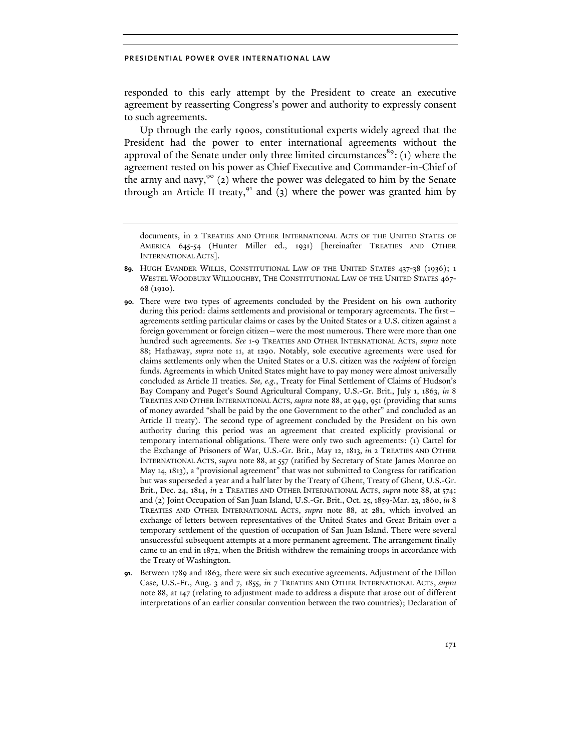responded to this early attempt by the President to create an executive agreement by reasserting Congress's power and authority to expressly consent to such agreements.

Up through the early 1900s, constitutional experts widely agreed that the President had the power to enter international agreements without the approval of the Senate under only three limited circumstances[89]: (1) where the agreement rested on his power as Chief Executive and Commander-in-Chief of the army and navy,[90] (2) where the power was delegated to him by the Senate through an Article II treaty,[91] and (3) where the power was granted him by

---

documents, in 2 TREATIES AND OTHER INTERNATIONAL ACTS OF THE UNITED STATES OF AMERICA 645-54 (Hunter Miller ed., 1931) [hereinafter TREATIES AND OTHER INTERNATIONAL ACTS].

**89.** HUGH EVANDER WILLIS, CONSTITUTIONAL LAW OF THE UNITED STATES 437-38 (1936); 1 WESTEL WOODBURY WILLOUGHBY, THE CONSTITUTIONAL LAW OF THE UNITED STATES 467-68 (1910).

**90.** There were two types of agreements concluded by the President on his own authority during this period: claims settlements and provisional or temporary agreements. The first—agreements settling particular claims or cases by the United States or a U.S. citizen against a foreign government or foreign citizen—were the most numerous. There were more than one hundred such agreements. *See* 1-9 TREATIES AND OTHER INTERNATIONAL ACTS, *supra* note 88; Hathaway, *supra* note 11, at 1290. Notably, sole executive agreements were used for claims settlements only when the United States or a U.S. citizen was the *recipient* of foreign funds. Agreements in which United States might have to pay money were almost universally concluded as Article II treaties. *See, e.g.*, Treaty for Final Settlement of Claims of Hudson's Bay Company and Puget's Sound Agricultural Company, U.S.-Gr. Brit., July 1, 1863, *in* 8 TREATIES AND OTHER INTERNATIONAL ACTS, *supra* note 88, at 949, 951 (providing that sums of money awarded "shall be paid by the one Government to the other" and concluded as an Article II treaty). The second type of agreement concluded by the President on his own authority during this period was an agreement that created explicitly provisional or temporary international obligations. There were only two such agreements: (1) Cartel for the Exchange of Prisoners of War, U.S.-Gr. Brit., May 12, 1813, *in* 2 TREATIES AND OTHER INTERNATIONAL ACTS, *supra* note 88, at 557 (ratified by Secretary of State James Monroe on May 14, 1813), a "provisional agreement" that was not submitted to Congress for ratification but was superseded a year and a half later by the Treaty of Ghent, Treaty of Ghent, U.S.-Gr. Brit., Dec. 24, 1814, *in* 2 TREATIES AND OTHER INTERNATIONAL ACTS, *supra* note 88, at 574; and (2) Joint Occupation of San Juan Island, U.S.-Gr. Brit., Oct. 25, 1859-Mar. 23, 1860, *in* 8 TREATIES AND OTHER INTERNATIONAL ACTS, *supra* note 88, at 281, which involved an exchange of letters between representatives of the United States and Great Britain over a temporary settlement of the question of occupation of San Juan Island. There were several unsuccessful subsequent attempts at a more permanent agreement. The arrangement finally came to an end in 1872, when the British withdrew the remaining troops in accordance with the Treaty of Washington.

**91.** Between 1789 and 1863, there were six such executive agreements. Adjustment of the Dillon Case, U.S.-Fr., Aug. 3 and 7, 1855, *in* 7 TREATIES AND OTHER INTERNATIONAL ACTS, *supra* note 88, at 147 (relating to adjustment made to address a dispute that arose out of different interpretations of an earlier consular convention between the two countries); Declaration of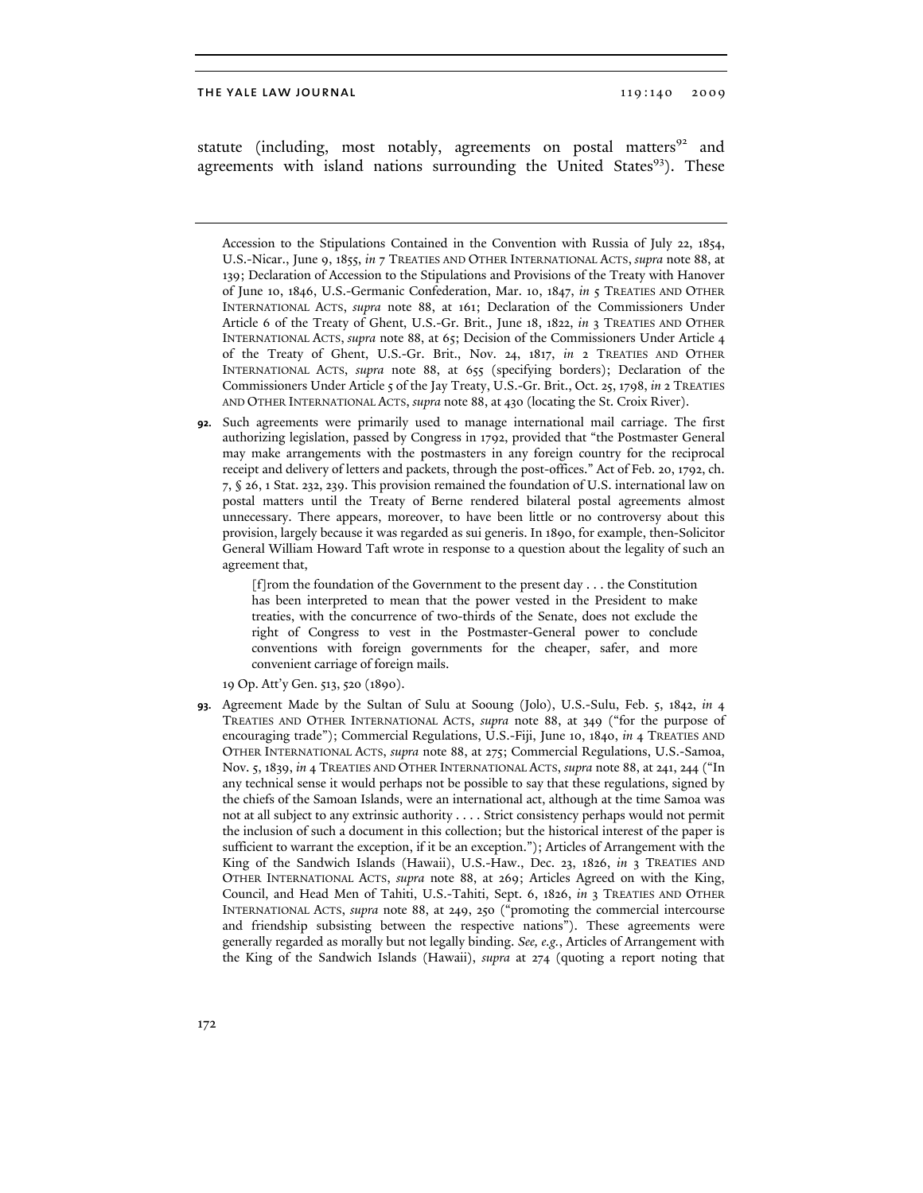statute (including, most notably, agreements on postal matters[92] and agreements with island nations surrounding the United States[93]). These

---

Accession to the Stipulations Contained in the Convention with Russia of July 22, 1854, U.S.-Nicar., June 9, 1855, *in* 7 TREATIES AND OTHER INTERNATIONAL ACTS, *supra* note 88, at 139; Declaration of Accession to the Stipulations and Provisions of the Treaty with Hanover of June 10, 1846, U.S.-Germanic Confederation, Mar. 10, 1847, *in* 5 TREATIES AND OTHER INTERNATIONAL ACTS, *supra* note 88, at 161; Declaration of the Commissioners Under Article 6 of the Treaty of Ghent, U.S.-Gr. Brit., June 18, 1822, *in* 3 TREATIES AND OTHER INTERNATIONAL ACTS, *supra* note 88, at 65; Decision of the Commissioners Under Article 4 of the Treaty of Ghent, U.S.-Gr. Brit., Nov. 24, 1817, *in* 2 TREATIES AND OTHER INTERNATIONAL ACTS, *supra* note 88, at 655 (specifying borders); Declaration of the Commissioners Under Article 5 of the Jay Treaty, U.S.-Gr. Brit., Oct. 25, 1798, *in* 2 TREATIES AND OTHER INTERNATIONAL ACTS, *supra* note 88, at 430 (locating the St. Croix River).

**92.** Such agreements were primarily used to manage international mail carriage. The first authorizing legislation, passed by Congress in 1792, provided that "the Postmaster General may make arrangements with the postmasters in any foreign country for the reciprocal receipt and delivery of letters and packets, through the post-offices." Act of Feb. 20, 1792, ch. 7, § 26, 1 Stat. 232, 239. This provision remained the foundation of U.S. international law on postal matters until the Treaty of Berne rendered bilateral postal agreements almost unnecessary. There appears, moreover, to have been little or no controversy about this provision, largely because it was regarded as sui generis. In 1890, for example, then-Solicitor General William Howard Taft wrote in response to a question about the legality of such an agreement that,

> [f]rom the foundation of the Government to the present day . . . the Constitution has been interpreted to mean that the power vested in the President to make treaties, with the concurrence of two-thirds of the Senate, does not exclude the right of Congress to vest in the Postmaster-General power to conclude conventions with foreign governments for the cheaper, safer, and more convenient carriage of foreign mails.

19 Op. Att'y Gen. 513, 520 (1890).

**93.** Agreement Made by the Sultan of Sulu at Sooung (Jolo), U.S.-Sulu, Feb. 5, 1842, *in* 4 TREATIES AND OTHER INTERNATIONAL ACTS, *supra* note 88, at 349 ("for the purpose of encouraging trade"); Commercial Regulations, U.S.-Fiji, June 10, 1840, *in* 4 TREATIES AND OTHER INTERNATIONAL ACTS, *supra* note 88, at 275; Commercial Regulations, U.S.-Samoa, Nov. 5, 1839, *in* 4 TREATIES AND OTHER INTERNATIONAL ACTS, *supra* note 88, at 241, 244 ("In any technical sense it would perhaps not be possible to say that these regulations, signed by the chiefs of the Samoan Islands, were an international act, although at the time Samoa was not at all subject to any extrinsic authority . . . . Strict consistency perhaps would not permit the inclusion of such a document in this collection; but the historical interest of the paper is sufficient to warrant the exception, if it be an exception."); Articles of Arrangement with the King of the Sandwich Islands (Hawaii), U.S.-Haw., Dec. 23, 1826, *in* 3 TREATIES AND OTHER INTERNATIONAL ACTS, *supra* note 88, at 269; Articles Agreed on with the King, Council, and Head Men of Tahiti, U.S.-Tahiti, Sept. 6, 1826, *in* 3 TREATIES AND OTHER INTERNATIONAL ACTS, *supra* note 88, at 249, 250 ("promoting the commercial intercourse and friendship subsisting between the respective nations"). These agreements were generally regarded as morally but not legally binding. *See, e.g.*, Articles of Arrangement with the King of the Sandwich Islands (Hawaii), *supra* at 274 (quoting a report noting that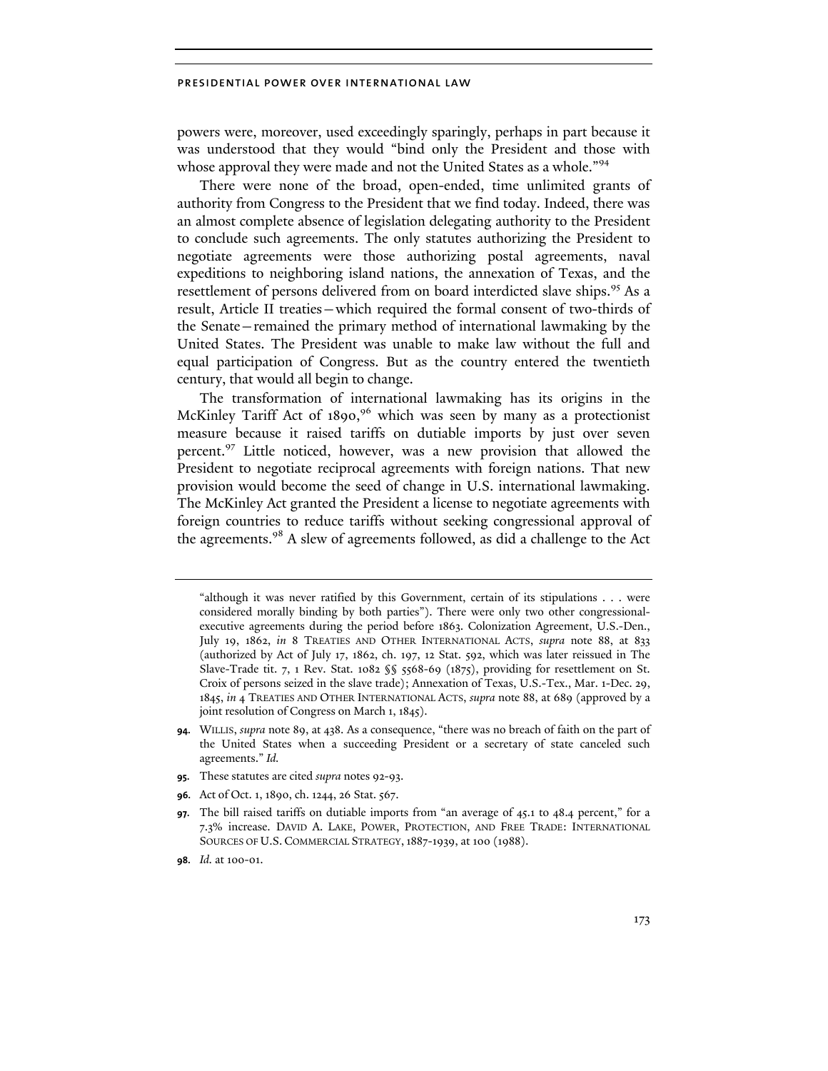powers were, moreover, used exceedingly sparingly, perhaps in part because it was understood that they would "bind only the President and those with whose approval they were made and not the United States as a whole."[94]

There were none of the broad, open-ended, time unlimited grants of authority from Congress to the President that we find today. Indeed, there was an almost complete absence of legislation delegating authority to the President to conclude such agreements. The only statutes authorizing the President to negotiate agreements were those authorizing postal agreements, naval expeditions to neighboring island nations, the annexation of Texas, and the resettlement of persons delivered from on board interdicted slave ships.[95] As a result, Article II treaties—which required the formal consent of two-thirds of the Senate—remained the primary method of international lawmaking by the United States. The President was unable to make law without the full and equal participation of Congress. But as the country entered the twentieth century, that would all begin to change.

The transformation of international lawmaking has its origins in the McKinley Tariff Act of 1890,[96] which was seen by many as a protectionist measure because it raised tariffs on dutiable imports by just over seven percent.[97] Little noticed, however, was a new provision that allowed the President to negotiate reciprocal agreements with foreign nations. That new provision would become the seed of change in U.S. international lawmaking. The McKinley Act granted the President a license to negotiate agreements with foreign countries to reduce tariffs without seeking congressional approval of the agreements.[98] A slew of agreements followed, as did a challenge to the Act

---

"although it was never ratified by this Government, certain of its stipulations . . . were considered morally binding by both parties"). There were only two other congressional-executive agreements during the period before 1863. Colonization Agreement, U.S.-Den., July 19, 1862, *in* 8 TREATIES AND OTHER INTERNATIONAL ACTS, *supra* note 88, at 833 (authorized by Act of July 17, 1862, ch. 197, 12 Stat. 592, which was later reissued in The Slave-Trade tit. 7, 1 Rev. Stat. 1082 §§ 5568-69 (1875), providing for resettlement on St. Croix of persons seized in the slave trade); Annexation of Texas, U.S.-Tex., Mar. 1-Dec. 29, 1845, *in* 4 TREATIES AND OTHER INTERNATIONAL ACTS, *supra* note 88, at 689 (approved by a joint resolution of Congress on March 1, 1845).

**94.** WILLIS, *supra* note 89, at 438. As a consequence, "there was no breach of faith on the part of the United States when a succeeding President or a secretary of state canceled such agreements." *Id.*

**95.** These statutes are cited *supra* notes 92-93.

**96.** Act of Oct. 1, 1890, ch. 1244, 26 Stat. 567.

**97.** The bill raised tariffs on dutiable imports from "an average of 45.1 to 48.4 percent," for a 7.3% increase. DAVID A. LAKE, POWER, PROTECTION, AND FREE TRADE: INTERNATIONAL SOURCES OF U.S. COMMERCIAL STRATEGY, 1887-1939, at 100 (1988).

**98.** *Id.* at 100-01.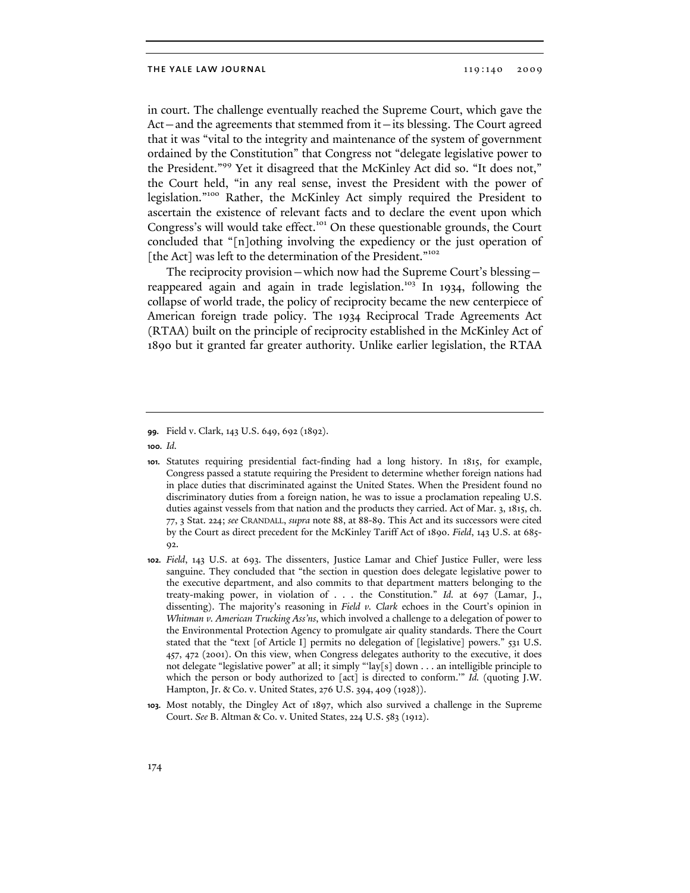in court. The challenge eventually reached the Supreme Court, which gave the Act—and the agreements that stemmed from it—its blessing. The Court agreed that it was "vital to the integrity and maintenance of the system of government ordained by the Constitution" that Congress not "delegate legislative power to the President."[99] Yet it disagreed that the McKinley Act did so. "It does not," the Court held, "in any real sense, invest the President with the power of legislation."[100] Rather, the McKinley Act simply required the President to ascertain the existence of relevant facts and to declare the event upon which Congress's will would take effect.[101] On these questionable grounds, the Court concluded that "[n]othing involving the expediency or the just operation of [the Act] was left to the determination of the President."[102]

The reciprocity provision—which now had the Supreme Court's blessing—reappeared again and again in trade legislation.[103] In 1934, following the collapse of world trade, the policy of reciprocity became the new centerpiece of American foreign trade policy. The 1934 Reciprocal Trade Agreements Act (RTAA) built on the principle of reciprocity established in the McKinley Act of 1890 but it granted far greater authority. Unlike earlier legislation, the RTAA

---

**99.** Field v. Clark, 143 U.S. 649, 692 (1892).

**100.** *Id.*

**101.** Statutes requiring presidential fact-finding had a long history. In 1815, for example, Congress passed a statute requiring the President to determine whether foreign nations had in place duties that discriminated against the United States. When the President found no discriminatory duties from a foreign nation, he was to issue a proclamation repealing U.S. duties against vessels from that nation and the products they carried. Act of Mar. 3, 1815, ch. 77, 3 Stat. 224; *see* CRANDALL, *supra* note 88, at 88-89. This Act and its successors were cited by the Court as direct precedent for the McKinley Tariff Act of 1890. *Field*, 143 U.S. at 685-92.

**102.** *Field*, 143 U.S. at 693. The dissenters, Justice Lamar and Chief Justice Fuller, were less sanguine. They concluded that "the section in question does delegate legislative power to the executive department, and also commits to that department matters belonging to the treaty-making power, in violation of . . . the Constitution." *Id.* at 697 (Lamar, J., dissenting). The majority's reasoning in *Field v. Clark* echoes in the Court's opinion in *Whitman v. American Trucking Ass'ns*, which involved a challenge to a delegation of power to the Environmental Protection Agency to promulgate air quality standards. There the Court stated that the "text [of Article I] permits no delegation of [legislative] powers." 531 U.S. 457, 472 (2001). On this view, when Congress delegates authority to the executive, it does not delegate "legislative power" at all; it simply "'lay[s] down . . . an intelligible principle to which the person or body authorized to [act] is directed to conform.'" *Id.* (quoting J.W. Hampton, Jr. & Co. v. United States, 276 U.S. 394, 409 (1928)).

**103.** Most notably, the Dingley Act of 1897, which also survived a challenge in the Supreme Court. *See* B. Altman & Co. v. United States, 224 U.S. 583 (1912).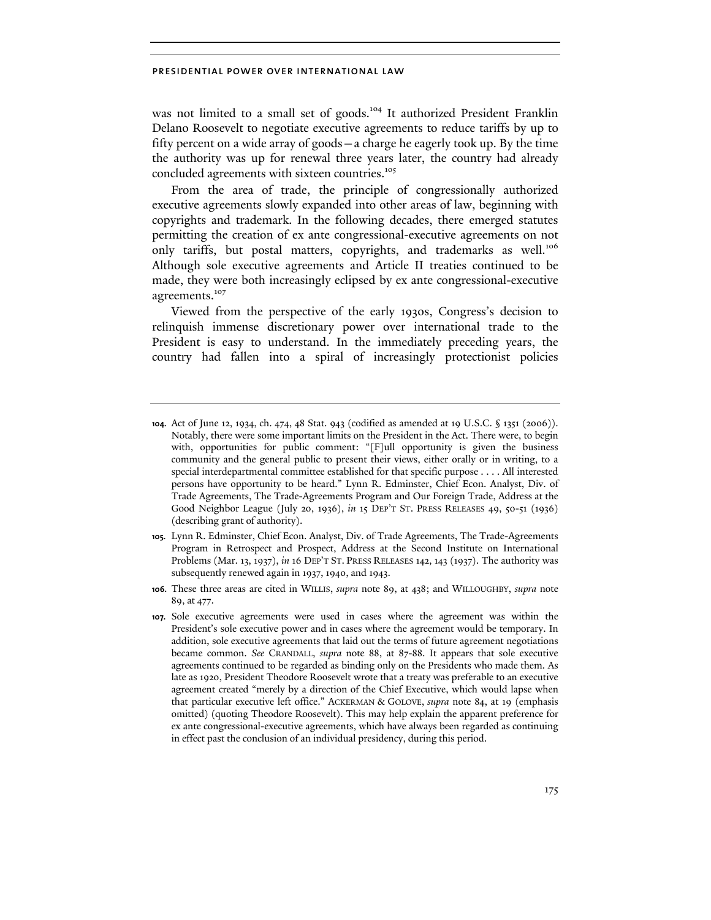was not limited to a small set of goods.[104] It authorized President Franklin Delano Roosevelt to negotiate executive agreements to reduce tariffs by up to fifty percent on a wide array of goods—a charge he eagerly took up. By the time the authority was up for renewal three years later, the country had already concluded agreements with sixteen countries.[105]

From the area of trade, the principle of congressionally authorized executive agreements slowly expanded into other areas of law, beginning with copyrights and trademark. In the following decades, there emerged statutes permitting the creation of ex ante congressional-executive agreements on not only tariffs, but postal matters, copyrights, and trademarks as well.[106] Although sole executive agreements and Article II treaties continued to be made, they were both increasingly eclipsed by ex ante congressional-executive agreements.[107]

Viewed from the perspective of the early 1930s, Congress's decision to relinquish immense discretionary power over international trade to the President is easy to understand. In the immediately preceding years, the country had fallen into a spiral of increasingly protectionist policies

---

**104.** Act of June 12, 1934, ch. 474, 48 Stat. 943 (codified as amended at 19 U.S.C. § 1351 (2006)). Notably, there were some important limits on the President in the Act. There were, to begin with, opportunities for public comment: "[F]ull opportunity is given the business community and the general public to present their views, either orally or in writing, to a special interdepartmental committee established for that specific purpose . . . . All interested persons have opportunity to be heard." Lynn R. Edminster, Chief Econ. Analyst, Div. of Trade Agreements, The Trade-Agreements Program and Our Foreign Trade, Address at the Good Neighbor League (July 20, 1936), *in* 15 DEP'T ST. PRESS RELEASES 49, 50-51 (1936) (describing grant of authority).

**105.** Lynn R. Edminster, Chief Econ. Analyst, Div. of Trade Agreements, The Trade-Agreements Program in Retrospect and Prospect, Address at the Second Institute on International Problems (Mar. 13, 1937), *in* 16 DEP'T ST. PRESS RELEASES 142, 143 (1937). The authority was subsequently renewed again in 1937, 1940, and 1943.

**106.** These three areas are cited in WILLIS, *supra* note 89, at 438; and WILLOUGHBY, *supra* note 89, at 477.

**107.** Sole executive agreements were used in cases where the agreement was within the President's sole executive power and in cases where the agreement would be temporary. In addition, sole executive agreements that laid out the terms of future agreement negotiations became common. *See* CRANDALL, *supra* note 88, at 87-88. It appears that sole executive agreements continued to be regarded as binding only on the Presidents who made them. As late as 1920, President Theodore Roosevelt wrote that a treaty was preferable to an executive agreement created "merely by a direction of the Chief Executive, which would lapse when that particular executive left office." ACKERMAN & GOLOVE, *supra* note 84, at 19 (emphasis omitted) (quoting Theodore Roosevelt). This may help explain the apparent preference for ex ante congressional-executive agreements, which have always been regarded as continuing in effect past the conclusion of an individual presidency, during this period.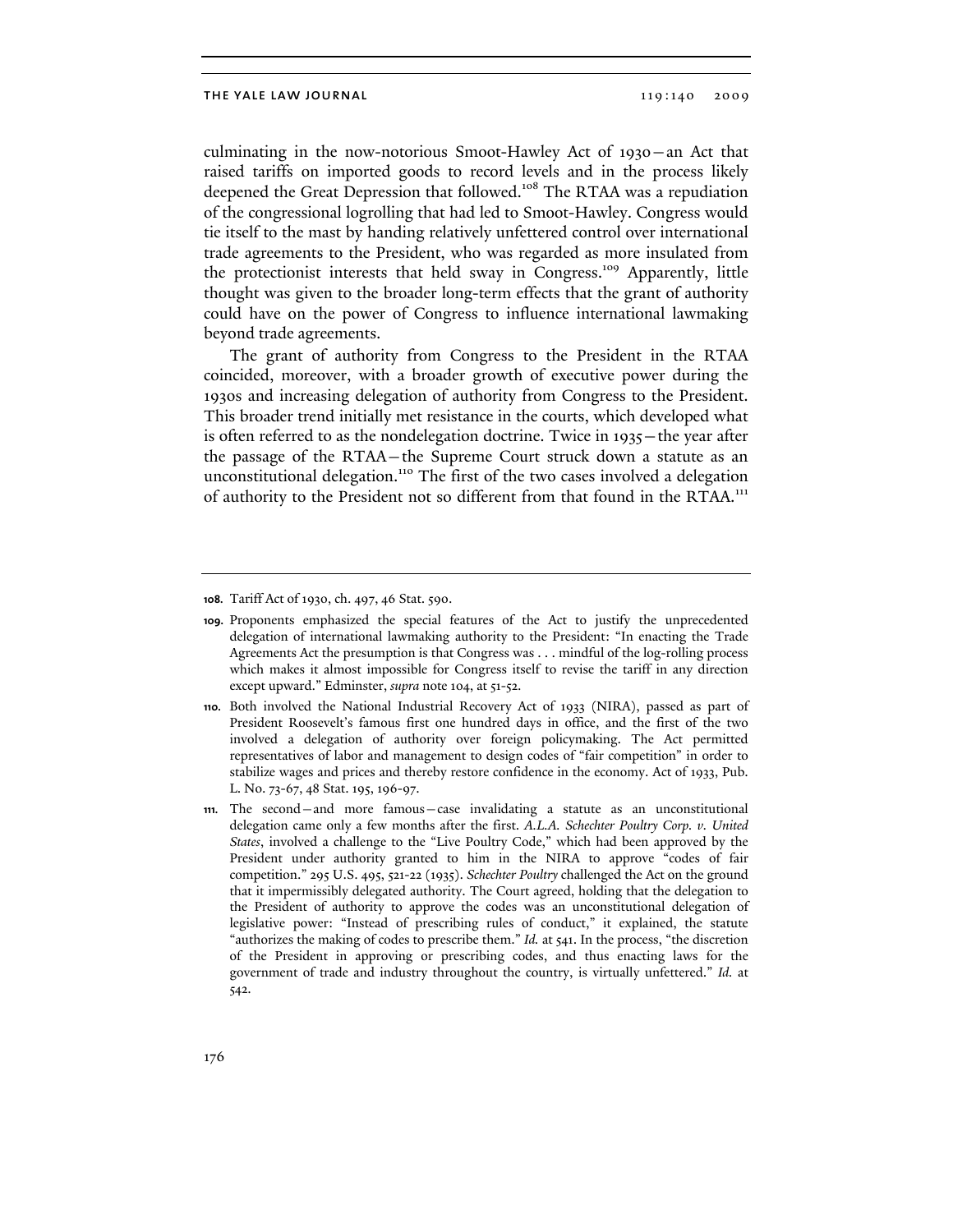culminating in the now-notorious Smoot-Hawley Act of 1930—an Act that raised tariffs on imported goods to record levels and in the process likely deepened the Great Depression that followed.[108] The RTAA was a repudiation of the congressional logrolling that had led to Smoot-Hawley. Congress would tie itself to the mast by handing relatively unfettered control over international trade agreements to the President, who was regarded as more insulated from the protectionist interests that held sway in Congress.[109] Apparently, little thought was given to the broader long-term effects that the grant of authority could have on the power of Congress to influence international lawmaking beyond trade agreements.

The grant of authority from Congress to the President in the RTAA coincided, moreover, with a broader growth of executive power during the 1930s and increasing delegation of authority from Congress to the President. This broader trend initially met resistance in the courts, which developed what is often referred to as the nondelegation doctrine. Twice in 1935—the year after the passage of the RTAA—the Supreme Court struck down a statute as an unconstitutional delegation.[110] The first of the two cases involved a delegation of authority to the President not so different from that found in the RTAA.[111]

---

108. Tariff Act of 1930, ch. 497, 46 Stat. 590.

109. Proponents emphasized the special features of the Act to justify the unprecedented delegation of international lawmaking authority to the President: "In enacting the Trade Agreements Act the presumption is that Congress was . . . mindful of the log-rolling process which makes it almost impossible for Congress itself to revise the tariff in any direction except upward." Edminster, *supra* note 104, at 51-52.

110. Both involved the National Industrial Recovery Act of 1933 (NIRA), passed as part of President Roosevelt's famous first one hundred days in office, and the first of the two involved a delegation of authority over foreign policymaking. The Act permitted representatives of labor and management to design codes of "fair competition" in order to stabilize wages and prices and thereby restore confidence in the economy. Act of 1933, Pub. L. No. 73-67, 48 Stat. 195, 196-97.

111. The second—and more famous—case invalidating a statute as an unconstitutional delegation came only a few months after the first. *A.L.A. Schechter Poultry Corp. v. United States*, involved a challenge to the "Live Poultry Code," which had been approved by the President under authority granted to him in the NIRA to approve "codes of fair competition." 295 U.S. 495, 521-22 (1935). *Schechter Poultry* challenged the Act on the ground that it impermissibly delegated authority. The Court agreed, holding that the delegation to the President of authority to approve the codes was an unconstitutional delegation of legislative power: "Instead of prescribing rules of conduct," it explained, the statute "authorizes the making of codes to prescribe them." *Id.* at 541. In the process, "the discretion of the President in approving or prescribing codes, and thus enacting laws for the government of trade and industry throughout the country, is virtually unfettered." *Id.* at 542.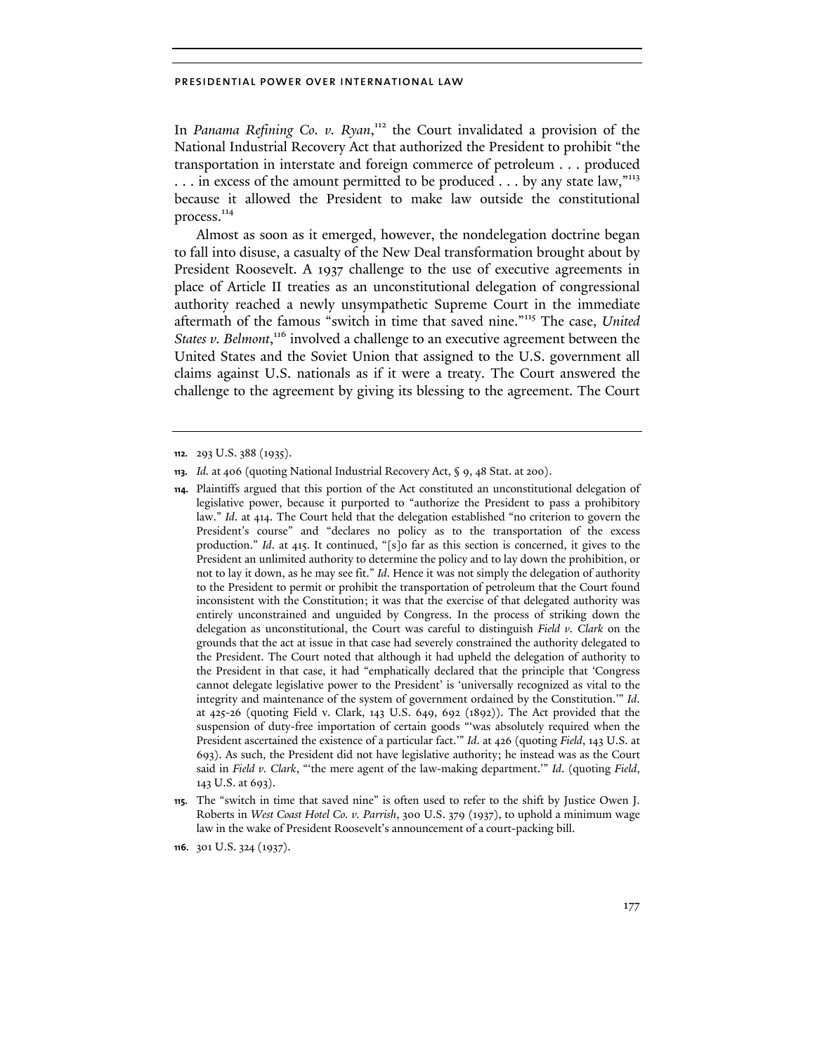In *Panama Refining Co. v. Ryan*,[112] the Court invalidated a provision of the National Industrial Recovery Act that authorized the President to prohibit "the transportation in interstate and foreign commerce of petroleum . . . produced . . . in excess of the amount permitted to be produced . . . by any state law,"[113] because it allowed the President to make law outside the constitutional process.[114]

Almost as soon as it emerged, however, the nondelegation doctrine began to fall into disuse, a casualty of the New Deal transformation brought about by President Roosevelt. A 1937 challenge to the use of executive agreements in place of Article II treaties as an unconstitutional delegation of congressional authority reached a newly unsympathetic Supreme Court in the immediate aftermath of the famous "switch in time that saved nine."[115] The case, *United States v. Belmont*,[116] involved a challenge to an executive agreement between the United States and the Soviet Union that assigned to the U.S. government all claims against U.S. nationals as if it were a treaty. The Court answered the challenge to the agreement by giving its blessing to the agreement. The Court

---

112. 293 U.S. 388 (1935).

113. *Id.* at 406 (quoting National Industrial Recovery Act, § 9, 48 Stat. at 200).

114. Plaintiffs argued that this portion of the Act constituted an unconstitutional delegation of legislative power, because it purported to "authorize the President to pass a prohibitory law." *Id.* at 414. The Court held that the delegation established "no criterion to govern the President's course" and "declares no policy as to the transportation of the excess production." *Id.* at 415. It continued, "[s]o far as this section is concerned, it gives to the President an unlimited authority to determine the policy and to lay down the prohibition, or not to lay it down, as he may see fit." *Id.* Hence it was not simply the delegation of authority to the President to permit or prohibit the transportation of petroleum that the Court found inconsistent with the Constitution; it was that the exercise of that delegated authority was entirely unconstrained and unguided by Congress. In the process of striking down the delegation as unconstitutional, the Court was careful to distinguish *Field v. Clark* on the grounds that the act at issue in that case had severely constrained the authority delegated to the President. The Court noted that although it had upheld the delegation of authority to the President in that case, it had "emphatically declared that the principle that 'Congress cannot delegate legislative power to the President' is 'universally recognized as vital to the integrity and maintenance of the system of government ordained by the Constitution.'" *Id.* at 425-26 (quoting Field v. Clark, 143 U.S. 649, 692 (1892)). The Act provided that the suspension of duty-free importation of certain goods "'was absolutely required when the President ascertained the existence of a particular fact.'" *Id.* at 426 (quoting *Field*, 143 U.S. at 693). As such, the President did not have legislative authority; he instead was as the Court said in *Field v. Clark*, "'the mere agent of the law-making department.'" *Id.* (quoting *Field*, 143 U.S. at 693).

115. The "switch in time that saved nine" is often used to refer to the shift by Justice Owen J. Roberts in *West Coast Hotel Co. v. Parrish*, 300 U.S. 379 (1937), to uphold a minimum wage law in the wake of President Roosevelt's announcement of a court-packing bill.

116. 301 U.S. 324 (1937).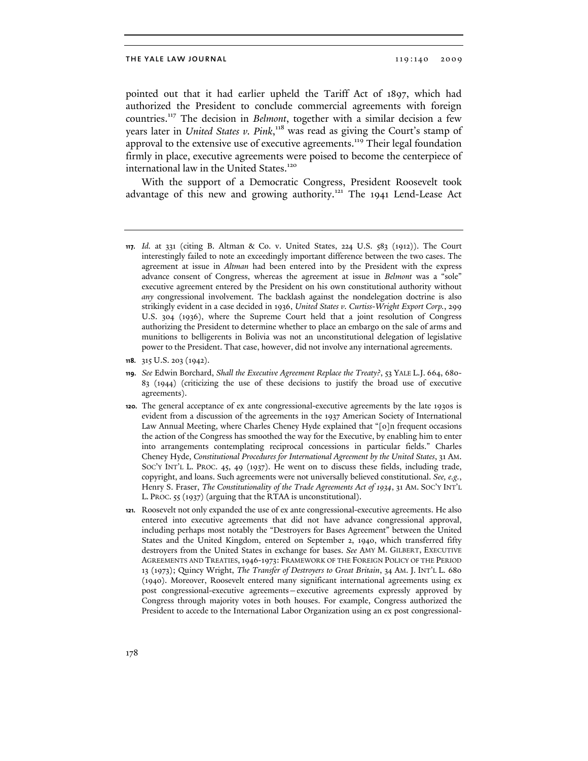pointed out that it had earlier upheld the Tariff Act of 1897, which had authorized the President to conclude commercial agreements with foreign countries.[117] The decision in *Belmont*, together with a similar decision a few years later in *United States v. Pink*,[118] was read as giving the Court's stamp of approval to the extensive use of executive agreements.[119] Their legal foundation firmly in place, executive agreements were poised to become the centerpiece of international law in the United States.[120]

With the support of a Democratic Congress, President Roosevelt took advantage of this new and growing authority.[121] The 1941 Lend-Lease Act

---

**117.** *Id.* at 331 (citing B. Altman & Co. v. United States, 224 U.S. 583 (1912)). The Court interestingly failed to note an exceedingly important difference between the two cases. The agreement at issue in *Altman* had been entered into by the President with the express advance consent of Congress, whereas the agreement at issue in *Belmont* was a "sole" executive agreement entered by the President on his own constitutional authority without *any* congressional involvement. The backlash against the nondelegation doctrine is also strikingly evident in a case decided in 1936, *United States v. Curtiss-Wright Export Corp.*, 299 U.S. 304 (1936), where the Supreme Court held that a joint resolution of Congress authorizing the President to determine whether to place an embargo on the sale of arms and munitions to belligerents in Bolivia was not an unconstitutional delegation of legislative power to the President. That case, however, did not involve any international agreements.

**118.** 315 U.S. 203 (1942).

**119.** *See* Edwin Borchard, *Shall the Executive Agreement Replace the Treaty?*, 53 YALE L.J. 664, 680-83 (1944) (criticizing the use of these decisions to justify the broad use of executive agreements).

**120.** The general acceptance of ex ante congressional-executive agreements by the late 1930s is evident from a discussion of the agreements in the 1937 American Society of International Law Annual Meeting, where Charles Cheney Hyde explained that "[o]n frequent occasions the action of the Congress has smoothed the way for the Executive, by enabling him to enter into arrangements contemplating reciprocal concessions in particular fields." Charles Cheney Hyde, *Constitutional Procedures for International Agreement by the United States*, 31 AM. SOC'Y INT'L L. PROC. 45, 49 (1937). He went on to discuss these fields, including trade, copyright, and loans. Such agreements were not universally believed constitutional. *See, e.g.*, Henry S. Fraser, *The Constitutionality of the Trade Agreements Act of 1934*, 31 AM. SOC'Y INT'L L. PROC. 55 (1937) (arguing that the RTAA is unconstitutional).

**121.** Roosevelt not only expanded the use of ex ante congressional-executive agreements. He also entered into executive agreements that did not have advance congressional approval, including perhaps most notably the "Destroyers for Bases Agreement" between the United States and the United Kingdom, entered on September 2, 1940, which transferred fifty destroyers from the United States in exchange for bases. *See* AMY M. GILBERT, EXECUTIVE AGREEMENTS AND TREATIES, 1946-1973: FRAMEWORK OF THE FOREIGN POLICY OF THE PERIOD 13 (1973); Quincy Wright, *The Transfer of Destroyers to Great Britain*, 34 AM. J. INT'L L. 680 (1940). Moreover, Roosevelt entered many significant international agreements using ex post congressional-executive agreements—executive agreements expressly approved by Congress through majority votes in both houses. For example, Congress authorized the President to accede to the International Labor Organization using an ex post congressional-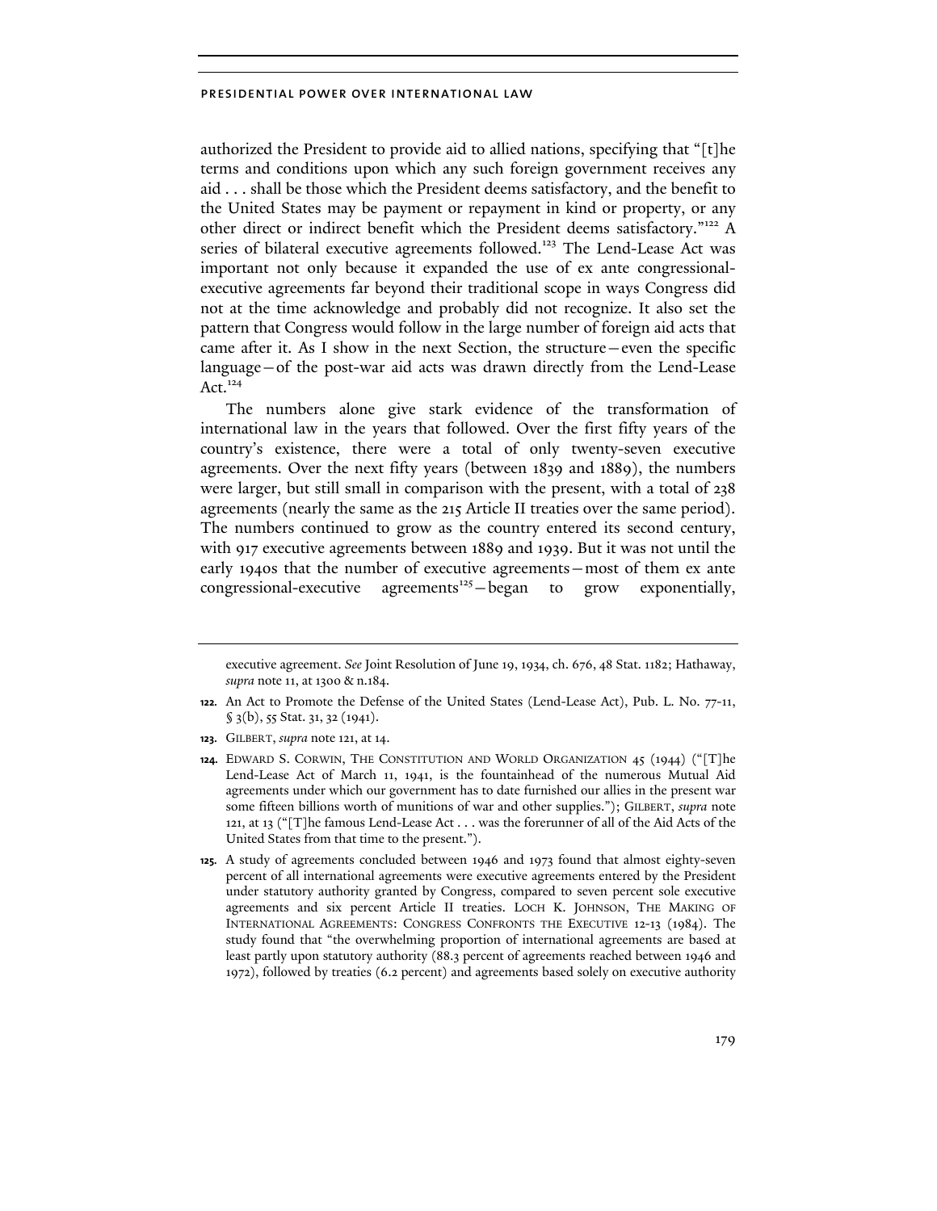authorized the President to provide aid to allied nations, specifying that "[t]he terms and conditions upon which any such foreign government receives any aid . . . shall be those which the President deems satisfactory, and the benefit to the United States may be payment or repayment in kind or property, or any other direct or indirect benefit which the President deems satisfactory."[122] A series of bilateral executive agreements followed.[123] The Lend-Lease Act was important not only because it expanded the use of ex ante congressional-executive agreements far beyond their traditional scope in ways Congress did not at the time acknowledge and probably did not recognize. It also set the pattern that Congress would follow in the large number of foreign aid acts that came after it. As I show in the next Section, the structure—even the specific language—of the post-war aid acts was drawn directly from the Lend-Lease Act.[124]

The numbers alone give stark evidence of the transformation of international law in the years that followed. Over the first fifty years of the country's existence, there were a total of only twenty-seven executive agreements. Over the next fifty years (between 1839 and 1889), the numbers were larger, but still small in comparison with the present, with a total of 238 agreements (nearly the same as the 215 Article II treaties over the same period). The numbers continued to grow as the country entered its second century, with 917 executive agreements between 1889 and 1939. But it was not until the early 1940s that the number of executive agreements—most of them ex ante congressional-executive agreements[125]—began to grow exponentially,

---

executive agreement. *See* Joint Resolution of June 19, 1934, ch. 676, 48 Stat. 1182; Hathaway, *supra* note 11, at 1300 & n.184.

**122.** An Act to Promote the Defense of the United States (Lend-Lease Act), Pub. L. No. 77-11, § 3(b), 55 Stat. 31, 32 (1941).

**123.** GILBERT, *supra* note 121, at 14.

**124.** EDWARD S. CORWIN, THE CONSTITUTION AND WORLD ORGANIZATION 45 (1944) ("[T]he Lend-Lease Act of March 11, 1941, is the fountainhead of the numerous Mutual Aid agreements under which our government has to date furnished our allies in the present war some fifteen billions worth of munitions of war and other supplies."); GILBERT, *supra* note 121, at 13 ("[T]he famous Lend-Lease Act . . . was the forerunner of all of the Aid Acts of the United States from that time to the present.").

**125.** A study of agreements concluded between 1946 and 1973 found that almost eighty-seven percent of all international agreements were executive agreements entered by the President under statutory authority granted by Congress, compared to seven percent sole executive agreements and six percent Article II treaties. LOCH K. JOHNSON, THE MAKING OF INTERNATIONAL AGREEMENTS: CONGRESS CONFRONTS THE EXECUTIVE 12-13 (1984). The study found that "the overwhelming proportion of international agreements are based at least partly upon statutory authority (88.3 percent of agreements reached between 1946 and 1972), followed by treaties (6.2 percent) and agreements based solely on executive authority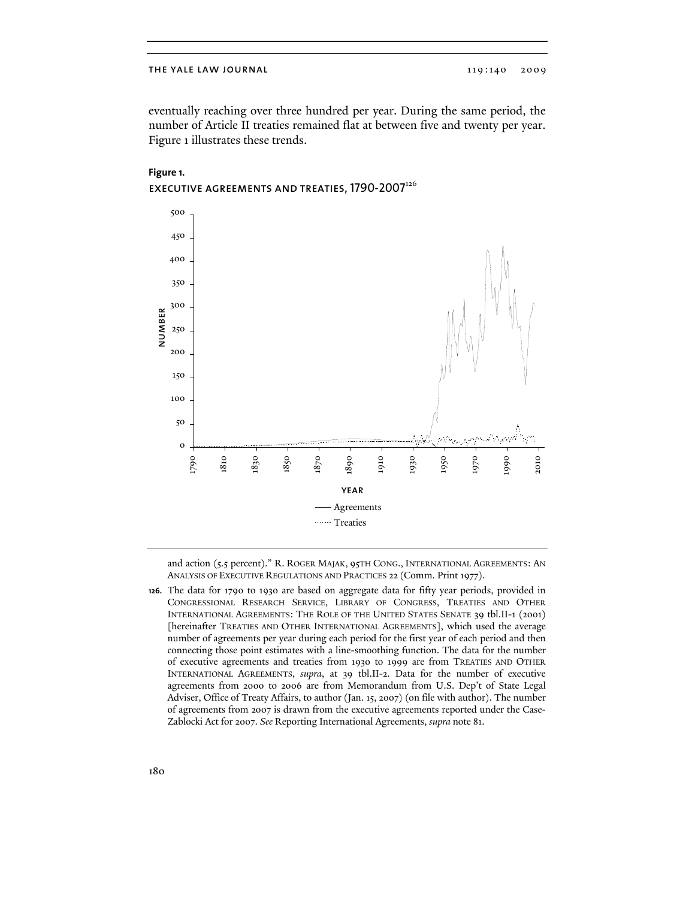eventually reaching over three hundred per year. During the same period, the number of Article II treaties remained flat at between five and twenty per year. Figure 1 illustrates these trends.

**Figure 1.**

EXECUTIVE AGREEMENTS AND TREATIES, 1790-2007[126]

and action (5.5 percent)." R. ROGER MAJAK, 95TH CONG., INTERNATIONAL AGREEMENTS: AN ANALYSIS OF EXECUTIVE REGULATIONS AND PRACTICES 22 (Comm. Print 1977).

**126.** The data for 1790 to 1930 are based on aggregate data for fifty year periods, provided in CONGRESSIONAL RESEARCH SERVICE, LIBRARY OF CONGRESS, TREATIES AND OTHER INTERNATIONAL AGREEMENTS: THE ROLE OF THE UNITED STATES SENATE 39 tbl.II-1 (2001) [hereinafter TREATIES AND OTHER INTERNATIONAL AGREEMENTS], which used the average number of agreements per year during each period for the first year of each period and then connecting those point estimates with a line-smoothing function. The data for the number of executive agreements and treaties from 1930 to 1999 are from TREATIES AND OTHER INTERNATIONAL AGREEMENTS, *supra*, at 39 tbl.II-2. Data for the number of executive agreements from 2000 to 2006 are from Memorandum from U.S. Dep't of State Legal Adviser, Office of Treaty Affairs, to author (Jan. 15, 2007) (on file with author). The number of agreements from 2007 is drawn from the executive agreements reported under the Case-Zablocki Act for 2007. *See* Reporting International Agreements, *supra* note 81.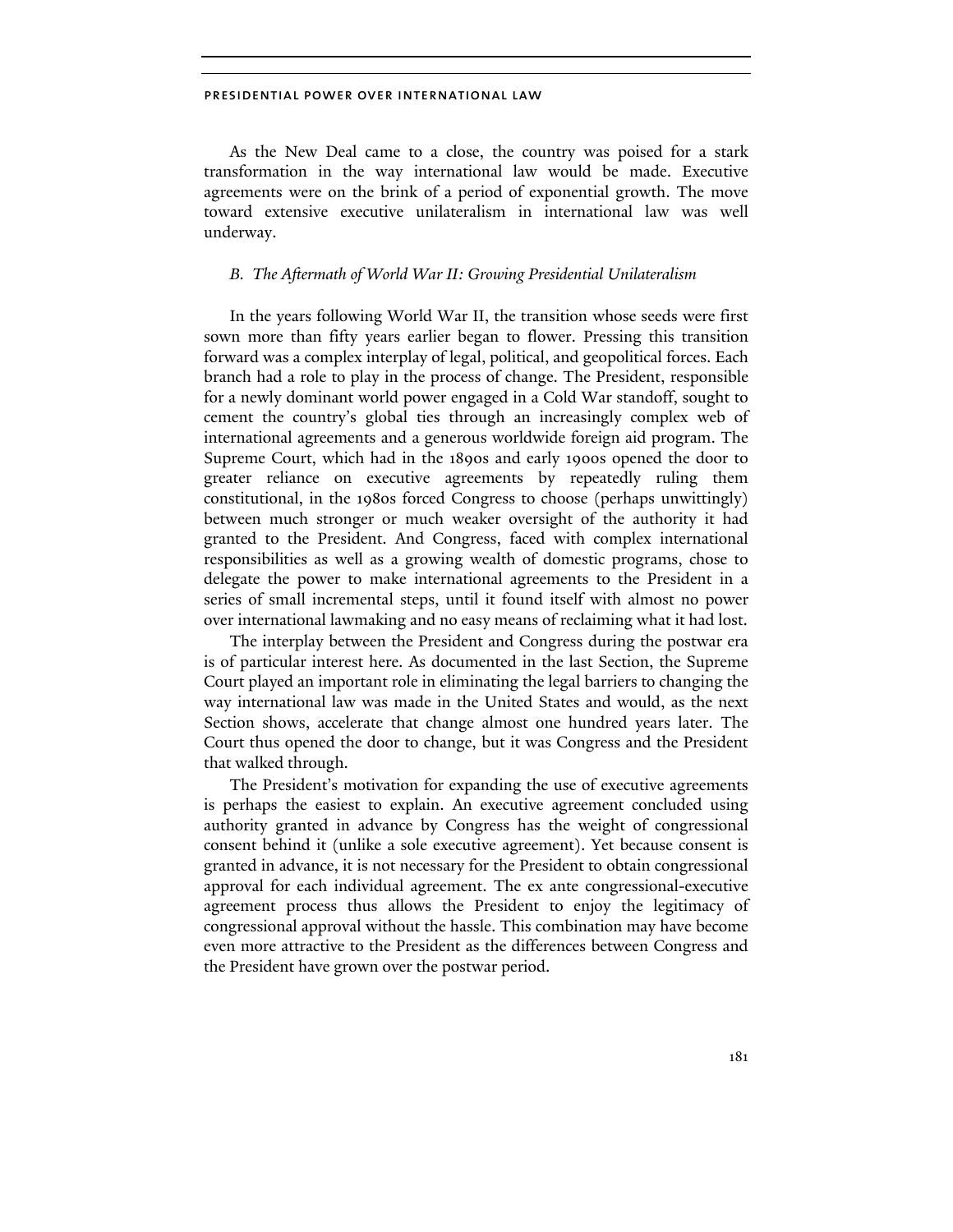As the New Deal came to a close, the country was poised for a stark transformation in the way international law would be made. Executive agreements were on the brink of a period of exponential growth. The move toward extensive executive unilateralism in international law was well underway.

### *B. The Aftermath of World War II: Growing Presidential Unilateralism*

In the years following World War II, the transition whose seeds were first sown more than fifty years earlier began to flower. Pressing this transition forward was a complex interplay of legal, political, and geopolitical forces. Each branch had a role to play in the process of change. The President, responsible for a newly dominant world power engaged in a Cold War standoff, sought to cement the country's global ties through an increasingly complex web of international agreements and a generous worldwide foreign aid program. The Supreme Court, which had in the 1890s and early 1900s opened the door to greater reliance on executive agreements by repeatedly ruling them constitutional, in the 1980s forced Congress to choose (perhaps unwittingly) between much stronger or much weaker oversight of the authority it had granted to the President. And Congress, faced with complex international responsibilities as well as a growing wealth of domestic programs, chose to delegate the power to make international agreements to the President in a series of small incremental steps, until it found itself with almost no power over international lawmaking and no easy means of reclaiming what it had lost.

The interplay between the President and Congress during the postwar era is of particular interest here. As documented in the last Section, the Supreme Court played an important role in eliminating the legal barriers to changing the way international law was made in the United States and would, as the next Section shows, accelerate that change almost one hundred years later. The Court thus opened the door to change, but it was Congress and the President that walked through.

The President's motivation for expanding the use of executive agreements is perhaps the easiest to explain. An executive agreement concluded using authority granted in advance by Congress has the weight of congressional consent behind it (unlike a sole executive agreement). Yet because consent is granted in advance, it is not necessary for the President to obtain congressional approval for each individual agreement. The ex ante congressional-executive agreement process thus allows the President to enjoy the legitimacy of congressional approval without the hassle. This combination may have become even more attractive to the President as the differences between Congress and the President have grown over the postwar period.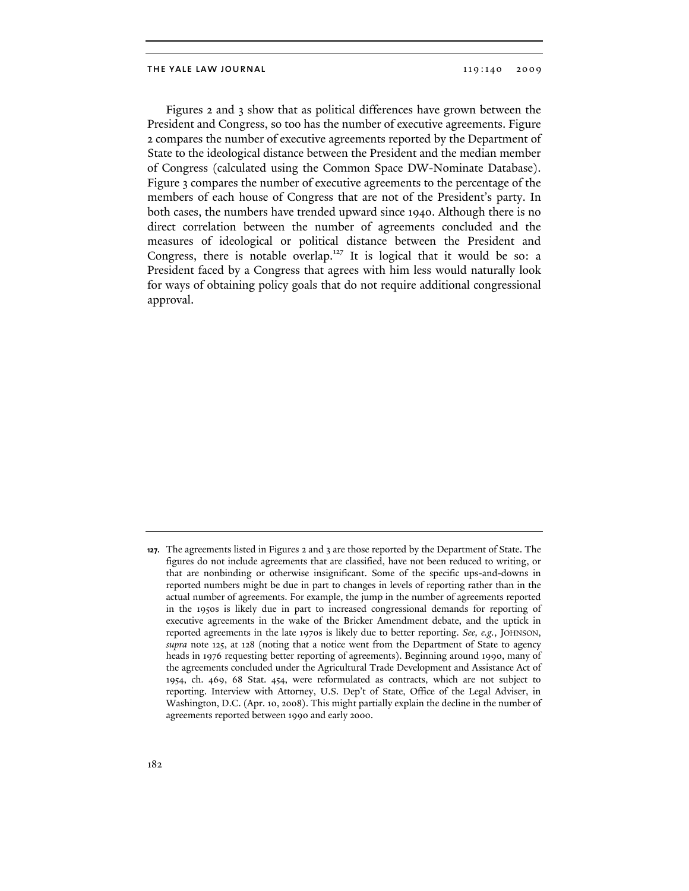Figures 2 and 3 show that as political differences have grown between the President and Congress, so too has the number of executive agreements. Figure 2 compares the number of executive agreements reported by the Department of State to the ideological distance between the President and the median member of Congress (calculated using the Common Space DW-Nominate Database). Figure 3 compares the number of executive agreements to the percentage of the members of each house of Congress that are not of the President's party. In both cases, the numbers have trended upward since 1940. Although there is no direct correlation between the number of agreements concluded and the measures of ideological or political distance between the President and Congress, there is notable overlap.[127] It is logical that it would be so: a President faced by a Congress that agrees with him less would naturally look for ways of obtaining policy goals that do not require additional congressional approval.

---

**127.** The agreements listed in Figures 2 and 3 are those reported by the Department of State. The figures do not include agreements that are classified, have not been reduced to writing, or that are nonbinding or otherwise insignificant. Some of the specific ups-and-downs in reported numbers might be due in part to changes in levels of reporting rather than in the actual number of agreements. For example, the jump in the number of agreements reported in the 1950s is likely due in part to increased congressional demands for reporting of executive agreements in the wake of the Bricker Amendment debate, and the uptick in reported agreements in the late 1970s is likely due to better reporting. *See, e.g.*, JOHNSON, *supra* note 125, at 128 (noting that a notice went from the Department of State to agency heads in 1976 requesting better reporting of agreements). Beginning around 1990, many of the agreements concluded under the Agricultural Trade Development and Assistance Act of 1954, ch. 469, 68 Stat. 454, were reformulated as contracts, which are not subject to reporting. Interview with Attorney, U.S. Dep't of State, Office of the Legal Adviser, in Washington, D.C. (Apr. 10, 2008). This might partially explain the decline in the number of agreements reported between 1990 and early 2000.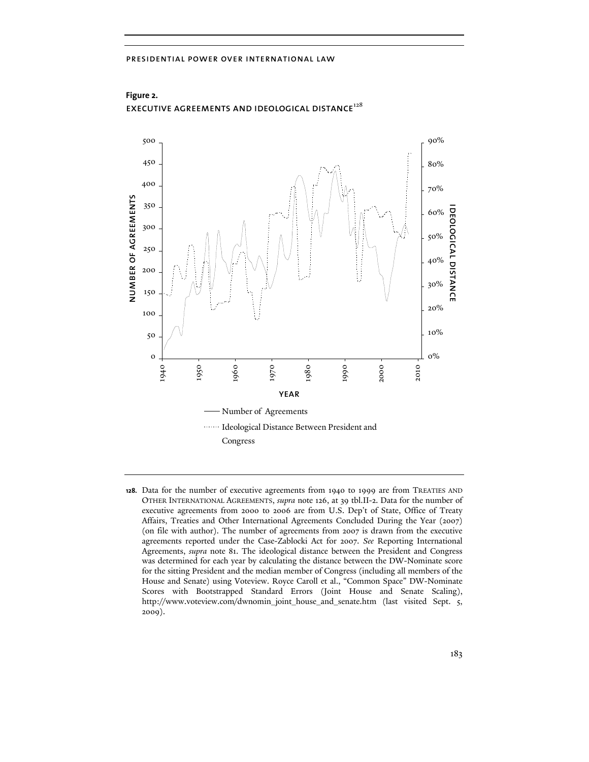**Figure 2.**

**EXECUTIVE AGREEMENTS AND IDEOLOGICAL DISTANCE**[128]

—— Number of Agreements

······ Ideological Distance Between President and Congress

---

**128.** Data for the number of executive agreements from 1940 to 1999 are from TREATIES AND OTHER INTERNATIONAL AGREEMENTS, *supra* note 126, at 39 tbl.II-2. Data for the number of executive agreements from 2000 to 2006 are from U.S. Dep't of State, Office of Treaty Affairs, Treaties and Other International Agreements Concluded During the Year (2007) (on file with author). The number of agreements from 2007 is drawn from the executive agreements reported under the Case-Zablocki Act for 2007. *See* Reporting International Agreements, *supra* note 81. The ideological distance between the President and Congress was determined for each year by calculating the distance between the DW-Nominate score for the sitting President and the median member of Congress (including all members of the House and Senate) using Voteview. Royce Caroll et al., "Common Space" DW-Nominate Scores with Bootstrapped Standard Errors (Joint House and Senate Scaling), http://www.voteview.com/dwnomin_joint_house_and_senate.htm (last visited Sept. 5, 2009).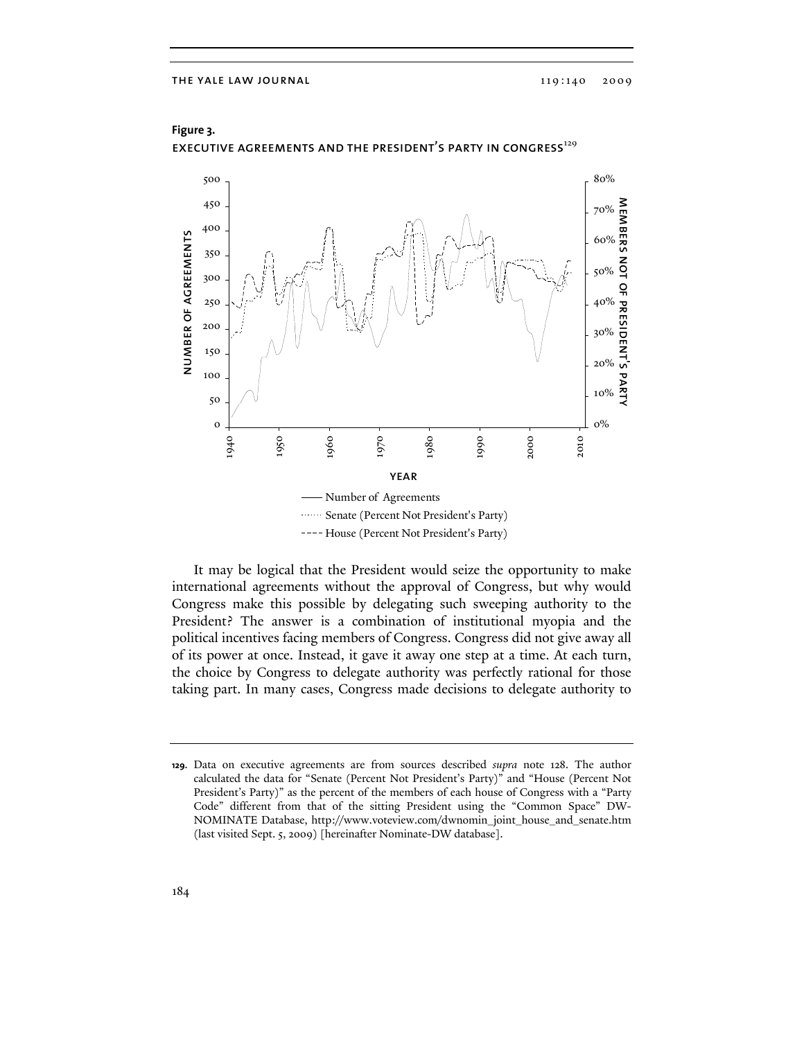**Figure 3.**
EXECUTIVE AGREEMENTS AND THE PRESIDENT'S PARTY IN CONGRESS[129]

It may be logical that the President would seize the opportunity to make international agreements without the approval of Congress, but why would Congress make this possible by delegating such sweeping authority to the President? The answer is a combination of institutional myopia and the political incentives facing members of Congress. Congress did not give away all of its power at once. Instead, it gave it away one step at a time. At each turn, the choice by Congress to delegate authority was perfectly rational for those taking part. In many cases, Congress made decisions to delegate authority to

---

129. Data on executive agreements are from sources described *supra* note 128. The author calculated the data for "Senate (Percent Not President's Party)" and "House (Percent Not President's Party)" as the percent of the members of each house of Congress with a "Party Code" different from that of the sitting President using the "Common Space" DW-NOMINATE Database, http://www.voteview.com/dwnomin_joint_house_and_senate.htm (last visited Sept. 5, 2009) [hereinafter Nominate-DW database].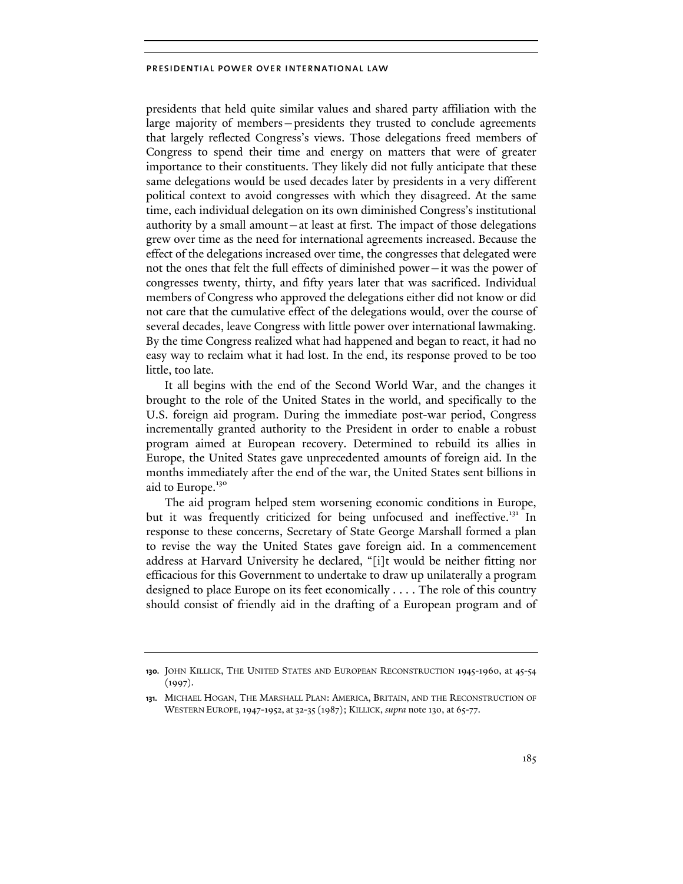presidents that held quite similar values and shared party affiliation with the large majority of members—presidents they trusted to conclude agreements that largely reflected Congress's views. Those delegations freed members of Congress to spend their time and energy on matters that were of greater importance to their constituents. They likely did not fully anticipate that these same delegations would be used decades later by presidents in a very different political context to avoid congresses with which they disagreed. At the same time, each individual delegation on its own diminished Congress's institutional authority by a small amount—at least at first. The impact of those delegations grew over time as the need for international agreements increased. Because the effect of the delegations increased over time, the congresses that delegated were not the ones that felt the full effects of diminished power—it was the power of congresses twenty, thirty, and fifty years later that was sacrificed. Individual members of Congress who approved the delegations either did not know or did not care that the cumulative effect of the delegations would, over the course of several decades, leave Congress with little power over international lawmaking. By the time Congress realized what had happened and began to react, it had no easy way to reclaim what it had lost. In the end, its response proved to be too little, too late.

It all begins with the end of the Second World War, and the changes it brought to the role of the United States in the world, and specifically to the U.S. foreign aid program. During the immediate post-war period, Congress incrementally granted authority to the President in order to enable a robust program aimed at European recovery. Determined to rebuild its allies in Europe, the United States gave unprecedented amounts of foreign aid. In the months immediately after the end of the war, the United States sent billions in aid to Europe.[130]

The aid program helped stem worsening economic conditions in Europe, but it was frequently criticized for being unfocused and ineffective.[131] In response to these concerns, Secretary of State George Marshall formed a plan to revise the way the United States gave foreign aid. In a commencement address at Harvard University he declared, "[i]t would be neither fitting nor efficacious for this Government to undertake to draw up unilaterally a program designed to place Europe on its feet economically . . . . The role of this country should consist of friendly aid in the drafting of a European program and of

---

130. John Killick, The United States and European Reconstruction 1945-1960, at 45-54 (1997).

131. Michael Hogan, The Marshall Plan: America, Britain, and the Reconstruction of Western Europe, 1947-1952, at 32-35 (1987); Killick, *supra* note 130, at 65-77.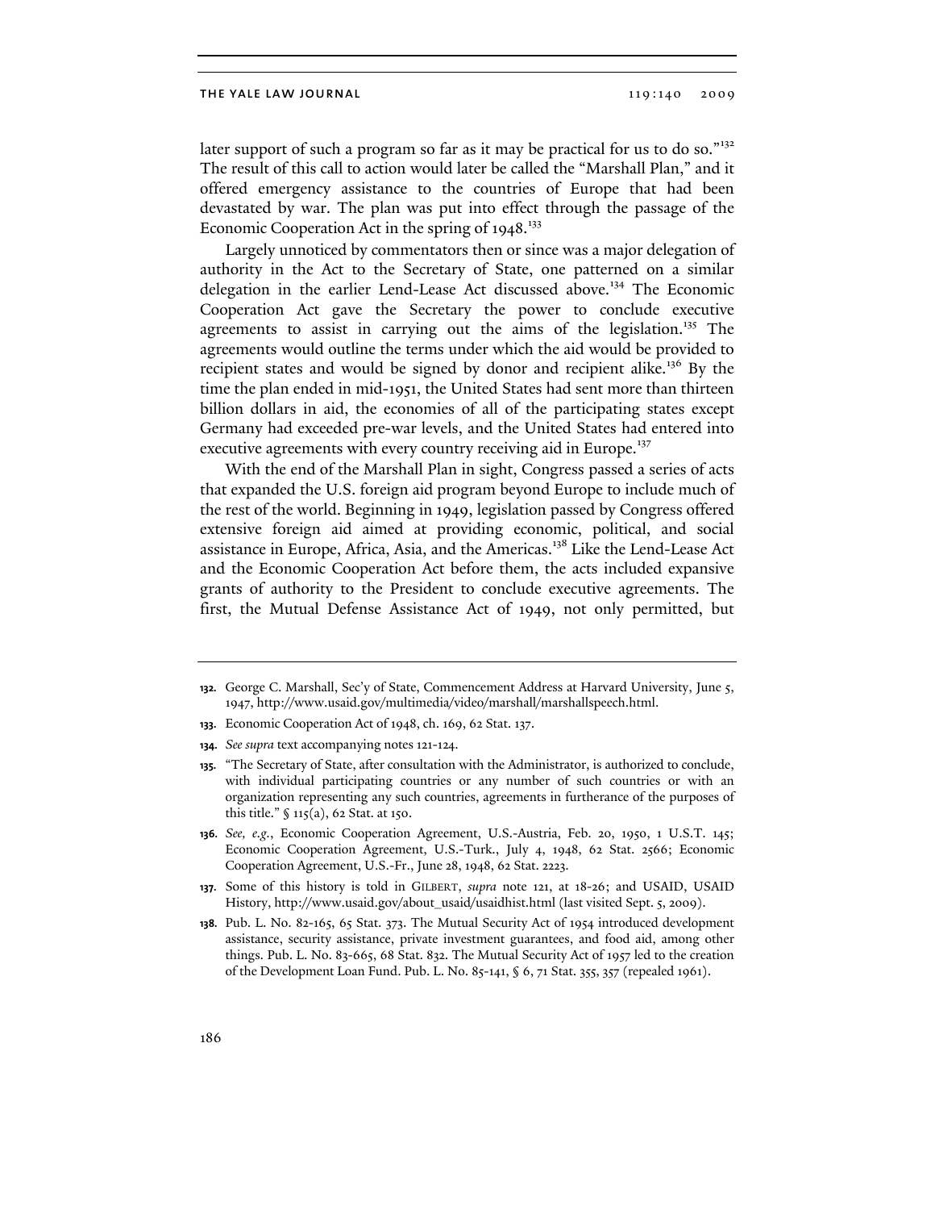later support of such a program so far as it may be practical for us to do so."[132] The result of this call to action would later be called the "Marshall Plan," and it offered emergency assistance to the countries of Europe that had been devastated by war. The plan was put into effect through the passage of the Economic Cooperation Act in the spring of 1948.[133]

Largely unnoticed by commentators then or since was a major delegation of authority in the Act to the Secretary of State, one patterned on a similar delegation in the earlier Lend-Lease Act discussed above.[134] The Economic Cooperation Act gave the Secretary the power to conclude executive agreements to assist in carrying out the aims of the legislation.[135] The agreements would outline the terms under which the aid would be provided to recipient states and would be signed by donor and recipient alike.[136] By the time the plan ended in mid-1951, the United States had sent more than thirteen billion dollars in aid, the economies of all of the participating states except Germany had exceeded pre-war levels, and the United States had entered into executive agreements with every country receiving aid in Europe.[137]

With the end of the Marshall Plan in sight, Congress passed a series of acts that expanded the U.S. foreign aid program beyond Europe to include much of the rest of the world. Beginning in 1949, legislation passed by Congress offered extensive foreign aid aimed at providing economic, political, and social assistance in Europe, Africa, Asia, and the Americas.[138] Like the Lend-Lease Act and the Economic Cooperation Act before them, the acts included expansive grants of authority to the President to conclude executive agreements. The first, the Mutual Defense Assistance Act of 1949, not only permitted, but

---

132. George C. Marshall, Sec'y of State, Commencement Address at Harvard University, June 5, 1947, http://www.usaid.gov/multimedia/video/marshall/marshallspeech.html.

133. Economic Cooperation Act of 1948, ch. 169, 62 Stat. 137.

134. *See supra* text accompanying notes 121-124.

135. "The Secretary of State, after consultation with the Administrator, is authorized to conclude, with individual participating countries or any number of such countries or with an organization representing any such countries, agreements in furtherance of the purposes of this title." § 115(a), 62 Stat. at 150.

136. *See, e.g.*, Economic Cooperation Agreement, U.S.-Austria, Feb. 20, 1950, 1 U.S.T. 145; Economic Cooperation Agreement, U.S.-Turk., July 4, 1948, 62 Stat. 2566; Economic Cooperation Agreement, U.S.-Fr., June 28, 1948, 62 Stat. 2223.

137. Some of this history is told in GILBERT, *supra* note 121, at 18-26; and USAID, USAID History, http://www.usaid.gov/about_usaid/usaidhist.html (last visited Sept. 5, 2009).

138. Pub. L. No. 82-165, 65 Stat. 373. The Mutual Security Act of 1954 introduced development assistance, security assistance, private investment guarantees, and food aid, among other things. Pub. L. No. 83-665, 68 Stat. 832. The Mutual Security Act of 1957 led to the creation of the Development Loan Fund. Pub. L. No. 85-141, § 6, 71 Stat. 355, 357 (repealed 1961).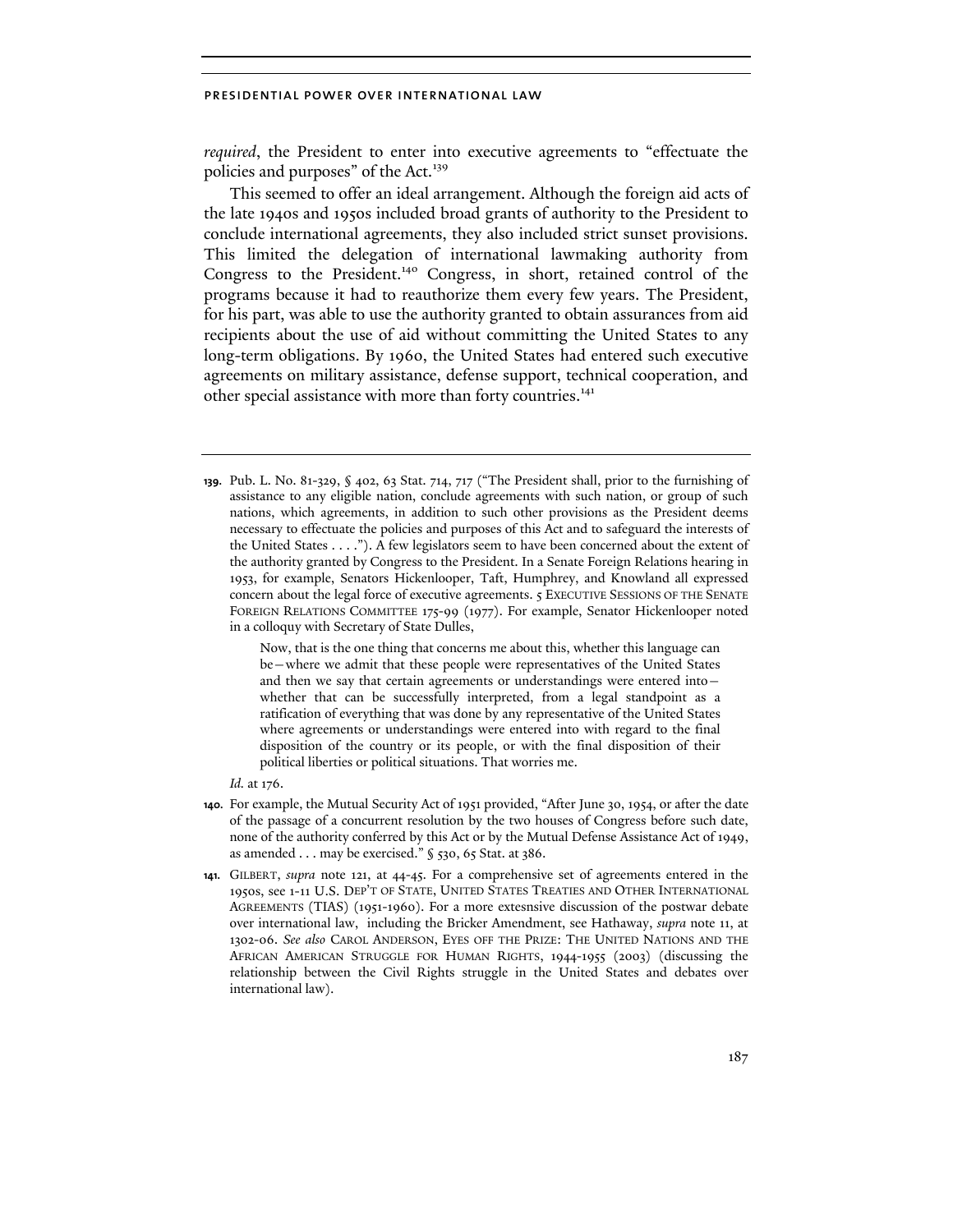*required*, the President to enter into executive agreements to "effectuate the policies and purposes" of the Act.[139]

This seemed to offer an ideal arrangement. Although the foreign aid acts of the late 1940s and 1950s included broad grants of authority to the President to conclude international agreements, they also included strict sunset provisions. This limited the delegation of international lawmaking authority from Congress to the President.[140] Congress, in short, retained control of the programs because it had to reauthorize them every few years. The President, for his part, was able to use the authority granted to obtain assurances from aid recipients about the use of aid without committing the United States to any long-term obligations. By 1960, the United States had entered such executive agreements on military assistance, defense support, technical cooperation, and other special assistance with more than forty countries.[141]

---

**139.** Pub. L. No. 81-329, § 402, 63 Stat. 714, 717 ("The President shall, prior to the furnishing of assistance to any eligible nation, conclude agreements with such nation, or group of such nations, which agreements, in addition to such other provisions as the President deems necessary to effectuate the policies and purposes of this Act and to safeguard the interests of the United States . . . ."). A few legislators seem to have been concerned about the extent of the authority granted by Congress to the President. In a Senate Foreign Relations hearing in 1953, for example, Senators Hickenlooper, Taft, Humphrey, and Knowland all expressed concern about the legal force of executive agreements. 5 EXECUTIVE SESSIONS OF THE SENATE FOREIGN RELATIONS COMMITTEE 175-99 (1977). For example, Senator Hickenlooper noted in a colloquy with Secretary of State Dulles,

> Now, that is the one thing that concerns me about this, whether this language can be—where we admit that these people were representatives of the United States and then we say that certain agreements or understandings were entered into—whether that can be successfully interpreted, from a legal standpoint as a ratification of everything that was done by any representative of the United States where agreements or understandings were entered into with regard to the final disposition of the country or its people, or with the final disposition of their political liberties or political situations. That worries me.

*Id.* at 176.

**140.** For example, the Mutual Security Act of 1951 provided, "After June 30, 1954, or after the date of the passage of a concurrent resolution by the two houses of Congress before such date, none of the authority conferred by this Act or by the Mutual Defense Assistance Act of 1949, as amended . . . may be exercised." § 530, 65 Stat. at 386.

**141.** GILBERT, *supra* note 121, at 44-45. For a comprehensive set of agreements entered in the 1950s, see 1-11 U.S. DEP'T OF STATE, UNITED STATES TREATIES AND OTHER INTERNATIONAL AGREEMENTS (TIAS) (1951-1960). For a more extesnsive discussion of the postwar debate over international law, including the Bricker Amendment, see Hathaway, *supra* note 11, at 1302-06. *See also* CAROL ANDERSON, EYES OFF THE PRIZE: THE UNITED NATIONS AND THE AFRICAN AMERICAN STRUGGLE FOR HUMAN RIGHTS, 1944-1955 (2003) (discussing the relationship between the Civil Rights struggle in the United States and debates over international law).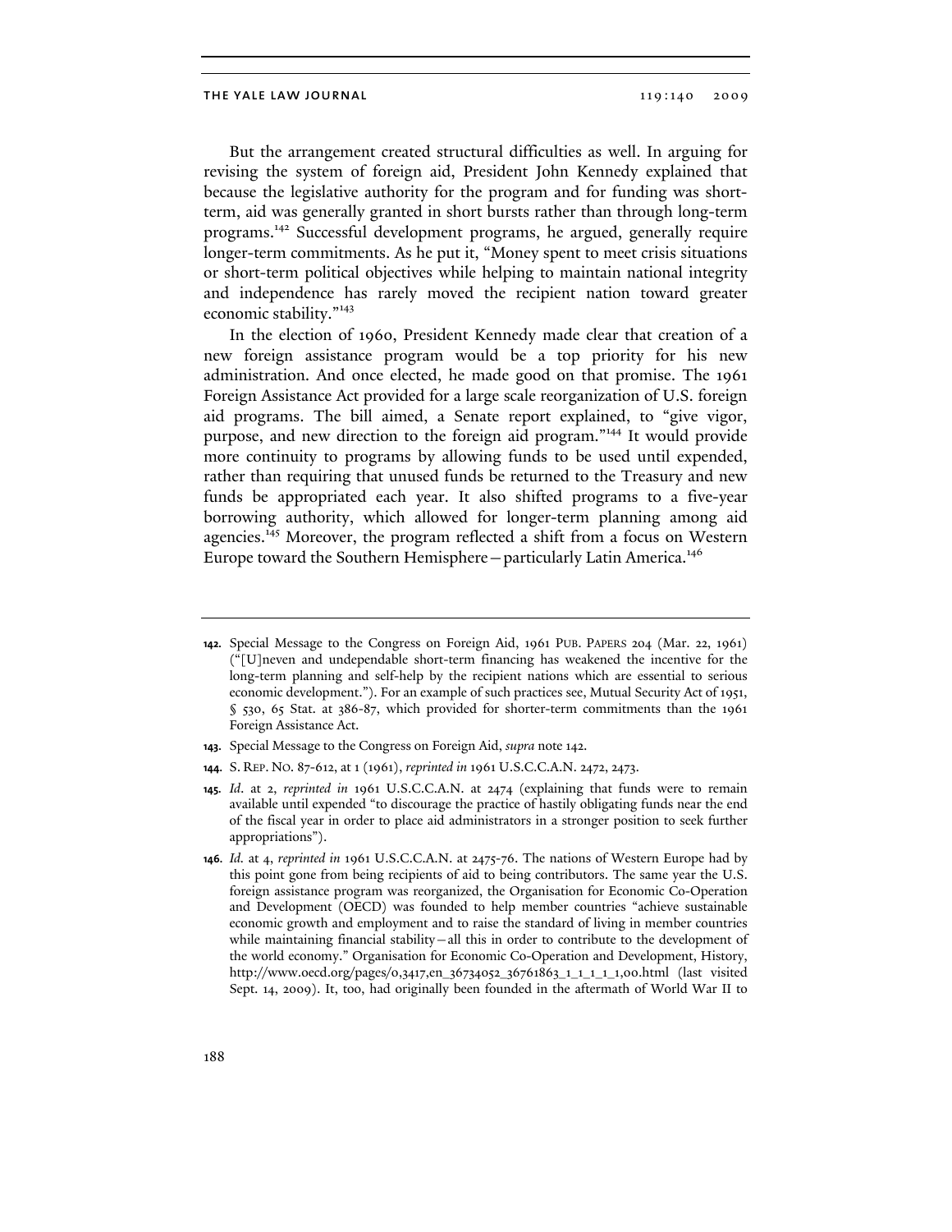But the arrangement created structural difficulties as well. In arguing for revising the system of foreign aid, President John Kennedy explained that because the legislative authority for the program and for funding was short-term, aid was generally granted in short bursts rather than through long-term programs.[142] Successful development programs, he argued, generally require longer-term commitments. As he put it, "Money spent to meet crisis situations or short-term political objectives while helping to maintain national integrity and independence has rarely moved the recipient nation toward greater economic stability."[143]

In the election of 1960, President Kennedy made clear that creation of a new foreign assistance program would be a top priority for his new administration. And once elected, he made good on that promise. The 1961 Foreign Assistance Act provided for a large scale reorganization of U.S. foreign aid programs. The bill aimed, a Senate report explained, to "give vigor, purpose, and new direction to the foreign aid program."[144] It would provide more continuity to programs by allowing funds to be used until expended, rather than requiring that unused funds be returned to the Treasury and new funds be appropriated each year. It also shifted programs to a five-year borrowing authority, which allowed for longer-term planning among aid agencies.[145] Moreover, the program reflected a shift from a focus on Western Europe toward the Southern Hemisphere—particularly Latin America.[146]

---

**142.** Special Message to the Congress on Foreign Aid, 1961 PUB. PAPERS 204 (Mar. 22, 1961) ("[U]neven and undependable short-term financing has weakened the incentive for the long-term planning and self-help by the recipient nations which are essential to serious economic development."). For an example of such practices see, Mutual Security Act of 1951, § 530, 65 Stat. at 386-87, which provided for shorter-term commitments than the 1961 Foreign Assistance Act.

**143.** Special Message to the Congress on Foreign Aid, *supra* note 142.

**144.** S. REP. NO. 87-612, at 1 (1961), *reprinted in* 1961 U.S.C.C.A.N. 2472, 2473.

**145.** *Id.* at 2, *reprinted in* 1961 U.S.C.C.A.N. at 2474 (explaining that funds were to remain available until expended "to discourage the practice of hastily obligating funds near the end of the fiscal year in order to place aid administrators in a stronger position to seek further appropriations").

**146.** *Id.* at 4, *reprinted in* 1961 U.S.C.C.A.N. at 2475-76. The nations of Western Europe had by this point gone from being recipients of aid to being contributors. The same year the U.S. foreign assistance program was reorganized, the Organisation for Economic Co-Operation and Development (OECD) was founded to help member countries "achieve sustainable economic growth and employment and to raise the standard of living in member countries while maintaining financial stability—all this in order to contribute to the development of the world economy." Organisation for Economic Co-Operation and Development, History, http://www.oecd.org/pages/0,3417,en_36734052_36761863_1_1_1_1_1,00.html (last visited Sept. 14, 2009). It, too, had originally been founded in the aftermath of World War II to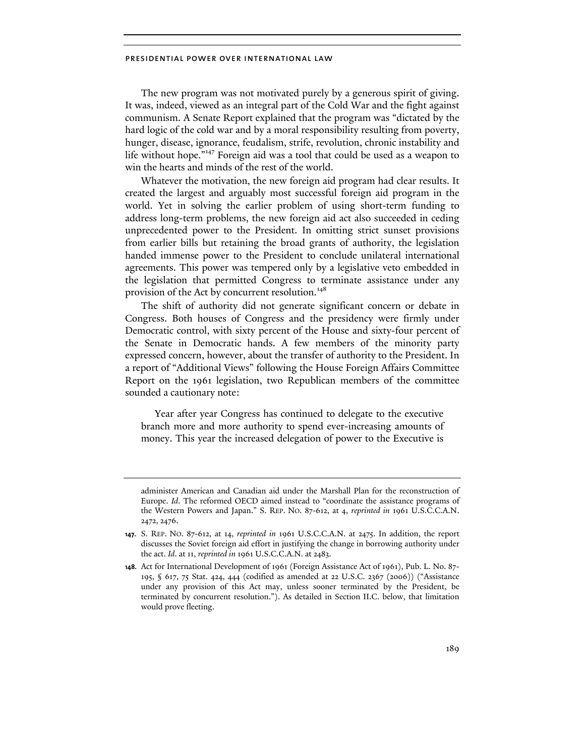The new program was not motivated purely by a generous spirit of giving. It was, indeed, viewed as an integral part of the Cold War and the fight against communism. A Senate Report explained that the program was "dictated by the hard logic of the cold war and by a moral responsibility resulting from poverty, hunger, disease, ignorance, feudalism, strife, revolution, chronic instability and life without hope."[147] Foreign aid was a tool that could be used as a weapon to win the hearts and minds of the rest of the world.

Whatever the motivation, the new foreign aid program had clear results. It created the largest and arguably most successful foreign aid program in the world. Yet in solving the earlier problem of using short-term funding to address long-term problems, the new foreign aid act also succeeded in ceding unprecedented power to the President. In omitting strict sunset provisions from earlier bills but retaining the broad grants of authority, the legislation handed immense power to the President to conclude unilateral international agreements. This power was tempered only by a legislative veto embedded in the legislation that permitted Congress to terminate assistance under any provision of the Act by concurrent resolution.[148]

The shift of authority did not generate significant concern or debate in Congress. Both houses of Congress and the presidency were firmly under Democratic control, with sixty percent of the House and sixty-four percent of the Senate in Democratic hands. A few members of the minority party expressed concern, however, about the transfer of authority to the President. In a report of "Additional Views" following the House Foreign Affairs Committee Report on the 1961 legislation, two Republican members of the committee sounded a cautionary note:

> Year after year Congress has continued to delegate to the executive branch more and more authority to spend ever-increasing amounts of money. This year the increased delegation of power to the Executive is

---

administer American and Canadian aid under the Marshall Plan for the reconstruction of Europe. *Id*. The reformed OECD aimed instead to "coordinate the assistance programs of the Western Powers and Japan." S. REP. NO. 87-612, at 4, *reprinted in* 1961 U.S.C.C.A.N. 2472, 2476.

**147.** S. REP. NO. 87-612, at 14, *reprinted in* 1961 U.S.C.C.A.N. at 2475. In addition, the report discusses the Soviet foreign aid effort in justifying the change in borrowing authority under the act. *Id*. at 11, *reprinted in* 1961 U.S.C.C.A.N. at 2483.

**148.** Act for International Development of 1961 (Foreign Assistance Act of 1961), Pub. L. No. 87-195, § 617, 75 Stat. 424, 444 (codified as amended at 22 U.S.C. 2367 (2006)) ("Assistance under any provision of this Act may, unless sooner terminated by the President, be terminated by concurrent resolution."). As detailed in Section II.C. below, that limitation would prove fleeting.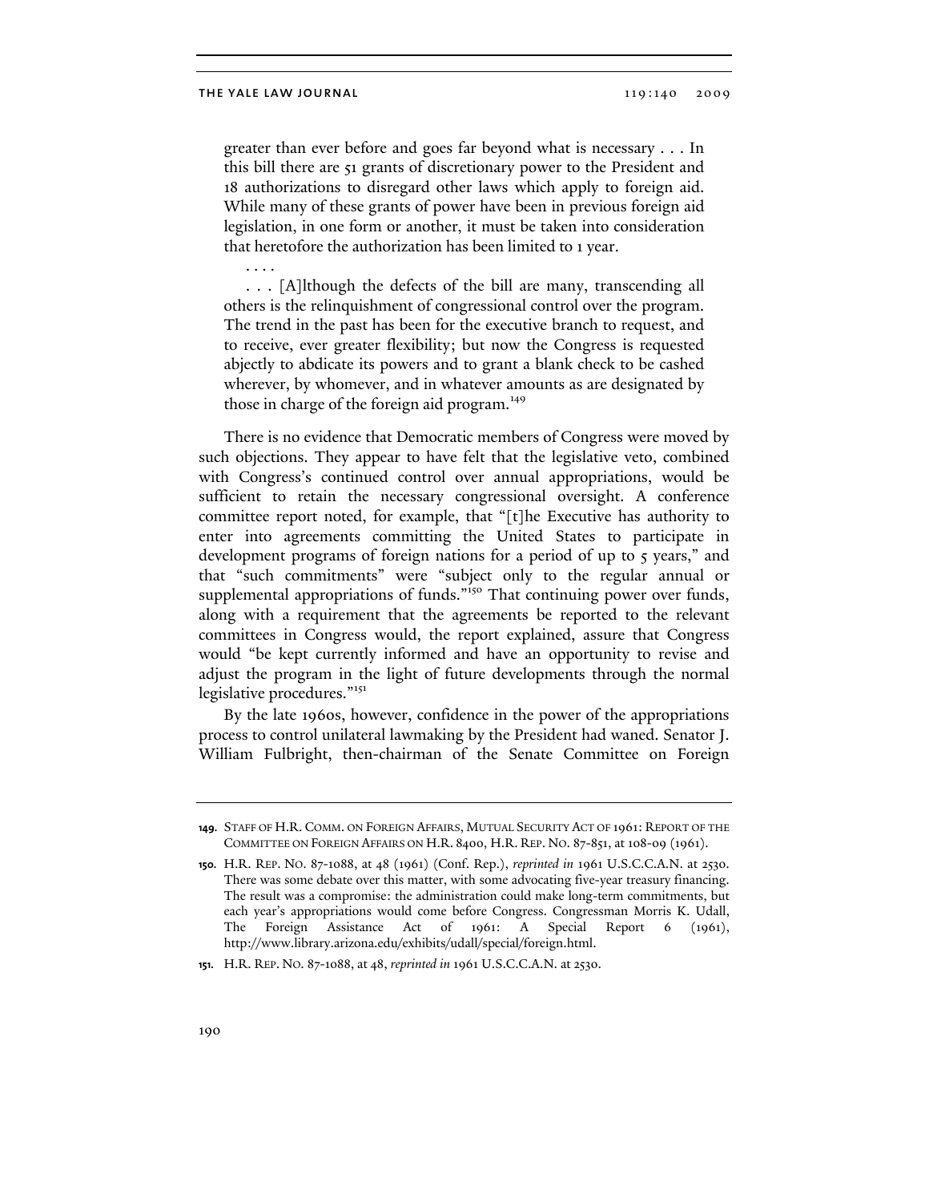> greater than ever before and goes far beyond what is necessary . . . In this bill there are 51 grants of discretionary power to the President and 18 authorizations to disregard other laws which apply to foreign aid. While many of these grants of power have been in previous foreign aid legislation, in one form or another, it must be taken into consideration that heretofore the authorization has been limited to 1 year.
>
> . . . .
>
> . . . [A]lthough the defects of the bill are many, transcending all others is the relinquishment of congressional control over the program. The trend in the past has been for the executive branch to request, and to receive, ever greater flexibility; but now the Congress is requested abjectly to abdicate its powers and to grant a blank check to be cashed wherever, by whomever, and in whatever amounts as are designated by those in charge of the foreign aid program.[149]

There is no evidence that Democratic members of Congress were moved by such objections. They appear to have felt that the legislative veto, combined with Congress's continued control over annual appropriations, would be sufficient to retain the necessary congressional oversight. A conference committee report noted, for example, that "[t]he Executive has authority to enter into agreements committing the United States to participate in development programs of foreign nations for a period of up to 5 years," and that "such commitments" were "subject only to the regular annual or supplemental appropriations of funds."[150] That continuing power over funds, along with a requirement that the agreements be reported to the relevant committees in Congress would, the report explained, assure that Congress would "be kept currently informed and have an opportunity to revise and adjust the program in the light of future developments through the normal legislative procedures."[151]

By the late 1960s, however, confidence in the power of the appropriations process to control unilateral lawmaking by the President had waned. Senator J. William Fulbright, then-chairman of the Senate Committee on Foreign

---

149. STAFF OF H.R. COMM. ON FOREIGN AFFAIRS, MUTUAL SECURITY ACT OF 1961: REPORT OF THE COMMITTEE ON FOREIGN AFFAIRS ON H.R. 8400, H.R. REP. NO. 87-851, at 108-09 (1961).

150. H.R. REP. NO. 87-1088, at 48 (1961) (Conf. Rep.), *reprinted in* 1961 U.S.C.C.A.N. at 2530. There was some debate over this matter, with some advocating five-year treasury financing. The result was a compromise: the administration could make long-term commitments, but each year's appropriations would come before Congress. Congressman Morris K. Udall, The Foreign Assistance Act of 1961: A Special Report 6 (1961), http://www.library.arizona.edu/exhibits/udall/special/foreign.html.

151. H.R. REP. NO. 87-1088, at 48, *reprinted in* 1961 U.S.C.C.A.N. at 2530.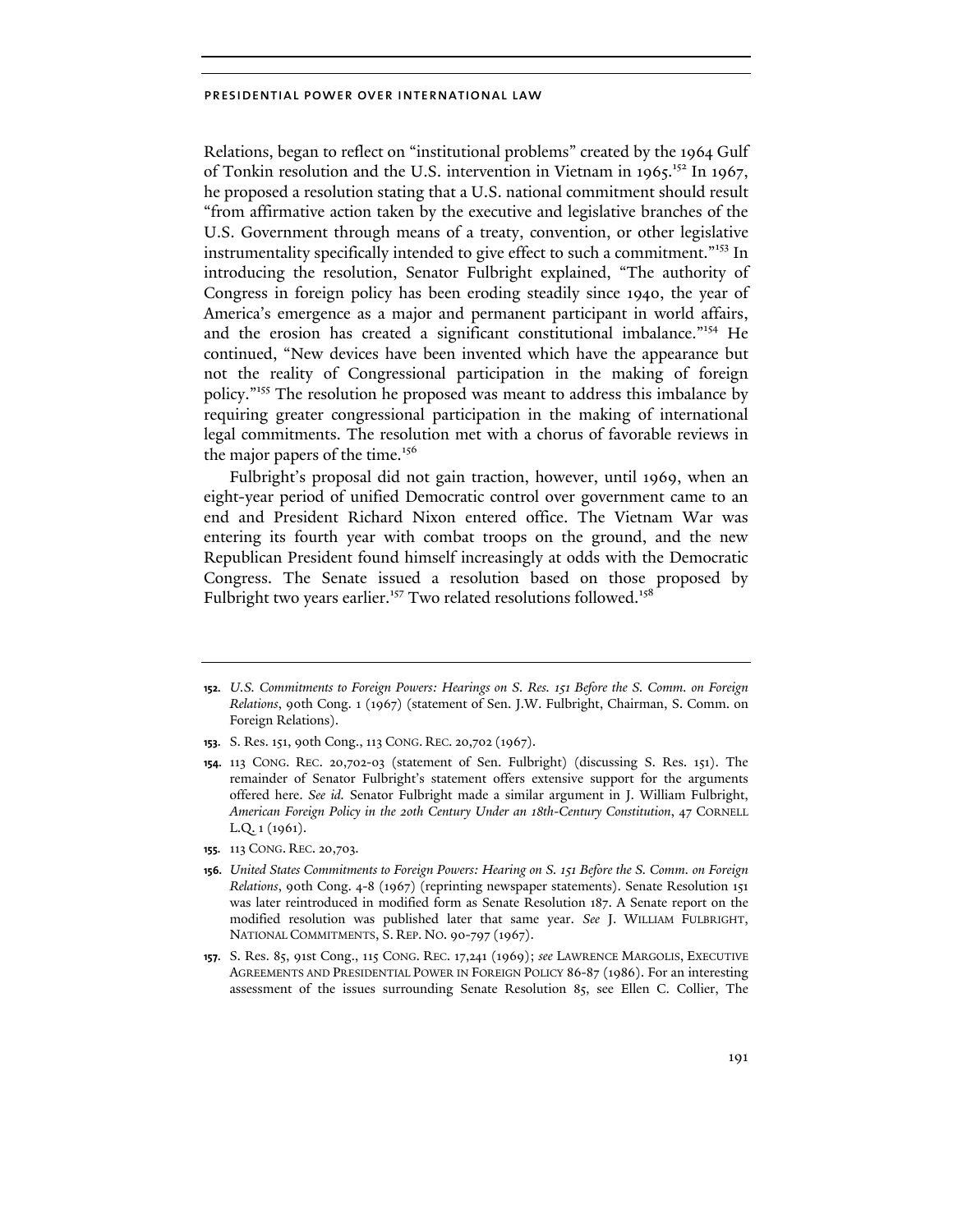Relations, began to reflect on "institutional problems" created by the 1964 Gulf of Tonkin resolution and the U.S. intervention in Vietnam in 1965.[152] In 1967, he proposed a resolution stating that a U.S. national commitment should result "from affirmative action taken by the executive and legislative branches of the U.S. Government through means of a treaty, convention, or other legislative instrumentality specifically intended to give effect to such a commitment."[153] In introducing the resolution, Senator Fulbright explained, "The authority of Congress in foreign policy has been eroding steadily since 1940, the year of America's emergence as a major and permanent participant in world affairs, and the erosion has created a significant constitutional imbalance."[154] He continued, "New devices have been invented which have the appearance but not the reality of Congressional participation in the making of foreign policy."[155] The resolution he proposed was meant to address this imbalance by requiring greater congressional participation in the making of international legal commitments. The resolution met with a chorus of favorable reviews in the major papers of the time.[156]

Fulbright's proposal did not gain traction, however, until 1969, when an eight-year period of unified Democratic control over government came to an end and President Richard Nixon entered office. The Vietnam War was entering its fourth year with combat troops on the ground, and the new Republican President found himself increasingly at odds with the Democratic Congress. The Senate issued a resolution based on those proposed by Fulbright two years earlier.[157] Two related resolutions followed.[158]

---

152. *U.S. Commitments to Foreign Powers: Hearings on S. Res. 151 Before the S. Comm. on Foreign Relations*, 90th Cong. 1 (1967) (statement of Sen. J.W. Fulbright, Chairman, S. Comm. on Foreign Relations).

153. S. Res. 151, 90th Cong., 113 CONG. REC. 20,702 (1967).

154. 113 CONG. REC. 20,702-03 (statement of Sen. Fulbright) (discussing S. Res. 151). The remainder of Senator Fulbright's statement offers extensive support for the arguments offered here. *See id.* Senator Fulbright made a similar argument in J. William Fulbright, *American Foreign Policy in the 20th Century Under an 18th-Century Constitution*, 47 CORNELL L.Q. 1 (1961).

155. 113 CONG. REC. 20,703.

156. *United States Commitments to Foreign Powers: Hearing on S. 151 Before the S. Comm. on Foreign Relations*, 90th Cong. 4-8 (1967) (reprinting newspaper statements). Senate Resolution 151 was later reintroduced in modified form as Senate Resolution 187. A Senate report on the modified resolution was published later that same year. *See* J. WILLIAM FULBRIGHT, NATIONAL COMMITMENTS, S. REP. NO. 90-797 (1967).

157. S. Res. 85, 91st Cong., 115 CONG. REC. 17,241 (1969); *see* LAWRENCE MARGOLIS, EXECUTIVE AGREEMENTS AND PRESIDENTIAL POWER IN FOREIGN POLICY 86-87 (1986). For an interesting assessment of the issues surrounding Senate Resolution 85, see Ellen C. Collier, The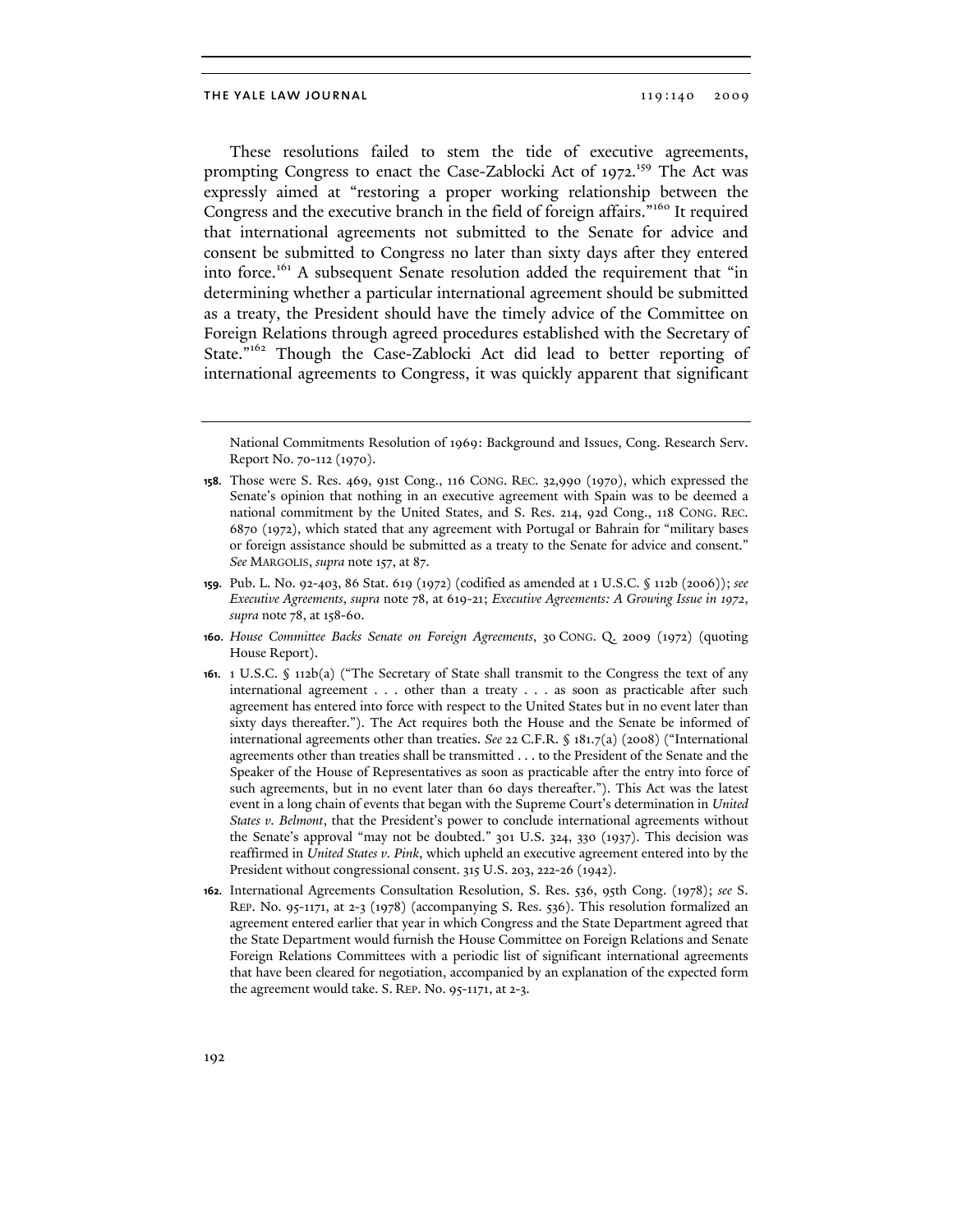These resolutions failed to stem the tide of executive agreements, prompting Congress to enact the Case-Zablocki Act of 1972.[159] The Act was expressly aimed at "restoring a proper working relationship between the Congress and the executive branch in the field of foreign affairs."[160] It required that international agreements not submitted to the Senate for advice and consent be submitted to Congress no later than sixty days after they entered into force.[161] A subsequent Senate resolution added the requirement that "in determining whether a particular international agreement should be submitted as a treaty, the President should have the timely advice of the Committee on Foreign Relations through agreed procedures established with the Secretary of State."[162] Though the Case-Zablocki Act did lead to better reporting of international agreements to Congress, it was quickly apparent that significant

---

National Commitments Resolution of 1969: Background and Issues, Cong. Research Serv. Report No. 70-112 (1970).

158. Those were S. Res. 469, 91st Cong., 116 CONG. REC. 32,990 (1970), which expressed the Senate's opinion that nothing in an executive agreement with Spain was to be deemed a national commitment by the United States, and S. Res. 214, 92d Cong., 118 CONG. REC. 6870 (1972), which stated that any agreement with Portugal or Bahrain for "military bases or foreign assistance should be submitted as a treaty to the Senate for advice and consent." *See* MARGOLIS, *supra* note 157, at 87.

159. Pub. L. No. 92-403, 86 Stat. 619 (1972) (codified as amended at 1 U.S.C. § 112b (2006)); *see Executive Agreements*, *supra* note 78, at 619-21; *Executive Agreements: A Growing Issue in 1972*, *supra* note 78, at 158-60.

160. *House Committee Backs Senate on Foreign Agreements*, 30 CONG. Q. 2009 (1972) (quoting House Report).

161. 1 U.S.C. § 112b(a) ("The Secretary of State shall transmit to the Congress the text of any international agreement . . . other than a treaty . . . as soon as practicable after such agreement has entered into force with respect to the United States but in no event later than sixty days thereafter."). The Act requires both the House and the Senate be informed of international agreements other than treaties. *See* 22 C.F.R. § 181.7(a) (2008) ("International agreements other than treaties shall be transmitted . . . to the President of the Senate and the Speaker of the House of Representatives as soon as practicable after the entry into force of such agreements, but in no event later than 60 days thereafter."). This Act was the latest event in a long chain of events that began with the Supreme Court's determination in *United States v. Belmont*, that the President's power to conclude international agreements without the Senate's approval "may not be doubted." 301 U.S. 324, 330 (1937). This decision was reaffirmed in *United States v. Pink*, which upheld an executive agreement entered into by the President without congressional consent. 315 U.S. 203, 222-26 (1942).

162. International Agreements Consultation Resolution, S. Res. 536, 95th Cong. (1978); *see* S. REP. No. 95-1171, at 2-3 (1978) (accompanying S. Res. 536). This resolution formalized an agreement entered earlier that year in which Congress and the State Department agreed that the State Department would furnish the House Committee on Foreign Relations and Senate Foreign Relations Committees with a periodic list of significant international agreements that have been cleared for negotiation, accompanied by an explanation of the expected form the agreement would take. S. REP. No. 95-1171, at 2-3.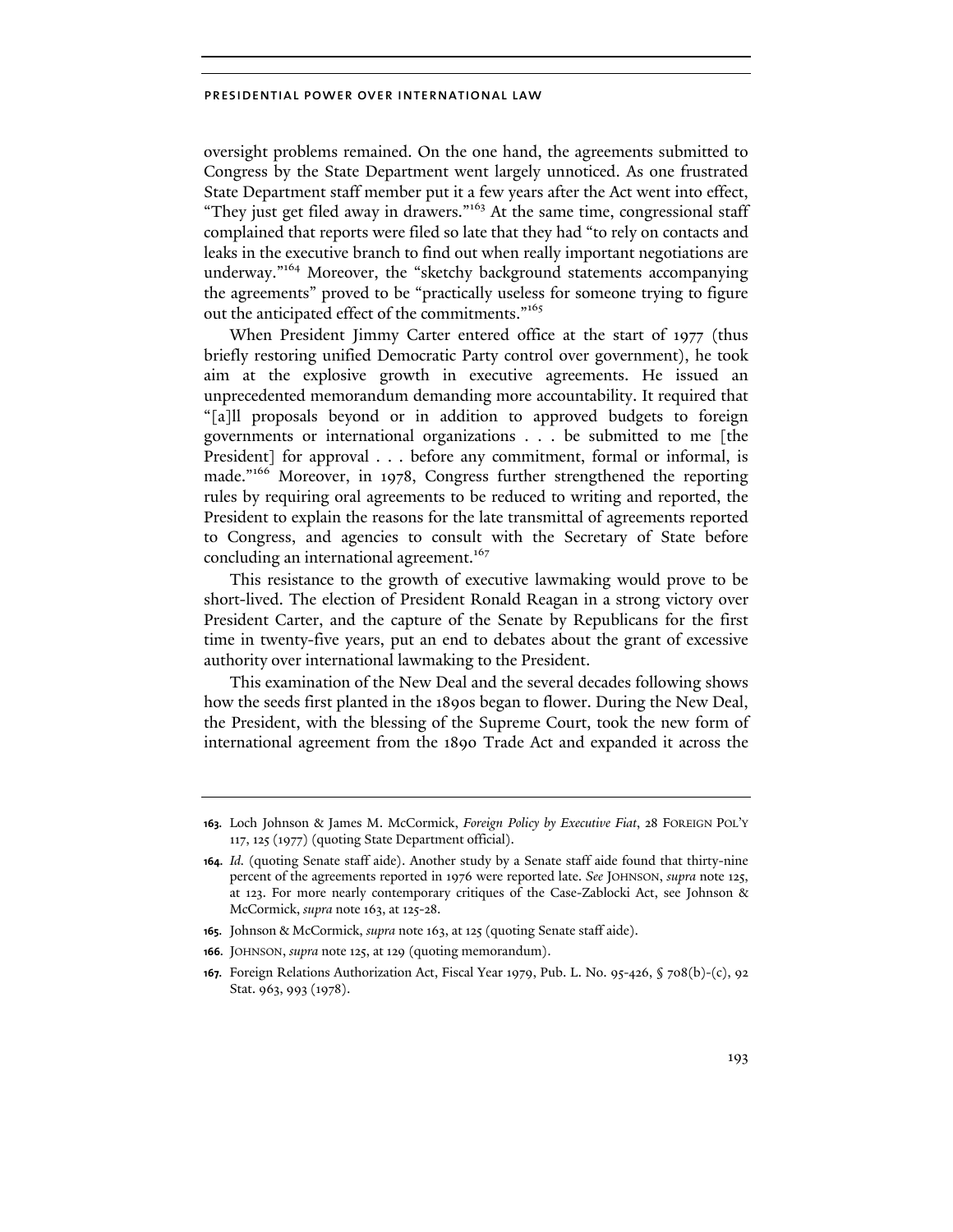oversight problems remained. On the one hand, the agreements submitted to Congress by the State Department went largely unnoticed. As one frustrated State Department staff member put it a few years after the Act went into effect, "They just get filed away in drawers."[163] At the same time, congressional staff complained that reports were filed so late that they had "to rely on contacts and leaks in the executive branch to find out when really important negotiations are underway."[164] Moreover, the "sketchy background statements accompanying the agreements" proved to be "practically useless for someone trying to figure out the anticipated effect of the commitments."[165]

When President Jimmy Carter entered office at the start of 1977 (thus briefly restoring unified Democratic Party control over government), he took aim at the explosive growth in executive agreements. He issued an unprecedented memorandum demanding more accountability. It required that "[a]ll proposals beyond or in addition to approved budgets to foreign governments or international organizations . . . be submitted to me [the President] for approval . . . before any commitment, formal or informal, is made."[166] Moreover, in 1978, Congress further strengthened the reporting rules by requiring oral agreements to be reduced to writing and reported, the President to explain the reasons for the late transmittal of agreements reported to Congress, and agencies to consult with the Secretary of State before concluding an international agreement.[167]

This resistance to the growth of executive lawmaking would prove to be short-lived. The election of President Ronald Reagan in a strong victory over President Carter, and the capture of the Senate by Republicans for the first time in twenty-five years, put an end to debates about the grant of excessive authority over international lawmaking to the President.

This examination of the New Deal and the several decades following shows how the seeds first planted in the 1890s began to flower. During the New Deal, the President, with the blessing of the Supreme Court, took the new form of international agreement from the 1890 Trade Act and expanded it across the

---

**163.** Loch Johnson & James M. McCormick, *Foreign Policy by Executive Fiat*, 28 FOREIGN POL'Y 117, 125 (1977) (quoting State Department official).

**164.** *Id.* (quoting Senate staff aide). Another study by a Senate staff aide found that thirty-nine percent of the agreements reported in 1976 were reported late. *See* JOHNSON, *supra* note 125, at 123. For more nearly contemporary critiques of the Case-Zablocki Act, see Johnson & McCormick, *supra* note 163, at 125-28.

**165.** Johnson & McCormick, *supra* note 163, at 125 (quoting Senate staff aide).

**166.** JOHNSON, *supra* note 125, at 129 (quoting memorandum).

**167.** Foreign Relations Authorization Act, Fiscal Year 1979, Pub. L. No. 95-426, § 708(b)-(c), 92 Stat. 963, 993 (1978).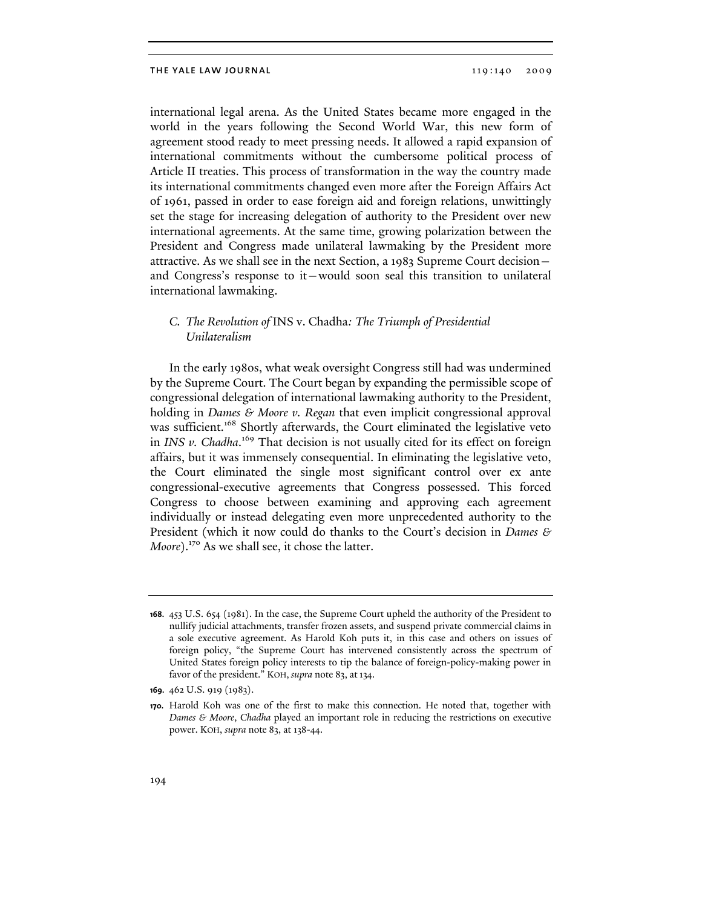international legal arena. As the United States became more engaged in the world in the years following the Second World War, this new form of agreement stood ready to meet pressing needs. It allowed a rapid expansion of international commitments without the cumbersome political process of Article II treaties. This process of transformation in the way the country made its international commitments changed even more after the Foreign Affairs Act of 1961, passed in order to ease foreign aid and foreign relations, unwittingly set the stage for increasing delegation of authority to the President over new international agreements. At the same time, growing polarization between the President and Congress made unilateral lawmaking by the President more attractive. As we shall see in the next Section, a 1983 Supreme Court decision—and Congress's response to it—would soon seal this transition to unilateral international lawmaking.

### *C. The Revolution of* INS v. Chadha*: The Triumph of Presidential Unilateralism*

In the early 1980s, what weak oversight Congress still had was undermined by the Supreme Court. The Court began by expanding the permissible scope of congressional delegation of international lawmaking authority to the President, holding in *Dames & Moore v. Regan* that even implicit congressional approval was sufficient.[168] Shortly afterwards, the Court eliminated the legislative veto in *INS v. Chadha*.[169] That decision is not usually cited for its effect on foreign affairs, but it was immensely consequential. In eliminating the legislative veto, the Court eliminated the single most significant control over ex ante congressional-executive agreements that Congress possessed. This forced Congress to choose between examining and approving each agreement individually or instead delegating even more unprecedented authority to the President (which it now could do thanks to the Court's decision in *Dames & Moore*).[170] As we shall see, it chose the latter.

---

**168.** 453 U.S. 654 (1981). In the case, the Supreme Court upheld the authority of the President to nullify judicial attachments, transfer frozen assets, and suspend private commercial claims in a sole executive agreement. As Harold Koh puts it, in this case and others on issues of foreign policy, "the Supreme Court has intervened consistently across the spectrum of United States foreign policy interests to tip the balance of foreign-policy-making power in favor of the president." KOH, *supra* note 83, at 134.

**169.** 462 U.S. 919 (1983).

**170.** Harold Koh was one of the first to make this connection. He noted that, together with *Dames & Moore*, *Chadha* played an important role in reducing the restrictions on executive power. KOH, *supra* note 83, at 138-44.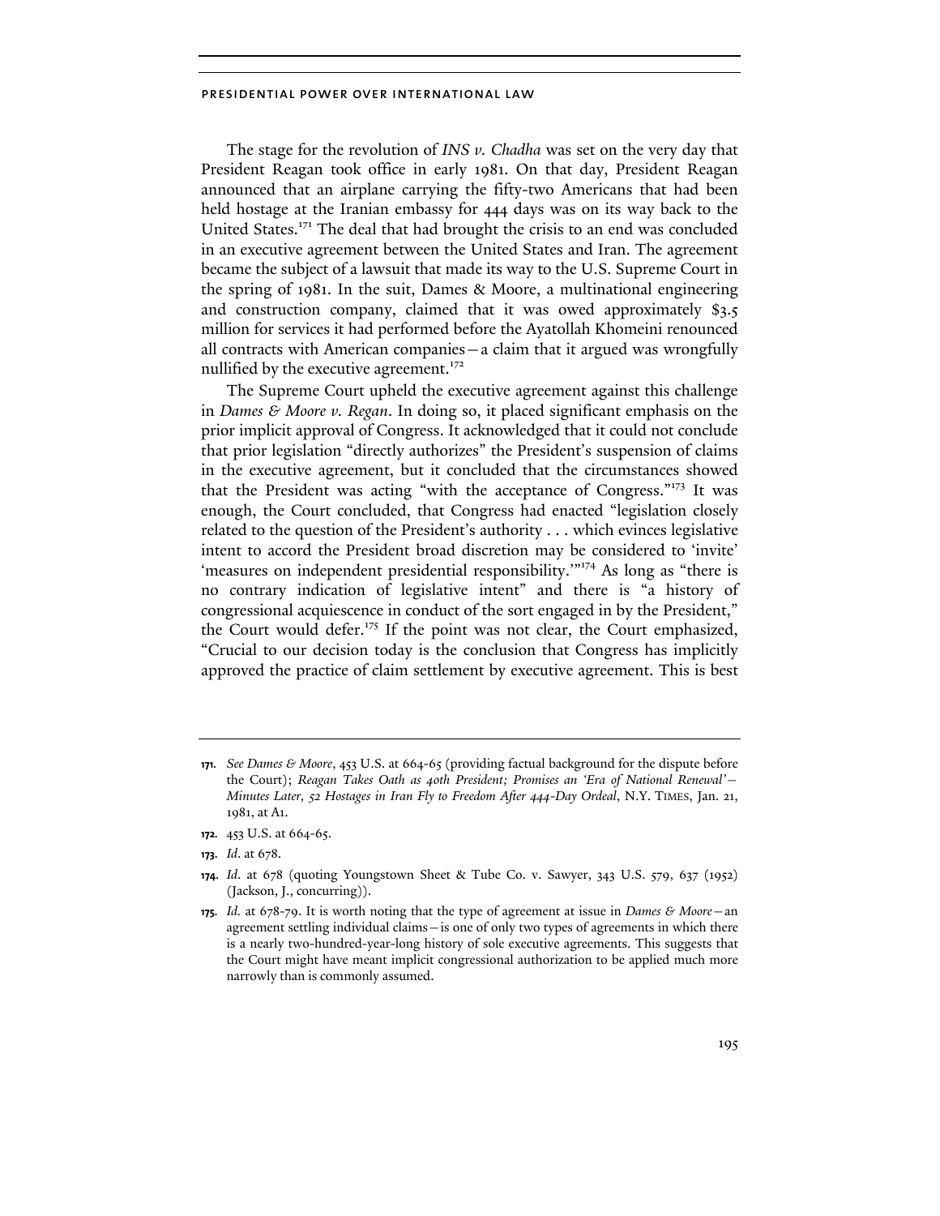The stage for the revolution of *INS v. Chadha* was set on the very day that President Reagan took office in early 1981. On that day, President Reagan announced that an airplane carrying the fifty-two Americans that had been held hostage at the Iranian embassy for 444 days was on its way back to the United States.[171] The deal that had brought the crisis to an end was concluded in an executive agreement between the United States and Iran. The agreement became the subject of a lawsuit that made its way to the U.S. Supreme Court in the spring of 1981. In the suit, Dames & Moore, a multinational engineering and construction company, claimed that it was owed approximately $3.5 million for services it had performed before the Ayatollah Khomeini renounced all contracts with American companies—a claim that it argued was wrongfully nullified by the executive agreement.[172]

The Supreme Court upheld the executive agreement against this challenge in *Dames & Moore v. Regan*. In doing so, it placed significant emphasis on the prior implicit approval of Congress. It acknowledged that it could not conclude that prior legislation "directly authorizes" the President's suspension of claims in the executive agreement, but it concluded that the circumstances showed that the President was acting "with the acceptance of Congress."[173] It was enough, the Court concluded, that Congress had enacted "legislation closely related to the question of the President's authority . . . which evinces legislative intent to accord the President broad discretion may be considered to 'invite' 'measures on independent presidential responsibility.'"[174] As long as "there is no contrary indication of legislative intent" and there is "a history of congressional acquiescence in conduct of the sort engaged in by the President," the Court would defer.[175] If the point was not clear, the Court emphasized, "Crucial to our decision today is the conclusion that Congress has implicitly approved the practice of claim settlement by executive agreement. This is best

---

171. *See Dames & Moore*, 453 U.S. at 664-65 (providing factual background for the dispute before the Court); *Reagan Takes Oath as 40th President; Promises an 'Era of National Renewal'—Minutes Later, 52 Hostages in Iran Fly to Freedom After 444-Day Ordeal*, N.Y. TIMES, Jan. 21, 1981, at A1.

172. 453 U.S. at 664-65.

173. *Id*. at 678.

174. *Id*. at 678 (quoting Youngstown Sheet & Tube Co. v. Sawyer, 343 U.S. 579, 637 (1952) (Jackson, J., concurring)).

175. *Id.* at 678-79. It is worth noting that the type of agreement at issue in *Dames & Moore*—an agreement settling individual claims—is one of only two types of agreements in which there is a nearly two-hundred-year-long history of sole executive agreements. This suggests that the Court might have meant implicit congressional authorization to be applied much more narrowly than is commonly assumed.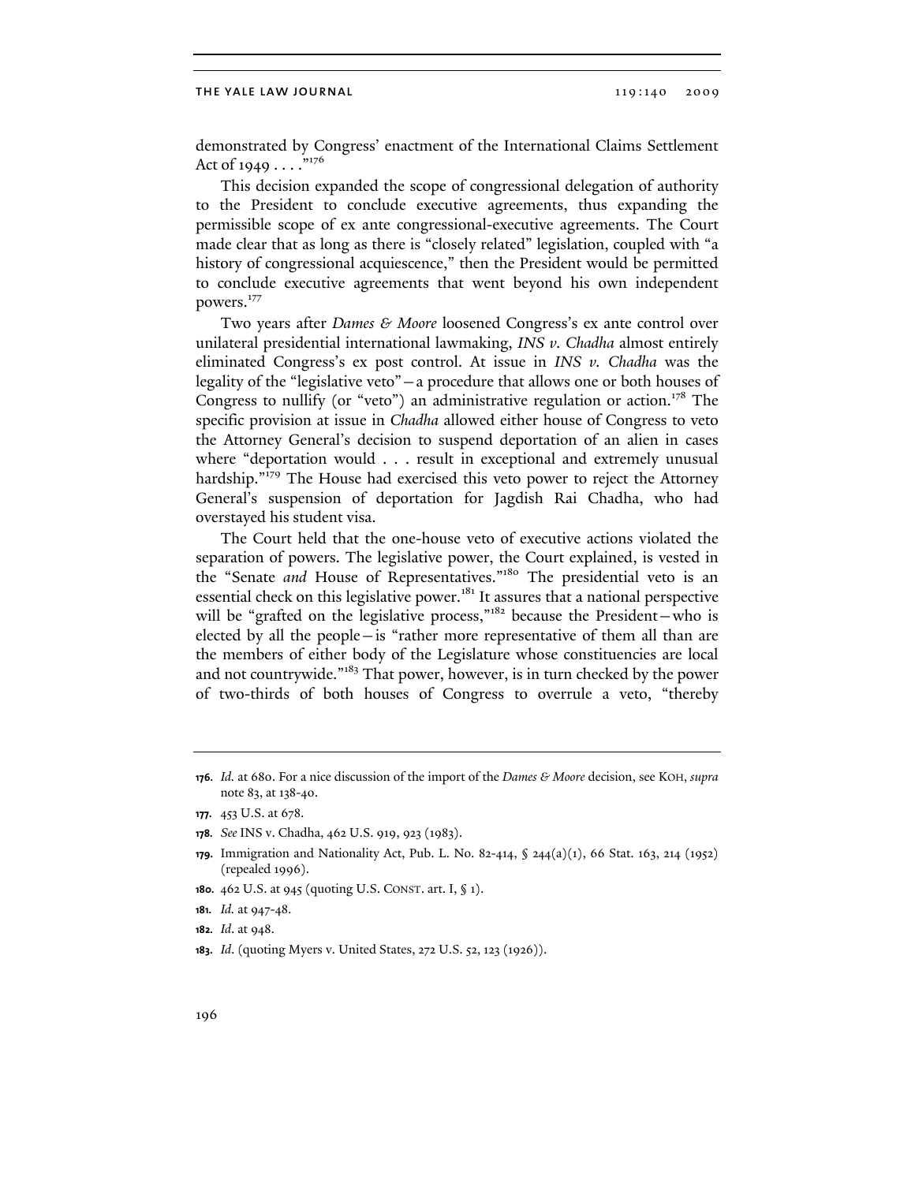demonstrated by Congress' enactment of the International Claims Settlement Act of 1949 . . . ."[176]

This decision expanded the scope of congressional delegation of authority to the President to conclude executive agreements, thus expanding the permissible scope of ex ante congressional-executive agreements. The Court made clear that as long as there is "closely related" legislation, coupled with "a history of congressional acquiescence," then the President would be permitted to conclude executive agreements that went beyond his own independent powers.[177]

Two years after *Dames & Moore* loosened Congress's ex ante control over unilateral presidential international lawmaking, *INS v. Chadha* almost entirely eliminated Congress's ex post control. At issue in *INS v. Chadha* was the legality of the "legislative veto"—a procedure that allows one or both houses of Congress to nullify (or "veto") an administrative regulation or action.[178] The specific provision at issue in *Chadha* allowed either house of Congress to veto the Attorney General's decision to suspend deportation of an alien in cases where "deportation would . . . result in exceptional and extremely unusual hardship."[179] The House had exercised this veto power to reject the Attorney General's suspension of deportation for Jagdish Rai Chadha, who had overstayed his student visa.

The Court held that the one-house veto of executive actions violated the separation of powers. The legislative power, the Court explained, is vested in the "Senate *and* House of Representatives."[180] The presidential veto is an essential check on this legislative power.[181] It assures that a national perspective will be "grafted on the legislative process,"[182] because the President—who is elected by all the people—is "rather more representative of them all than are the members of either body of the Legislature whose constituencies are local and not countrywide."[183] That power, however, is in turn checked by the power of two-thirds of both houses of Congress to overrule a veto, "thereby

---

176. *Id.* at 680. For a nice discussion of the import of the *Dames & Moore* decision, see KOH, *supra* note 83, at 138-40.

177. 453 U.S. at 678.

178. *See* INS v. Chadha, 462 U.S. 919, 923 (1983).

179. Immigration and Nationality Act, Pub. L. No. 82-414, § 244(a)(1), 66 Stat. 163, 214 (1952) (repealed 1996).

180. 462 U.S. at 945 (quoting U.S. CONST. art. I, § 1).

181. *Id.* at 947-48.

182. *Id*. at 948.

183. *Id*. (quoting Myers v. United States, 272 U.S. 52, 123 (1926)).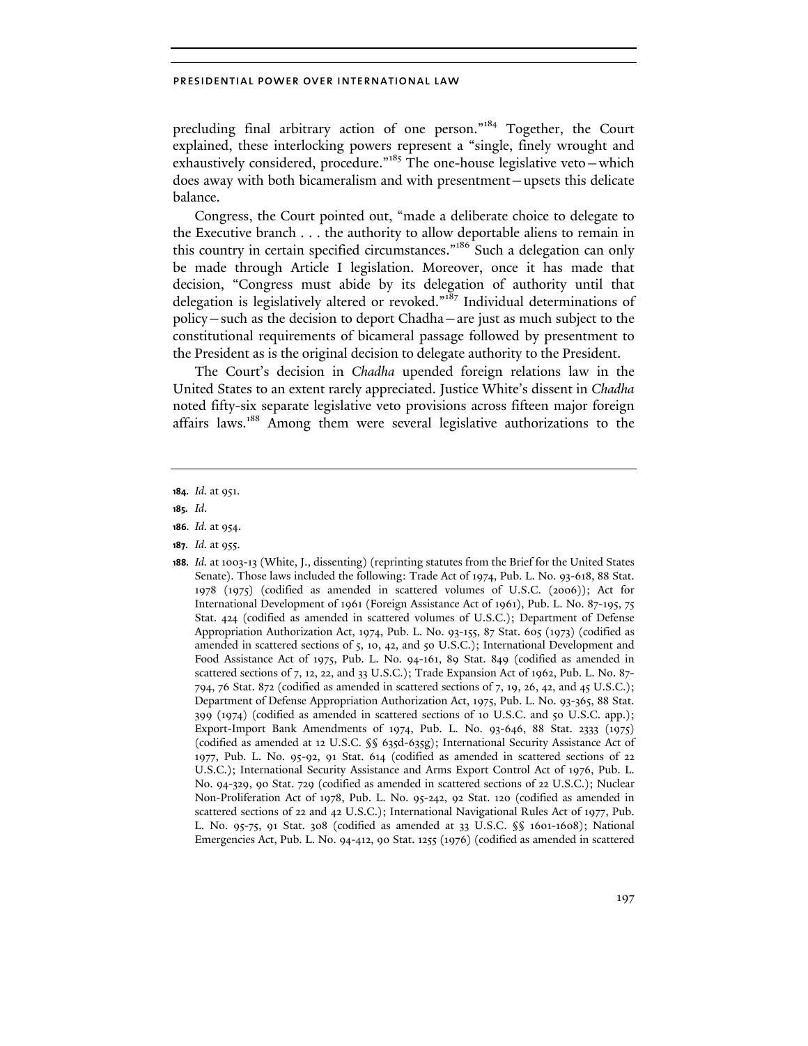precluding final arbitrary action of one person."[184] Together, the Court explained, these interlocking powers represent a "single, finely wrought and exhaustively considered, procedure."[185] The one-house legislative veto—which does away with both bicameralism and with presentment—upsets this delicate balance.

Congress, the Court pointed out, "made a deliberate choice to delegate to the Executive branch . . . the authority to allow deportable aliens to remain in this country in certain specified circumstances."[186] Such a delegation can only be made through Article I legislation. Moreover, once it has made that decision, "Congress must abide by its delegation of authority until that delegation is legislatively altered or revoked."[187] Individual determinations of policy—such as the decision to deport Chadha—are just as much subject to the constitutional requirements of bicameral passage followed by presentment to the President as is the original decision to delegate authority to the President.

The Court's decision in *Chadha* upended foreign relations law in the United States to an extent rarely appreciated. Justice White's dissent in *Chadha* noted fifty-six separate legislative veto provisions across fifteen major foreign affairs laws.[188] Among them were several legislative authorizations to the

---

**184.** *Id.* at 951.

**185.** *Id.*

**186.** *Id.* at 954.

**187.** *Id.* at 955.

**188.** *Id.* at 1003-13 (White, J., dissenting) (reprinting statutes from the Brief for the United States Senate). Those laws included the following: Trade Act of 1974, Pub. L. No. 93-618, 88 Stat. 1978 (1975) (codified as amended in scattered volumes of U.S.C. (2006)); Act for International Development of 1961 (Foreign Assistance Act of 1961), Pub. L. No. 87-195, 75 Stat. 424 (codified as amended in scattered volumes of U.S.C.); Department of Defense Appropriation Authorization Act, 1974, Pub. L. No. 93-155, 87 Stat. 605 (1973) (codified as amended in scattered sections of 5, 10, 42, and 50 U.S.C.); International Development and Food Assistance Act of 1975, Pub. L. No. 94-161, 89 Stat. 849 (codified as amended in scattered sections of 7, 12, 22, and 33 U.S.C.); Trade Expansion Act of 1962, Pub. L. No. 87-794, 76 Stat. 872 (codified as amended in scattered sections of 7, 19, 26, 42, and 45 U.S.C.); Department of Defense Appropriation Authorization Act, 1975, Pub. L. No. 93-365, 88 Stat. 399 (1974) (codified as amended in scattered sections of 10 U.S.C. and 50 U.S.C. app.); Export-Import Bank Amendments of 1974, Pub. L. No. 93-646, 88 Stat. 2333 (1975) (codified as amended at 12 U.S.C. §§ 635d-635g); International Security Assistance Act of 1977, Pub. L. No. 95-92, 91 Stat. 614 (codified as amended in scattered sections of 22 U.S.C.); International Security Assistance and Arms Export Control Act of 1976, Pub. L. No. 94-329, 90 Stat. 729 (codified as amended in scattered sections of 22 U.S.C.); Nuclear Non-Proliferation Act of 1978, Pub. L. No. 95-242, 92 Stat. 120 (codified as amended in scattered sections of 22 and 42 U.S.C.); International Navigational Rules Act of 1977, Pub. L. No. 95-75, 91 Stat. 308 (codified as amended at 33 U.S.C. §§ 1601-1608); National Emergencies Act, Pub. L. No. 94-412, 90 Stat. 1255 (1976) (codified as amended in scattered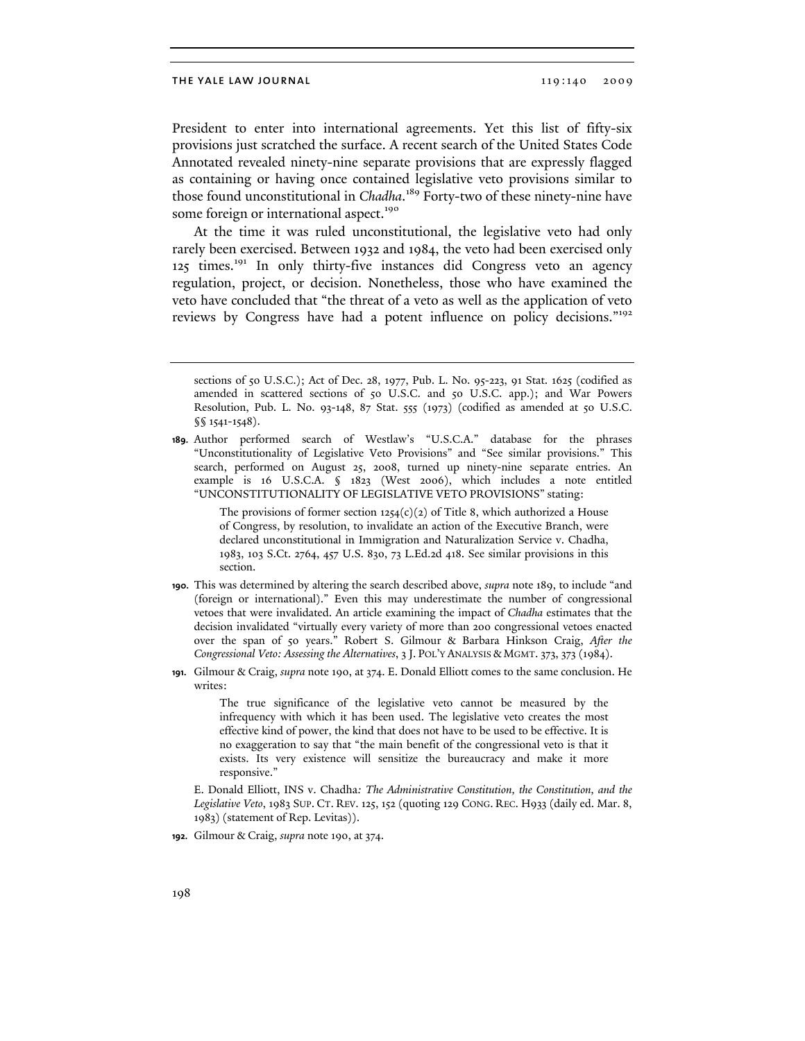President to enter into international agreements. Yet this list of fifty-six provisions just scratched the surface. A recent search of the United States Code Annotated revealed ninety-nine separate provisions that are expressly flagged as containing or having once contained legislative veto provisions similar to those found unconstitutional in *Chadha*.[189] Forty-two of these ninety-nine have some foreign or international aspect.[190]

At the time it was ruled unconstitutional, the legislative veto had only rarely been exercised. Between 1932 and 1984, the veto had been exercised only 125 times.[191] In only thirty-five instances did Congress veto an agency regulation, project, or decision. Nonetheless, those who have examined the veto have concluded that "the threat of a veto as well as the application of veto reviews by Congress have had a potent influence on policy decisions."[192]

---

sections of 50 U.S.C.); Act of Dec. 28, 1977, Pub. L. No. 95-223, 91 Stat. 1625 (codified as amended in scattered sections of 50 U.S.C. and 50 U.S.C. app.); and War Powers Resolution, Pub. L. No. 93-148, 87 Stat. 555 (1973) (codified as amended at 50 U.S.C. §§ 1541-1548).

**189.** Author performed search of Westlaw's "U.S.C.A." database for the phrases "Unconstitutionality of Legislative Veto Provisions" and "See similar provisions." This search, performed on August 25, 2008, turned up ninety-nine separate entries. An example is 16 U.S.C.A. § 1823 (West 2006), which includes a note entitled "UNCONSTITUTIONALITY OF LEGISLATIVE VETO PROVISIONS" stating:

> The provisions of former section 1254(c)(2) of Title 8, which authorized a House of Congress, by resolution, to invalidate an action of the Executive Branch, were declared unconstitutional in Immigration and Naturalization Service v. Chadha, 1983, 103 S.Ct. 2764, 457 U.S. 830, 73 L.Ed.2d 418. See similar provisions in this section.

**190.** This was determined by altering the search described above, *supra* note 189, to include "and (foreign or international)." Even this may underestimate the number of congressional vetoes that were invalidated. An article examining the impact of *Chadha* estimates that the decision invalidated "virtually every variety of more than 200 congressional vetoes enacted over the span of 50 years." Robert S. Gilmour & Barbara Hinkson Craig, *After the Congressional Veto: Assessing the Alternatives*, 3 J. POL'Y ANALYSIS & MGMT. 373, 373 (1984).

**191.** Gilmour & Craig, *supra* note 190, at 374. E. Donald Elliott comes to the same conclusion. He writes:

> The true significance of the legislative veto cannot be measured by the infrequency with which it has been used. The legislative veto creates the most effective kind of power, the kind that does not have to be used to be effective. It is no exaggeration to say that "the main benefit of the congressional veto is that it exists. Its very existence will sensitize the bureaucracy and make it more responsive."

E. Donald Elliott, INS v. Chadha*: The Administrative Constitution, the Constitution, and the Legislative Veto*, 1983 SUP. CT. REV. 125, 152 (quoting 129 CONG. REC. H933 (daily ed. Mar. 8, 1983) (statement of Rep. Levitas)).

**192.** Gilmour & Craig, *supra* note 190, at 374.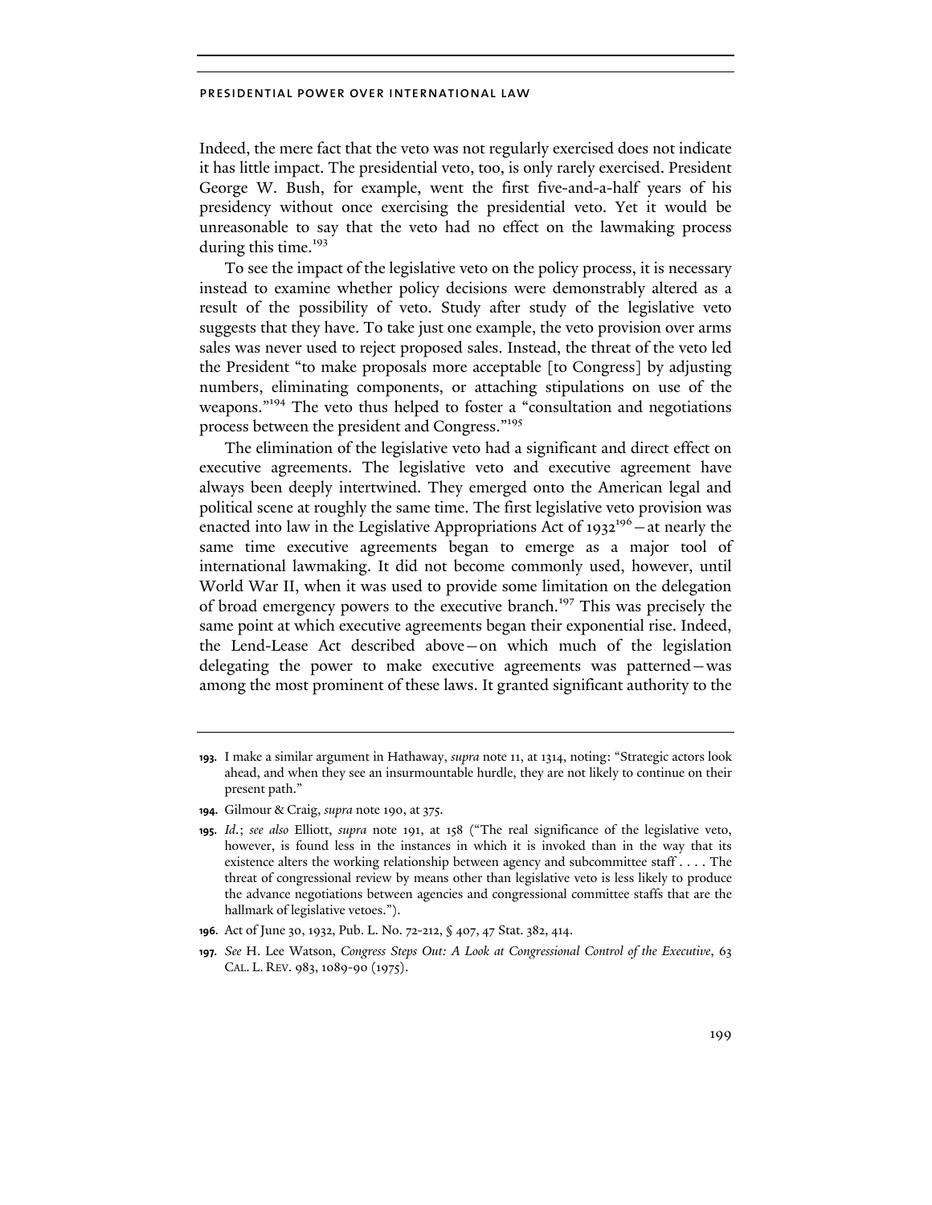Indeed, the mere fact that the veto was not regularly exercised does not indicate it has little impact. The presidential veto, too, is only rarely exercised. President George W. Bush, for example, went the first five-and-a-half years of his presidency without once exercising the presidential veto. Yet it would be unreasonable to say that the veto had no effect on the lawmaking process during this time.[193]

To see the impact of the legislative veto on the policy process, it is necessary instead to examine whether policy decisions were demonstrably altered as a result of the possibility of veto. Study after study of the legislative veto suggests that they have. To take just one example, the veto provision over arms sales was never used to reject proposed sales. Instead, the threat of the veto led the President "to make proposals more acceptable [to Congress] by adjusting numbers, eliminating components, or attaching stipulations on use of the weapons."[194] The veto thus helped to foster a "consultation and negotiations process between the president and Congress."[195]

The elimination of the legislative veto had a significant and direct effect on executive agreements. The legislative veto and executive agreement have always been deeply intertwined. They emerged onto the American legal and political scene at roughly the same time. The first legislative veto provision was enacted into law in the Legislative Appropriations Act of 1932[196]—at nearly the same time executive agreements began to emerge as a major tool of international lawmaking. It did not become commonly used, however, until World War II, when it was used to provide some limitation on the delegation of broad emergency powers to the executive branch.[197] This was precisely the same point at which executive agreements began their exponential rise. Indeed, the Lend-Lease Act described above—on which much of the legislation delegating the power to make executive agreements was patterned—was among the most prominent of these laws. It granted significant authority to the

---

193. I make a similar argument in Hathaway, *supra* note 11, at 1314, noting: "Strategic actors look ahead, and when they see an insurmountable hurdle, they are not likely to continue on their present path."

194. Gilmour & Craig, *supra* note 190, at 375.

195. *Id.*; *see also* Elliott, *supra* note 191, at 158 ("The real significance of the legislative veto, however, is found less in the instances in which it is invoked than in the way that its existence alters the working relationship between agency and subcommittee staff . . . . The threat of congressional review by means other than legislative veto is less likely to produce the advance negotiations between agencies and congressional committee staffs that are the hallmark of legislative vetoes.").

196. Act of June 30, 1932, Pub. L. No. 72-212, § 407, 47 Stat. 382, 414.

197. *See* H. Lee Watson, *Congress Steps Out: A Look at Congressional Control of the Executive*, 63 CAL. L. REV. 983, 1089-90 (1975).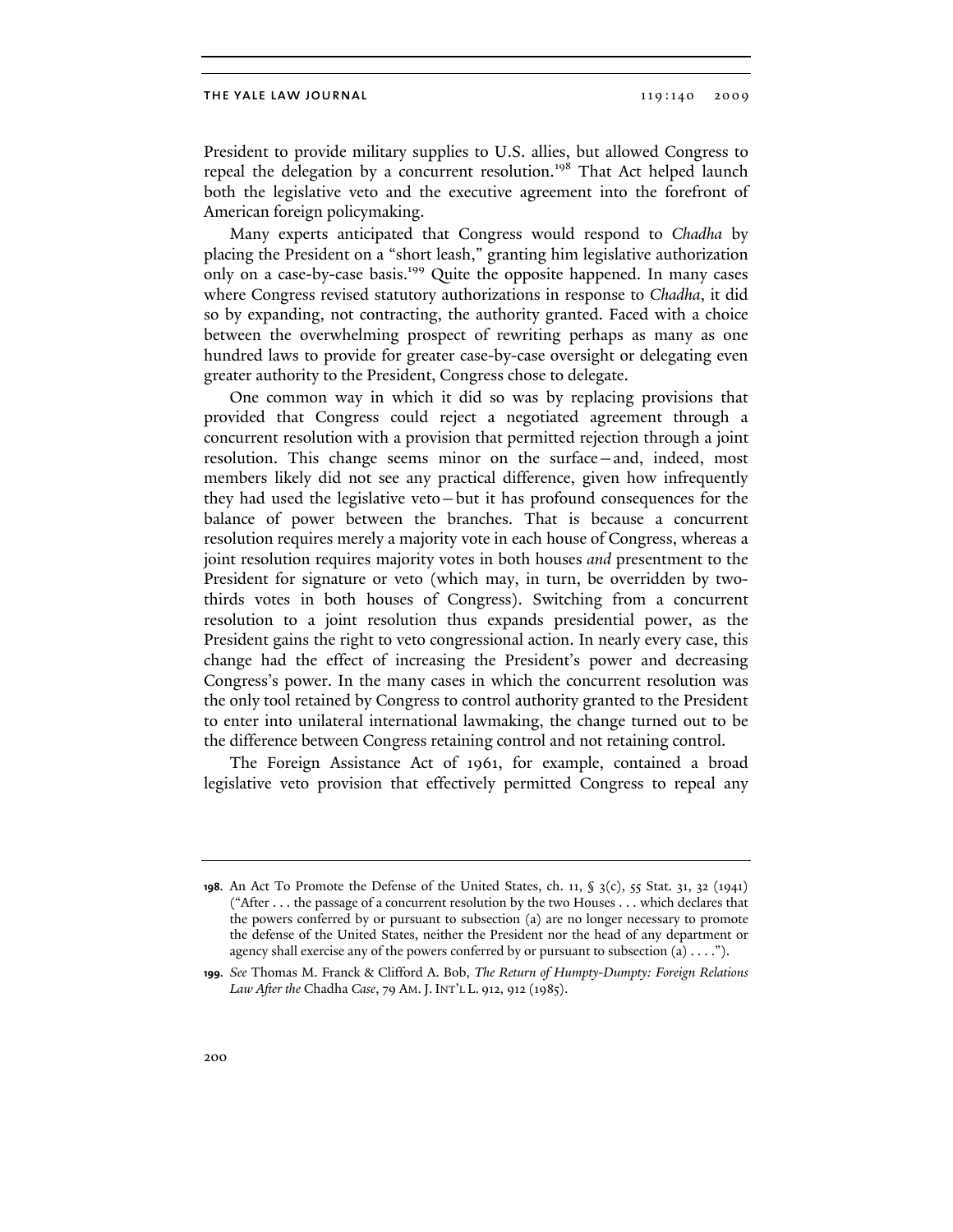President to provide military supplies to U.S. allies, but allowed Congress to repeal the delegation by a concurrent resolution.[198] That Act helped launch both the legislative veto and the executive agreement into the forefront of American foreign policymaking.

Many experts anticipated that Congress would respond to *Chadha* by placing the President on a "short leash," granting him legislative authorization only on a case-by-case basis.[199] Quite the opposite happened. In many cases where Congress revised statutory authorizations in response to *Chadha*, it did so by expanding, not contracting, the authority granted. Faced with a choice between the overwhelming prospect of rewriting perhaps as many as one hundred laws to provide for greater case-by-case oversight or delegating even greater authority to the President, Congress chose to delegate.

One common way in which it did so was by replacing provisions that provided that Congress could reject a negotiated agreement through a concurrent resolution with a provision that permitted rejection through a joint resolution. This change seems minor on the surface—and, indeed, most members likely did not see any practical difference, given how infrequently they had used the legislative veto—but it has profound consequences for the balance of power between the branches. That is because a concurrent resolution requires merely a majority vote in each house of Congress, whereas a joint resolution requires majority votes in both houses *and* presentment to the President for signature or veto (which may, in turn, be overridden by two-thirds votes in both houses of Congress). Switching from a concurrent resolution to a joint resolution thus expands presidential power, as the President gains the right to veto congressional action. In nearly every case, this change had the effect of increasing the President's power and decreasing Congress's power. In the many cases in which the concurrent resolution was the only tool retained by Congress to control authority granted to the President to enter into unilateral international lawmaking, the change turned out to be the difference between Congress retaining control and not retaining control.

The Foreign Assistance Act of 1961, for example, contained a broad legislative veto provision that effectively permitted Congress to repeal any

---

**198.** An Act To Promote the Defense of the United States, ch. 11, § 3(c), 55 Stat. 31, 32 (1941) ("After . . . the passage of a concurrent resolution by the two Houses . . . which declares that the powers conferred by or pursuant to subsection (a) are no longer necessary to promote the defense of the United States, neither the President nor the head of any department or agency shall exercise any of the powers conferred by or pursuant to subsection (a) . . . .").

**199.** *See* Thomas M. Franck & Clifford A. Bob, *The Return of Humpty-Dumpty: Foreign Relations Law After the* Chadha *Case*, 79 AM. J. INT'L L. 912, 912 (1985).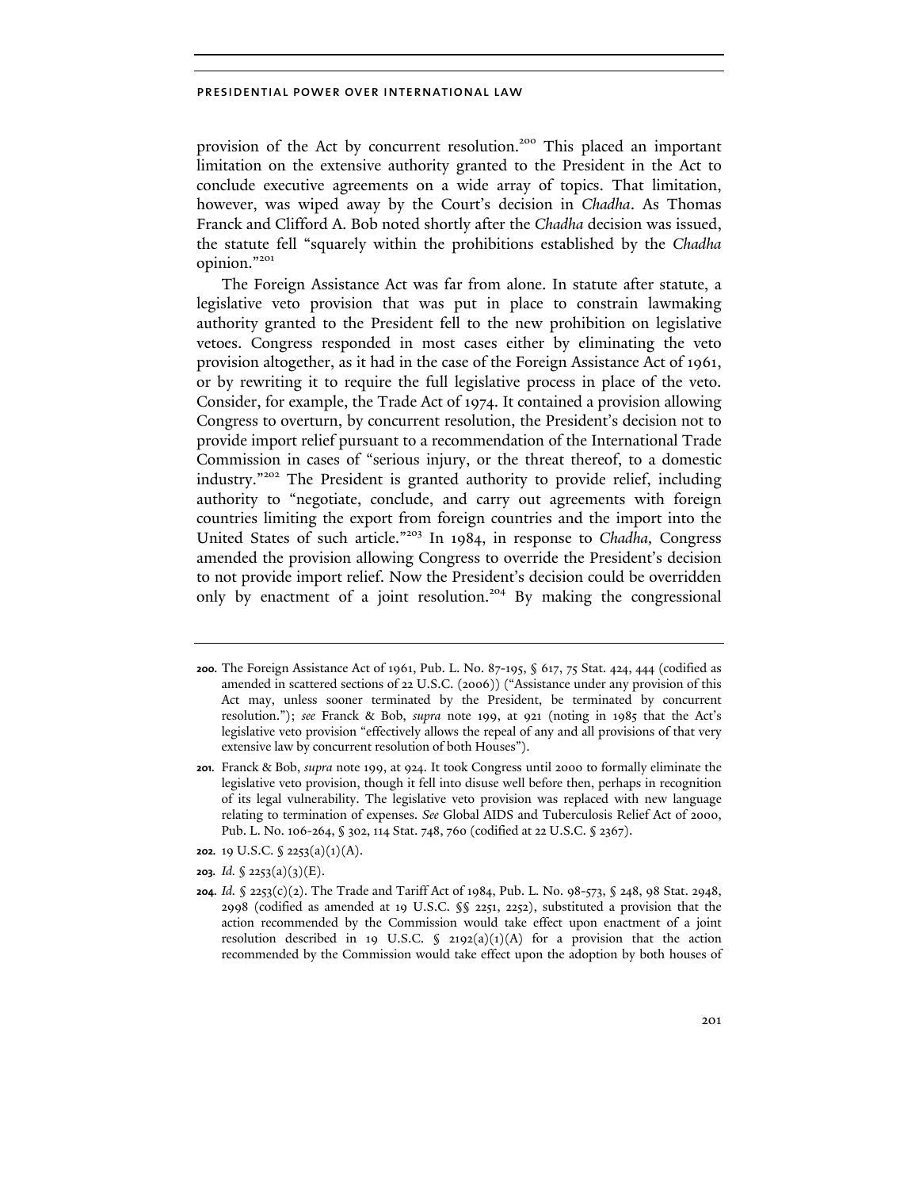provision of the Act by concurrent resolution.[200] This placed an important limitation on the extensive authority granted to the President in the Act to conclude executive agreements on a wide array of topics. That limitation, however, was wiped away by the Court's decision in *Chadha*. As Thomas Franck and Clifford A. Bob noted shortly after the *Chadha* decision was issued, the statute fell "squarely within the prohibitions established by the *Chadha* opinion."[201]

The Foreign Assistance Act was far from alone. In statute after statute, a legislative veto provision that was put in place to constrain lawmaking authority granted to the President fell to the new prohibition on legislative vetoes. Congress responded in most cases either by eliminating the veto provision altogether, as it had in the case of the Foreign Assistance Act of 1961, or by rewriting it to require the full legislative process in place of the veto. Consider, for example, the Trade Act of 1974. It contained a provision allowing Congress to overturn, by concurrent resolution, the President's decision not to provide import relief pursuant to a recommendation of the International Trade Commission in cases of "serious injury, or the threat thereof, to a domestic industry."[202] The President is granted authority to provide relief, including authority to "negotiate, conclude, and carry out agreements with foreign countries limiting the export from foreign countries and the import into the United States of such article."[203] In 1984, in response to *Chadha*, Congress amended the provision allowing Congress to override the President's decision to not provide import relief. Now the President's decision could be overridden only by enactment of a joint resolution.[204] By making the congressional

---

**200.** The Foreign Assistance Act of 1961, Pub. L. No. 87-195, § 617, 75 Stat. 424, 444 (codified as amended in scattered sections of 22 U.S.C. (2006)) ("Assistance under any provision of this Act may, unless sooner terminated by the President, be terminated by concurrent resolution."); *see* Franck & Bob, *supra* note 199, at 921 (noting in 1985 that the Act's legislative veto provision "effectively allows the repeal of any and all provisions of that very extensive law by concurrent resolution of both Houses").

**201.** Franck & Bob, *supra* note 199, at 924. It took Congress until 2000 to formally eliminate the legislative veto provision, though it fell into disuse well before then, perhaps in recognition of its legal vulnerability. The legislative veto provision was replaced with new language relating to termination of expenses. *See* Global AIDS and Tuberculosis Relief Act of 2000, Pub. L. No. 106-264, § 302, 114 Stat. 748, 760 (codified at 22 U.S.C. § 2367).

**202.** 19 U.S.C. § 2253(a)(1)(A).

**203.** *Id.* § 2253(a)(3)(E).

**204.** *Id.* § 2253(c)(2). The Trade and Tariff Act of 1984, Pub. L. No. 98-573, § 248, 98 Stat. 2948, 2998 (codified as amended at 19 U.S.C. §§ 2251, 2252), substituted a provision that the action recommended by the Commission would take effect upon enactment of a joint resolution described in 19 U.S.C. § 2192(a)(1)(A) for a provision that the action recommended by the Commission would take effect upon the adoption by both houses of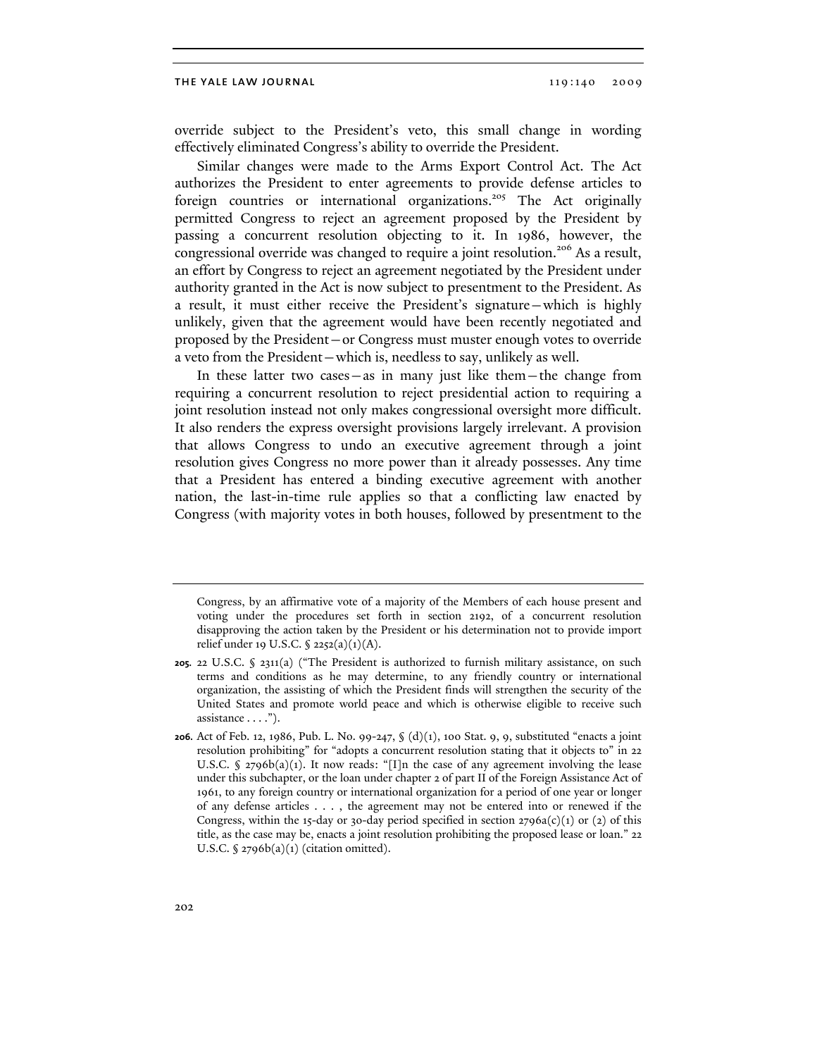override subject to the President's veto, this small change in wording effectively eliminated Congress's ability to override the President.

Similar changes were made to the Arms Export Control Act. The Act authorizes the President to enter agreements to provide defense articles to foreign countries or international organizations.[205] The Act originally permitted Congress to reject an agreement proposed by the President by passing a concurrent resolution objecting to it. In 1986, however, the congressional override was changed to require a joint resolution.[206] As a result, an effort by Congress to reject an agreement negotiated by the President under authority granted in the Act is now subject to presentment to the President. As a result, it must either receive the President's signature—which is highly unlikely, given that the agreement would have been recently negotiated and proposed by the President—or Congress must muster enough votes to override a veto from the President—which is, needless to say, unlikely as well.

In these latter two cases—as in many just like them—the change from requiring a concurrent resolution to reject presidential action to requiring a joint resolution instead not only makes congressional oversight more difficult. It also renders the express oversight provisions largely irrelevant. A provision that allows Congress to undo an executive agreement through a joint resolution gives Congress no more power than it already possesses. Any time that a President has entered a binding executive agreement with another nation, the last-in-time rule applies so that a conflicting law enacted by Congress (with majority votes in both houses, followed by presentment to the

---

Congress, by an affirmative vote of a majority of the Members of each house present and voting under the procedures set forth in section 2192, of a concurrent resolution disapproving the action taken by the President or his determination not to provide import relief under 19 U.S.C. § 2252(a)(1)(A).

**205.** 22 U.S.C. § 2311(a) ("The President is authorized to furnish military assistance, on such terms and conditions as he may determine, to any friendly country or international organization, the assisting of which the President finds will strengthen the security of the United States and promote world peace and which is otherwise eligible to receive such assistance . . . .").

**206.** Act of Feb. 12, 1986, Pub. L. No. 99-247, § (d)(1), 100 Stat. 9, 9, substituted "enacts a joint resolution prohibiting" for "adopts a concurrent resolution stating that it objects to" in 22 U.S.C. § 2796b(a)(1). It now reads: "[I]n the case of any agreement involving the lease under this subchapter, or the loan under chapter 2 of part II of the Foreign Assistance Act of 1961, to any foreign country or international organization for a period of one year or longer of any defense articles . . . , the agreement may not be entered into or renewed if the Congress, within the 15-day or 30-day period specified in section 2796a(c)(1) or (2) of this title, as the case may be, enacts a joint resolution prohibiting the proposed lease or loan." 22 U.S.C. § 2796b(a)(1) (citation omitted).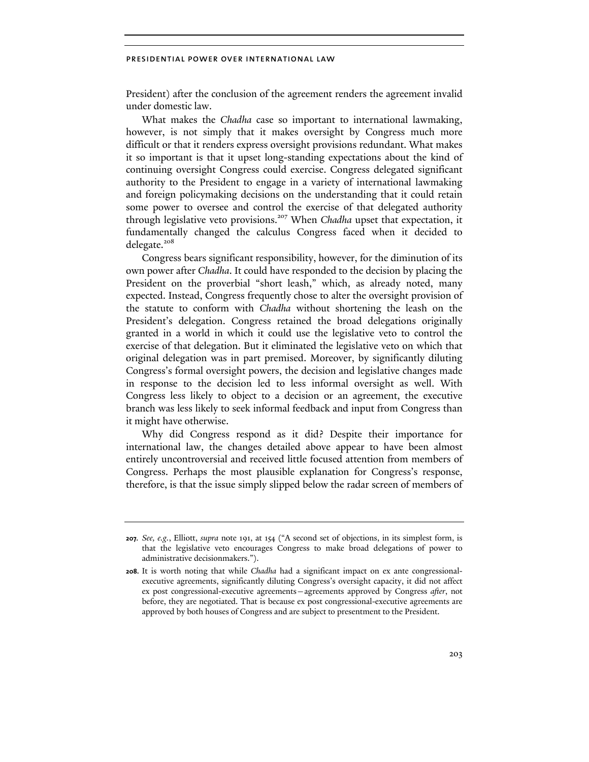President) after the conclusion of the agreement renders the agreement invalid under domestic law.

What makes the *Chadha* case so important to international lawmaking, however, is not simply that it makes oversight by Congress much more difficult or that it renders express oversight provisions redundant. What makes it so important is that it upset long-standing expectations about the kind of continuing oversight Congress could exercise. Congress delegated significant authority to the President to engage in a variety of international lawmaking and foreign policymaking decisions on the understanding that it could retain some power to oversee and control the exercise of that delegated authority through legislative veto provisions.[207] When *Chadha* upset that expectation, it fundamentally changed the calculus Congress faced when it decided to delegate.[208]

Congress bears significant responsibility, however, for the diminution of its own power after *Chadha*. It could have responded to the decision by placing the President on the proverbial "short leash," which, as already noted, many expected. Instead, Congress frequently chose to alter the oversight provision of the statute to conform with *Chadha* without shortening the leash on the President's delegation. Congress retained the broad delegations originally granted in a world in which it could use the legislative veto to control the exercise of that delegation. But it eliminated the legislative veto on which that original delegation was in part premised. Moreover, by significantly diluting Congress's formal oversight powers, the decision and legislative changes made in response to the decision led to less informal oversight as well. With Congress less likely to object to a decision or an agreement, the executive branch was less likely to seek informal feedback and input from Congress than it might have otherwise.

Why did Congress respond as it did? Despite their importance for international law, the changes detailed above appear to have been almost entirely uncontroversial and received little focused attention from members of Congress. Perhaps the most plausible explanation for Congress's response, therefore, is that the issue simply slipped below the radar screen of members of

---

207. *See, e.g.*, Elliott, *supra* note 191, at 154 ("A second set of objections, in its simplest form, is that the legislative veto encourages Congress to make broad delegations of power to administrative decisionmakers.").

208. It is worth noting that while *Chadha* had a significant impact on ex ante congressional-executive agreements, significantly diluting Congress's oversight capacity, it did not affect ex post congressional-executive agreements—agreements approved by Congress *after*, not before, they are negotiated. That is because ex post congressional-executive agreements are approved by both houses of Congress and are subject to presentment to the President.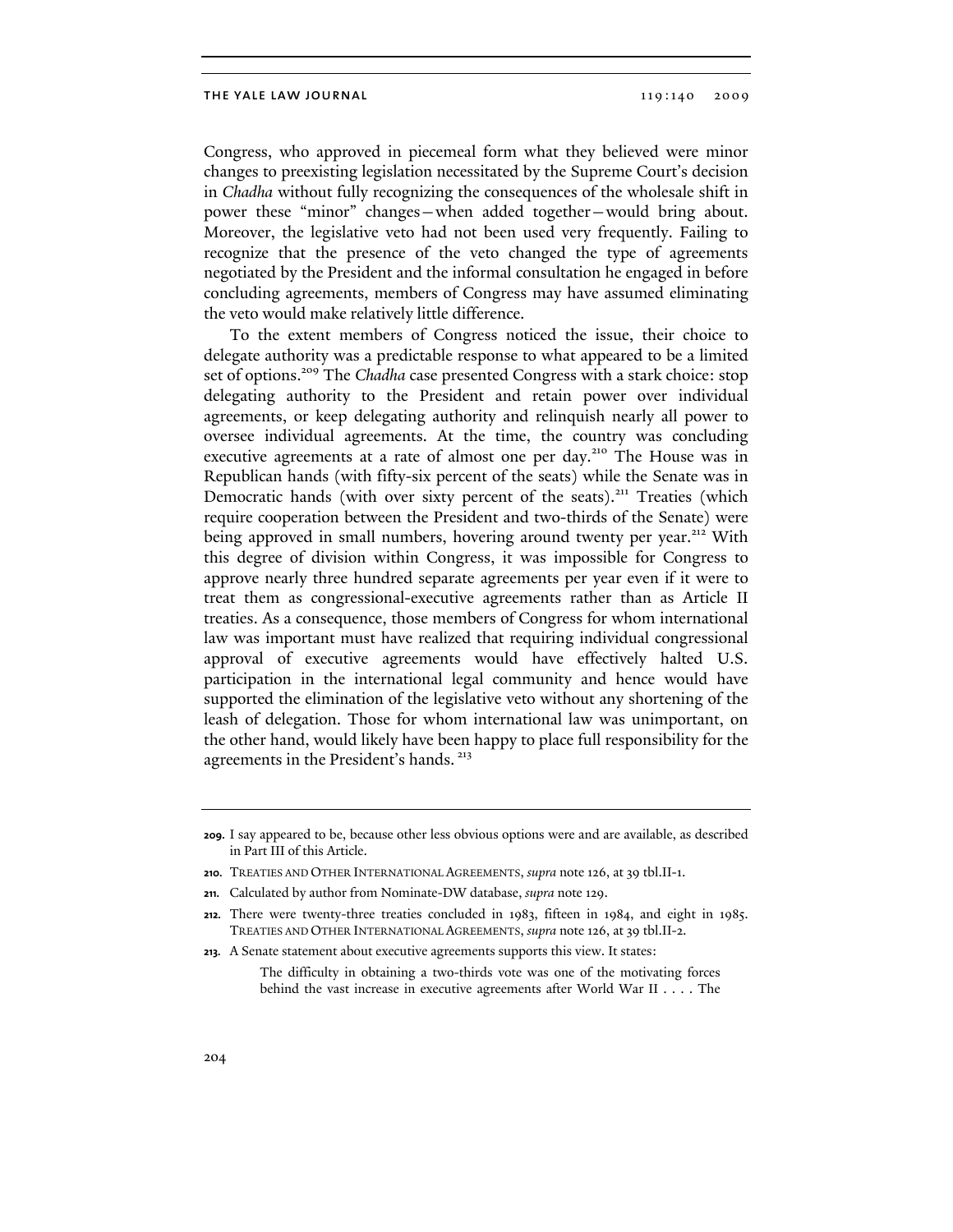Congress, who approved in piecemeal form what they believed were minor changes to preexisting legislation necessitated by the Supreme Court's decision in *Chadha* without fully recognizing the consequences of the wholesale shift in power these "minor" changes—when added together—would bring about. Moreover, the legislative veto had not been used very frequently. Failing to recognize that the presence of the veto changed the type of agreements negotiated by the President and the informal consultation he engaged in before concluding agreements, members of Congress may have assumed eliminating the veto would make relatively little difference.

To the extent members of Congress noticed the issue, their choice to delegate authority was a predictable response to what appeared to be a limited set of options.[209] The *Chadha* case presented Congress with a stark choice: stop delegating authority to the President and retain power over individual agreements, or keep delegating authority and relinquish nearly all power to oversee individual agreements. At the time, the country was concluding executive agreements at a rate of almost one per day.[210] The House was in Republican hands (with fifty-six percent of the seats) while the Senate was in Democratic hands (with over sixty percent of the seats).[211] Treaties (which require cooperation between the President and two-thirds of the Senate) were being approved in small numbers, hovering around twenty per year.[212] With this degree of division within Congress, it was impossible for Congress to approve nearly three hundred separate agreements per year even if it were to treat them as congressional-executive agreements rather than as Article II treaties. As a consequence, those members of Congress for whom international law was important must have realized that requiring individual congressional approval of executive agreements would have effectively halted U.S. participation in the international legal community and hence would have supported the elimination of the legislative veto without any shortening of the leash of delegation. Those for whom international law was unimportant, on the other hand, would likely have been happy to place full responsibility for the agreements in the President's hands.[213]

---

**209.** I say appeared to be, because other less obvious options were and are available, as described in Part III of this Article.

**210.** TREATIES AND OTHER INTERNATIONAL AGREEMENTS, *supra* note 126, at 39 tbl.II-1.

**211.** Calculated by author from Nominate-DW database, *supra* note 129.

**212.** There were twenty-three treaties concluded in 1983, fifteen in 1984, and eight in 1985. TREATIES AND OTHER INTERNATIONAL AGREEMENTS, *supra* note 126, at 39 tbl.II-2.

**213.** A Senate statement about executive agreements supports this view. It states:

> The difficulty in obtaining a two-thirds vote was one of the motivating forces behind the vast increase in executive agreements after World War II . . . . The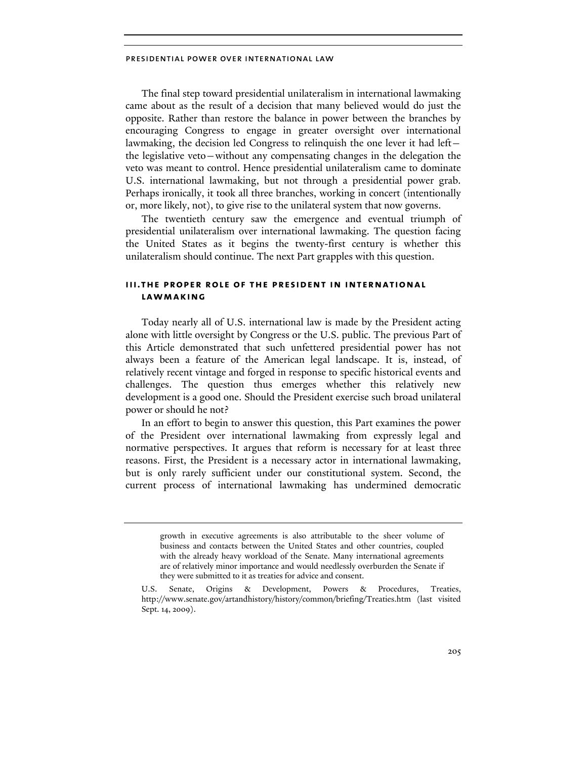The final step toward presidential unilateralism in international lawmaking came about as the result of a decision that many believed would do just the opposite. Rather than restore the balance in power between the branches by encouraging Congress to engage in greater oversight over international lawmaking, the decision led Congress to relinquish the one lever it had left—the legislative veto—without any compensating changes in the delegation the veto was meant to control. Hence presidential unilateralism came to dominate U.S. international lawmaking, but not through a presidential power grab. Perhaps ironically, it took all three branches, working in concert (intentionally or, more likely, not), to give rise to the unilateral system that now governs.

The twentieth century saw the emergence and eventual triumph of presidential unilateralism over international lawmaking. The question facing the United States as it begins the twenty-first century is whether this unilateralism should continue. The next Part grapples with this question.

## III. THE PROPER ROLE OF THE PRESIDENT IN INTERNATIONAL LAWMAKING

Today nearly all of U.S. international law is made by the President acting alone with little oversight by Congress or the U.S. public. The previous Part of this Article demonstrated that such unfettered presidential power has not always been a feature of the American legal landscape. It is, instead, of relatively recent vintage and forged in response to specific historical events and challenges. The question thus emerges whether this relatively new development is a good one. Should the President exercise such broad unilateral power or should he not?

In an effort to begin to answer this question, this Part examines the power of the President over international lawmaking from expressly legal and normative perspectives. It argues that reform is necessary for at least three reasons. First, the President is a necessary actor in international lawmaking, but is only rarely sufficient under our constitutional system. Second, the current process of international lawmaking has undermined democratic

> growth in executive agreements is also attributable to the sheer volume of business and contacts between the United States and other countries, coupled with the already heavy workload of the Senate. Many international agreements are of relatively minor importance and would needlessly overburden the Senate if they were submitted to it as treaties for advice and consent.

U.S. Senate, Origins & Development, Powers & Procedures, Treaties, http://www.senate.gov/artandhistory/history/common/briefing/Treaties.htm (last visited Sept. 14, 2009).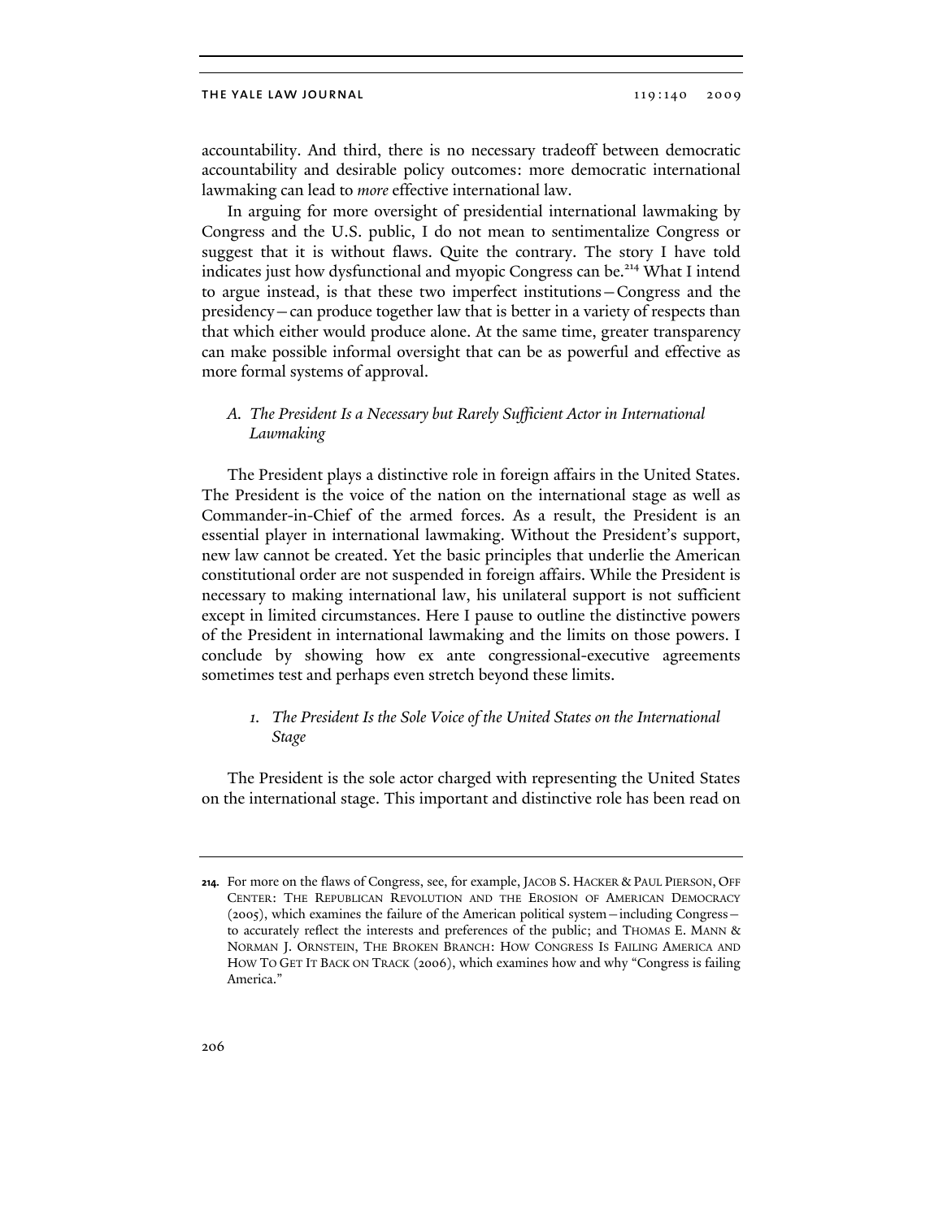accountability. And third, there is no necessary tradeoff between democratic accountability and desirable policy outcomes: more democratic international lawmaking can lead to *more* effective international law.

In arguing for more oversight of presidential international lawmaking by Congress and the U.S. public, I do not mean to sentimentalize Congress or suggest that it is without flaws. Quite the contrary. The story I have told indicates just how dysfunctional and myopic Congress can be.[214] What I intend to argue instead, is that these two imperfect institutions—Congress and the presidency—can produce together law that is better in a variety of respects than that which either would produce alone. At the same time, greater transparency can make possible informal oversight that can be as powerful and effective as more formal systems of approval.

### *A. The President Is a Necessary but Rarely Sufficient Actor in International Lawmaking*

The President plays a distinctive role in foreign affairs in the United States. The President is the voice of the nation on the international stage as well as Commander-in-Chief of the armed forces. As a result, the President is an essential player in international lawmaking. Without the President's support, new law cannot be created. Yet the basic principles that underlie the American constitutional order are not suspended in foreign affairs. While the President is necessary to making international law, his unilateral support is not sufficient except in limited circumstances. Here I pause to outline the distinctive powers of the President in international lawmaking and the limits on those powers. I conclude by showing how ex ante congressional-executive agreements sometimes test and perhaps even stretch beyond these limits.

#### *1. The President Is the Sole Voice of the United States on the International Stage*

The President is the sole actor charged with representing the United States on the international stage. This important and distinctive role has been read on

---

**214.** For more on the flaws of Congress, see, for example, JACOB S. HACKER & PAUL PIERSON, OFF CENTER: THE REPUBLICAN REVOLUTION AND THE EROSION OF AMERICAN DEMOCRACY (2005), which examines the failure of the American political system—including Congress—to accurately reflect the interests and preferences of the public; and THOMAS E. MANN & NORMAN J. ORNSTEIN, THE BROKEN BRANCH: HOW CONGRESS IS FAILING AMERICA AND HOW TO GET IT BACK ON TRACK (2006), which examines how and why "Congress is failing America."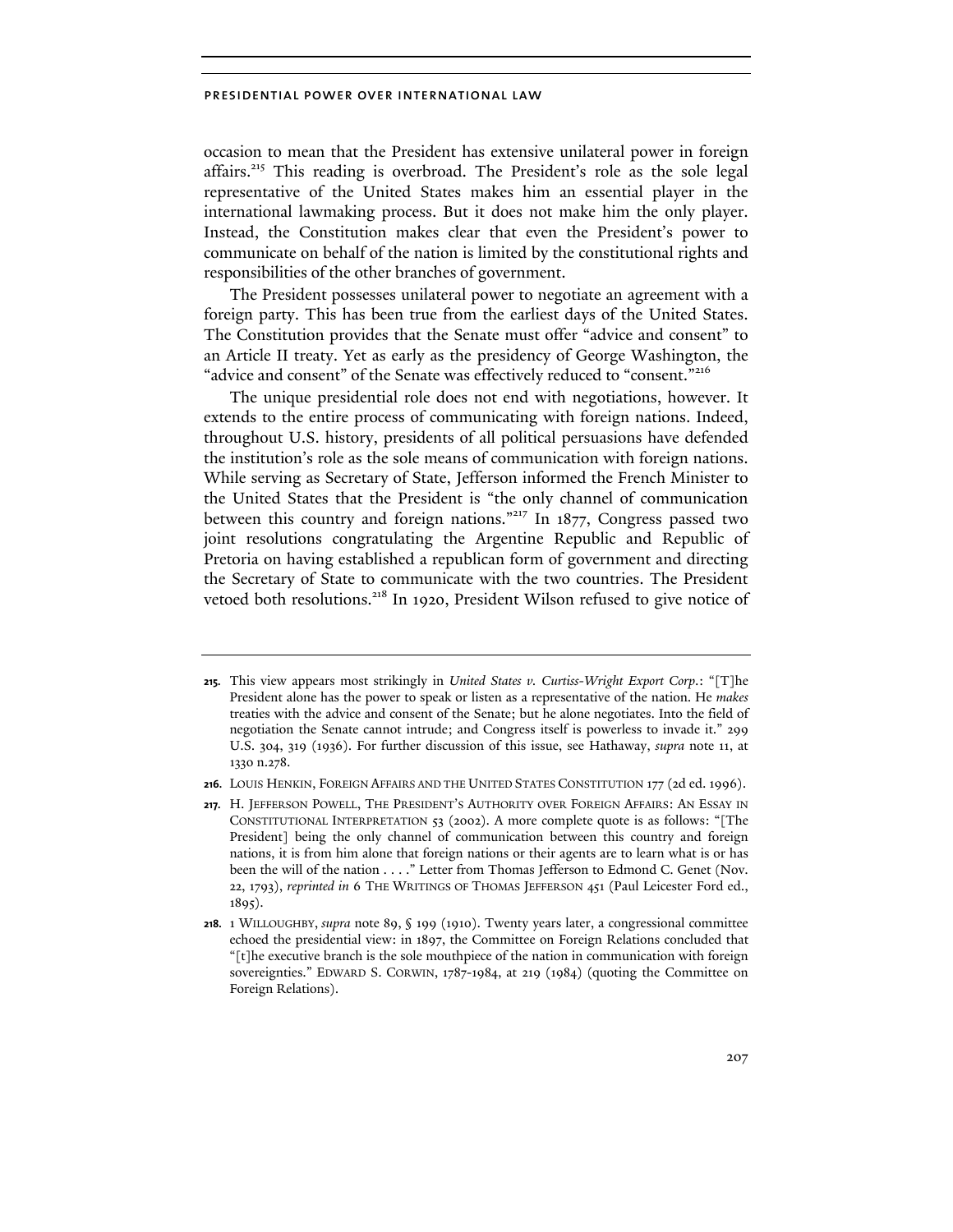occasion to mean that the President has extensive unilateral power in foreign affairs.[215] This reading is overbroad. The President's role as the sole legal representative of the United States makes him an essential player in the international lawmaking process. But it does not make him the only player. Instead, the Constitution makes clear that even the President's power to communicate on behalf of the nation is limited by the constitutional rights and responsibilities of the other branches of government.

The President possesses unilateral power to negotiate an agreement with a foreign party. This has been true from the earliest days of the United States. The Constitution provides that the Senate must offer "advice and consent" to an Article II treaty. Yet as early as the presidency of George Washington, the "advice and consent" of the Senate was effectively reduced to "consent."[216]

The unique presidential role does not end with negotiations, however. It extends to the entire process of communicating with foreign nations. Indeed, throughout U.S. history, presidents of all political persuasions have defended the institution's role as the sole means of communication with foreign nations. While serving as Secretary of State, Jefferson informed the French Minister to the United States that the President is "the only channel of communication between this country and foreign nations."[217] In 1877, Congress passed two joint resolutions congratulating the Argentine Republic and Republic of Pretoria on having established a republican form of government and directing the Secretary of State to communicate with the two countries. The President vetoed both resolutions.[218] In 1920, President Wilson refused to give notice of

---

215. This view appears most strikingly in *United States v. Curtiss-Wright Export Corp.*: "[T]he President alone has the power to speak or listen as a representative of the nation. He *makes* treaties with the advice and consent of the Senate; but he alone negotiates. Into the field of negotiation the Senate cannot intrude; and Congress itself is powerless to invade it." 299 U.S. 304, 319 (1936). For further discussion of this issue, see Hathaway, *supra* note 11, at 1330 n.278.

216. LOUIS HENKIN, FOREIGN AFFAIRS AND THE UNITED STATES CONSTITUTION 177 (2d ed. 1996).

217. H. JEFFERSON POWELL, THE PRESIDENT'S AUTHORITY OVER FOREIGN AFFAIRS: AN ESSAY IN CONSTITUTIONAL INTERPRETATION 53 (2002). A more complete quote is as follows: "[The President] being the only channel of communication between this country and foreign nations, it is from him alone that foreign nations or their agents are to learn what is or has been the will of the nation . . . ." Letter from Thomas Jefferson to Edmond C. Genet (Nov. 22, 1793), *reprinted in* 6 THE WRITINGS OF THOMAS JEFFERSON 451 (Paul Leicester Ford ed., 1895).

218. 1 WILLOUGHBY, *supra* note 89, § 199 (1910). Twenty years later, a congressional committee echoed the presidential view: in 1897, the Committee on Foreign Relations concluded that "[t]he executive branch is the sole mouthpiece of the nation in communication with foreign sovereignties." EDWARD S. CORWIN, 1787-1984, at 219 (1984) (quoting the Committee on Foreign Relations).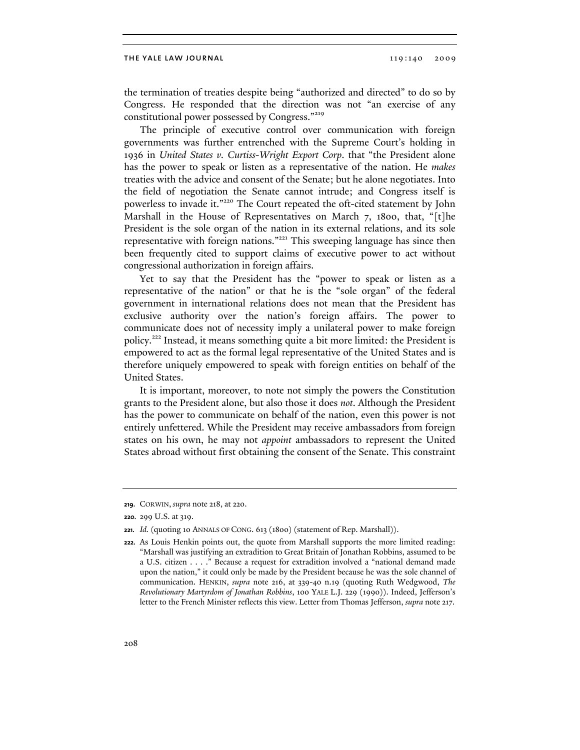the termination of treaties despite being "authorized and directed" to do so by Congress. He responded that the direction was not "an exercise of any constitutional power possessed by Congress."[219]

The principle of executive control over communication with foreign governments was further entrenched with the Supreme Court's holding in 1936 in *United States v. Curtiss-Wright Export Corp*. that "the President alone has the power to speak or listen as a representative of the nation. He *makes* treaties with the advice and consent of the Senate; but he alone negotiates. Into the field of negotiation the Senate cannot intrude; and Congress itself is powerless to invade it."[220] The Court repeated the oft-cited statement by John Marshall in the House of Representatives on March 7, 1800, that, "[t]he President is the sole organ of the nation in its external relations, and its sole representative with foreign nations."[221] This sweeping language has since then been frequently cited to support claims of executive power to act without congressional authorization in foreign affairs.

Yet to say that the President has the "power to speak or listen as a representative of the nation" or that he is the "sole organ" of the federal government in international relations does not mean that the President has exclusive authority over the nation's foreign affairs. The power to communicate does not of necessity imply a unilateral power to make foreign policy.[222] Instead, it means something quite a bit more limited: the President is empowered to act as the formal legal representative of the United States and is therefore uniquely empowered to speak with foreign entities on behalf of the United States.

It is important, moreover, to note not simply the powers the Constitution grants to the President alone, but also those it does *not*. Although the President has the power to communicate on behalf of the nation, even this power is not entirely unfettered. While the President may receive ambassadors from foreign states on his own, he may not *appoint* ambassadors to represent the United States abroad without first obtaining the consent of the Senate. This constraint

---

**219.** CORWIN, *supra* note 218, at 220.

**220.** 299 U.S. at 319.

**221.** *Id.* (quoting 10 ANNALS OF CONG. 613 (1800) (statement of Rep. Marshall)).

**222.** As Louis Henkin points out, the quote from Marshall supports the more limited reading: "Marshall was justifying an extradition to Great Britain of Jonathan Robbins, assumed to be a U.S. citizen . . . ." Because a request for extradition involved a "national demand made upon the nation," it could only be made by the President because he was the sole channel of communication. HENKIN, *supra* note 216, at 339-40 n.19 (quoting Ruth Wedgwood, *The Revolutionary Martyrdom of Jonathan Robbins*, 100 YALE L.J. 229 (1990)). Indeed, Jefferson's letter to the French Minister reflects this view. Letter from Thomas Jefferson, *supra* note 217.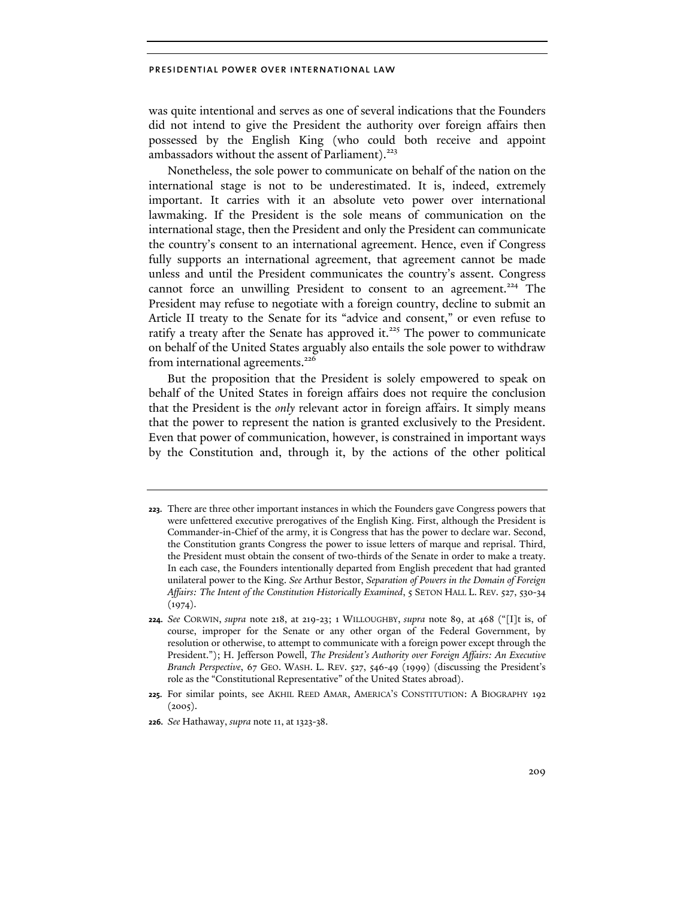was quite intentional and serves as one of several indications that the Founders did not intend to give the President the authority over foreign affairs then possessed by the English King (who could both receive and appoint ambassadors without the assent of Parliament).[223]

Nonetheless, the sole power to communicate on behalf of the nation on the international stage is not to be underestimated. It is, indeed, extremely important. It carries with it an absolute veto power over international lawmaking. If the President is the sole means of communication on the international stage, then the President and only the President can communicate the country's consent to an international agreement. Hence, even if Congress fully supports an international agreement, that agreement cannot be made unless and until the President communicates the country's assent. Congress cannot force an unwilling President to consent to an agreement.[224] The President may refuse to negotiate with a foreign country, decline to submit an Article II treaty to the Senate for its "advice and consent," or even refuse to ratify a treaty after the Senate has approved it.[225] The power to communicate on behalf of the United States arguably also entails the sole power to withdraw from international agreements.[226]

But the proposition that the President is solely empowered to speak on behalf of the United States in foreign affairs does not require the conclusion that the President is the *only* relevant actor in foreign affairs. It simply means that the power to represent the nation is granted exclusively to the President. Even that power of communication, however, is constrained in important ways by the Constitution and, through it, by the actions of the other political

---

**223.** There are three other important instances in which the Founders gave Congress powers that were unfettered executive prerogatives of the English King. First, although the President is Commander-in-Chief of the army, it is Congress that has the power to declare war. Second, the Constitution grants Congress the power to issue letters of marque and reprisal. Third, the President must obtain the consent of two-thirds of the Senate in order to make a treaty. In each case, the Founders intentionally departed from English precedent that had granted unilateral power to the King. *See* Arthur Bestor, *Separation of Powers in the Domain of Foreign Affairs: The Intent of the Constitution Historically Examined*, 5 SETON HALL L. REV. 527, 530-34 (1974).

**224.** *See* CORWIN, *supra* note 218, at 219-23; 1 WILLOUGHBY, *supra* note 89, at 468 ("[I]t is, of course, improper for the Senate or any other organ of the Federal Government, by resolution or otherwise, to attempt to communicate with a foreign power except through the President."); H. Jefferson Powell, *The President's Authority over Foreign Affairs: An Executive Branch Perspective*, 67 GEO. WASH. L. REV. 527, 546-49 (1999) (discussing the President's role as the "Constitutional Representative" of the United States abroad).

**225.** For similar points, see AKHIL REED AMAR, AMERICA'S CONSTITUTION: A BIOGRAPHY 192 (2005).

**226.** *See* Hathaway, *supra* note 11, at 1323-38.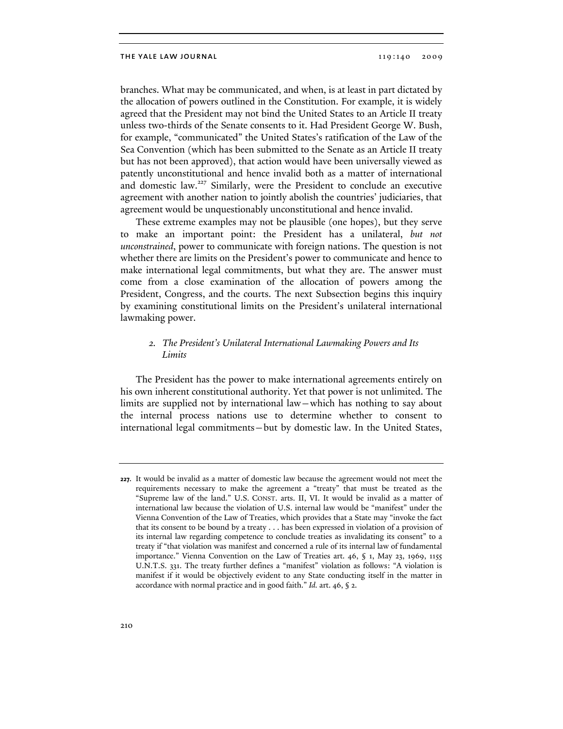branches. What may be communicated, and when, is at least in part dictated by the allocation of powers outlined in the Constitution. For example, it is widely agreed that the President may not bind the United States to an Article II treaty unless two-thirds of the Senate consents to it. Had President George W. Bush, for example, "communicated" the United States's ratification of the Law of the Sea Convention (which has been submitted to the Senate as an Article II treaty but has not been approved), that action would have been universally viewed as patently unconstitutional and hence invalid both as a matter of international and domestic law.[227] Similarly, were the President to conclude an executive agreement with another nation to jointly abolish the countries' judiciaries, that agreement would be unquestionably unconstitutional and hence invalid.

These extreme examples may not be plausible (one hopes), but they serve to make an important point: the President has a unilateral, *but not unconstrained*, power to communicate with foreign nations. The question is not whether there are limits on the President's power to communicate and hence to make international legal commitments, but what they are. The answer must come from a close examination of the allocation of powers among the President, Congress, and the courts. The next Subsection begins this inquiry by examining constitutional limits on the President's unilateral international lawmaking power.

### 2. *The President's Unilateral International Lawmaking Powers and Its Limits*

The President has the power to make international agreements entirely on his own inherent constitutional authority. Yet that power is not unlimited. The limits are supplied not by international law—which has nothing to say about the internal process nations use to determine whether to consent to international legal commitments—but by domestic law. In the United States,

---

**227.** It would be invalid as a matter of domestic law because the agreement would not meet the requirements necessary to make the agreement a "treaty" that must be treated as the "Supreme law of the land." U.S. CONST. arts. II, VI. It would be invalid as a matter of international law because the violation of U.S. internal law would be "manifest" under the Vienna Convention of the Law of Treaties, which provides that a State may "invoke the fact that its consent to be bound by a treaty . . . has been expressed in violation of a provision of its internal law regarding competence to conclude treaties as invalidating its consent" to a treaty if "that violation was manifest and concerned a rule of its internal law of fundamental importance." Vienna Convention on the Law of Treaties art. 46, § 1, May 23, 1969, 1155 U.N.T.S. 331. The treaty further defines a "manifest" violation as follows: "A violation is manifest if it would be objectively evident to any State conducting itself in the matter in accordance with normal practice and in good faith." *Id.* art. 46, § 2.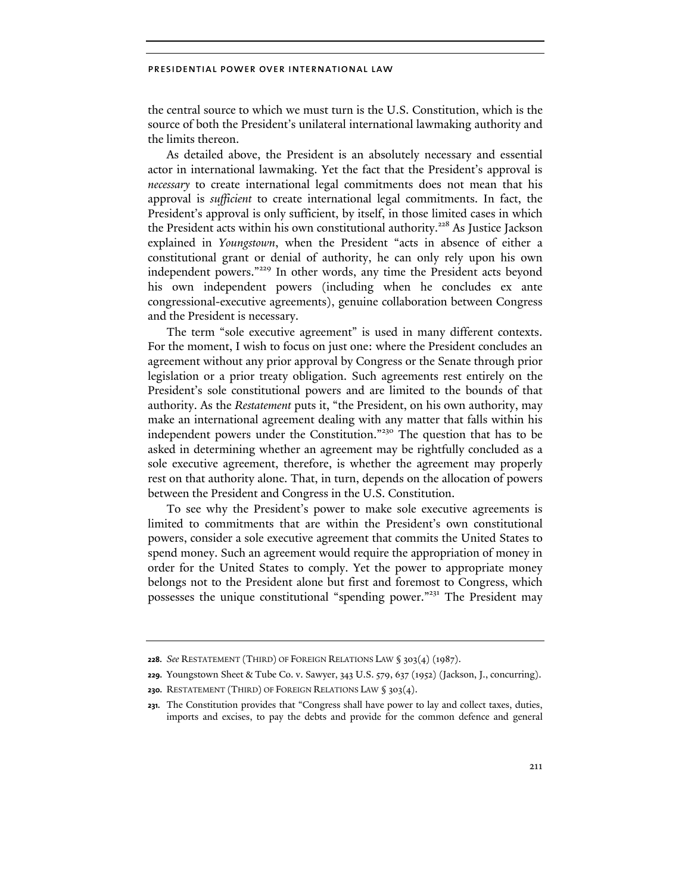the central source to which we must turn is the U.S. Constitution, which is the source of both the President's unilateral international lawmaking authority and the limits thereon.

As detailed above, the President is an absolutely necessary and essential actor in international lawmaking. Yet the fact that the President's approval is *necessary* to create international legal commitments does not mean that his approval is *sufficient* to create international legal commitments. In fact, the President's approval is only sufficient, by itself, in those limited cases in which the President acts within his own constitutional authority.[228] As Justice Jackson explained in *Youngstown*, when the President "acts in absence of either a constitutional grant or denial of authority, he can only rely upon his own independent powers."[229] In other words, any time the President acts beyond his own independent powers (including when he concludes ex ante congressional-executive agreements), genuine collaboration between Congress and the President is necessary.

The term "sole executive agreement" is used in many different contexts. For the moment, I wish to focus on just one: where the President concludes an agreement without any prior approval by Congress or the Senate through prior legislation or a prior treaty obligation. Such agreements rest entirely on the President's sole constitutional powers and are limited to the bounds of that authority. As the *Restatement* puts it, "the President, on his own authority, may make an international agreement dealing with any matter that falls within his independent powers under the Constitution."[230] The question that has to be asked in determining whether an agreement may be rightfully concluded as a sole executive agreement, therefore, is whether the agreement may properly rest on that authority alone. That, in turn, depends on the allocation of powers between the President and Congress in the U.S. Constitution.

To see why the President's power to make sole executive agreements is limited to commitments that are within the President's own constitutional powers, consider a sole executive agreement that commits the United States to spend money. Such an agreement would require the appropriation of money in order for the United States to comply. Yet the power to appropriate money belongs not to the President alone but first and foremost to Congress, which possesses the unique constitutional "spending power."[231] The President may

---

**228.** *See* RESTATEMENT (THIRD) OF FOREIGN RELATIONS LAW § 303(4) (1987).

**229.** Youngstown Sheet & Tube Co. v. Sawyer, 343 U.S. 579, 637 (1952) (Jackson, J., concurring).

**230.** RESTATEMENT (THIRD) OF FOREIGN RELATIONS LAW § 303(4).

**231.** The Constitution provides that "Congress shall have power to lay and collect taxes, duties, imports and excises, to pay the debts and provide for the common defence and general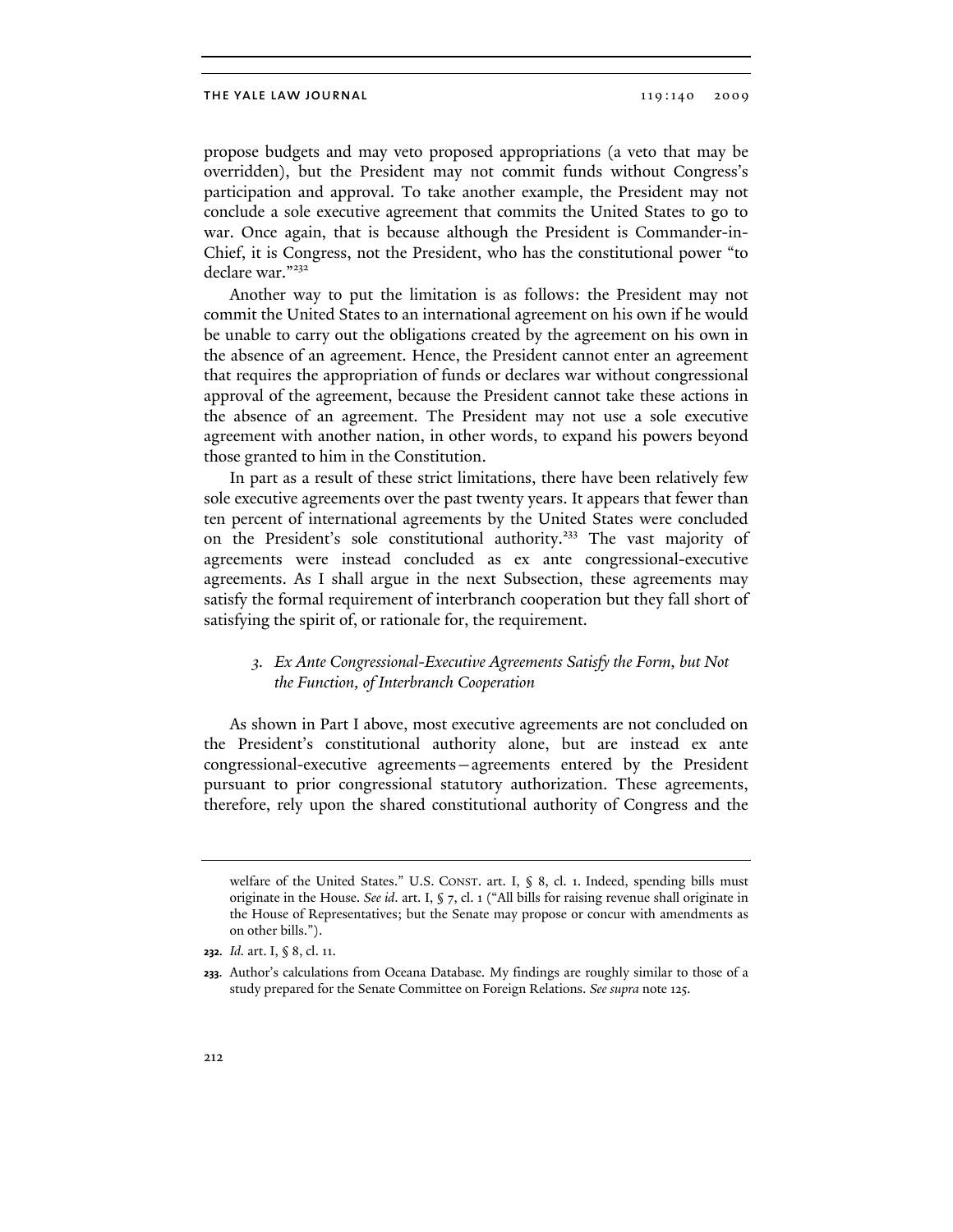propose budgets and may veto proposed appropriations (a veto that may be overridden), but the President may not commit funds without Congress's participation and approval. To take another example, the President may not conclude a sole executive agreement that commits the United States to go to war. Once again, that is because although the President is Commander-in-Chief, it is Congress, not the President, who has the constitutional power "to declare war."[232]

Another way to put the limitation is as follows: the President may not commit the United States to an international agreement on his own if he would be unable to carry out the obligations created by the agreement on his own in the absence of an agreement. Hence, the President cannot enter an agreement that requires the appropriation of funds or declares war without congressional approval of the agreement, because the President cannot take these actions in the absence of an agreement. The President may not use a sole executive agreement with another nation, in other words, to expand his powers beyond those granted to him in the Constitution.

In part as a result of these strict limitations, there have been relatively few sole executive agreements over the past twenty years. It appears that fewer than ten percent of international agreements by the United States were concluded on the President's sole constitutional authority.[233] The vast majority of agreements were instead concluded as ex ante congressional-executive agreements. As I shall argue in the next Subsection, these agreements may satisfy the formal requirement of interbranch cooperation but they fall short of satisfying the spirit of, or rationale for, the requirement.

### *3. Ex Ante Congressional-Executive Agreements Satisfy the Form, but Not the Function, of Interbranch Cooperation*

As shown in Part I above, most executive agreements are not concluded on the President's constitutional authority alone, but are instead ex ante congressional-executive agreements—agreements entered by the President pursuant to prior congressional statutory authorization. These agreements, therefore, rely upon the shared constitutional authority of Congress and the

---

welfare of the United States." U.S. CONST. art. I, § 8, cl. 1. Indeed, spending bills must originate in the House. *See id.* art. I, § 7, cl. 1 ("All bills for raising revenue shall originate in the House of Representatives; but the Senate may propose or concur with amendments as on other bills.").

**232.** *Id.* art. I, § 8, cl. 11.

**233.** Author's calculations from Oceana Database. My findings are roughly similar to those of a study prepared for the Senate Committee on Foreign Relations. *See supra* note 125.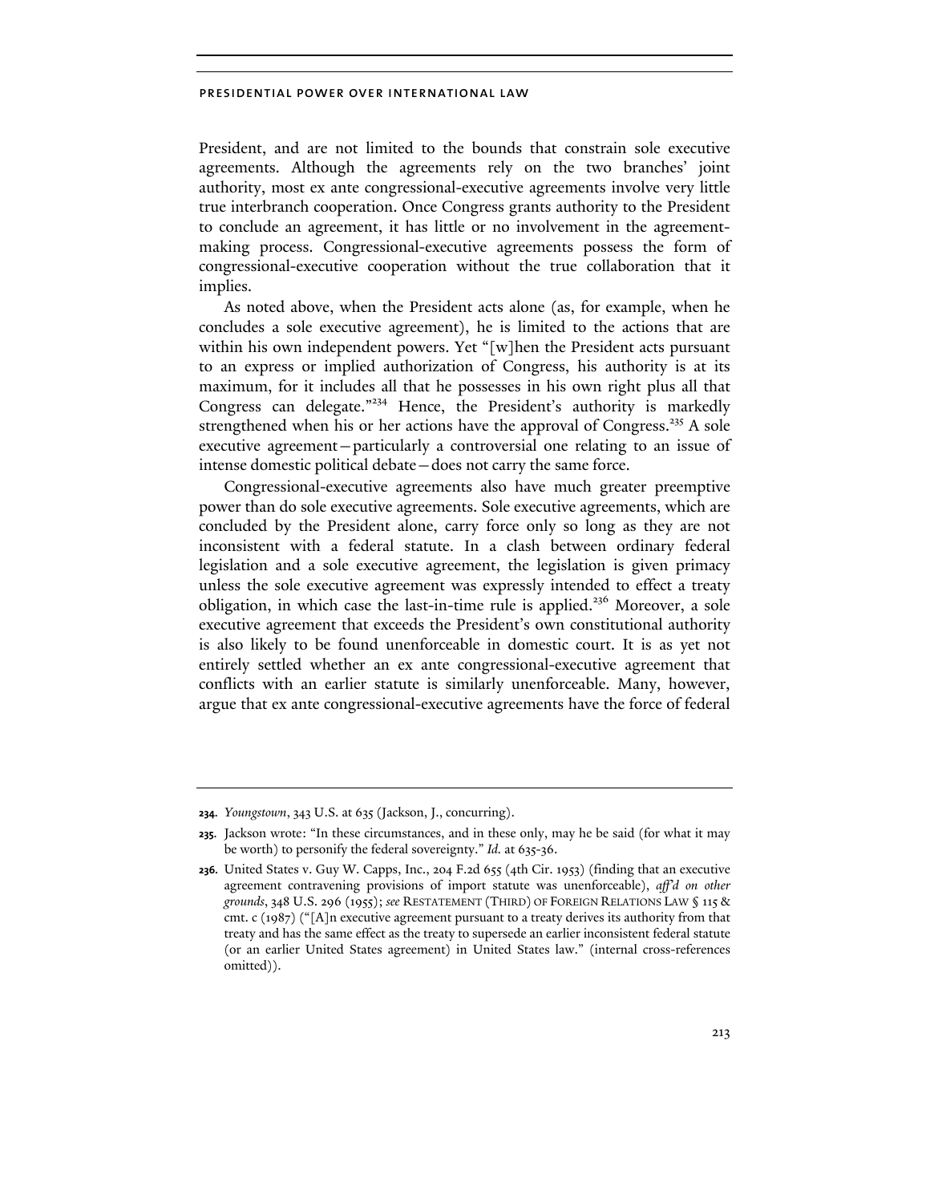President, and are not limited to the bounds that constrain sole executive agreements. Although the agreements rely on the two branches' joint authority, most ex ante congressional-executive agreements involve very little true interbranch cooperation. Once Congress grants authority to the President to conclude an agreement, it has little or no involvement in the agreement-making process. Congressional-executive agreements possess the form of congressional-executive cooperation without the true collaboration that it implies.

As noted above, when the President acts alone (as, for example, when he concludes a sole executive agreement), he is limited to the actions that are within his own independent powers. Yet "[w]hen the President acts pursuant to an express or implied authorization of Congress, his authority is at its maximum, for it includes all that he possesses in his own right plus all that Congress can delegate."[234] Hence, the President's authority is markedly strengthened when his or her actions have the approval of Congress.[235] A sole executive agreement—particularly a controversial one relating to an issue of intense domestic political debate—does not carry the same force.

Congressional-executive agreements also have much greater preemptive power than do sole executive agreements. Sole executive agreements, which are concluded by the President alone, carry force only so long as they are not inconsistent with a federal statute. In a clash between ordinary federal legislation and a sole executive agreement, the legislation is given primacy unless the sole executive agreement was expressly intended to effect a treaty obligation, in which case the last-in-time rule is applied.[236] Moreover, a sole executive agreement that exceeds the President's own constitutional authority is also likely to be found unenforceable in domestic court. It is as yet not entirely settled whether an ex ante congressional-executive agreement that conflicts with an earlier statute is similarly unenforceable. Many, however, argue that ex ante congressional-executive agreements have the force of federal

---

**234.** *Youngstown*, 343 U.S. at 635 (Jackson, J., concurring).

**235.** Jackson wrote: "In these circumstances, and in these only, may he be said (for what it may be worth) to personify the federal sovereignty." *Id.* at 635-36.

**236.** United States v. Guy W. Capps, Inc., 204 F.2d 655 (4th Cir. 1953) (finding that an executive agreement contravening provisions of import statute was unenforceable), *aff'd on other grounds*, 348 U.S. 296 (1955); *see* RESTATEMENT (THIRD) OF FOREIGN RELATIONS LAW § 115 & cmt. c (1987) ("[A]n executive agreement pursuant to a treaty derives its authority from that treaty and has the same effect as the treaty to supersede an earlier inconsistent federal statute (or an earlier United States agreement) in United States law." (internal cross-references omitted)).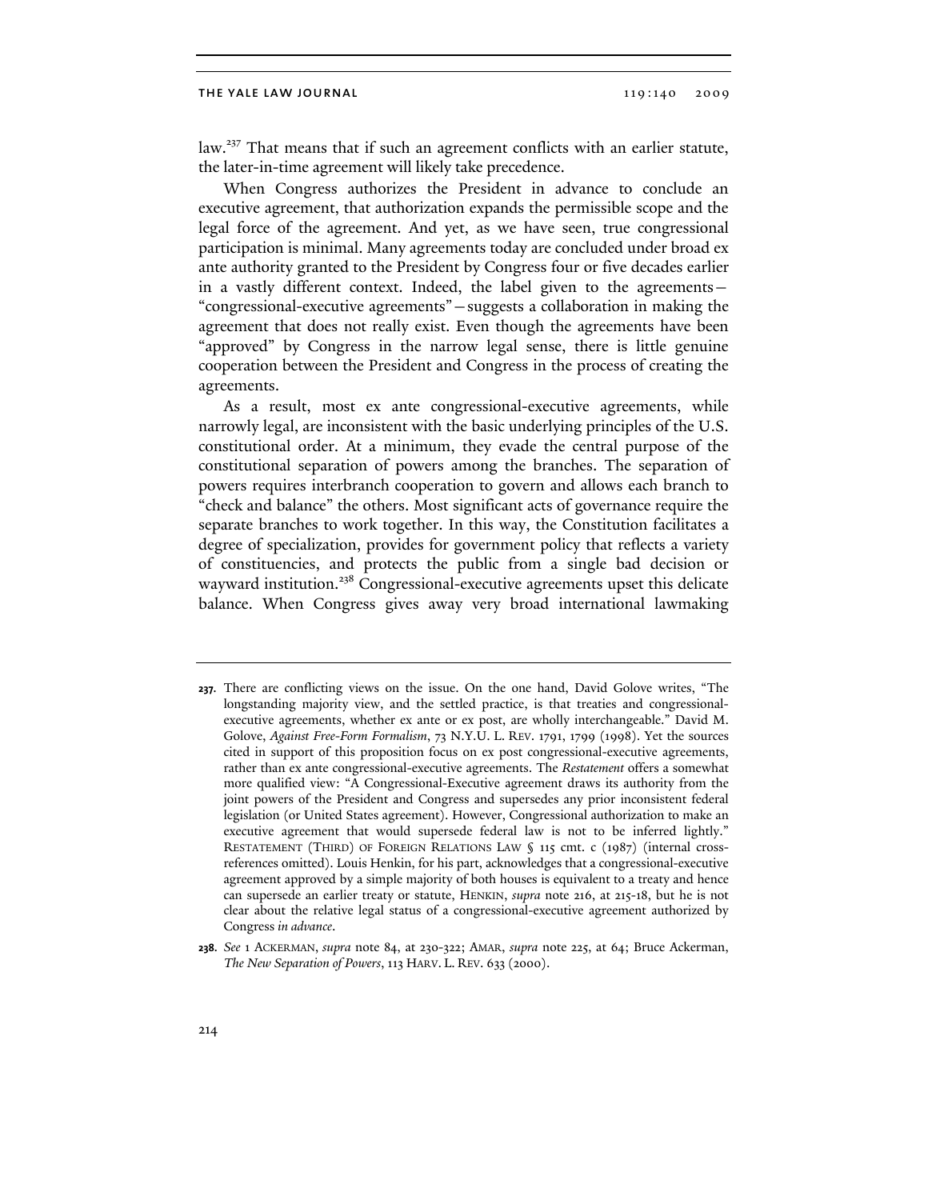law.[237] That means that if such an agreement conflicts with an earlier statute, the later-in-time agreement will likely take precedence.

When Congress authorizes the President in advance to conclude an executive agreement, that authorization expands the permissible scope and the legal force of the agreement. And yet, as we have seen, true congressional participation is minimal. Many agreements today are concluded under broad ex ante authority granted to the President by Congress four or five decades earlier in a vastly different context. Indeed, the label given to the agreements—"congressional-executive agreements"—suggests a collaboration in making the agreement that does not really exist. Even though the agreements have been "approved" by Congress in the narrow legal sense, there is little genuine cooperation between the President and Congress in the process of creating the agreements.

As a result, most ex ante congressional-executive agreements, while narrowly legal, are inconsistent with the basic underlying principles of the U.S. constitutional order. At a minimum, they evade the central purpose of the constitutional separation of powers among the branches. The separation of powers requires interbranch cooperation to govern and allows each branch to "check and balance" the others. Most significant acts of governance require the separate branches to work together. In this way, the Constitution facilitates a degree of specialization, provides for government policy that reflects a variety of constituencies, and protects the public from a single bad decision or wayward institution.[238] Congressional-executive agreements upset this delicate balance. When Congress gives away very broad international lawmaking

---

**237.** There are conflicting views on the issue. On the one hand, David Golove writes, "The longstanding majority view, and the settled practice, is that treaties and congressional-executive agreements, whether ex ante or ex post, are wholly interchangeable." David M. Golove, *Against Free-Form Formalism*, 73 N.Y.U. L. REV. 1791, 1799 (1998). Yet the sources cited in support of this proposition focus on ex post congressional-executive agreements, rather than ex ante congressional-executive agreements. The *Restatement* offers a somewhat more qualified view: "A Congressional-Executive agreement draws its authority from the joint powers of the President and Congress and supersedes any prior inconsistent federal legislation (or United States agreement). However, Congressional authorization to make an executive agreement that would supersede federal law is not to be inferred lightly." RESTATEMENT (THIRD) OF FOREIGN RELATIONS LAW § 115 cmt. c (1987) (internal cross-references omitted). Louis Henkin, for his part, acknowledges that a congressional-executive agreement approved by a simple majority of both houses is equivalent to a treaty and hence can supersede an earlier treaty or statute, HENKIN, *supra* note 216, at 215-18, but he is not clear about the relative legal status of a congressional-executive agreement authorized by Congress *in advance*.

**238.** *See* 1 ACKERMAN, *supra* note 84, at 230-322; AMAR, *supra* note 225, at 64; Bruce Ackerman, *The New Separation of Powers*, 113 HARV. L. REV. 633 (2000).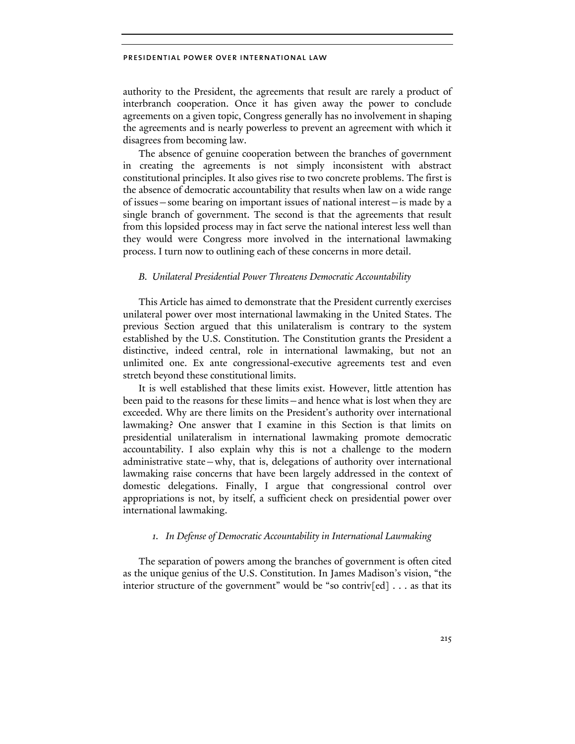authority to the President, the agreements that result are rarely a product of interbranch cooperation. Once it has given away the power to conclude agreements on a given topic, Congress generally has no involvement in shaping the agreements and is nearly powerless to prevent an agreement with which it disagrees from becoming law.

The absence of genuine cooperation between the branches of government in creating the agreements is not simply inconsistent with abstract constitutional principles. It also gives rise to two concrete problems. The first is the absence of democratic accountability that results when law on a wide range of issues—some bearing on important issues of national interest—is made by a single branch of government. The second is that the agreements that result from this lopsided process may in fact serve the national interest less well than they would were Congress more involved in the international lawmaking process. I turn now to outlining each of these concerns in more detail.

### *B. Unilateral Presidential Power Threatens Democratic Accountability*

This Article has aimed to demonstrate that the President currently exercises unilateral power over most international lawmaking in the United States. The previous Section argued that this unilateralism is contrary to the system established by the U.S. Constitution. The Constitution grants the President a distinctive, indeed central, role in international lawmaking, but not an unlimited one. Ex ante congressional-executive agreements test and even stretch beyond these constitutional limits.

It is well established that these limits exist. However, little attention has been paid to the reasons for these limits—and hence what is lost when they are exceeded. Why are there limits on the President's authority over international lawmaking? One answer that I examine in this Section is that limits on presidential unilateralism in international lawmaking promote democratic accountability. I also explain why this is not a challenge to the modern administrative state—why, that is, delegations of authority over international lawmaking raise concerns that have been largely addressed in the context of domestic delegations. Finally, I argue that congressional control over appropriations is not, by itself, a sufficient check on presidential power over international lawmaking.

#### *1. In Defense of Democratic Accountability in International Lawmaking*

The separation of powers among the branches of government is often cited as the unique genius of the U.S. Constitution. In James Madison's vision, "the interior structure of the government" would be "so contriv[ed] . . . as that its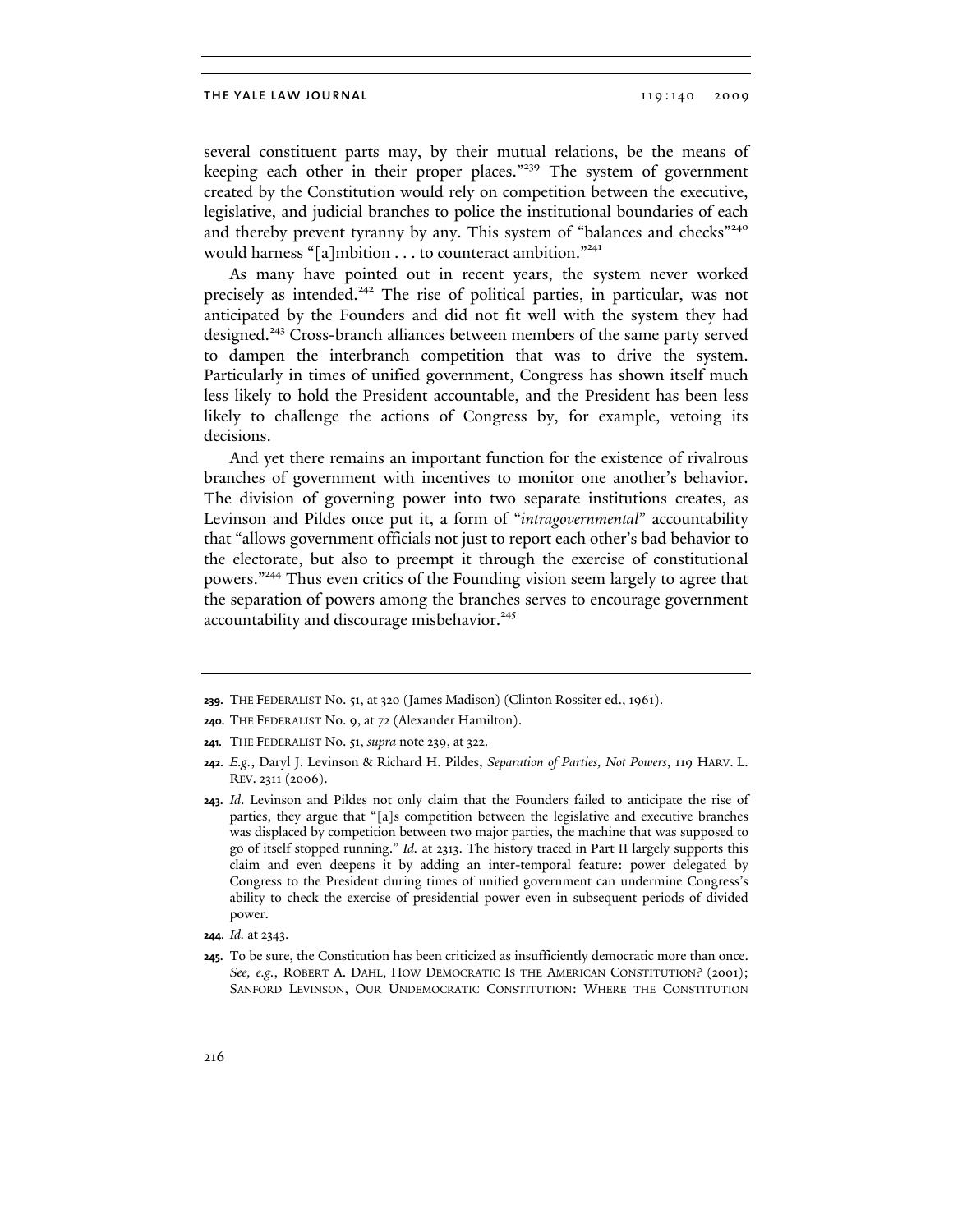several constituent parts may, by their mutual relations, be the means of keeping each other in their proper places."[239] The system of government created by the Constitution would rely on competition between the executive, legislative, and judicial branches to police the institutional boundaries of each and thereby prevent tyranny by any. This system of "balances and checks"[240] would harness "[a]mbition . . . to counteract ambition."[241]

As many have pointed out in recent years, the system never worked precisely as intended.[242] The rise of political parties, in particular, was not anticipated by the Founders and did not fit well with the system they had designed.[243] Cross-branch alliances between members of the same party served to dampen the interbranch competition that was to drive the system. Particularly in times of unified government, Congress has shown itself much less likely to hold the President accountable, and the President has been less likely to challenge the actions of Congress by, for example, vetoing its decisions.

And yet there remains an important function for the existence of rivalrous branches of government with incentives to monitor one another's behavior. The division of governing power into two separate institutions creates, as Levinson and Pildes once put it, a form of "*intragovernmental*" accountability that "allows government officials not just to report each other's bad behavior to the electorate, but also to preempt it through the exercise of constitutional powers."[244] Thus even critics of the Founding vision seem largely to agree that the separation of powers among the branches serves to encourage government accountability and discourage misbehavior.[245]

---

**239.** THE FEDERALIST No. 51, at 320 (James Madison) (Clinton Rossiter ed., 1961).

**240.** THE FEDERALIST No. 9, at 72 (Alexander Hamilton).

**241.** THE FEDERALIST No. 51, *supra* note 239, at 322.

**242.** *E.g.*, Daryl J. Levinson & Richard H. Pildes, *Separation of Parties, Not Powers*, 119 HARV. L. REV. 2311 (2006).

**243.** *Id*. Levinson and Pildes not only claim that the Founders failed to anticipate the rise of parties, they argue that "[a]s competition between the legislative and executive branches was displaced by competition between two major parties, the machine that was supposed to go of itself stopped running." *Id.* at 2313. The history traced in Part II largely supports this claim and even deepens it by adding an inter-temporal feature: power delegated by Congress to the President during times of unified government can undermine Congress's ability to check the exercise of presidential power even in subsequent periods of divided power.

**244.** *Id.* at 2343.

**245.** To be sure, the Constitution has been criticized as insufficiently democratic more than once. *See, e.g.*, ROBERT A. DAHL, HOW DEMOCRATIC IS THE AMERICAN CONSTITUTION? (2001); SANFORD LEVINSON, OUR UNDEMOCRATIC CONSTITUTION: WHERE THE CONSTITUTION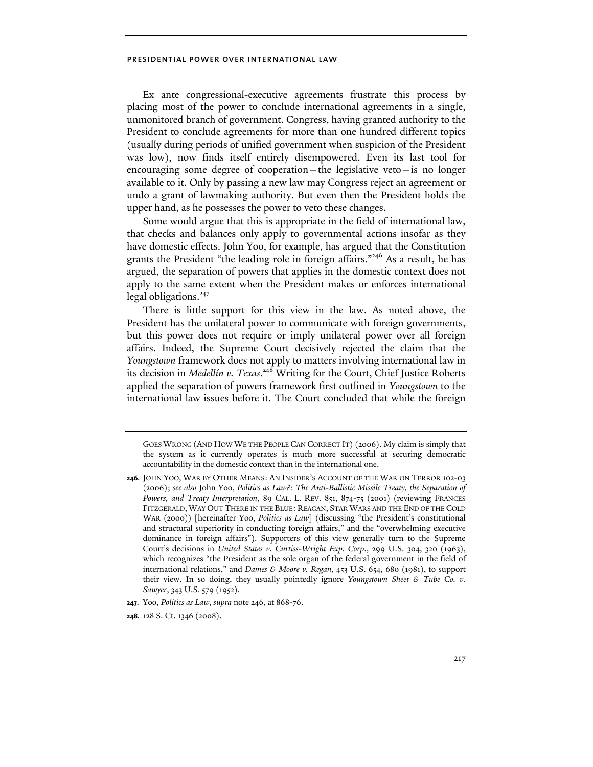Ex ante congressional-executive agreements frustrate this process by placing most of the power to conclude international agreements in a single, unmonitored branch of government. Congress, having granted authority to the President to conclude agreements for more than one hundred different topics (usually during periods of unified government when suspicion of the President was low), now finds itself entirely disempowered. Even its last tool for encouraging some degree of cooperation—the legislative veto—is no longer available to it. Only by passing a new law may Congress reject an agreement or undo a grant of lawmaking authority. But even then the President holds the upper hand, as he possesses the power to veto these changes.

Some would argue that this is appropriate in the field of international law, that checks and balances only apply to governmental actions insofar as they have domestic effects. John Yoo, for example, has argued that the Constitution grants the President "the leading role in foreign affairs."[246] As a result, he has argued, the separation of powers that applies in the domestic context does not apply to the same extent when the President makes or enforces international legal obligations.[247]

There is little support for this view in the law. As noted above, the President has the unilateral power to communicate with foreign governments, but this power does not require or imply unilateral power over all foreign affairs. Indeed, the Supreme Court decisively rejected the claim that the *Youngstown* framework does not apply to matters involving international law in its decision in *Medellín v. Texas*.[248] Writing for the Court, Chief Justice Roberts applied the separation of powers framework first outlined in *Youngstown* to the international law issues before it. The Court concluded that while the foreign

---

GOES WRONG (AND HOW WE THE PEOPLE CAN CORRECT IT) (2006). My claim is simply that the system as it currently operates is much more successful at securing democratic accountability in the domestic context than in the international one.

**246.** JOHN YOO, WAR BY OTHER MEANS: AN INSIDER'S ACCOUNT OF THE WAR ON TERROR 102-03 (2006); *see also* John Yoo, *Politics as Law?: The Anti-Ballistic Missile Treaty, the Separation of Powers, and Treaty Interpretation*, 89 CAL. L. REV. 851, 874-75 (2001) (reviewing FRANCES FITZGERALD, WAY OUT THERE IN THE BLUE: REAGAN, STAR WARS AND THE END OF THE COLD WAR (2000)) [hereinafter Yoo, *Politics as Law*] (discussing "the President's constitutional and structural superiority in conducting foreign affairs," and the "overwhelming executive dominance in foreign affairs"). Supporters of this view generally turn to the Supreme Court's decisions in *United States v. Curtiss-Wright Exp. Corp.*, 299 U.S. 304, 320 (1963), which recognizes "the President as the sole organ of the federal government in the field of international relations," and *Dames & Moore v. Regan*, 453 U.S. 654, 680 (1981), to support their view. In so doing, they usually pointedly ignore *Youngstown Sheet & Tube Co. v. Sawyer*, 343 U.S. 579 (1952).

**247.** Yoo, *Politics as Law*, *supra* note 246, at 868-76.

**248.** 128 S. Ct. 1346 (2008).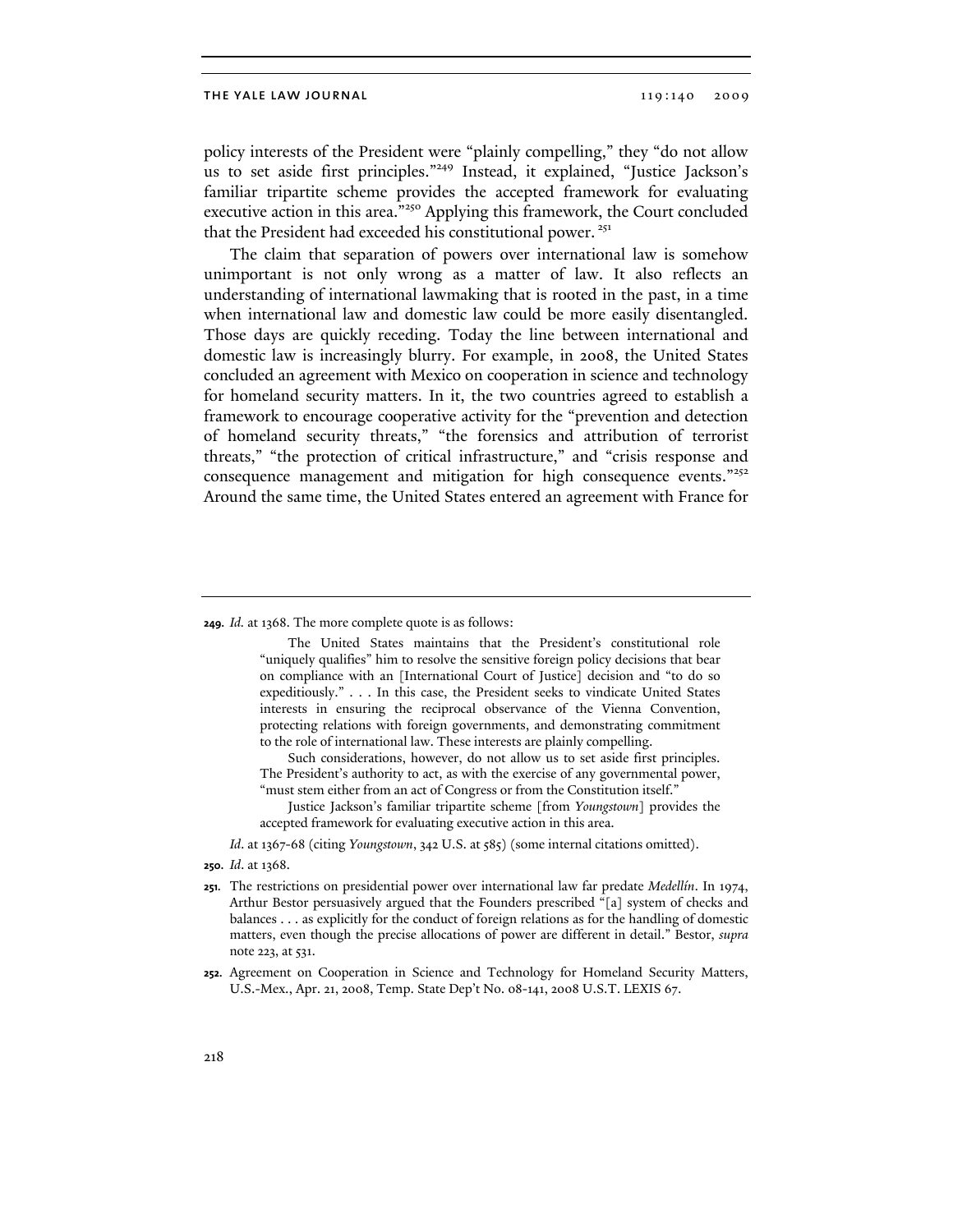policy interests of the President were "plainly compelling," they "do not allow us to set aside first principles."[249] Instead, it explained, "Justice Jackson's familiar tripartite scheme provides the accepted framework for evaluating executive action in this area."[250] Applying this framework, the Court concluded that the President had exceeded his constitutional power.[251]

The claim that separation of powers over international law is somehow unimportant is not only wrong as a matter of law. It also reflects an understanding of international lawmaking that is rooted in the past, in a time when international law and domestic law could be more easily disentangled. Those days are quickly receding. Today the line between international and domestic law is increasingly blurry. For example, in 2008, the United States concluded an agreement with Mexico on cooperation in science and technology for homeland security matters. In it, the two countries agreed to establish a framework to encourage cooperative activity for the "prevention and detection of homeland security threats," "the forensics and attribution of terrorist threats," "the protection of critical infrastructure," and "crisis response and consequence management and mitigation for high consequence events."[252] Around the same time, the United States entered an agreement with France for

---

**249.** *Id.* at 1368. The more complete quote is as follows:

> The United States maintains that the President's constitutional role "uniquely qualifies" him to resolve the sensitive foreign policy decisions that bear on compliance with an [International Court of Justice] decision and "to do so expeditiously." . . . In this case, the President seeks to vindicate United States interests in ensuring the reciprocal observance of the Vienna Convention, protecting relations with foreign governments, and demonstrating commitment to the role of international law. These interests are plainly compelling.
>
> Such considerations, however, do not allow us to set aside first principles. The President's authority to act, as with the exercise of any governmental power, "must stem either from an act of Congress or from the Constitution itself."
>
> Justice Jackson's familiar tripartite scheme [from *Youngstown*] provides the accepted framework for evaluating executive action in this area.

*Id.* at 1367-68 (citing *Youngstown*, 342 U.S. at 585) (some internal citations omitted).

**250.** *Id.* at 1368.

**251.** The restrictions on presidential power over international law far predate *Medellín*. In 1974, Arthur Bestor persuasively argued that the Founders prescribed "[a] system of checks and balances . . . as explicitly for the conduct of foreign relations as for the handling of domestic matters, even though the precise allocations of power are different in detail." Bestor, *supra* note 223, at 531.

**252.** Agreement on Cooperation in Science and Technology for Homeland Security Matters, U.S.-Mex., Apr. 21, 2008, Temp. State Dep't No. 08-141, 2008 U.S.T. LEXIS 67.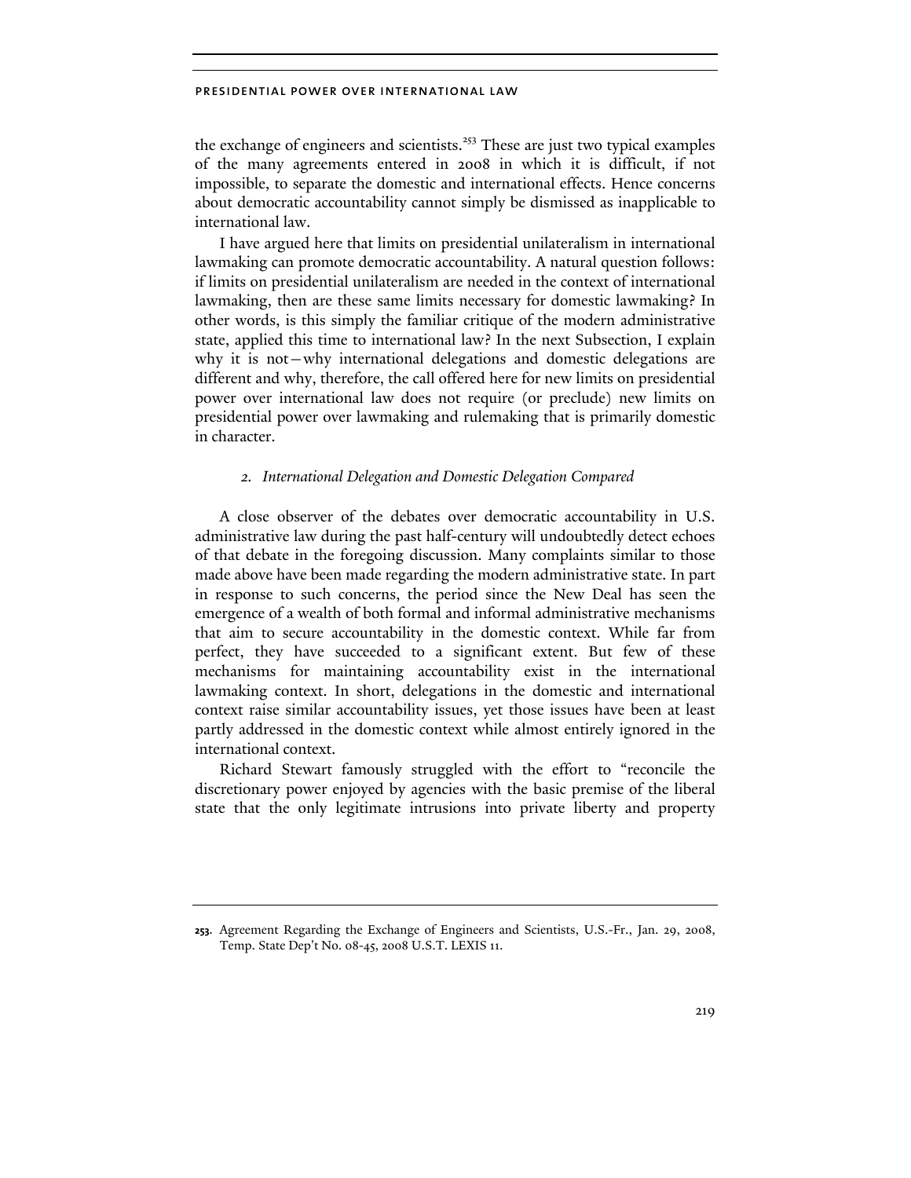the exchange of engineers and scientists.[253] These are just two typical examples of the many agreements entered in 2008 in which it is difficult, if not impossible, to separate the domestic and international effects. Hence concerns about democratic accountability cannot simply be dismissed as inapplicable to international law.

I have argued here that limits on presidential unilateralism in international lawmaking can promote democratic accountability. A natural question follows: if limits on presidential unilateralism are needed in the context of international lawmaking, then are these same limits necessary for domestic lawmaking? In other words, is this simply the familiar critique of the modern administrative state, applied this time to international law? In the next Subsection, I explain why it is not—why international delegations and domestic delegations are different and why, therefore, the call offered here for new limits on presidential power over international law does not require (or preclude) new limits on presidential power over lawmaking and rulemaking that is primarily domestic in character.

#### *2. International Delegation and Domestic Delegation Compared*

A close observer of the debates over democratic accountability in U.S. administrative law during the past half-century will undoubtedly detect echoes of that debate in the foregoing discussion. Many complaints similar to those made above have been made regarding the modern administrative state. In part in response to such concerns, the period since the New Deal has seen the emergence of a wealth of both formal and informal administrative mechanisms that aim to secure accountability in the domestic context. While far from perfect, they have succeeded to a significant extent. But few of these mechanisms for maintaining accountability exist in the international lawmaking context. In short, delegations in the domestic and international context raise similar accountability issues, yet those issues have been at least partly addressed in the domestic context while almost entirely ignored in the international context.

Richard Stewart famously struggled with the effort to "reconcile the discretionary power enjoyed by agencies with the basic premise of the liberal state that the only legitimate intrusions into private liberty and property

---

253. Agreement Regarding the Exchange of Engineers and Scientists, U.S.-Fr., Jan. 29, 2008, Temp. State Dep't No. 08-45, 2008 U.S.T. LEXIS 11.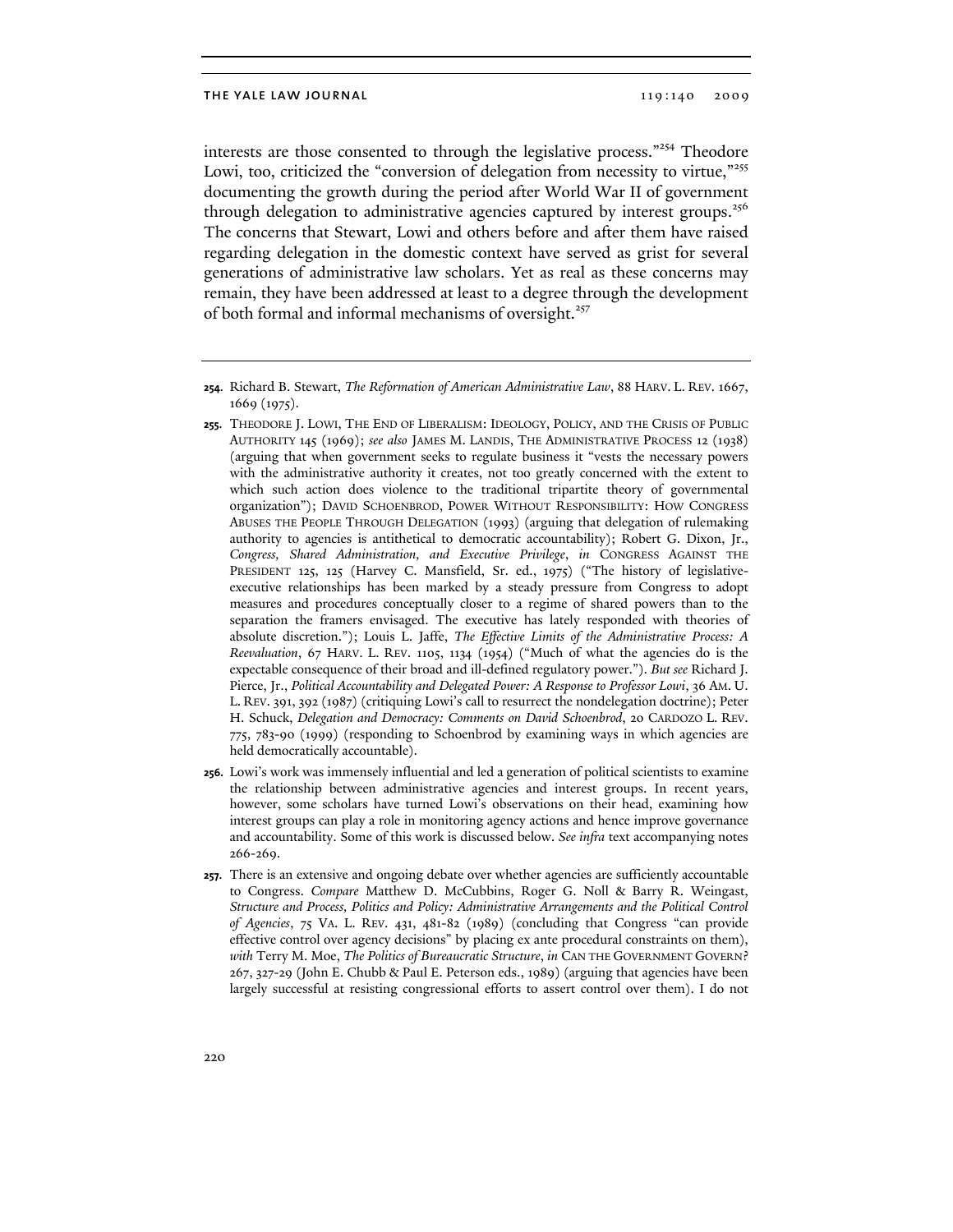interests are those consented to through the legislative process."[254] Theodore Lowi, too, criticized the "conversion of delegation from necessity to virtue,"[255] documenting the growth during the period after World War II of government through delegation to administrative agencies captured by interest groups.[256] The concerns that Stewart, Lowi and others before and after them have raised regarding delegation in the domestic context have served as grist for several generations of administrative law scholars. Yet as real as these concerns may remain, they have been addressed at least to a degree through the development of both formal and informal mechanisms of oversight.[257]

---

**254.** Richard B. Stewart, *The Reformation of American Administrative Law*, 88 HARV. L. REV. 1667, 1669 (1975).

**255.** THEODORE J. LOWI, THE END OF LIBERALISM: IDEOLOGY, POLICY, AND THE CRISIS OF PUBLIC AUTHORITY 145 (1969); *see also* JAMES M. LANDIS, THE ADMINISTRATIVE PROCESS 12 (1938) (arguing that when government seeks to regulate business it "vests the necessary powers with the administrative authority it creates, not too greatly concerned with the extent to which such action does violence to the traditional tripartite theory of governmental organization"); DAVID SCHOENBROD, POWER WITHOUT RESPONSIBILITY: HOW CONGRESS ABUSES THE PEOPLE THROUGH DELEGATION (1993) (arguing that delegation of rulemaking authority to agencies is antithetical to democratic accountability); Robert G. Dixon, Jr., *Congress, Shared Administration, and Executive Privilege*, *in* CONGRESS AGAINST THE PRESIDENT 125, 125 (Harvey C. Mansfield, Sr. ed., 1975) ("The history of legislative-executive relationships has been marked by a steady pressure from Congress to adopt measures and procedures conceptually closer to a regime of shared powers than to the separation the framers envisaged. The executive has lately responded with theories of absolute discretion."); Louis L. Jaffe, *The Effective Limits of the Administrative Process: A Reevaluation*, 67 HARV. L. REV. 1105, 1134 (1954) ("Much of what the agencies do is the expectable consequence of their broad and ill-defined regulatory power."). *But see* Richard J. Pierce, Jr., *Political Accountability and Delegated Power: A Response to Professor Lowi*, 36 AM. U. L. REV. 391, 392 (1987) (critiquing Lowi's call to resurrect the nondelegation doctrine); Peter H. Schuck, *Delegation and Democracy: Comments on David Schoenbrod*, 20 CARDOZO L. REV. 775, 783-90 (1999) (responding to Schoenbrod by examining ways in which agencies are held democratically accountable).

**256.** Lowi's work was immensely influential and led a generation of political scientists to examine the relationship between administrative agencies and interest groups. In recent years, however, some scholars have turned Lowi's observations on their head, examining how interest groups can play a role in monitoring agency actions and hence improve governance and accountability. Some of this work is discussed below. *See infra* text accompanying notes 266-269.

**257.** There is an extensive and ongoing debate over whether agencies are sufficiently accountable to Congress. *Compare* Matthew D. McCubbins, Roger G. Noll & Barry R. Weingast, *Structure and Process, Politics and Policy: Administrative Arrangements and the Political Control of Agencies*, 75 VA. L. REV. 431, 481-82 (1989) (concluding that Congress "can provide effective control over agency decisions" by placing ex ante procedural constraints on them), *with* Terry M. Moe, *The Politics of Bureaucratic Structure*, *in* CAN THE GOVERNMENT GOVERN? 267, 327-29 (John E. Chubb & Paul E. Peterson eds., 1989) (arguing that agencies have been largely successful at resisting congressional efforts to assert control over them). I do not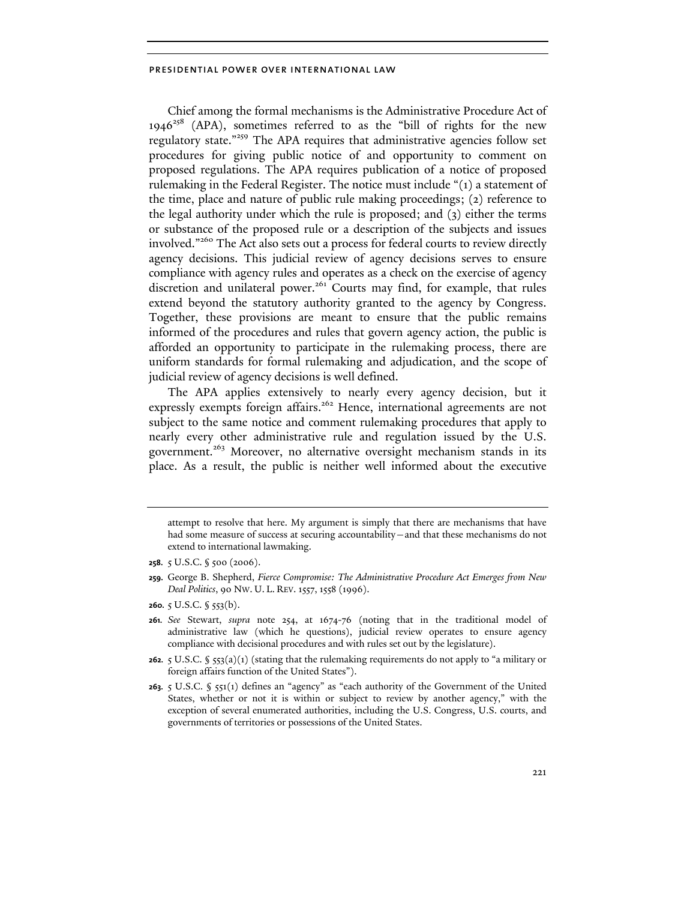Chief among the formal mechanisms is the Administrative Procedure Act of 1946[258] (APA), sometimes referred to as the "bill of rights for the new regulatory state."[259] The APA requires that administrative agencies follow set procedures for giving public notice of and opportunity to comment on proposed regulations. The APA requires publication of a notice of proposed rulemaking in the Federal Register. The notice must include "(1) a statement of the time, place and nature of public rule making proceedings; (2) reference to the legal authority under which the rule is proposed; and (3) either the terms or substance of the proposed rule or a description of the subjects and issues involved."[260] The Act also sets out a process for federal courts to review directly agency decisions. This judicial review of agency decisions serves to ensure compliance with agency rules and operates as a check on the exercise of agency discretion and unilateral power.[261] Courts may find, for example, that rules extend beyond the statutory authority granted to the agency by Congress. Together, these provisions are meant to ensure that the public remains informed of the procedures and rules that govern agency action, the public is afforded an opportunity to participate in the rulemaking process, there are uniform standards for formal rulemaking and adjudication, and the scope of judicial review of agency decisions is well defined.

The APA applies extensively to nearly every agency decision, but it expressly exempts foreign affairs.[262] Hence, international agreements are not subject to the same notice and comment rulemaking procedures that apply to nearly every other administrative rule and regulation issued by the U.S. government.[263] Moreover, no alternative oversight mechanism stands in its place. As a result, the public is neither well informed about the executive

---

attempt to resolve that here. My argument is simply that there are mechanisms that have had some measure of success at securing accountability—and that these mechanisms do not extend to international lawmaking.

258. 5 U.S.C. § 500 (2006).

259. George B. Shepherd, *Fierce Compromise: The Administrative Procedure Act Emerges from New Deal Politics*, 90 NW. U. L. REV. 1557, 1558 (1996).

260. 5 U.S.C. § 553(b).

261. *See* Stewart, *supra* note 254, at 1674-76 (noting that in the traditional model of administrative law (which he questions), judicial review operates to ensure agency compliance with decisional procedures and with rules set out by the legislature).

262. 5 U.S.C. § 553(a)(1) (stating that the rulemaking requirements do not apply to "a military or foreign affairs function of the United States").

263. 5 U.S.C. § 551(1) defines an "agency" as "each authority of the Government of the United States, whether or not it is within or subject to review by another agency," with the exception of several enumerated authorities, including the U.S. Congress, U.S. courts, and governments of territories or possessions of the United States.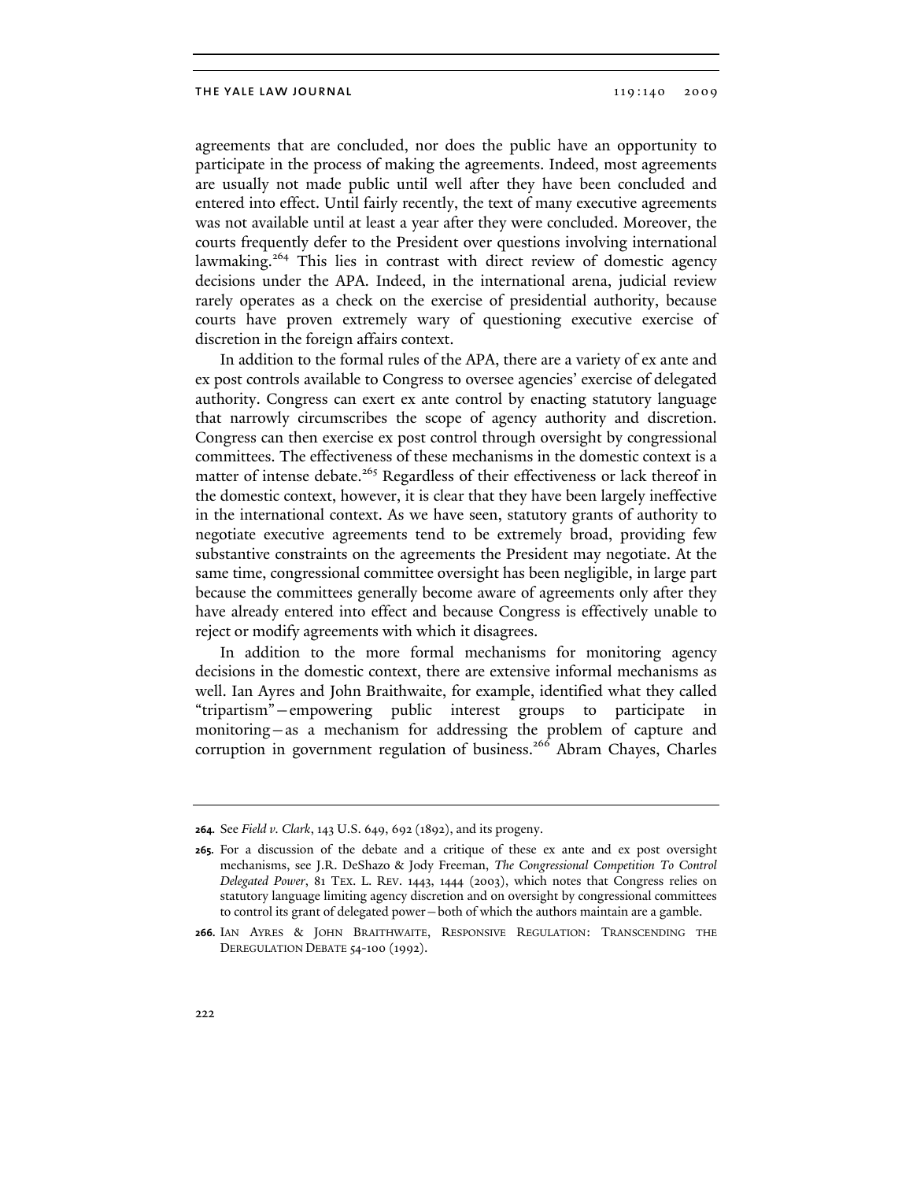agreements that are concluded, nor does the public have an opportunity to participate in the process of making the agreements. Indeed, most agreements are usually not made public until well after they have been concluded and entered into effect. Until fairly recently, the text of many executive agreements was not available until at least a year after they were concluded. Moreover, the courts frequently defer to the President over questions involving international lawmaking.[264] This lies in contrast with direct review of domestic agency decisions under the APA. Indeed, in the international arena, judicial review rarely operates as a check on the exercise of presidential authority, because courts have proven extremely wary of questioning executive exercise of discretion in the foreign affairs context.

In addition to the formal rules of the APA, there are a variety of ex ante and ex post controls available to Congress to oversee agencies' exercise of delegated authority. Congress can exert ex ante control by enacting statutory language that narrowly circumscribes the scope of agency authority and discretion. Congress can then exercise ex post control through oversight by congressional committees. The effectiveness of these mechanisms in the domestic context is a matter of intense debate.[265] Regardless of their effectiveness or lack thereof in the domestic context, however, it is clear that they have been largely ineffective in the international context. As we have seen, statutory grants of authority to negotiate executive agreements tend to be extremely broad, providing few substantive constraints on the agreements the President may negotiate. At the same time, congressional committee oversight has been negligible, in large part because the committees generally become aware of agreements only after they have already entered into effect and because Congress is effectively unable to reject or modify agreements with which it disagrees.

In addition to the more formal mechanisms for monitoring agency decisions in the domestic context, there are extensive informal mechanisms as well. Ian Ayres and John Braithwaite, for example, identified what they called "tripartism"—empowering public interest groups to participate in monitoring—as a mechanism for addressing the problem of capture and corruption in government regulation of business.[266] Abram Chayes, Charles

---

**264.** See *Field v. Clark*, 143 U.S. 649, 692 (1892), and its progeny.

**265.** For a discussion of the debate and a critique of these ex ante and ex post oversight mechanisms, see J.R. DeShazo & Jody Freeman, *The Congressional Competition To Control Delegated Power*, 81 TEX. L. REV. 1443, 1444 (2003), which notes that Congress relies on statutory language limiting agency discretion and on oversight by congressional committees to control its grant of delegated power—both of which the authors maintain are a gamble.

**266.** IAN AYRES & JOHN BRAITHWAITE, RESPONSIVE REGULATION: TRANSCENDING THE DEREGULATION DEBATE 54-100 (1992).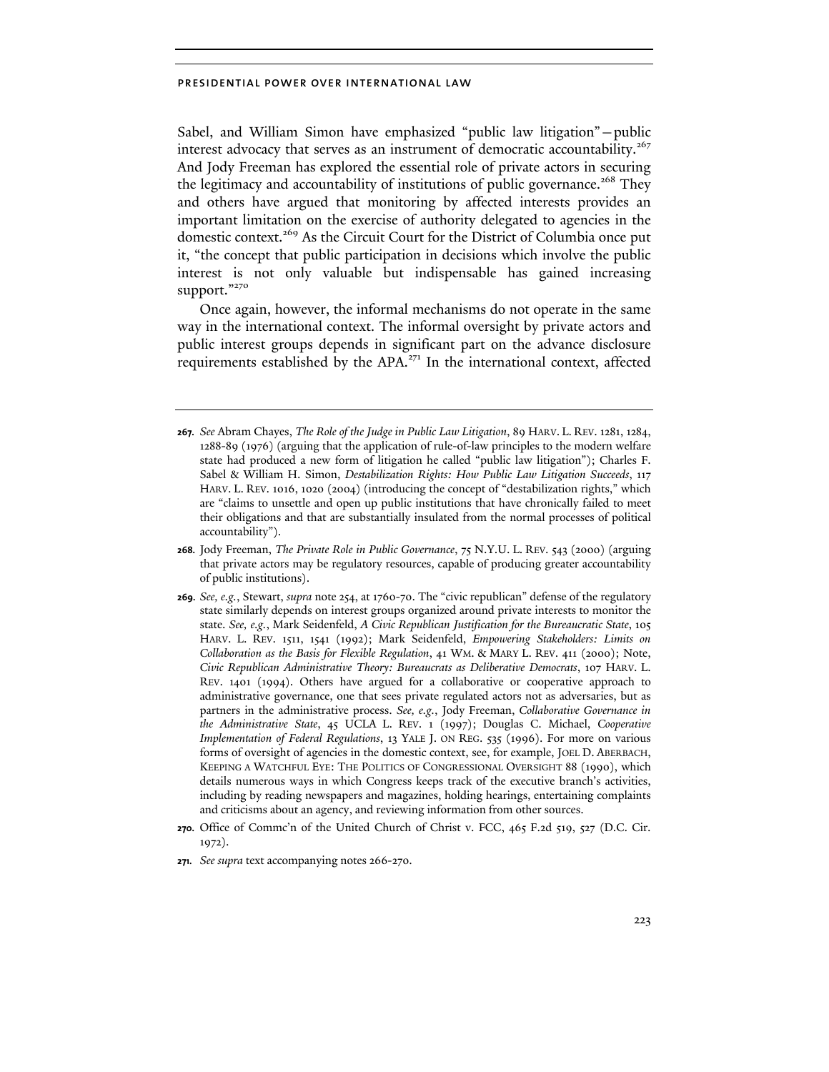Sabel, and William Simon have emphasized "public law litigation"—public interest advocacy that serves as an instrument of democratic accountability.[267] And Jody Freeman has explored the essential role of private actors in securing the legitimacy and accountability of institutions of public governance.[268] They and others have argued that monitoring by affected interests provides an important limitation on the exercise of authority delegated to agencies in the domestic context.[269] As the Circuit Court for the District of Columbia once put it, "the concept that public participation in decisions which involve the public interest is not only valuable but indispensable has gained increasing support."[270]

Once again, however, the informal mechanisms do not operate in the same way in the international context. The informal oversight by private actors and public interest groups depends in significant part on the advance disclosure requirements established by the APA.[271] In the international context, affected

---

**267.** *See* Abram Chayes, *The Role of the Judge in Public Law Litigation*, 89 HARV. L. REV. 1281, 1284, 1288-89 (1976) (arguing that the application of rule-of-law principles to the modern welfare state had produced a new form of litigation he called "public law litigation"); Charles F. Sabel & William H. Simon, *Destabilization Rights: How Public Law Litigation Succeeds*, 117 HARV. L. REV. 1016, 1020 (2004) (introducing the concept of "destabilization rights," which are "claims to unsettle and open up public institutions that have chronically failed to meet their obligations and that are substantially insulated from the normal processes of political accountability").

**268.** Jody Freeman, *The Private Role in Public Governance*, 75 N.Y.U. L. REV. 543 (2000) (arguing that private actors may be regulatory resources, capable of producing greater accountability of public institutions).

**269.** *See, e.g.*, Stewart, *supra* note 254, at 1760-70. The "civic republican" defense of the regulatory state similarly depends on interest groups organized around private interests to monitor the state. *See, e.g.*, Mark Seidenfeld, *A Civic Republican Justification for the Bureaucratic State*, 105 HARV. L. REV. 1511, 1541 (1992); Mark Seidenfeld, *Empowering Stakeholders: Limits on Collaboration as the Basis for Flexible Regulation*, 41 WM. & MARY L. REV. 411 (2000); Note, *Civic Republican Administrative Theory: Bureaucrats as Deliberative Democrats*, 107 HARV. L. REV. 1401 (1994). Others have argued for a collaborative or cooperative approach to administrative governance, one that sees private regulated actors not as adversaries, but as partners in the administrative process. *See, e.g.*, Jody Freeman, *Collaborative Governance in the Administrative State*, 45 UCLA L. REV. 1 (1997); Douglas C. Michael, *Cooperative Implementation of Federal Regulations*, 13 YALE J. ON REG. 535 (1996). For more on various forms of oversight of agencies in the domestic context, see, for example, JOEL D. ABERBACH, KEEPING A WATCHFUL EYE: THE POLITICS OF CONGRESSIONAL OVERSIGHT 88 (1990), which details numerous ways in which Congress keeps track of the executive branch's activities, including by reading newspapers and magazines, holding hearings, entertaining complaints and criticisms about an agency, and reviewing information from other sources.

**270.** Office of Commc'n of the United Church of Christ v. FCC, 465 F.2d 519, 527 (D.C. Cir. 1972).

**271.** *See supra* text accompanying notes 266-270.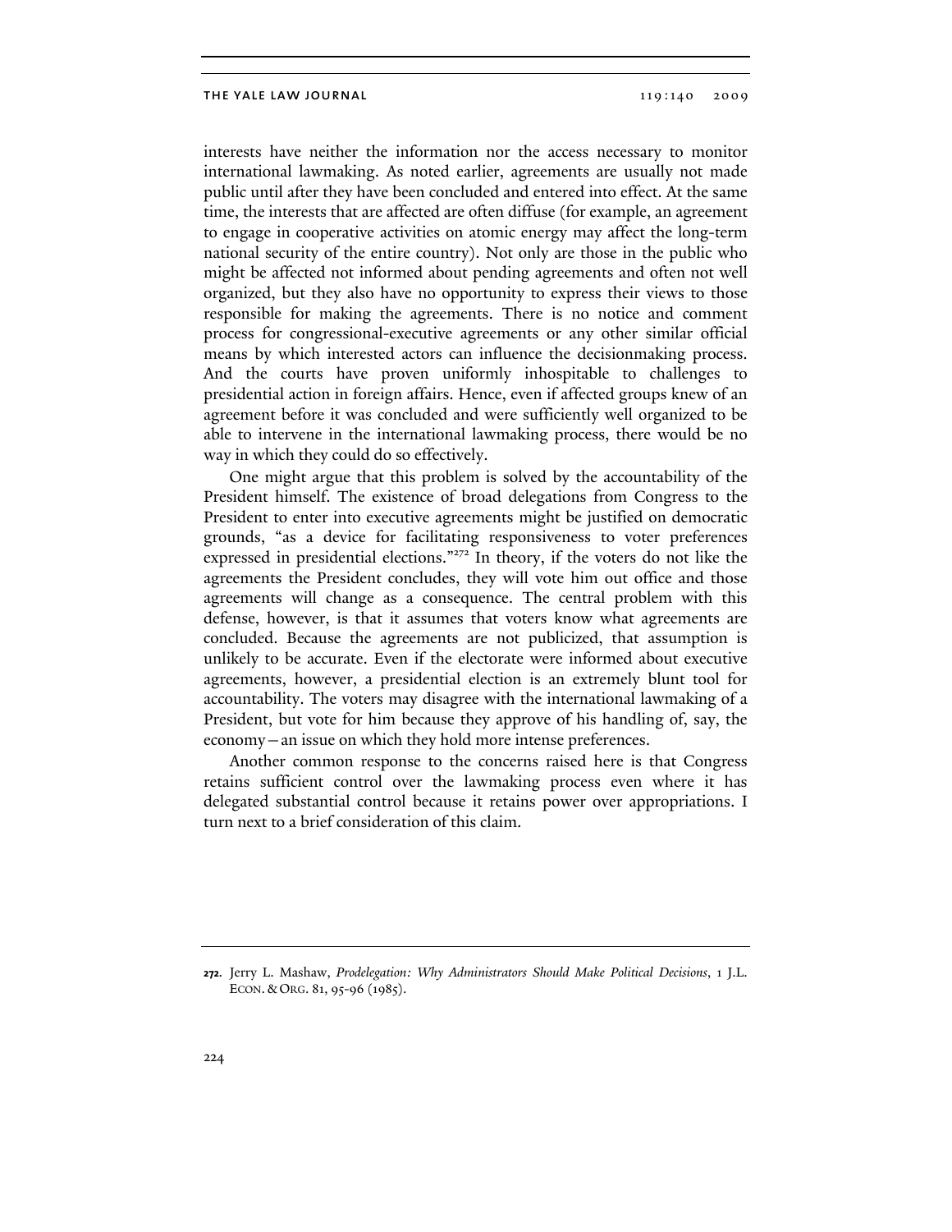interests have neither the information nor the access necessary to monitor international lawmaking. As noted earlier, agreements are usually not made public until after they have been concluded and entered into effect. At the same time, the interests that are affected are often diffuse (for example, an agreement to engage in cooperative activities on atomic energy may affect the long-term national security of the entire country). Not only are those in the public who might be affected not informed about pending agreements and often not well organized, but they also have no opportunity to express their views to those responsible for making the agreements. There is no notice and comment process for congressional-executive agreements or any other similar official means by which interested actors can influence the decisionmaking process. And the courts have proven uniformly inhospitable to challenges to presidential action in foreign affairs. Hence, even if affected groups knew of an agreement before it was concluded and were sufficiently well organized to be able to intervene in the international lawmaking process, there would be no way in which they could do so effectively.

One might argue that this problem is solved by the accountability of the President himself. The existence of broad delegations from Congress to the President to enter into executive agreements might be justified on democratic grounds, "as a device for facilitating responsiveness to voter preferences expressed in presidential elections."[272] In theory, if the voters do not like the agreements the President concludes, they will vote him out office and those agreements will change as a consequence. The central problem with this defense, however, is that it assumes that voters know what agreements are concluded. Because the agreements are not publicized, that assumption is unlikely to be accurate. Even if the electorate were informed about executive agreements, however, a presidential election is an extremely blunt tool for accountability. The voters may disagree with the international lawmaking of a President, but vote for him because they approve of his handling of, say, the economy—an issue on which they hold more intense preferences.

Another common response to the concerns raised here is that Congress retains sufficient control over the lawmaking process even where it has delegated substantial control because it retains power over appropriations. I turn next to a brief consideration of this claim.

---

**272.** Jerry L. Mashaw, *Prodelegation: Why Administrators Should Make Political Decisions*, 1 J.L. ECON. & ORG. 81, 95-96 (1985).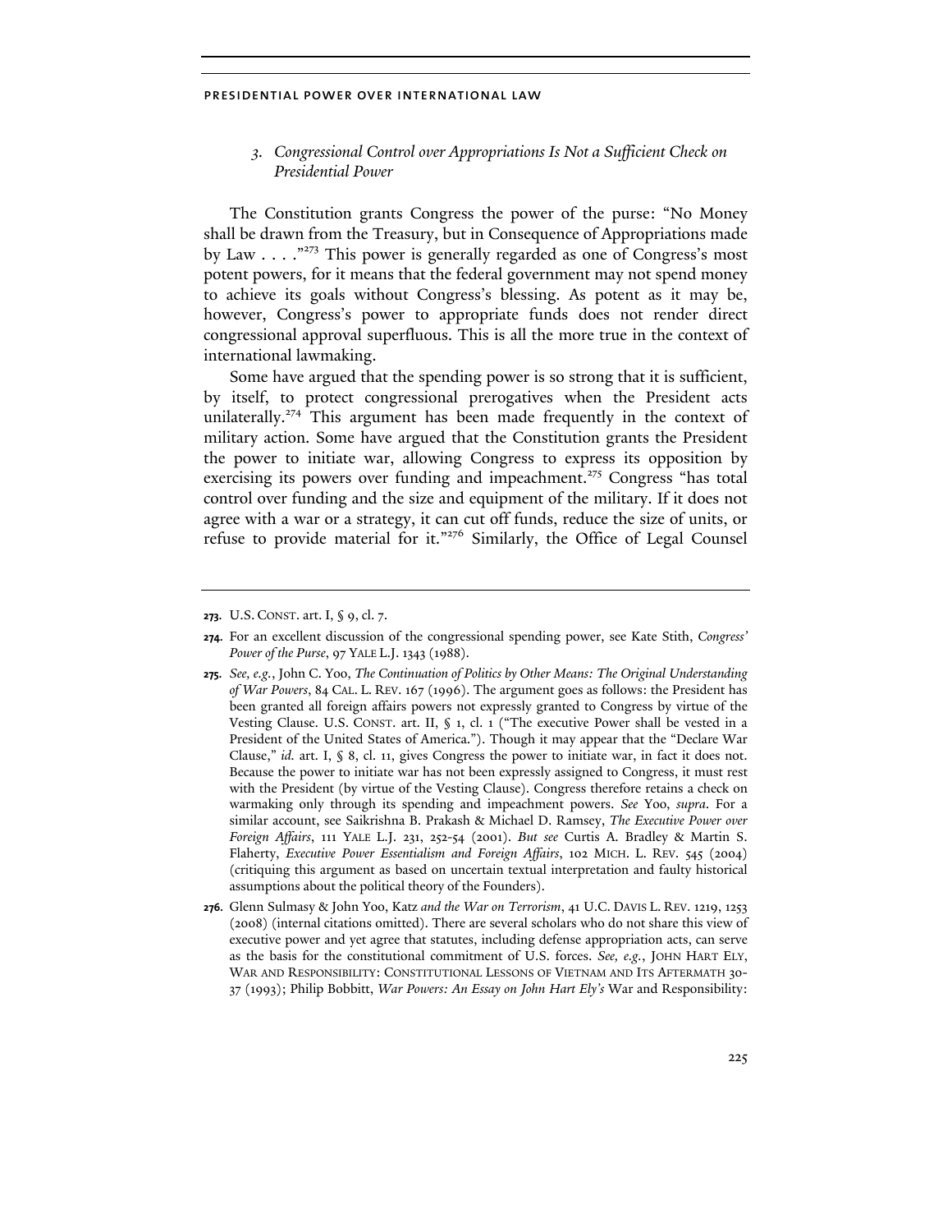### 3. *Congressional Control over Appropriations Is Not a Sufficient Check on Presidential Power*

The Constitution grants Congress the power of the purse: "No Money shall be drawn from the Treasury, but in Consequence of Appropriations made by Law . . . ."[273] This power is generally regarded as one of Congress's most potent powers, for it means that the federal government may not spend money to achieve its goals without Congress's blessing. As potent as it may be, however, Congress's power to appropriate funds does not render direct congressional approval superfluous. This is all the more true in the context of international lawmaking.

Some have argued that the spending power is so strong that it is sufficient, by itself, to protect congressional prerogatives when the President acts unilaterally.[274] This argument has been made frequently in the context of military action. Some have argued that the Constitution grants the President the power to initiate war, allowing Congress to express its opposition by exercising its powers over funding and impeachment.[275] Congress "has total control over funding and the size and equipment of the military. If it does not agree with a war or a strategy, it can cut off funds, reduce the size of units, or refuse to provide material for it."[276] Similarly, the Office of Legal Counsel

---

**273.** U.S. CONST. art. I, § 9, cl. 7.

**274.** For an excellent discussion of the congressional spending power, see Kate Stith, *Congress' Power of the Purse*, 97 YALE L.J. 1343 (1988).

**275.** *See, e.g.*, John C. Yoo, *The Continuation of Politics by Other Means: The Original Understanding of War Powers*, 84 CAL. L. REV. 167 (1996). The argument goes as follows: the President has been granted all foreign affairs powers not expressly granted to Congress by virtue of the Vesting Clause. U.S. CONST. art. II, § 1, cl. 1 ("The executive Power shall be vested in a President of the United States of America."). Though it may appear that the "Declare War Clause," *id.* art. I, § 8, cl. 11, gives Congress the power to initiate war, in fact it does not. Because the power to initiate war has not been expressly assigned to Congress, it must rest with the President (by virtue of the Vesting Clause). Congress therefore retains a check on warmaking only through its spending and impeachment powers. *See* Yoo, *supra*. For a similar account, see Saikrishna B. Prakash & Michael D. Ramsey, *The Executive Power over Foreign Affairs*, 111 YALE L.J. 231, 252-54 (2001). *But see* Curtis A. Bradley & Martin S. Flaherty, *Executive Power Essentialism and Foreign Affairs*, 102 MICH. L. REV. 545 (2004) (critiquing this argument as based on uncertain textual interpretation and faulty historical assumptions about the political theory of the Founders).

**276.** Glenn Sulmasy & John Yoo, Katz *and the War on Terrorism*, 41 U.C. DAVIS L. REV. 1219, 1253 (2008) (internal citations omitted). There are several scholars who do not share this view of executive power and yet agree that statutes, including defense appropriation acts, can serve as the basis for the constitutional commitment of U.S. forces. *See, e.g.*, JOHN HART ELY, WAR AND RESPONSIBILITY: CONSTITUTIONAL LESSONS OF VIETNAM AND ITS AFTERMATH 30-37 (1993); Philip Bobbitt, *War Powers: An Essay on John Hart Ely's* War and Responsibility: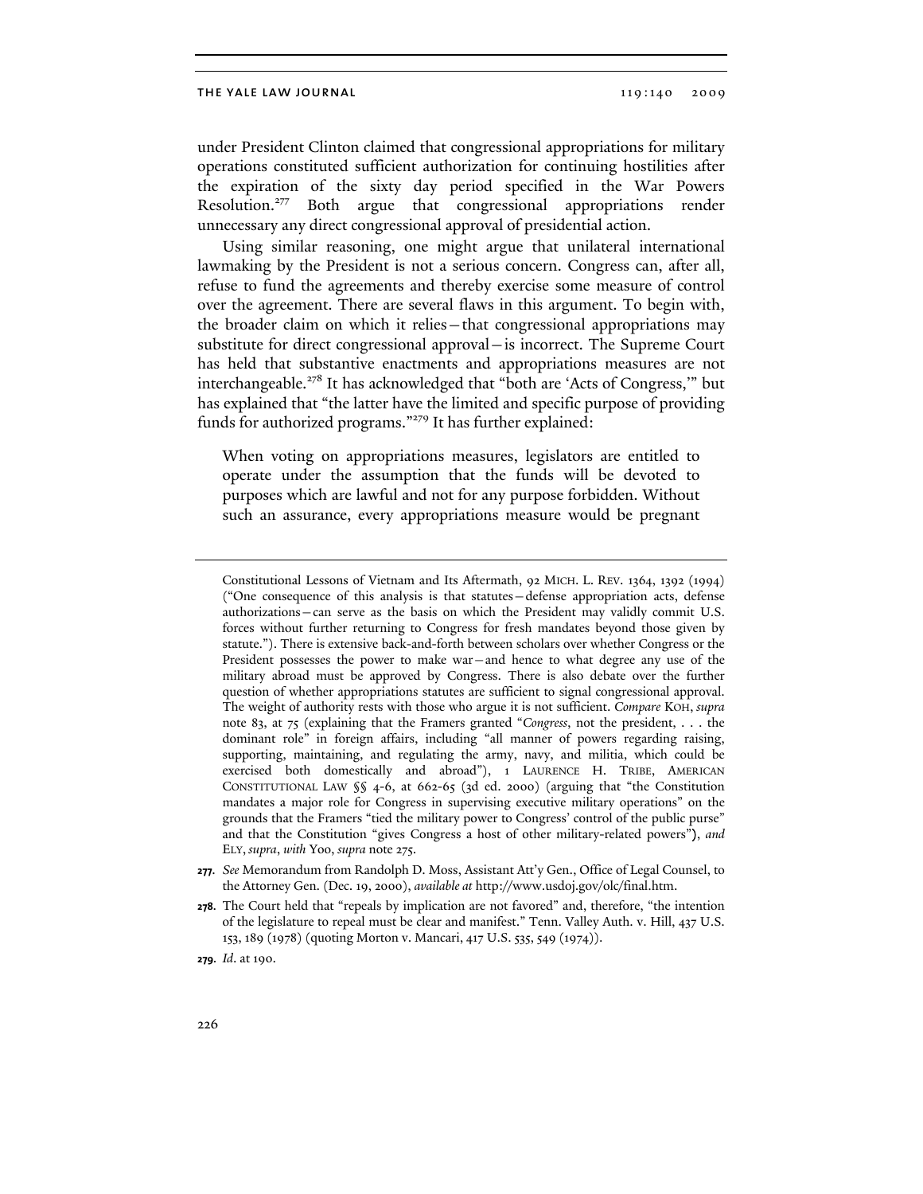under President Clinton claimed that congressional appropriations for military operations constituted sufficient authorization for continuing hostilities after the expiration of the sixty day period specified in the War Powers Resolution.[277] Both argue that congressional appropriations render unnecessary any direct congressional approval of presidential action.

Using similar reasoning, one might argue that unilateral international lawmaking by the President is not a serious concern. Congress can, after all, refuse to fund the agreements and thereby exercise some measure of control over the agreement. There are several flaws in this argument. To begin with, the broader claim on which it relies—that congressional appropriations may substitute for direct congressional approval—is incorrect. The Supreme Court has held that substantive enactments and appropriations measures are not interchangeable.[278] It has acknowledged that "both are 'Acts of Congress,'" but has explained that "the latter have the limited and specific purpose of providing funds for authorized programs."[279] It has further explained:

> When voting on appropriations measures, legislators are entitled to operate under the assumption that the funds will be devoted to purposes which are lawful and not for any purpose forbidden. Without such an assurance, every appropriations measure would be pregnant

---

Constitutional Lessons of Vietnam and Its Aftermath, 92 MICH. L. REV. 1364, 1392 (1994) ("One consequence of this analysis is that statutes—defense appropriation acts, defense authorizations—can serve as the basis on which the President may validly commit U.S. forces without further returning to Congress for fresh mandates beyond those given by statute."). There is extensive back-and-forth between scholars over whether Congress or the President possesses the power to make war—and hence to what degree any use of the military abroad must be approved by Congress. There is also debate over the further question of whether appropriations statutes are sufficient to signal congressional approval. The weight of authority rests with those who argue it is not sufficient. *Compare* KOH, *supra* note 83, at 75 (explaining that the Framers granted "*Congress*, not the president, . . . the dominant role" in foreign affairs, including "all manner of powers regarding raising, supporting, maintaining, and regulating the army, navy, and militia, which could be exercised both domestically and abroad"), 1 LAURENCE H. TRIBE, AMERICAN CONSTITUTIONAL LAW §§ 4-6, at 662-65 (3d ed. 2000) (arguing that "the Constitution mandates a major role for Congress in supervising executive military operations" on the grounds that the Framers "tied the military power to Congress' control of the public purse" and that the Constitution "gives Congress a host of other military-related powers"), *and* ELY, *supra*, *with* Yoo, *supra* note 275.

**277.** *See* Memorandum from Randolph D. Moss, Assistant Att'y Gen., Office of Legal Counsel, to the Attorney Gen. (Dec. 19, 2000), *available at* http://www.usdoj.gov/olc/final.htm.

**278.** The Court held that "repeals by implication are not favored" and, therefore, "the intention of the legislature to repeal must be clear and manifest." Tenn. Valley Auth. v. Hill, 437 U.S. 153, 189 (1978) (quoting Morton v. Mancari, 417 U.S. 535, 549 (1974)).

**279.** *Id.* at 190.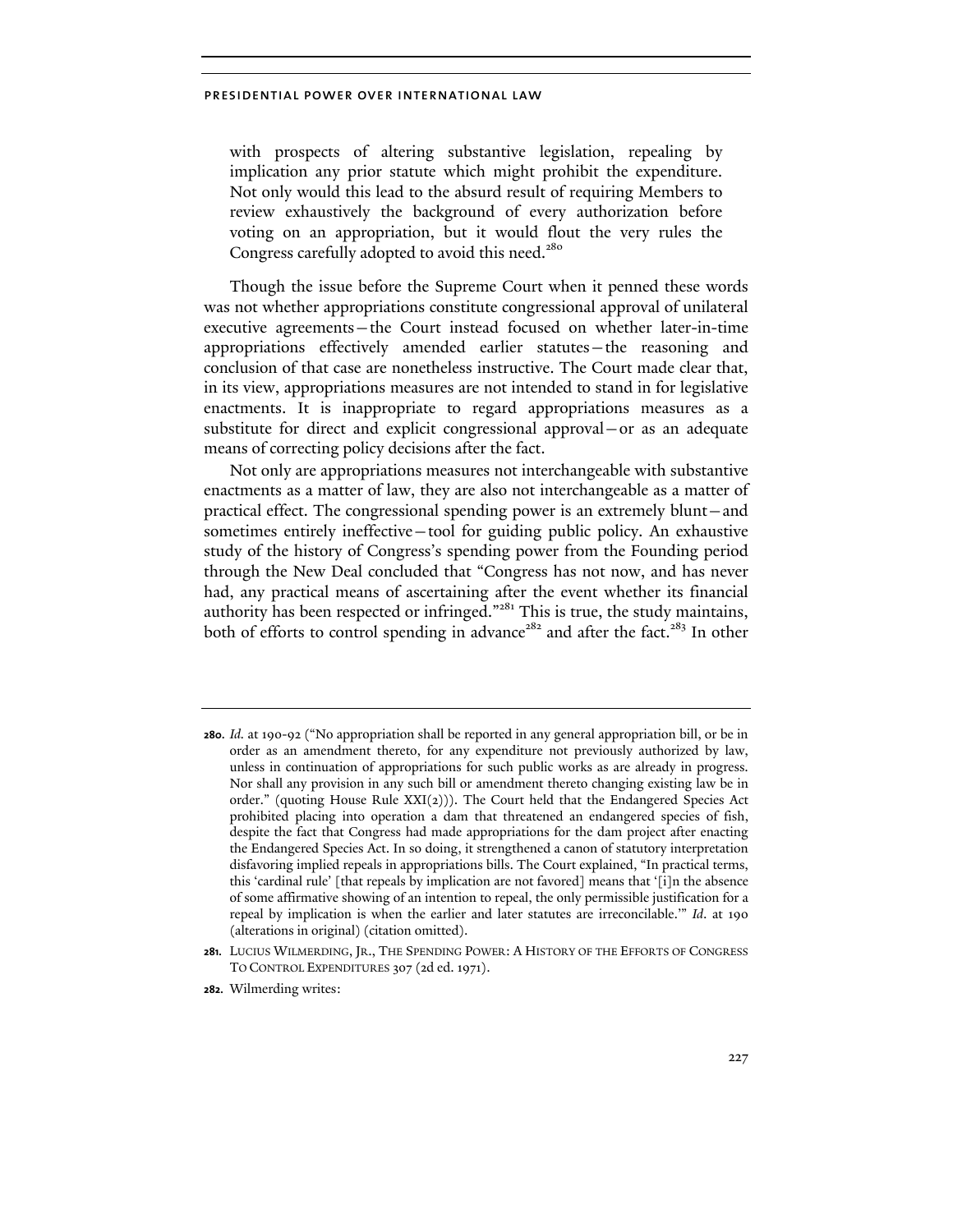with prospects of altering substantive legislation, repealing by implication any prior statute which might prohibit the expenditure. Not only would this lead to the absurd result of requiring Members to review exhaustively the background of every authorization before voting on an appropriation, but it would flout the very rules the Congress carefully adopted to avoid this need.[280]

Though the issue before the Supreme Court when it penned these words was not whether appropriations constitute congressional approval of unilateral executive agreements—the Court instead focused on whether later-in-time appropriations effectively amended earlier statutes—the reasoning and conclusion of that case are nonetheless instructive. The Court made clear that, in its view, appropriations measures are not intended to stand in for legislative enactments. It is inappropriate to regard appropriations measures as a substitute for direct and explicit congressional approval—or as an adequate means of correcting policy decisions after the fact.

Not only are appropriations measures not interchangeable with substantive enactments as a matter of law, they are also not interchangeable as a matter of practical effect. The congressional spending power is an extremely blunt—and sometimes entirely ineffective—tool for guiding public policy. An exhaustive study of the history of Congress's spending power from the Founding period through the New Deal concluded that "Congress has not now, and has never had, any practical means of ascertaining after the event whether its financial authority has been respected or infringed."[281] This is true, the study maintains, both of efforts to control spending in advance[282] and after the fact.[283] In other

---

**280.** *Id.* at 190-92 ("No appropriation shall be reported in any general appropriation bill, or be in order as an amendment thereto, for any expenditure not previously authorized by law, unless in continuation of appropriations for such public works as are already in progress. Nor shall any provision in any such bill or amendment thereto changing existing law be in order." (quoting House Rule XXI(2))). The Court held that the Endangered Species Act prohibited placing into operation a dam that threatened an endangered species of fish, despite the fact that Congress had made appropriations for the dam project after enacting the Endangered Species Act. In so doing, it strengthened a canon of statutory interpretation disfavoring implied repeals in appropriations bills. The Court explained, "In practical terms, this 'cardinal rule' [that repeals by implication are not favored] means that '[i]n the absence of some affirmative showing of an intention to repeal, the only permissible justification for a repeal by implication is when the earlier and later statutes are irreconcilable.'" *Id.* at 190 (alterations in original) (citation omitted).

**281.** LUCIUS WILMERDING, JR., THE SPENDING POWER: A HISTORY OF THE EFFORTS OF CONGRESS TO CONTROL EXPENDITURES 307 (2d ed. 1971).

**282.** Wilmerding writes: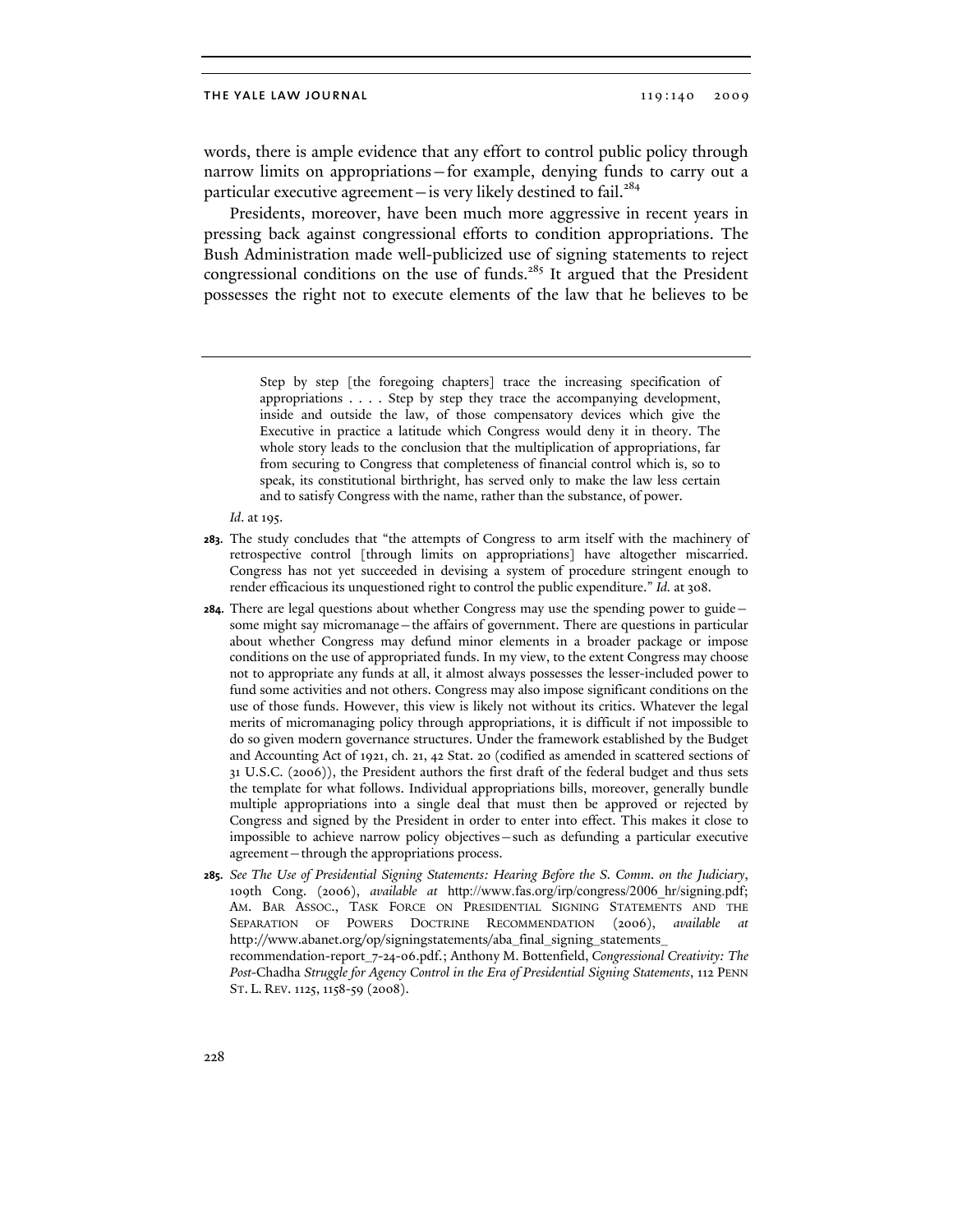words, there is ample evidence that any effort to control public policy through narrow limits on appropriations—for example, denying funds to carry out a particular executive agreement—is very likely destined to fail.[284]

Presidents, moreover, have been much more aggressive in recent years in pressing back against congressional efforts to condition appropriations. The Bush Administration made well-publicized use of signing statements to reject congressional conditions on the use of funds.[285] It argued that the President possesses the right not to execute elements of the law that he believes to be

---

> Step by step [the foregoing chapters] trace the increasing specification of appropriations . . . . Step by step they trace the accompanying development, inside and outside the law, of those compensatory devices which give the Executive in practice a latitude which Congress would deny it in theory. The whole story leads to the conclusion that the multiplication of appropriations, far from securing to Congress that completeness of financial control which is, so to speak, its constitutional birthright, has served only to make the law less certain and to satisfy Congress with the name, rather than the substance, of power.

*Id*. at 195.

283. The study concludes that "the attempts of Congress to arm itself with the machinery of retrospective control [through limits on appropriations] have altogether miscarried. Congress has not yet succeeded in devising a system of procedure stringent enough to render efficacious its unquestioned right to control the public expenditure." *Id.* at 308.

284. There are legal questions about whether Congress may use the spending power to guide—some might say micromanage—the affairs of government. There are questions in particular about whether Congress may defund minor elements in a broader package or impose conditions on the use of appropriated funds. In my view, to the extent Congress may choose not to appropriate any funds at all, it almost always possesses the lesser-included power to fund some activities and not others. Congress may also impose significant conditions on the use of those funds. However, this view is likely not without its critics. Whatever the legal merits of micromanaging policy through appropriations, it is difficult if not impossible to do so given modern governance structures. Under the framework established by the Budget and Accounting Act of 1921, ch. 21, 42 Stat. 20 (codified as amended in scattered sections of 31 U.S.C. (2006)), the President authors the first draft of the federal budget and thus sets the template for what follows. Individual appropriations bills, moreover, generally bundle multiple appropriations into a single deal that must then be approved or rejected by Congress and signed by the President in order to enter into effect. This makes it close to impossible to achieve narrow policy objectives—such as defunding a particular executive agreement—through the appropriations process.

285. *See The Use of Presidential Signing Statements: Hearing Before the S. Comm. on the Judiciary*, 109th Cong. (2006), *available at* http://www.fas.org/irp/congress/2006_hr/signing.pdf; AM. BAR ASSOC., TASK FORCE ON PRESIDENTIAL SIGNING STATEMENTS AND THE SEPARATION OF POWERS DOCTRINE RECOMMENDATION (2006), *available at* http://www.abanet.org/op/signingstatements/aba_final_signing_statements_recommendation-report_7-24-06.pdf.; Anthony M. Bottenfield, *Congressional Creativity: The Post-*Chadha *Struggle for Agency Control in the Era of Presidential Signing Statements*, 112 PENN ST. L. REV. 1125, 1158-59 (2008).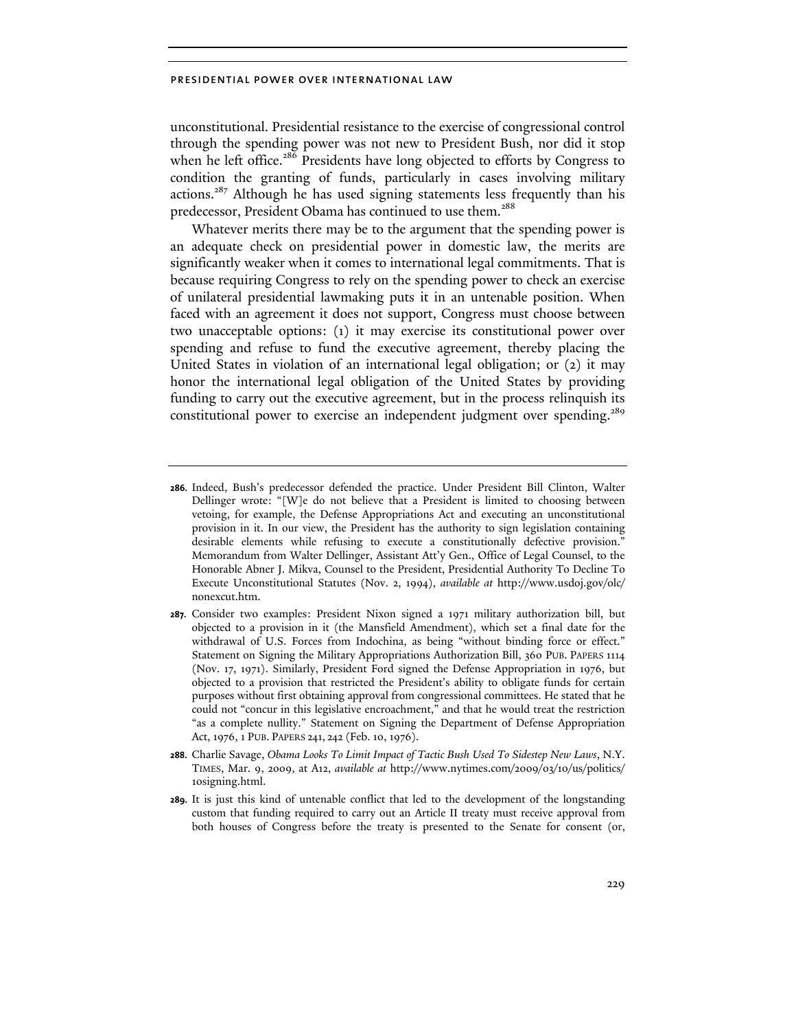unconstitutional. Presidential resistance to the exercise of congressional control through the spending power was not new to President Bush, nor did it stop when he left office.[286] Presidents have long objected to efforts by Congress to condition the granting of funds, particularly in cases involving military actions.[287] Although he has used signing statements less frequently than his predecessor, President Obama has continued to use them.[288]

Whatever merits there may be to the argument that the spending power is an adequate check on presidential power in domestic law, the merits are significantly weaker when it comes to international legal commitments. That is because requiring Congress to rely on the spending power to check an exercise of unilateral presidential lawmaking puts it in an untenable position. When faced with an agreement it does not support, Congress must choose between two unacceptable options: (1) it may exercise its constitutional power over spending and refuse to fund the executive agreement, thereby placing the United States in violation of an international legal obligation; or (2) it may honor the international legal obligation of the United States by providing funding to carry out the executive agreement, but in the process relinquish its constitutional power to exercise an independent judgment over spending.[289]

---

286. Indeed, Bush's predecessor defended the practice. Under President Bill Clinton, Walter Dellinger wrote: "[W]e do not believe that a President is limited to choosing between vetoing, for example, the Defense Appropriations Act and executing an unconstitutional provision in it. In our view, the President has the authority to sign legislation containing desirable elements while refusing to execute a constitutionally defective provision." Memorandum from Walter Dellinger, Assistant Att'y Gen., Office of Legal Counsel, to the Honorable Abner J. Mikva, Counsel to the President, Presidential Authority To Decline To Execute Unconstitutional Statutes (Nov. 2, 1994), *available at* http://www.usdoj.gov/olc/nonexcut.htm.

287. Consider two examples: President Nixon signed a 1971 military authorization bill, but objected to a provision in it (the Mansfield Amendment), which set a final date for the withdrawal of U.S. Forces from Indochina, as being "without binding force or effect." Statement on Signing the Military Appropriations Authorization Bill, 360 PUB. PAPERS 1114 (Nov. 17, 1971). Similarly, President Ford signed the Defense Appropriation in 1976, but objected to a provision that restricted the President's ability to obligate funds for certain purposes without first obtaining approval from congressional committees. He stated that he could not "concur in this legislative encroachment," and that he would treat the restriction "as a complete nullity." Statement on Signing the Department of Defense Appropriation Act, 1976, 1 PUB. PAPERS 241, 242 (Feb. 10, 1976).

288. Charlie Savage, *Obama Looks To Limit Impact of Tactic Bush Used To Sidestep New Laws*, N.Y. TIMES, Mar. 9, 2009, at A12, *available at* http://www.nytimes.com/2009/03/10/us/politics/10signing.html.

289. It is just this kind of untenable conflict that led to the development of the longstanding custom that funding required to carry out an Article II treaty must receive approval from both houses of Congress before the treaty is presented to the Senate for consent (or,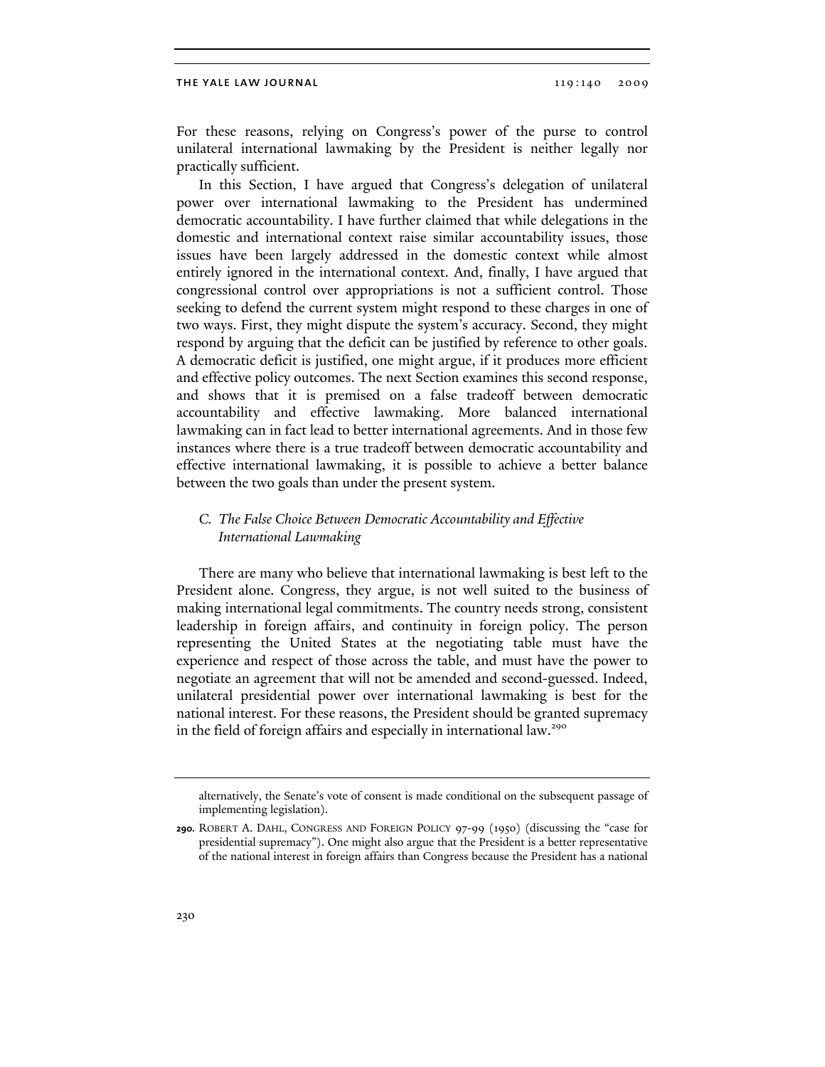For these reasons, relying on Congress's power of the purse to control unilateral international lawmaking by the President is neither legally nor practically sufficient.

In this Section, I have argued that Congress's delegation of unilateral power over international lawmaking to the President has undermined democratic accountability. I have further claimed that while delegations in the domestic and international context raise similar accountability issues, those issues have been largely addressed in the domestic context while almost entirely ignored in the international context. And, finally, I have argued that congressional control over appropriations is not a sufficient control. Those seeking to defend the current system might respond to these charges in one of two ways. First, they might dispute the system's accuracy. Second, they might respond by arguing that the deficit can be justified by reference to other goals. A democratic deficit is justified, one might argue, if it produces more efficient and effective policy outcomes. The next Section examines this second response, and shows that it is premised on a false tradeoff between democratic accountability and effective lawmaking. More balanced international lawmaking can in fact lead to better international agreements. And in those few instances where there is a true tradeoff between democratic accountability and effective international lawmaking, it is possible to achieve a better balance between the two goals than under the present system.

### C. *The False Choice Between Democratic Accountability and Effective International Lawmaking*

There are many who believe that international lawmaking is best left to the President alone. Congress, they argue, is not well suited to the business of making international legal commitments. The country needs strong, consistent leadership in foreign affairs, and continuity in foreign policy. The person representing the United States at the negotiating table must have the experience and respect of those across the table, and must have the power to negotiate an agreement that will not be amended and second-guessed. Indeed, unilateral presidential power over international lawmaking is best for the national interest. For these reasons, the President should be granted supremacy in the field of foreign affairs and especially in international law.[290]

---

alternatively, the Senate's vote of consent is made conditional on the subsequent passage of implementing legislation).

**290.** ROBERT A. DAHL, CONGRESS AND FOREIGN POLICY 97-99 (1950) (discussing the "case for presidential supremacy"). One might also argue that the President is a better representative of the national interest in foreign affairs than Congress because the President has a national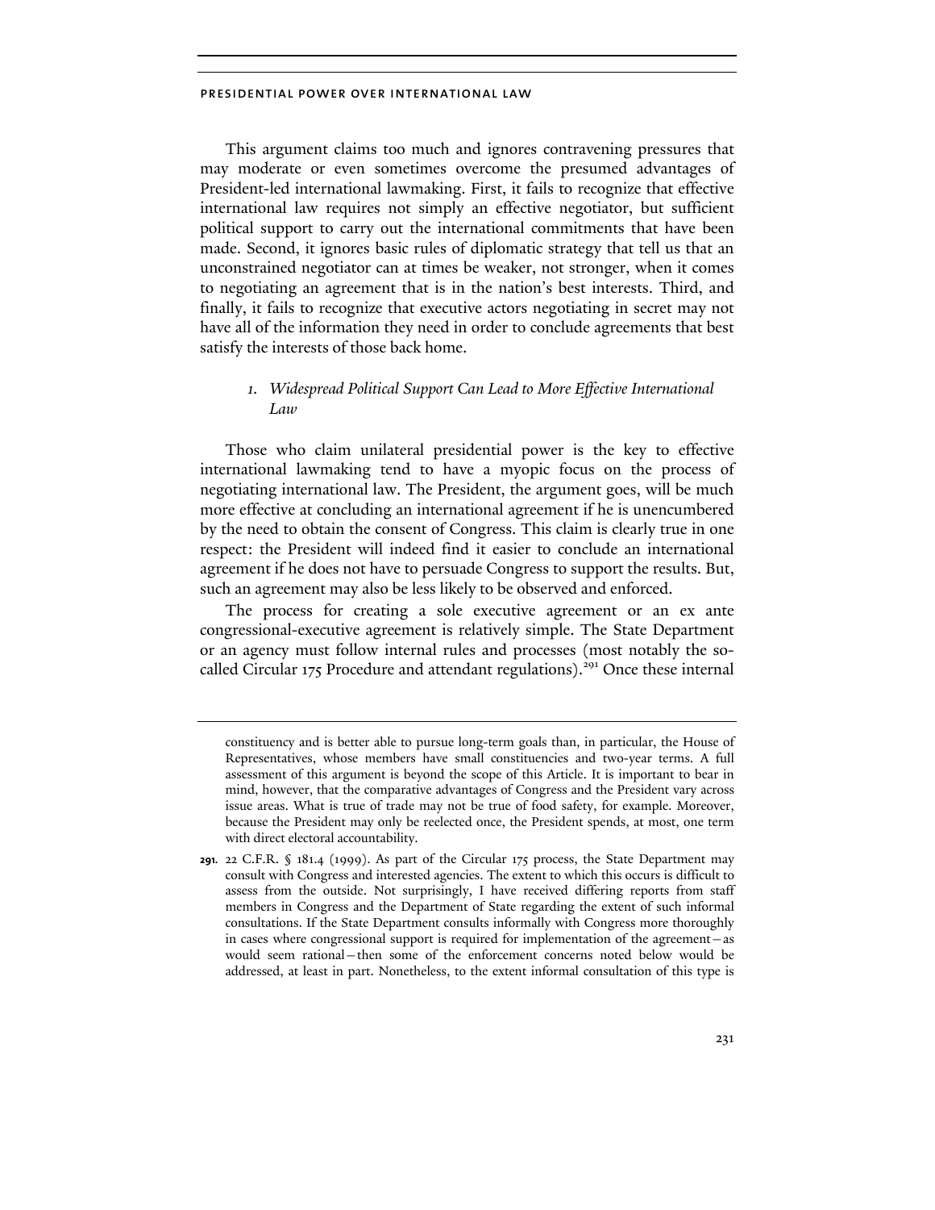This argument claims too much and ignores contravening pressures that may moderate or even sometimes overcome the presumed advantages of President-led international lawmaking. First, it fails to recognize that effective international law requires not simply an effective negotiator, but sufficient political support to carry out the international commitments that have been made. Second, it ignores basic rules of diplomatic strategy that tell us that an unconstrained negotiator can at times be weaker, not stronger, when it comes to negotiating an agreement that is in the nation's best interests. Third, and finally, it fails to recognize that executive actors negotiating in secret may not have all of the information they need in order to conclude agreements that best satisfy the interests of those back home.

### *1. Widespread Political Support Can Lead to More Effective International Law*

Those who claim unilateral presidential power is the key to effective international lawmaking tend to have a myopic focus on the process of negotiating international law. The President, the argument goes, will be much more effective at concluding an international agreement if he is unencumbered by the need to obtain the consent of Congress. This claim is clearly true in one respect: the President will indeed find it easier to conclude an international agreement if he does not have to persuade Congress to support the results. But, such an agreement may also be less likely to be observed and enforced.

The process for creating a sole executive agreement or an ex ante congressional-executive agreement is relatively simple. The State Department or an agency must follow internal rules and processes (most notably the so-called Circular 175 Procedure and attendant regulations).[291] Once these internal

---

constituency and is better able to pursue long-term goals than, in particular, the House of Representatives, whose members have small constituencies and two-year terms. A full assessment of this argument is beyond the scope of this Article. It is important to bear in mind, however, that the comparative advantages of Congress and the President vary across issue areas. What is true of trade may not be true of food safety, for example. Moreover, because the President may only be reelected once, the President spends, at most, one term with direct electoral accountability.

**291.** 22 C.F.R. § 181.4 (1999). As part of the Circular 175 process, the State Department may consult with Congress and interested agencies. The extent to which this occurs is difficult to assess from the outside. Not surprisingly, I have received differing reports from staff members in Congress and the Department of State regarding the extent of such informal consultations. If the State Department consults informally with Congress more thoroughly in cases where congressional support is required for implementation of the agreement—as would seem rational—then some of the enforcement concerns noted below would be addressed, at least in part. Nonetheless, to the extent informal consultation of this type is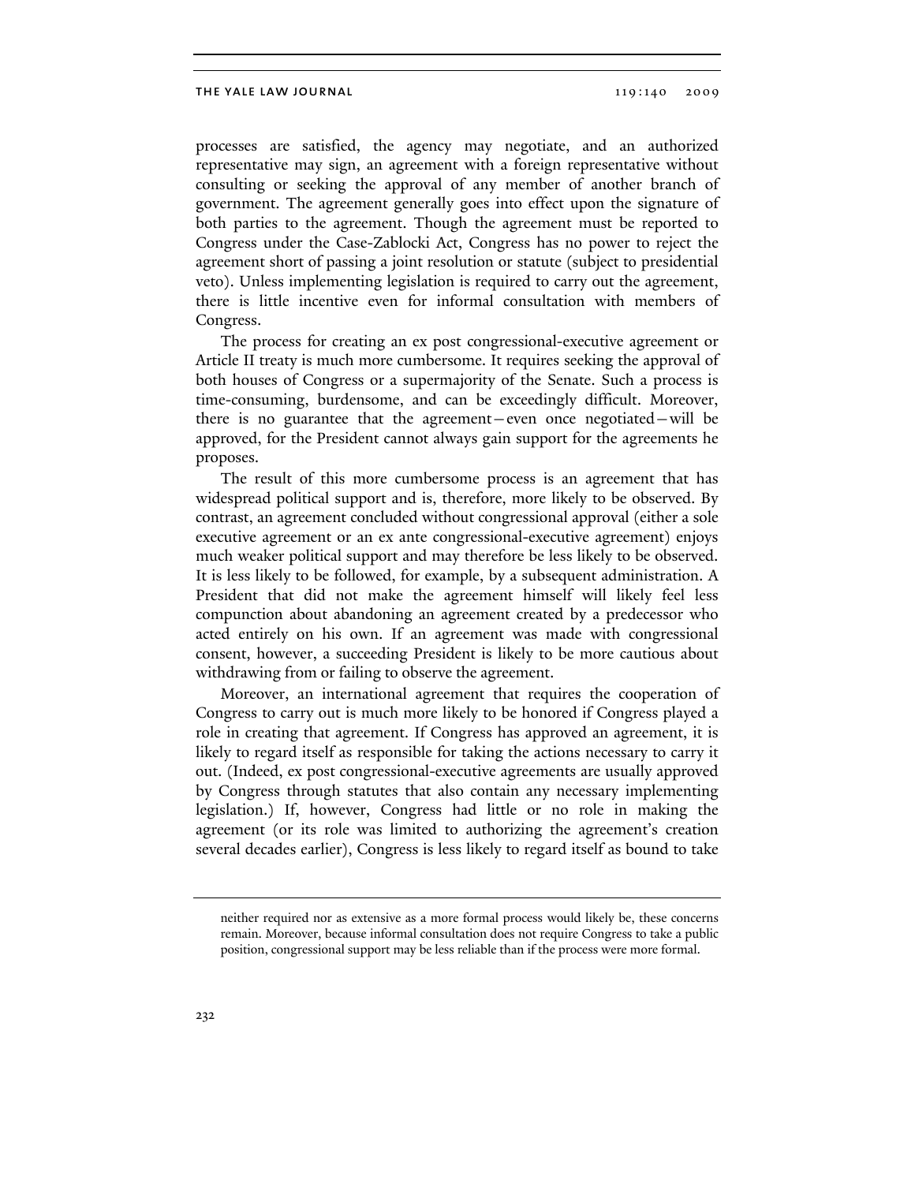processes are satisfied, the agency may negotiate, and an authorized representative may sign, an agreement with a foreign representative without consulting or seeking the approval of any member of another branch of government. The agreement generally goes into effect upon the signature of both parties to the agreement. Though the agreement must be reported to Congress under the Case-Zablocki Act, Congress has no power to reject the agreement short of passing a joint resolution or statute (subject to presidential veto). Unless implementing legislation is required to carry out the agreement, there is little incentive even for informal consultation with members of Congress.

The process for creating an ex post congressional-executive agreement or Article II treaty is much more cumbersome. It requires seeking the approval of both houses of Congress or a supermajority of the Senate. Such a process is time-consuming, burdensome, and can be exceedingly difficult. Moreover, there is no guarantee that the agreement—even once negotiated—will be approved, for the President cannot always gain support for the agreements he proposes.

The result of this more cumbersome process is an agreement that has widespread political support and is, therefore, more likely to be observed. By contrast, an agreement concluded without congressional approval (either a sole executive agreement or an ex ante congressional-executive agreement) enjoys much weaker political support and may therefore be less likely to be observed. It is less likely to be followed, for example, by a subsequent administration. A President that did not make the agreement himself will likely feel less compunction about abandoning an agreement created by a predecessor who acted entirely on his own. If an agreement was made with congressional consent, however, a succeeding President is likely to be more cautious about withdrawing from or failing to observe the agreement.

Moreover, an international agreement that requires the cooperation of Congress to carry out is much more likely to be honored if Congress played a role in creating that agreement. If Congress has approved an agreement, it is likely to regard itself as responsible for taking the actions necessary to carry it out. (Indeed, ex post congressional-executive agreements are usually approved by Congress through statutes that also contain any necessary implementing legislation.) If, however, Congress had little or no role in making the agreement (or its role was limited to authorizing the agreement's creation several decades earlier), Congress is less likely to regard itself as bound to take

---

neither required nor as extensive as a more formal process would likely be, these concerns remain. Moreover, because informal consultation does not require Congress to take a public position, congressional support may be less reliable than if the process were more formal.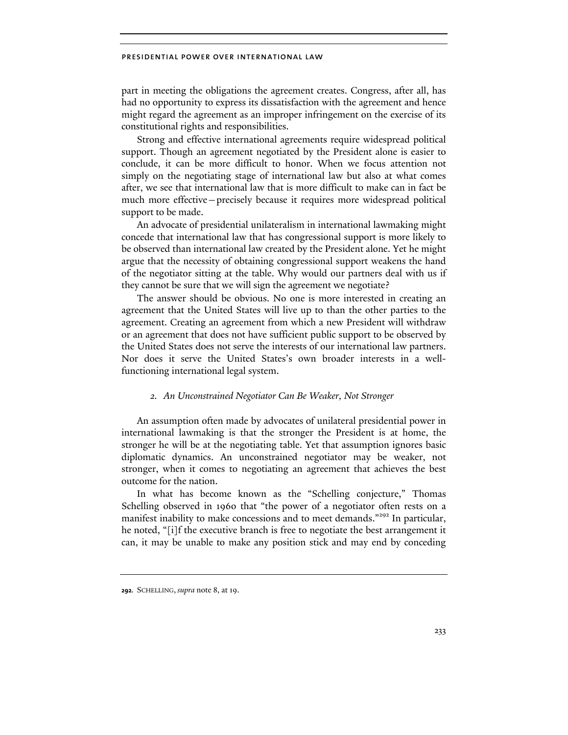part in meeting the obligations the agreement creates. Congress, after all, has had no opportunity to express its dissatisfaction with the agreement and hence might regard the agreement as an improper infringement on the exercise of its constitutional rights and responsibilities.

Strong and effective international agreements require widespread political support. Though an agreement negotiated by the President alone is easier to conclude, it can be more difficult to honor. When we focus attention not simply on the negotiating stage of international law but also at what comes after, we see that international law that is more difficult to make can in fact be much more effective—precisely because it requires more widespread political support to be made.

An advocate of presidential unilateralism in international lawmaking might concede that international law that has congressional support is more likely to be observed than international law created by the President alone. Yet he might argue that the necessity of obtaining congressional support weakens the hand of the negotiator sitting at the table. Why would our partners deal with us if they cannot be sure that we will sign the agreement we negotiate?

The answer should be obvious. No one is more interested in creating an agreement that the United States will live up to than the other parties to the agreement. Creating an agreement from which a new President will withdraw or an agreement that does not have sufficient public support to be observed by the United States does not serve the interests of our international law partners. Nor does it serve the United States's own broader interests in a well-functioning international legal system.

### *2. An Unconstrained Negotiator Can Be Weaker, Not Stronger*

An assumption often made by advocates of unilateral presidential power in international lawmaking is that the stronger the President is at home, the stronger he will be at the negotiating table. Yet that assumption ignores basic diplomatic dynamics. An unconstrained negotiator may be weaker, not stronger, when it comes to negotiating an agreement that achieves the best outcome for the nation.

In what has become known as the "Schelling conjecture," Thomas Schelling observed in 1960 that "the power of a negotiator often rests on a manifest inability to make concessions and to meet demands."[292] In particular, he noted, "[i]f the executive branch is free to negotiate the best arrangement it can, it may be unable to make any position stick and may end by conceding

---

**292.** SCHELLING, *supra* note 8, at 19.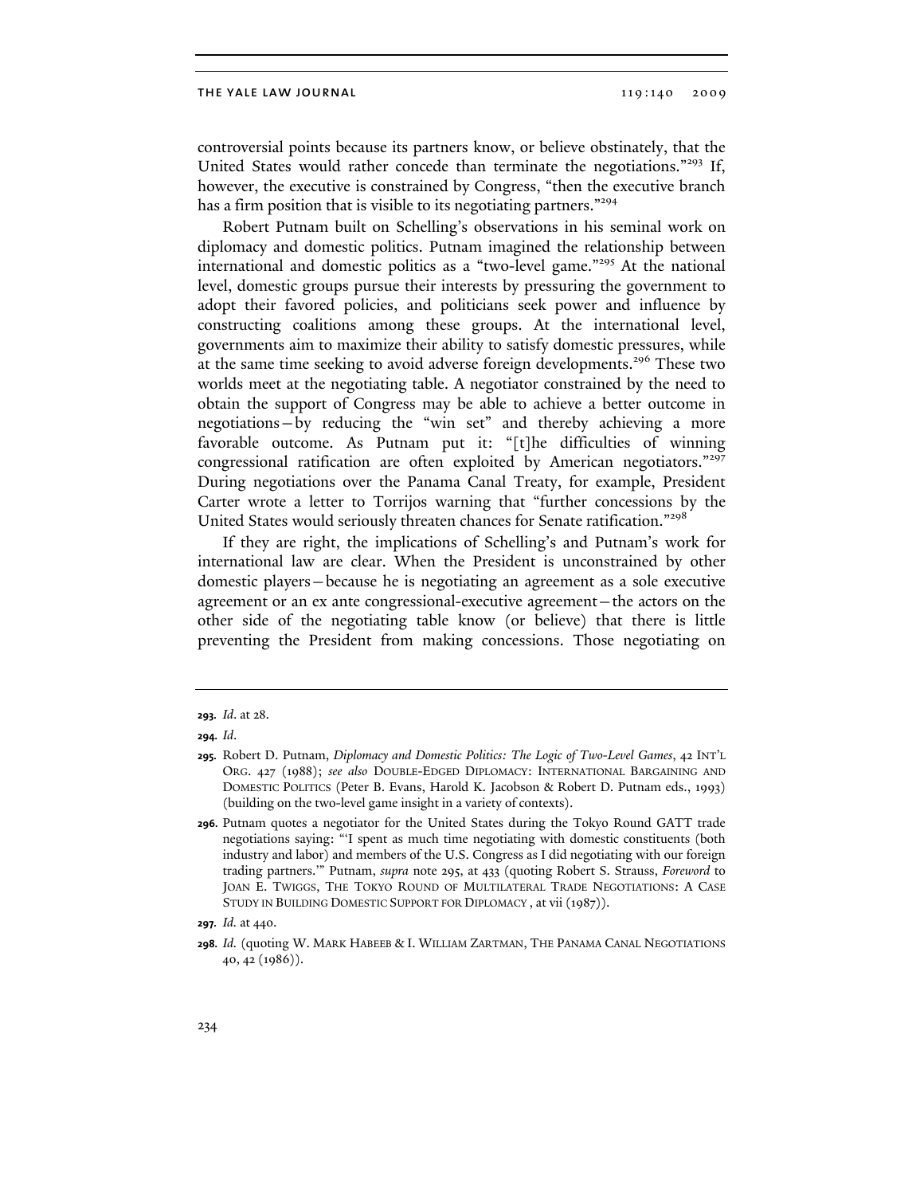controversial points because its partners know, or believe obstinately, that the United States would rather concede than terminate the negotiations."[293] If, however, the executive is constrained by Congress, "then the executive branch has a firm position that is visible to its negotiating partners."[294]

Robert Putnam built on Schelling's observations in his seminal work on diplomacy and domestic politics. Putnam imagined the relationship between international and domestic politics as a "two-level game."[295] At the national level, domestic groups pursue their interests by pressuring the government to adopt their favored policies, and politicians seek power and influence by constructing coalitions among these groups. At the international level, governments aim to maximize their ability to satisfy domestic pressures, while at the same time seeking to avoid adverse foreign developments.[296] These two worlds meet at the negotiating table. A negotiator constrained by the need to obtain the support of Congress may be able to achieve a better outcome in negotiations—by reducing the "win set" and thereby achieving a more favorable outcome. As Putnam put it: "[t]he difficulties of winning congressional ratification are often exploited by American negotiators."[297] During negotiations over the Panama Canal Treaty, for example, President Carter wrote a letter to Torrijos warning that "further concessions by the United States would seriously threaten chances for Senate ratification."[298]

If they are right, the implications of Schelling's and Putnam's work for international law are clear. When the President is unconstrained by other domestic players—because he is negotiating an agreement as a sole executive agreement or an ex ante congressional-executive agreement—the actors on the other side of the negotiating table know (or believe) that there is little preventing the President from making concessions. Those negotiating on

---

**293.** *Id*. at 28.

**294.** *Id*.

**295.** Robert D. Putnam, *Diplomacy and Domestic Politics: The Logic of Two-Level Games*, 42 INT'L ORG. 427 (1988); *see also* DOUBLE-EDGED DIPLOMACY: INTERNATIONAL BARGAINING AND DOMESTIC POLITICS (Peter B. Evans, Harold K. Jacobson & Robert D. Putnam eds., 1993) (building on the two-level game insight in a variety of contexts).

**296.** Putnam quotes a negotiator for the United States during the Tokyo Round GATT trade negotiations saying: "'I spent as much time negotiating with domestic constituents (both industry and labor) and members of the U.S. Congress as I did negotiating with our foreign trading partners.'" Putnam, *supra* note 295, at 433 (quoting Robert S. Strauss, *Foreword* to JOAN E. TWIGGS, THE TOKYO ROUND OF MULTILATERAL TRADE NEGOTIATIONS: A CASE STUDY IN BUILDING DOMESTIC SUPPORT FOR DIPLOMACY , at vii (1987)).

**297.** *Id.* at 440.

**298.** *Id.* (quoting W. MARK HABEEB & I. WILLIAM ZARTMAN, THE PANAMA CANAL NEGOTIATIONS 40, 42 (1986)).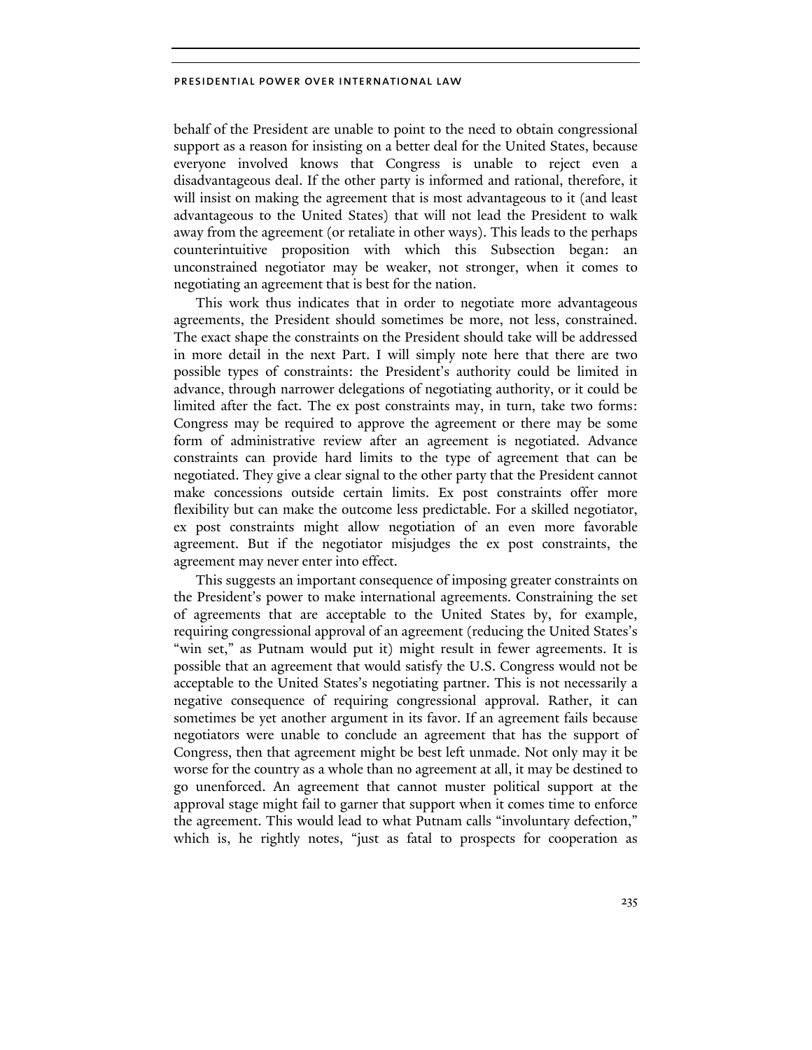behalf of the President are unable to point to the need to obtain congressional support as a reason for insisting on a better deal for the United States, because everyone involved knows that Congress is unable to reject even a disadvantageous deal. If the other party is informed and rational, therefore, it will insist on making the agreement that is most advantageous to it (and least advantageous to the United States) that will not lead the President to walk away from the agreement (or retaliate in other ways). This leads to the perhaps counterintuitive proposition with which this Subsection began: an unconstrained negotiator may be weaker, not stronger, when it comes to negotiating an agreement that is best for the nation.

This work thus indicates that in order to negotiate more advantageous agreements, the President should sometimes be more, not less, constrained. The exact shape the constraints on the President should take will be addressed in more detail in the next Part. I will simply note here that there are two possible types of constraints: the President's authority could be limited in advance, through narrower delegations of negotiating authority, or it could be limited after the fact. The ex post constraints may, in turn, take two forms: Congress may be required to approve the agreement or there may be some form of administrative review after an agreement is negotiated. Advance constraints can provide hard limits to the type of agreement that can be negotiated. They give a clear signal to the other party that the President cannot make concessions outside certain limits. Ex post constraints offer more flexibility but can make the outcome less predictable. For a skilled negotiator, ex post constraints might allow negotiation of an even more favorable agreement. But if the negotiator misjudges the ex post constraints, the agreement may never enter into effect.

This suggests an important consequence of imposing greater constraints on the President's power to make international agreements. Constraining the set of agreements that are acceptable to the United States by, for example, requiring congressional approval of an agreement (reducing the United States's "win set," as Putnam would put it) might result in fewer agreements. It is possible that an agreement that would satisfy the U.S. Congress would not be acceptable to the United States's negotiating partner. This is not necessarily a negative consequence of requiring congressional approval. Rather, it can sometimes be yet another argument in its favor. If an agreement fails because negotiators were unable to conclude an agreement that has the support of Congress, then that agreement might be best left unmade. Not only may it be worse for the country as a whole than no agreement at all, it may be destined to go unenforced. An agreement that cannot muster political support at the approval stage might fail to garner that support when it comes time to enforce the agreement. This would lead to what Putnam calls "involuntary defection," which is, he rightly notes, "just as fatal to prospects for cooperation as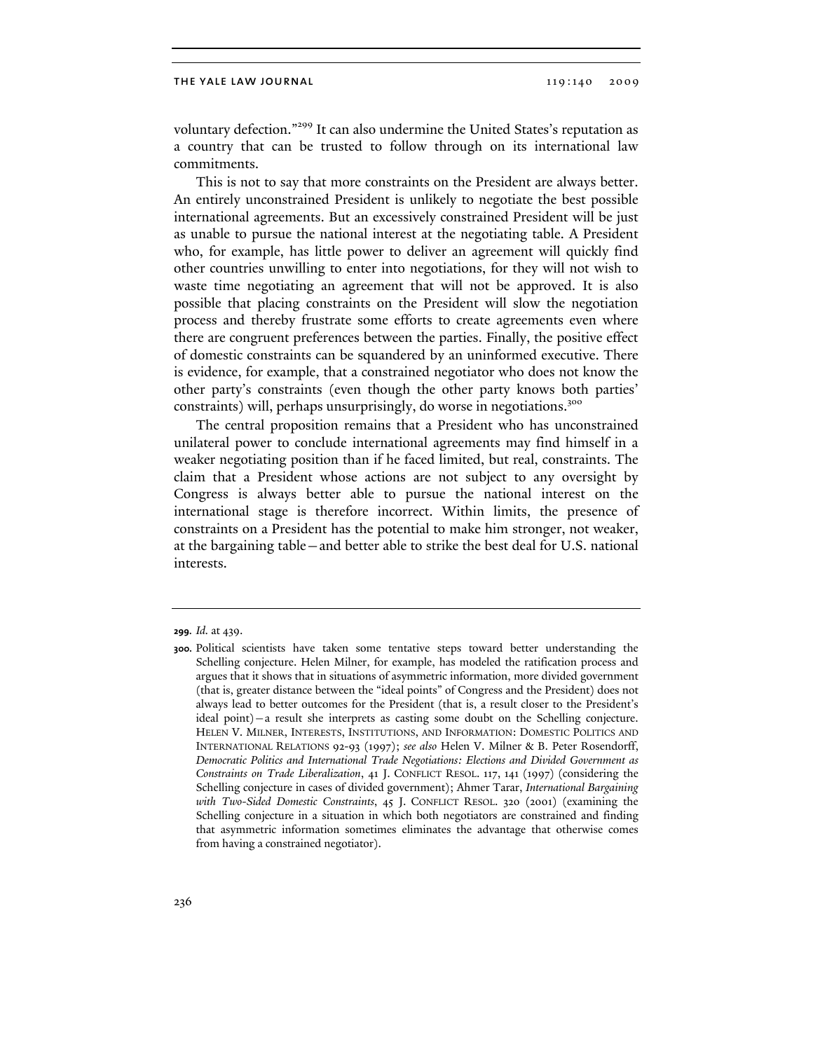voluntary defection."[299] It can also undermine the United States's reputation as a country that can be trusted to follow through on its international law commitments.

This is not to say that more constraints on the President are always better. An entirely unconstrained President is unlikely to negotiate the best possible international agreements. But an excessively constrained President will be just as unable to pursue the national interest at the negotiating table. A President who, for example, has little power to deliver an agreement will quickly find other countries unwilling to enter into negotiations, for they will not wish to waste time negotiating an agreement that will not be approved. It is also possible that placing constraints on the President will slow the negotiation process and thereby frustrate some efforts to create agreements even where there are congruent preferences between the parties. Finally, the positive effect of domestic constraints can be squandered by an uninformed executive. There is evidence, for example, that a constrained negotiator who does not know the other party's constraints (even though the other party knows both parties' constraints) will, perhaps unsurprisingly, do worse in negotiations.[300]

The central proposition remains that a President who has unconstrained unilateral power to conclude international agreements may find himself in a weaker negotiating position than if he faced limited, but real, constraints. The claim that a President whose actions are not subject to any oversight by Congress is always better able to pursue the national interest on the international stage is therefore incorrect. Within limits, the presence of constraints on a President has the potential to make him stronger, not weaker, at the bargaining table—and better able to strike the best deal for U.S. national interests.

---

**299.** *Id.* at 439.

**300.** Political scientists have taken some tentative steps toward better understanding the Schelling conjecture. Helen Milner, for example, has modeled the ratification process and argues that it shows that in situations of asymmetric information, more divided government (that is, greater distance between the "ideal points" of Congress and the President) does not always lead to better outcomes for the President (that is, a result closer to the President's ideal point)—a result she interprets as casting some doubt on the Schelling conjecture. HELEN V. MILNER, INTERESTS, INSTITUTIONS, AND INFORMATION: DOMESTIC POLITICS AND INTERNATIONAL RELATIONS 92-93 (1997); *see also* Helen V. Milner & B. Peter Rosendorff, *Democratic Politics and International Trade Negotiations: Elections and Divided Government as Constraints on Trade Liberalization*, 41 J. CONFLICT RESOL. 117, 141 (1997) (considering the Schelling conjecture in cases of divided government); Ahmer Tarar, *International Bargaining with Two-Sided Domestic Constraints*, 45 J. CONFLICT RESOL. 320 (2001) (examining the Schelling conjecture in a situation in which both negotiators are constrained and finding that asymmetric information sometimes eliminates the advantage that otherwise comes from having a constrained negotiator).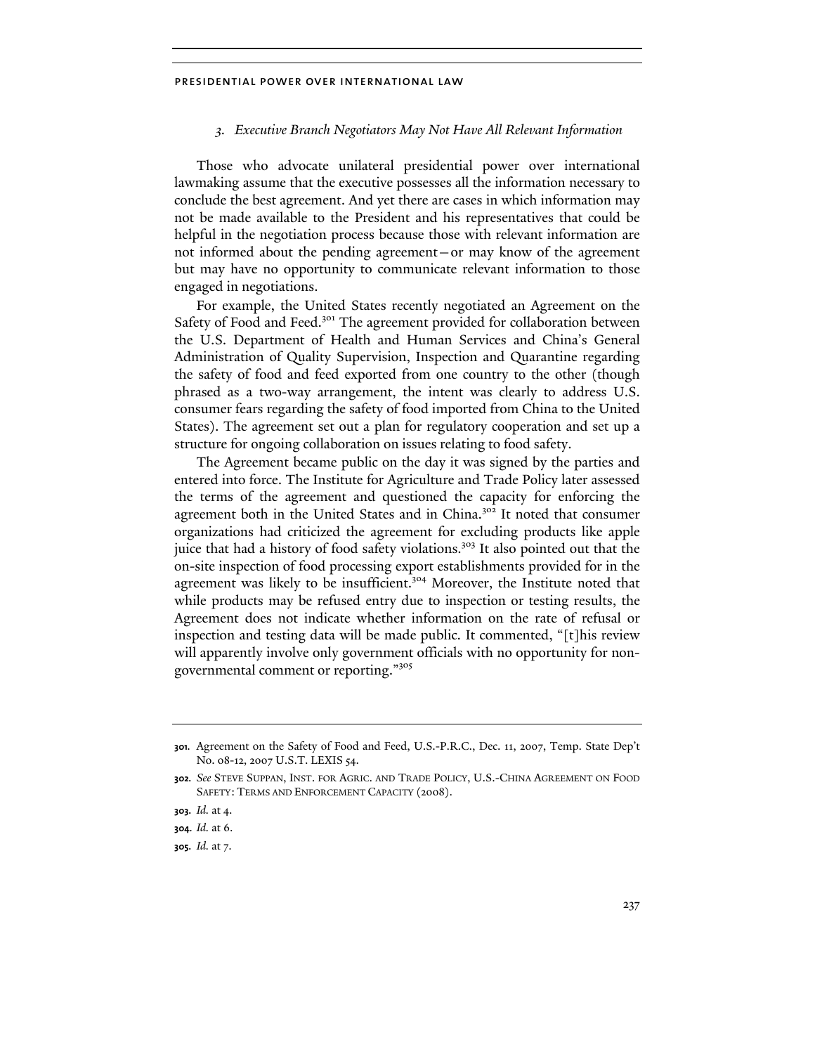### *3. Executive Branch Negotiators May Not Have All Relevant Information*

Those who advocate unilateral presidential power over international lawmaking assume that the executive possesses all the information necessary to conclude the best agreement. And yet there are cases in which information may not be made available to the President and his representatives that could be helpful in the negotiation process because those with relevant information are not informed about the pending agreement—or may know of the agreement but may have no opportunity to communicate relevant information to those engaged in negotiations.

For example, the United States recently negotiated an Agreement on the Safety of Food and Feed.[301] The agreement provided for collaboration between the U.S. Department of Health and Human Services and China's General Administration of Quality Supervision, Inspection and Quarantine regarding the safety of food and feed exported from one country to the other (though phrased as a two-way arrangement, the intent was clearly to address U.S. consumer fears regarding the safety of food imported from China to the United States). The agreement set out a plan for regulatory cooperation and set up a structure for ongoing collaboration on issues relating to food safety.

The Agreement became public on the day it was signed by the parties and entered into force. The Institute for Agriculture and Trade Policy later assessed the terms of the agreement and questioned the capacity for enforcing the agreement both in the United States and in China.[302] It noted that consumer organizations had criticized the agreement for excluding products like apple juice that had a history of food safety violations.[303] It also pointed out that the on-site inspection of food processing export establishments provided for in the agreement was likely to be insufficient.[304] Moreover, the Institute noted that while products may be refused entry due to inspection or testing results, the Agreement does not indicate whether information on the rate of refusal or inspection and testing data will be made public. It commented, "[t]his review will apparently involve only government officials with no opportunity for non-governmental comment or reporting."[305]

---

**301.** Agreement on the Safety of Food and Feed, U.S.-P.R.C., Dec. 11, 2007, Temp. State Dep't No. 08-12, 2007 U.S.T. LEXIS 54.

**302.** *See* STEVE SUPPAN, INST. FOR AGRIC. AND TRADE POLICY, U.S.-CHINA AGREEMENT ON FOOD SAFETY: TERMS AND ENFORCEMENT CAPACITY (2008).

**303.** *Id.* at 4.

**304.** *Id.* at 6.

**305.** *Id.* at 7.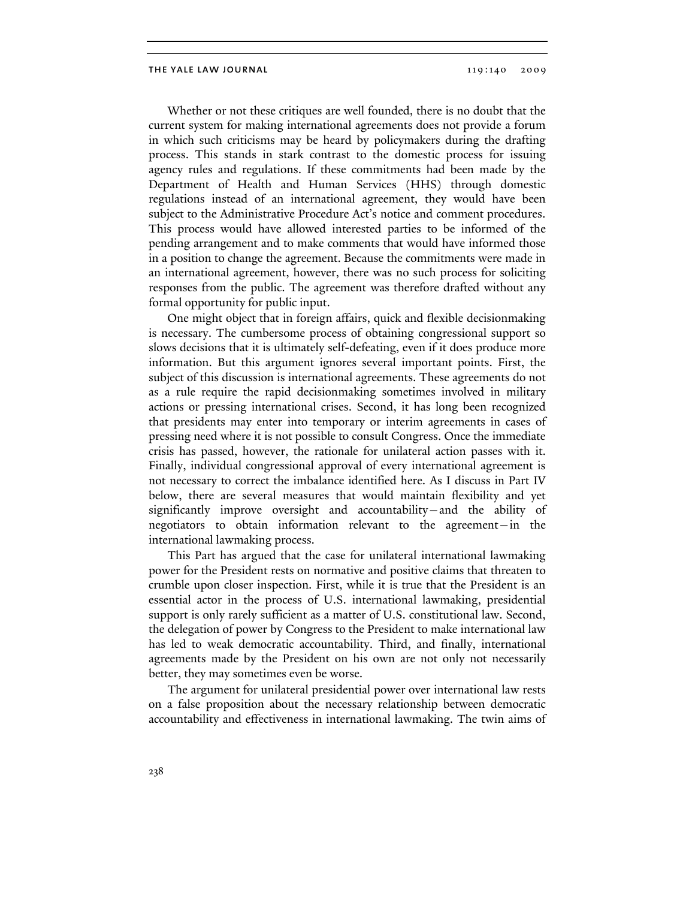Whether or not these critiques are well founded, there is no doubt that the current system for making international agreements does not provide a forum in which such criticisms may be heard by policymakers during the drafting process. This stands in stark contrast to the domestic process for issuing agency rules and regulations. If these commitments had been made by the Department of Health and Human Services (HHS) through domestic regulations instead of an international agreement, they would have been subject to the Administrative Procedure Act's notice and comment procedures. This process would have allowed interested parties to be informed of the pending arrangement and to make comments that would have informed those in a position to change the agreement. Because the commitments were made in an international agreement, however, there was no such process for soliciting responses from the public. The agreement was therefore drafted without any formal opportunity for public input.

One might object that in foreign affairs, quick and flexible decisionmaking is necessary. The cumbersome process of obtaining congressional support so slows decisions that it is ultimately self-defeating, even if it does produce more information. But this argument ignores several important points. First, the subject of this discussion is international agreements. These agreements do not as a rule require the rapid decisionmaking sometimes involved in military actions or pressing international crises. Second, it has long been recognized that presidents may enter into temporary or interim agreements in cases of pressing need where it is not possible to consult Congress. Once the immediate crisis has passed, however, the rationale for unilateral action passes with it. Finally, individual congressional approval of every international agreement is not necessary to correct the imbalance identified here. As I discuss in Part IV below, there are several measures that would maintain flexibility and yet significantly improve oversight and accountability—and the ability of negotiators to obtain information relevant to the agreement—in the international lawmaking process.

This Part has argued that the case for unilateral international lawmaking power for the President rests on normative and positive claims that threaten to crumble upon closer inspection. First, while it is true that the President is an essential actor in the process of U.S. international lawmaking, presidential support is only rarely sufficient as a matter of U.S. constitutional law. Second, the delegation of power by Congress to the President to make international law has led to weak democratic accountability. Third, and finally, international agreements made by the President on his own are not only not necessarily better, they may sometimes even be worse.

The argument for unilateral presidential power over international law rests on a false proposition about the necessary relationship between democratic accountability and effectiveness in international lawmaking. The twin aims of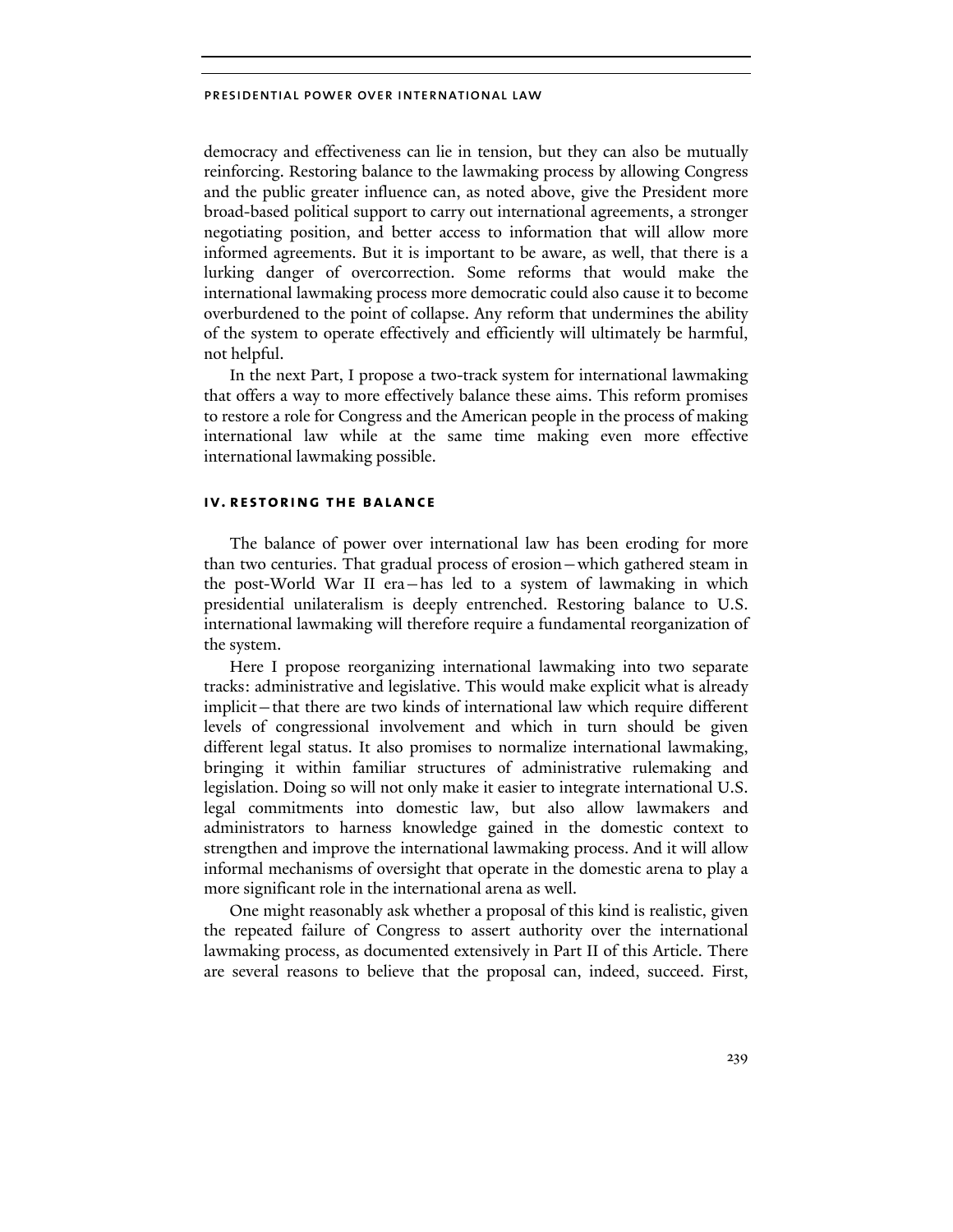democracy and effectiveness can lie in tension, but they can also be mutually reinforcing. Restoring balance to the lawmaking process by allowing Congress and the public greater influence can, as noted above, give the President more broad-based political support to carry out international agreements, a stronger negotiating position, and better access to information that will allow more informed agreements. But it is important to be aware, as well, that there is a lurking danger of overcorrection. Some reforms that would make the international lawmaking process more democratic could also cause it to become overburdened to the point of collapse. Any reform that undermines the ability of the system to operate effectively and efficiently will ultimately be harmful, not helpful.

In the next Part, I propose a two-track system for international lawmaking that offers a way to more effectively balance these aims. This reform promises to restore a role for Congress and the American people in the process of making international law while at the same time making even more effective international lawmaking possible.

## IV. RESTORING THE BALANCE

The balance of power over international law has been eroding for more than two centuries. That gradual process of erosion—which gathered steam in the post-World War II era—has led to a system of lawmaking in which presidential unilateralism is deeply entrenched. Restoring balance to U.S. international lawmaking will therefore require a fundamental reorganization of the system.

Here I propose reorganizing international lawmaking into two separate tracks: administrative and legislative. This would make explicit what is already implicit—that there are two kinds of international law which require different levels of congressional involvement and which in turn should be given different legal status. It also promises to normalize international lawmaking, bringing it within familiar structures of administrative rulemaking and legislation. Doing so will not only make it easier to integrate international U.S. legal commitments into domestic law, but also allow lawmakers and administrators to harness knowledge gained in the domestic context to strengthen and improve the international lawmaking process. And it will allow informal mechanisms of oversight that operate in the domestic arena to play a more significant role in the international arena as well.

One might reasonably ask whether a proposal of this kind is realistic, given the repeated failure of Congress to assert authority over the international lawmaking process, as documented extensively in Part II of this Article. There are several reasons to believe that the proposal can, indeed, succeed. First,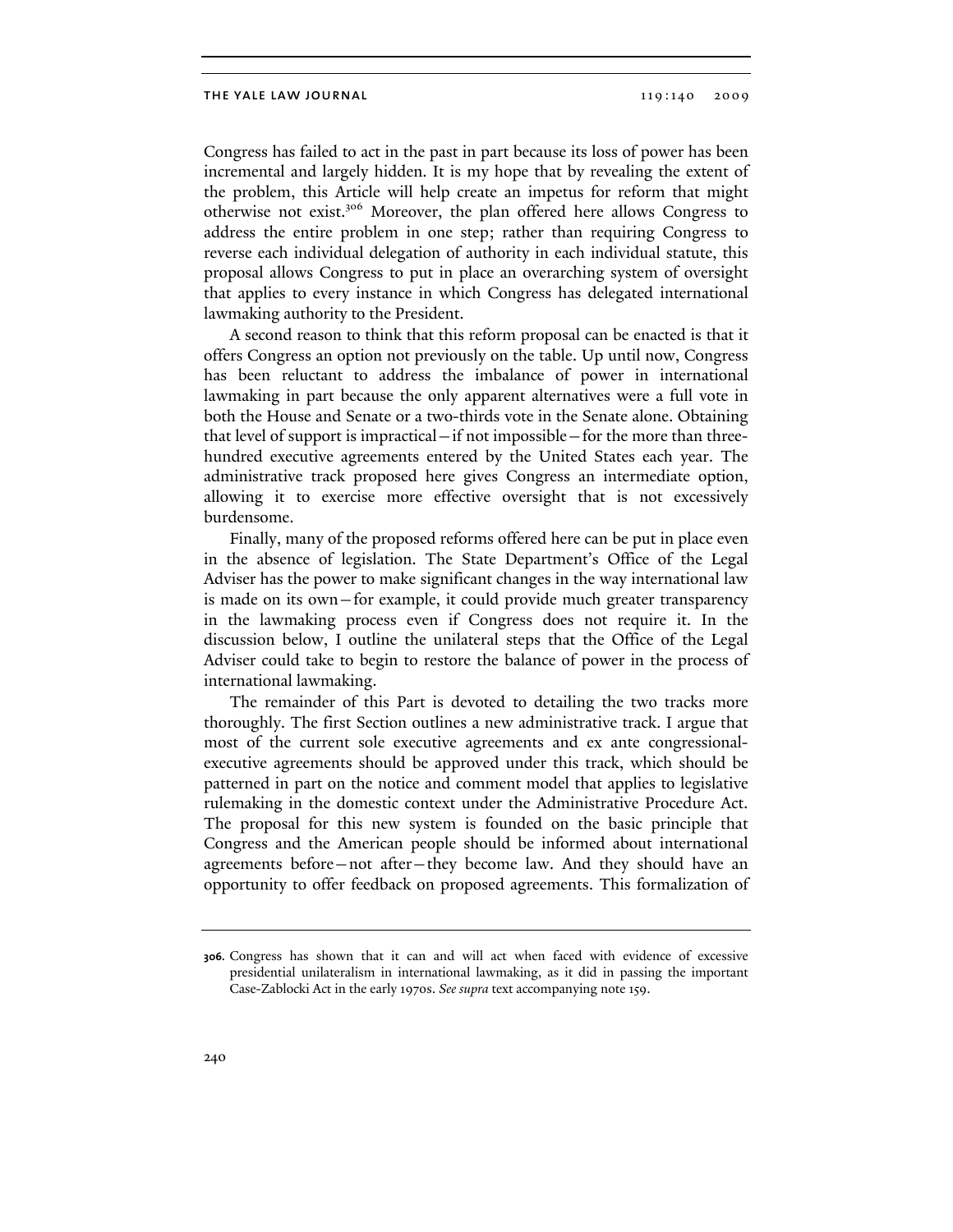Congress has failed to act in the past in part because its loss of power has been incremental and largely hidden. It is my hope that by revealing the extent of the problem, this Article will help create an impetus for reform that might otherwise not exist.[306] Moreover, the plan offered here allows Congress to address the entire problem in one step; rather than requiring Congress to reverse each individual delegation of authority in each individual statute, this proposal allows Congress to put in place an overarching system of oversight that applies to every instance in which Congress has delegated international lawmaking authority to the President.

A second reason to think that this reform proposal can be enacted is that it offers Congress an option not previously on the table. Up until now, Congress has been reluctant to address the imbalance of power in international lawmaking in part because the only apparent alternatives were a full vote in both the House and Senate or a two-thirds vote in the Senate alone. Obtaining that level of support is impractical—if not impossible—for the more than three-hundred executive agreements entered by the United States each year. The administrative track proposed here gives Congress an intermediate option, allowing it to exercise more effective oversight that is not excessively burdensome.

Finally, many of the proposed reforms offered here can be put in place even in the absence of legislation. The State Department's Office of the Legal Adviser has the power to make significant changes in the way international law is made on its own—for example, it could provide much greater transparency in the lawmaking process even if Congress does not require it. In the discussion below, I outline the unilateral steps that the Office of the Legal Adviser could take to begin to restore the balance of power in the process of international lawmaking.

The remainder of this Part is devoted to detailing the two tracks more thoroughly. The first Section outlines a new administrative track. I argue that most of the current sole executive agreements and ex ante congressional-executive agreements should be approved under this track, which should be patterned in part on the notice and comment model that applies to legislative rulemaking in the domestic context under the Administrative Procedure Act. The proposal for this new system is founded on the basic principle that Congress and the American people should be informed about international agreements before—not after—they become law. And they should have an opportunity to offer feedback on proposed agreements. This formalization of

---

306. Congress has shown that it can and will act when faced with evidence of excessive presidential unilateralism in international lawmaking, as it did in passing the important Case-Zablocki Act in the early 1970s. *See supra* text accompanying note 159.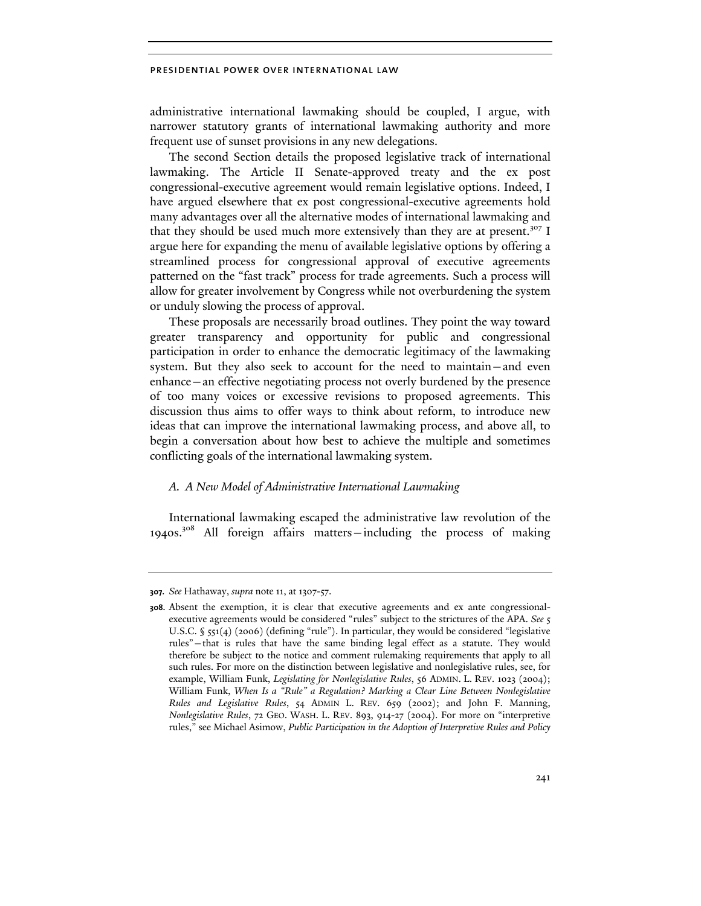administrative international lawmaking should be coupled, I argue, with narrower statutory grants of international lawmaking authority and more frequent use of sunset provisions in any new delegations.

The second Section details the proposed legislative track of international lawmaking. The Article II Senate-approved treaty and the ex post congressional-executive agreement would remain legislative options. Indeed, I have argued elsewhere that ex post congressional-executive agreements hold many advantages over all the alternative modes of international lawmaking and that they should be used much more extensively than they are at present.[307] I argue here for expanding the menu of available legislative options by offering a streamlined process for congressional approval of executive agreements patterned on the "fast track" process for trade agreements. Such a process will allow for greater involvement by Congress while not overburdening the system or unduly slowing the process of approval.

These proposals are necessarily broad outlines. They point the way toward greater transparency and opportunity for public and congressional participation in order to enhance the democratic legitimacy of the lawmaking system. But they also seek to account for the need to maintain—and even enhance—an effective negotiating process not overly burdened by the presence of too many voices or excessive revisions to proposed agreements. This discussion thus aims to offer ways to think about reform, to introduce new ideas that can improve the international lawmaking process, and above all, to begin a conversation about how best to achieve the multiple and sometimes conflicting goals of the international lawmaking system.

### *A. A New Model of Administrative International Lawmaking*

International lawmaking escaped the administrative law revolution of the 1940s.[308] All foreign affairs matters—including the process of making

---

**307.** *See* Hathaway, *supra* note 11, at 1307-57.

**308.** Absent the exemption, it is clear that executive agreements and ex ante congressional-executive agreements would be considered "rules" subject to the strictures of the APA. *See* 5 U.S.C. § 551(4) (2006) (defining "rule"). In particular, they would be considered "legislative rules"—that is rules that have the same binding legal effect as a statute. They would therefore be subject to the notice and comment rulemaking requirements that apply to all such rules. For more on the distinction between legislative and nonlegislative rules, see, for example, William Funk, *Legislating for Nonlegislative Rules*, 56 ADMIN. L. REV. 1023 (2004); William Funk, *When Is a "Rule" a Regulation? Marking a Clear Line Between Nonlegislative Rules and Legislative Rules*, 54 ADMIN L. REV. 659 (2002); and John F. Manning, *Nonlegislative Rules*, 72 GEO. WASH. L. REV. 893, 914-27 (2004). For more on "interpretive rules," see Michael Asimow, *Public Participation in the Adoption of Interpretive Rules and Policy*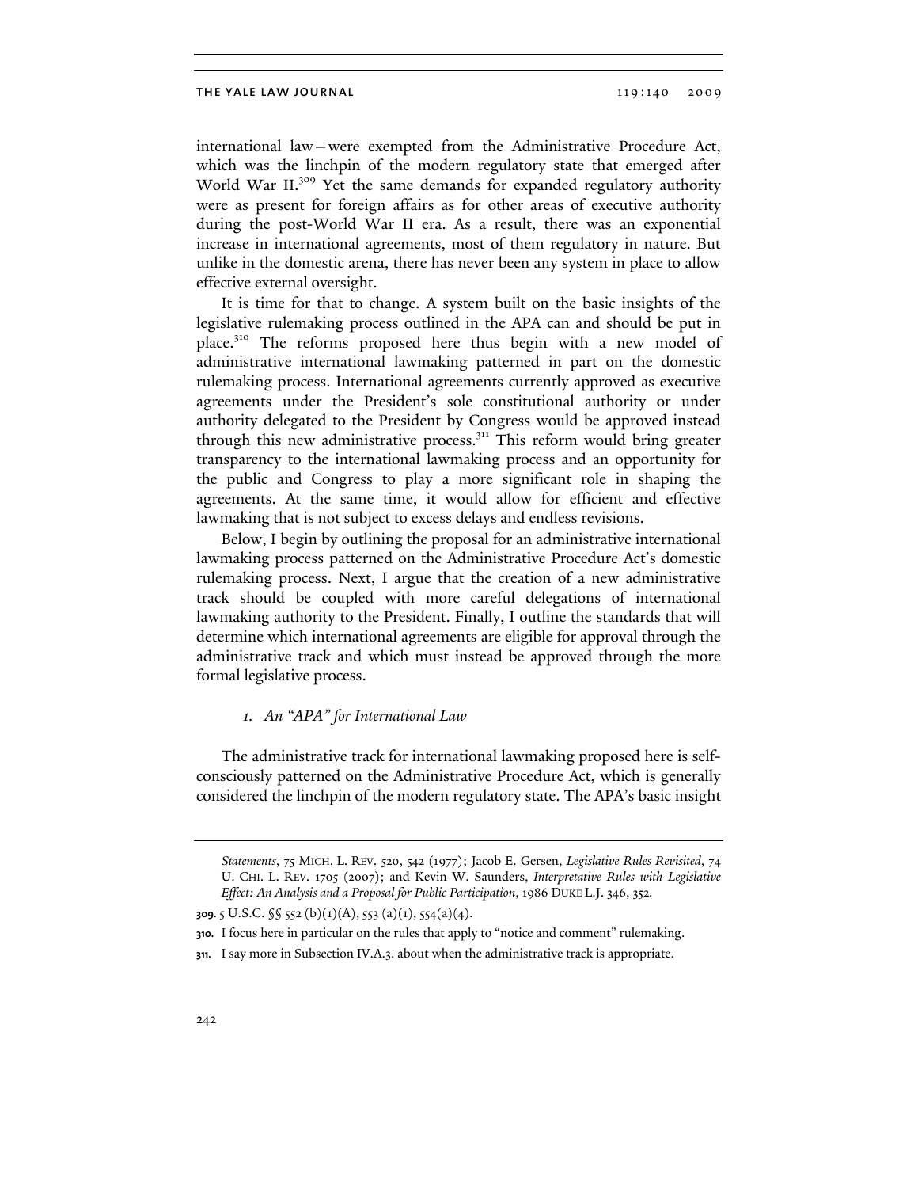international law—were exempted from the Administrative Procedure Act, which was the linchpin of the modern regulatory state that emerged after World War II.[309] Yet the same demands for expanded regulatory authority were as present for foreign affairs as for other areas of executive authority during the post-World War II era. As a result, there was an exponential increase in international agreements, most of them regulatory in nature. But unlike in the domestic arena, there has never been any system in place to allow effective external oversight.

It is time for that to change. A system built on the basic insights of the legislative rulemaking process outlined in the APA can and should be put in place.[310] The reforms proposed here thus begin with a new model of administrative international lawmaking patterned in part on the domestic rulemaking process. International agreements currently approved as executive agreements under the President's sole constitutional authority or under authority delegated to the President by Congress would be approved instead through this new administrative process.[311] This reform would bring greater transparency to the international lawmaking process and an opportunity for the public and Congress to play a more significant role in shaping the agreements. At the same time, it would allow for efficient and effective lawmaking that is not subject to excess delays and endless revisions.

Below, I begin by outlining the proposal for an administrative international lawmaking process patterned on the Administrative Procedure Act's domestic rulemaking process. Next, I argue that the creation of a new administrative track should be coupled with more careful delegations of international lawmaking authority to the President. Finally, I outline the standards that will determine which international agreements are eligible for approval through the administrative track and which must instead be approved through the more formal legislative process.

### *1. An "APA" for International Law*

The administrative track for international lawmaking proposed here is self-consciously patterned on the Administrative Procedure Act, which is generally considered the linchpin of the modern regulatory state. The APA's basic insight

---

*Statements*, 75 MICH. L. REV. 520, 542 (1977); Jacob E. Gersen, *Legislative Rules Revisited*, 74 U. CHI. L. REV. 1705 (2007); and Kevin W. Saunders, *Interpretative Rules with Legislative Effect: An Analysis and a Proposal for Public Participation*, 1986 DUKE L.J. 346, 352.

**309.** 5 U.S.C. §§ 552 (b)(1)(A), 553 (a)(1), 554(a)(4).

**310.** I focus here in particular on the rules that apply to "notice and comment" rulemaking.

**311.** I say more in Subsection IV.A.3. about when the administrative track is appropriate.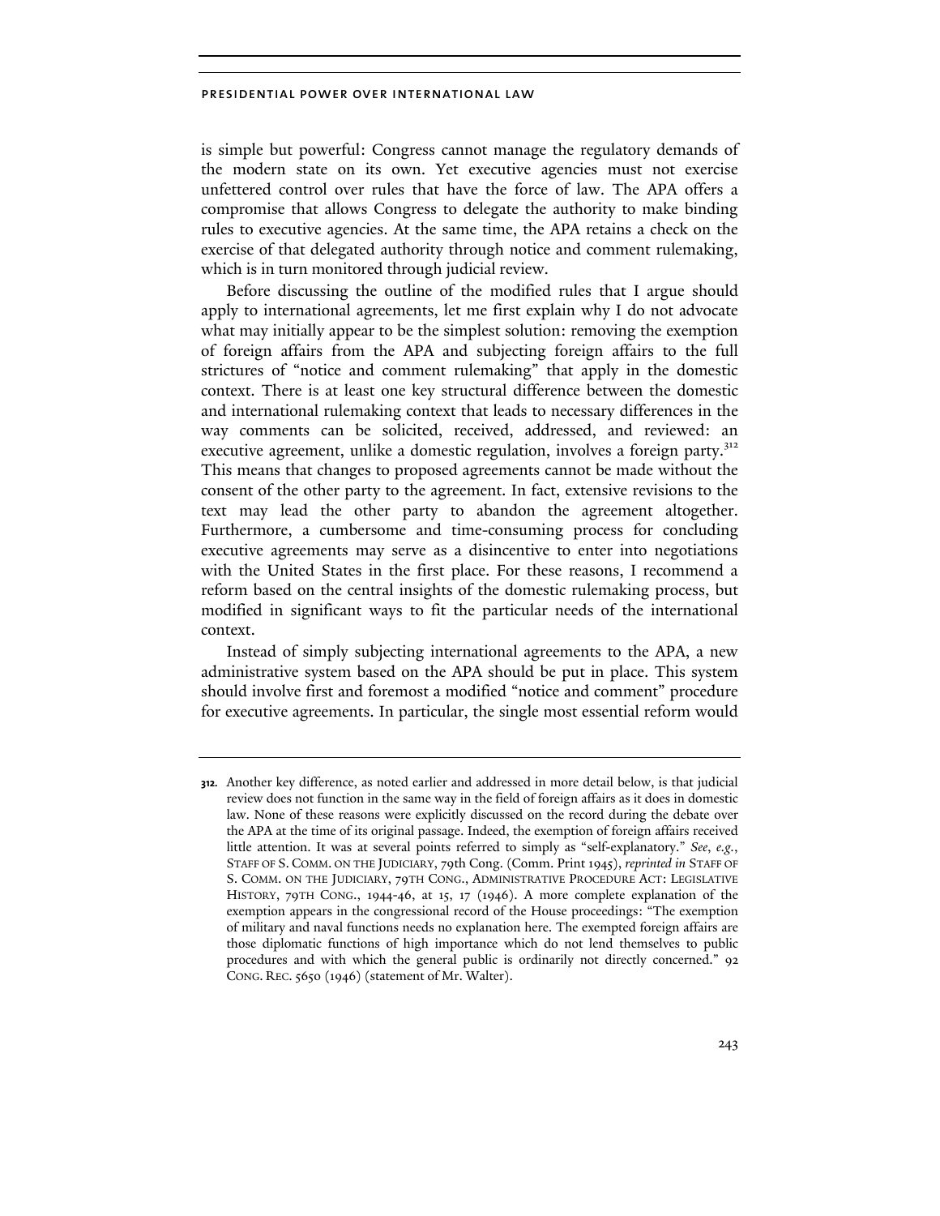is simple but powerful: Congress cannot manage the regulatory demands of the modern state on its own. Yet executive agencies must not exercise unfettered control over rules that have the force of law. The APA offers a compromise that allows Congress to delegate the authority to make binding rules to executive agencies. At the same time, the APA retains a check on the exercise of that delegated authority through notice and comment rulemaking, which is in turn monitored through judicial review.

Before discussing the outline of the modified rules that I argue should apply to international agreements, let me first explain why I do not advocate what may initially appear to be the simplest solution: removing the exemption of foreign affairs from the APA and subjecting foreign affairs to the full strictures of "notice and comment rulemaking" that apply in the domestic context. There is at least one key structural difference between the domestic and international rulemaking context that leads to necessary differences in the way comments can be solicited, received, addressed, and reviewed: an executive agreement, unlike a domestic regulation, involves a foreign party.[312] This means that changes to proposed agreements cannot be made without the consent of the other party to the agreement. In fact, extensive revisions to the text may lead the other party to abandon the agreement altogether. Furthermore, a cumbersome and time-consuming process for concluding executive agreements may serve as a disincentive to enter into negotiations with the United States in the first place. For these reasons, I recommend a reform based on the central insights of the domestic rulemaking process, but modified in significant ways to fit the particular needs of the international context.

Instead of simply subjecting international agreements to the APA, a new administrative system based on the APA should be put in place. This system should involve first and foremost a modified "notice and comment" procedure for executive agreements. In particular, the single most essential reform would

---

**312.** Another key difference, as noted earlier and addressed in more detail below, is that judicial review does not function in the same way in the field of foreign affairs as it does in domestic law. None of these reasons were explicitly discussed on the record during the debate over the APA at the time of its original passage. Indeed, the exemption of foreign affairs received little attention. It was at several points referred to simply as "self-explanatory." *See, e.g.*, STAFF OF S. COMM. ON THE JUDICIARY, 79th Cong. (Comm. Print 1945), *reprinted in* STAFF OF S. COMM. ON THE JUDICIARY, 79TH CONG., ADMINISTRATIVE PROCEDURE ACT: LEGISLATIVE HISTORY, 79TH CONG., 1944-46, at 15, 17 (1946). A more complete explanation of the exemption appears in the congressional record of the House proceedings: "The exemption of military and naval functions needs no explanation here. The exempted foreign affairs are those diplomatic functions of high importance which do not lend themselves to public procedures and with which the general public is ordinarily not directly concerned." 92 CONG. REC. 5650 (1946) (statement of Mr. Walter).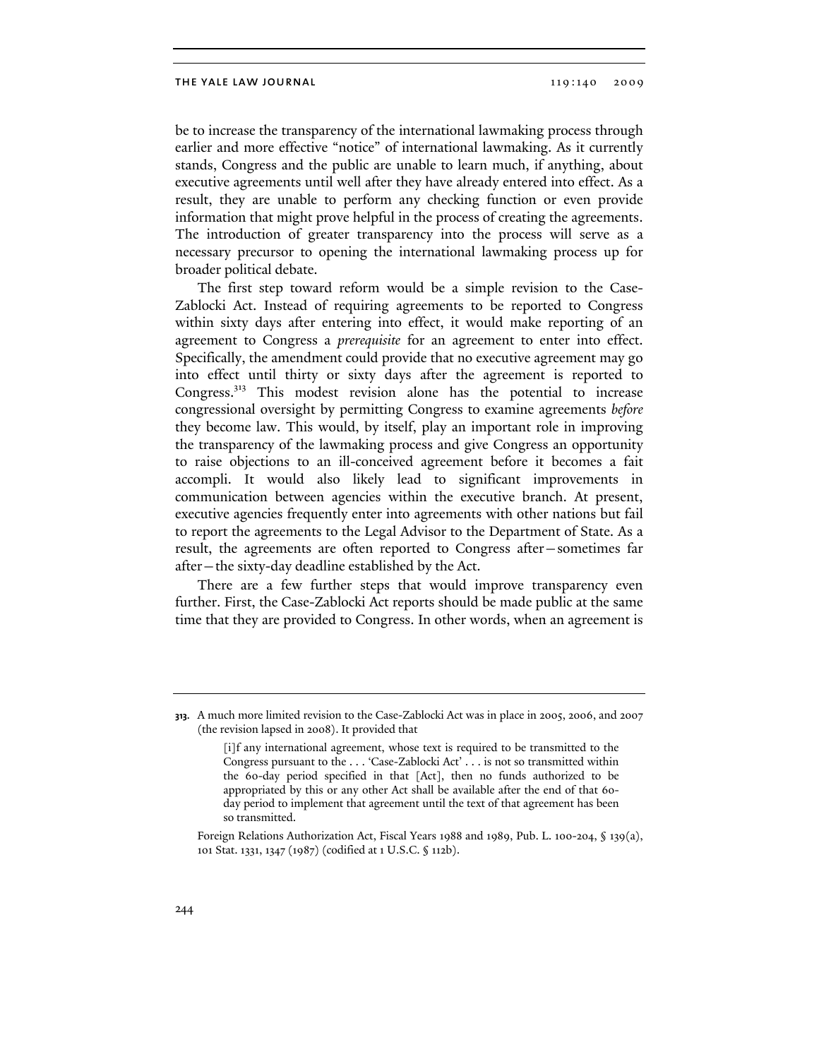be to increase the transparency of the international lawmaking process through earlier and more effective "notice" of international lawmaking. As it currently stands, Congress and the public are unable to learn much, if anything, about executive agreements until well after they have already entered into effect. As a result, they are unable to perform any checking function or even provide information that might prove helpful in the process of creating the agreements. The introduction of greater transparency into the process will serve as a necessary precursor to opening the international lawmaking process up for broader political debate.

The first step toward reform would be a simple revision to the Case-Zablocki Act. Instead of requiring agreements to be reported to Congress within sixty days after entering into effect, it would make reporting of an agreement to Congress a *prerequisite* for an agreement to enter into effect. Specifically, the amendment could provide that no executive agreement may go into effect until thirty or sixty days after the agreement is reported to Congress.[313] This modest revision alone has the potential to increase congressional oversight by permitting Congress to examine agreements *before* they become law. This would, by itself, play an important role in improving the transparency of the lawmaking process and give Congress an opportunity to raise objections to an ill-conceived agreement before it becomes a fait accompli. It would also likely lead to significant improvements in communication between agencies within the executive branch. At present, executive agencies frequently enter into agreements with other nations but fail to report the agreements to the Legal Advisor to the Department of State. As a result, the agreements are often reported to Congress after—sometimes far after—the sixty-day deadline established by the Act.

There are a few further steps that would improve transparency even further. First, the Case-Zablocki Act reports should be made public at the same time that they are provided to Congress. In other words, when an agreement is

---

**313.** A much more limited revision to the Case-Zablocki Act was in place in 2005, 2006, and 2007 (the revision lapsed in 2008). It provided that

> [i]f any international agreement, whose text is required to be transmitted to the Congress pursuant to the . . . 'Case-Zablocki Act' . . . is not so transmitted within the 60-day period specified in that [Act], then no funds authorized to be appropriated by this or any other Act shall be available after the end of that 60-day period to implement that agreement until the text of that agreement has been so transmitted.

Foreign Relations Authorization Act, Fiscal Years 1988 and 1989, Pub. L. 100-204, § 139(a), 101 Stat. 1331, 1347 (1987) (codified at 1 U.S.C. § 112b).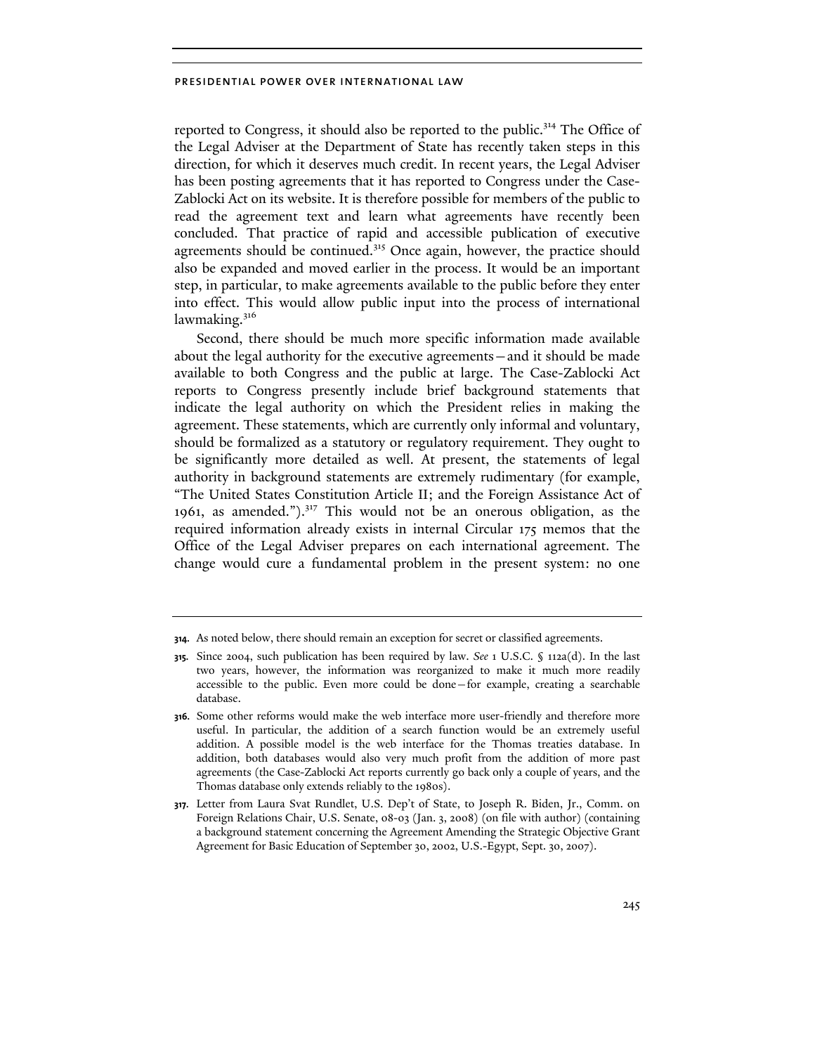reported to Congress, it should also be reported to the public.[314] The Office of the Legal Adviser at the Department of State has recently taken steps in this direction, for which it deserves much credit. In recent years, the Legal Adviser has been posting agreements that it has reported to Congress under the Case-Zablocki Act on its website. It is therefore possible for members of the public to read the agreement text and learn what agreements have recently been concluded. That practice of rapid and accessible publication of executive agreements should be continued.[315] Once again, however, the practice should also be expanded and moved earlier in the process. It would be an important step, in particular, to make agreements available to the public before they enter into effect. This would allow public input into the process of international lawmaking.[316]

Second, there should be much more specific information made available about the legal authority for the executive agreements—and it should be made available to both Congress and the public at large. The Case-Zablocki Act reports to Congress presently include brief background statements that indicate the legal authority on which the President relies in making the agreement. These statements, which are currently only informal and voluntary, should be formalized as a statutory or regulatory requirement. They ought to be significantly more detailed as well. At present, the statements of legal authority in background statements are extremely rudimentary (for example, "The United States Constitution Article II; and the Foreign Assistance Act of 1961, as amended.").[317] This would not be an onerous obligation, as the required information already exists in internal Circular 175 memos that the Office of the Legal Adviser prepares on each international agreement. The change would cure a fundamental problem in the present system: no one

---

**314.** As noted below, there should remain an exception for secret or classified agreements.

**315.** Since 2004, such publication has been required by law. *See* 1 U.S.C. § 112a(d). In the last two years, however, the information was reorganized to make it much more readily accessible to the public. Even more could be done—for example, creating a searchable database.

**316.** Some other reforms would make the web interface more user-friendly and therefore more useful. In particular, the addition of a search function would be an extremely useful addition. A possible model is the web interface for the Thomas treaties database. In addition, both databases would also very much profit from the addition of more past agreements (the Case-Zablocki Act reports currently go back only a couple of years, and the Thomas database only extends reliably to the 1980s).

**317.** Letter from Laura Svat Rundlet, U.S. Dep't of State, to Joseph R. Biden, Jr., Comm. on Foreign Relations Chair, U.S. Senate, 08-03 (Jan. 3, 2008) (on file with author) (containing a background statement concerning the Agreement Amending the Strategic Objective Grant Agreement for Basic Education of September 30, 2002, U.S.-Egypt, Sept. 30, 2007).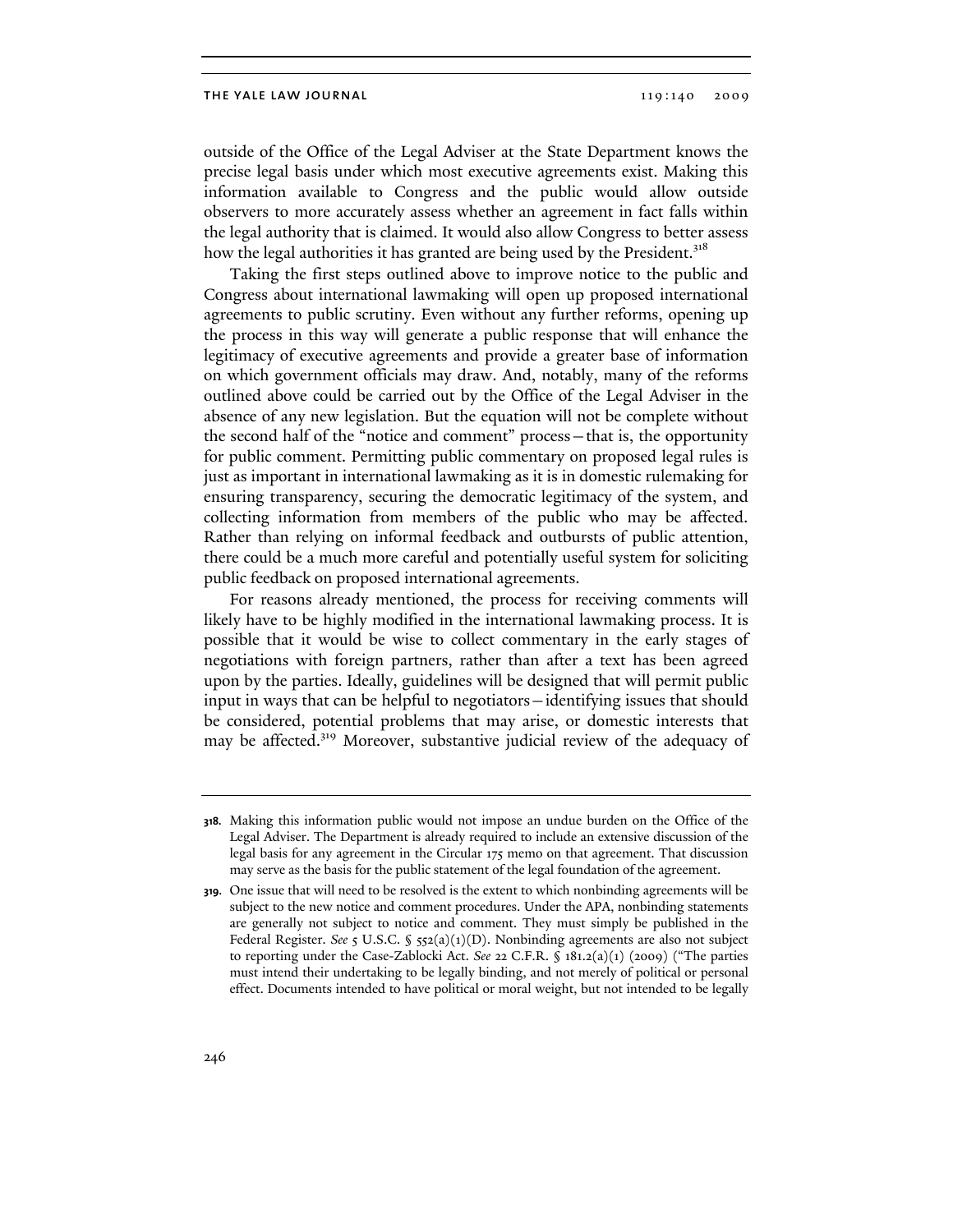outside of the Office of the Legal Adviser at the State Department knows the precise legal basis under which most executive agreements exist. Making this information available to Congress and the public would allow outside observers to more accurately assess whether an agreement in fact falls within the legal authority that is claimed. It would also allow Congress to better assess how the legal authorities it has granted are being used by the President.[318]

Taking the first steps outlined above to improve notice to the public and Congress about international lawmaking will open up proposed international agreements to public scrutiny. Even without any further reforms, opening up the process in this way will generate a public response that will enhance the legitimacy of executive agreements and provide a greater base of information on which government officials may draw. And, notably, many of the reforms outlined above could be carried out by the Office of the Legal Adviser in the absence of any new legislation. But the equation will not be complete without the second half of the "notice and comment" process—that is, the opportunity for public comment. Permitting public commentary on proposed legal rules is just as important in international lawmaking as it is in domestic rulemaking for ensuring transparency, securing the democratic legitimacy of the system, and collecting information from members of the public who may be affected. Rather than relying on informal feedback and outbursts of public attention, there could be a much more careful and potentially useful system for soliciting public feedback on proposed international agreements.

For reasons already mentioned, the process for receiving comments will likely have to be highly modified in the international lawmaking process. It is possible that it would be wise to collect commentary in the early stages of negotiations with foreign partners, rather than after a text has been agreed upon by the parties. Ideally, guidelines will be designed that will permit public input in ways that can be helpful to negotiators—identifying issues that should be considered, potential problems that may arise, or domestic interests that may be affected.[319] Moreover, substantive judicial review of the adequacy of

---

318. Making this information public would not impose an undue burden on the Office of the Legal Adviser. The Department is already required to include an extensive discussion of the legal basis for any agreement in the Circular 175 memo on that agreement. That discussion may serve as the basis for the public statement of the legal foundation of the agreement.

319. One issue that will need to be resolved is the extent to which nonbinding agreements will be subject to the new notice and comment procedures. Under the APA, nonbinding statements are generally not subject to notice and comment. They must simply be published in the Federal Register. *See* 5 U.S.C. § 552(a)(1)(D). Nonbinding agreements are also not subject to reporting under the Case-Zablocki Act. *See* 22 C.F.R. § 181.2(a)(1) (2009) ("The parties must intend their undertaking to be legally binding, and not merely of political or personal effect. Documents intended to have political or moral weight, but not intended to be legally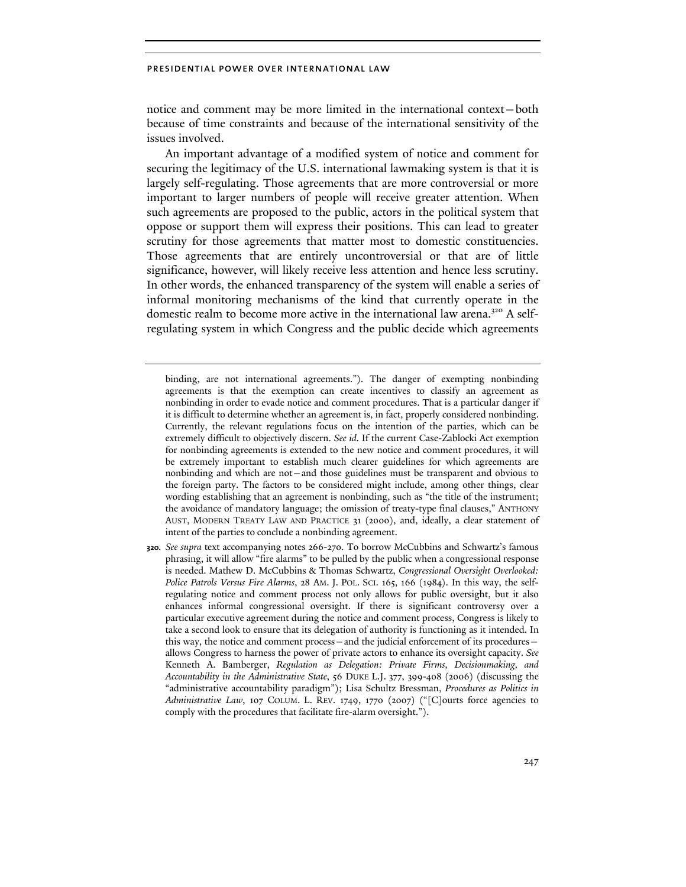notice and comment may be more limited in the international context—both because of time constraints and because of the international sensitivity of the issues involved.

An important advantage of a modified system of notice and comment for securing the legitimacy of the U.S. international lawmaking system is that it is largely self-regulating. Those agreements that are more controversial or more important to larger numbers of people will receive greater attention. When such agreements are proposed to the public, actors in the political system that oppose or support them will express their positions. This can lead to greater scrutiny for those agreements that matter most to domestic constituencies. Those agreements that are entirely uncontroversial or that are of little significance, however, will likely receive less attention and hence less scrutiny. In other words, the enhanced transparency of the system will enable a series of informal monitoring mechanisms of the kind that currently operate in the domestic realm to become more active in the international law arena.[320] A self-regulating system in which Congress and the public decide which agreements

---

binding, are not international agreements."). The danger of exempting nonbinding agreements is that the exemption can create incentives to classify an agreement as nonbinding in order to evade notice and comment procedures. That is a particular danger if it is difficult to determine whether an agreement is, in fact, properly considered nonbinding. Currently, the relevant regulations focus on the intention of the parties, which can be extremely difficult to objectively discern. *See id.* If the current Case-Zablocki Act exemption for nonbinding agreements is extended to the new notice and comment procedures, it will be extremely important to establish much clearer guidelines for which agreements are nonbinding and which are not—and those guidelines must be transparent and obvious to the foreign party. The factors to be considered might include, among other things, clear wording establishing that an agreement is nonbinding, such as "the title of the instrument; the avoidance of mandatory language; the omission of treaty-type final clauses," ANTHONY AUST, MODERN TREATY LAW AND PRACTICE 31 (2000), and, ideally, a clear statement of intent of the parties to conclude a nonbinding agreement.

**320.** *See supra* text accompanying notes 266-270. To borrow McCubbins and Schwartz's famous phrasing, it will allow "fire alarms" to be pulled by the public when a congressional response is needed. Mathew D. McCubbins & Thomas Schwartz, *Congressional Oversight Overlooked: Police Patrols Versus Fire Alarms*, 28 AM. J. POL. SCI. 165, 166 (1984). In this way, the self-regulating notice and comment process not only allows for public oversight, but it also enhances informal congressional oversight. If there is significant controversy over a particular executive agreement during the notice and comment process, Congress is likely to take a second look to ensure that its delegation of authority is functioning as it intended. In this way, the notice and comment process—and the judicial enforcement of its procedures—allows Congress to harness the power of private actors to enhance its oversight capacity. *See* Kenneth A. Bamberger, *Regulation as Delegation: Private Firms, Decisionmaking, and Accountability in the Administrative State*, 56 DUKE L.J. 377, 399-408 (2006) (discussing the "administrative accountability paradigm"); Lisa Schultz Bressman, *Procedures as Politics in Administrative Law*, 107 COLUM. L. REV. 1749, 1770 (2007) ("[C]ourts force agencies to comply with the procedures that facilitate fire-alarm oversight.").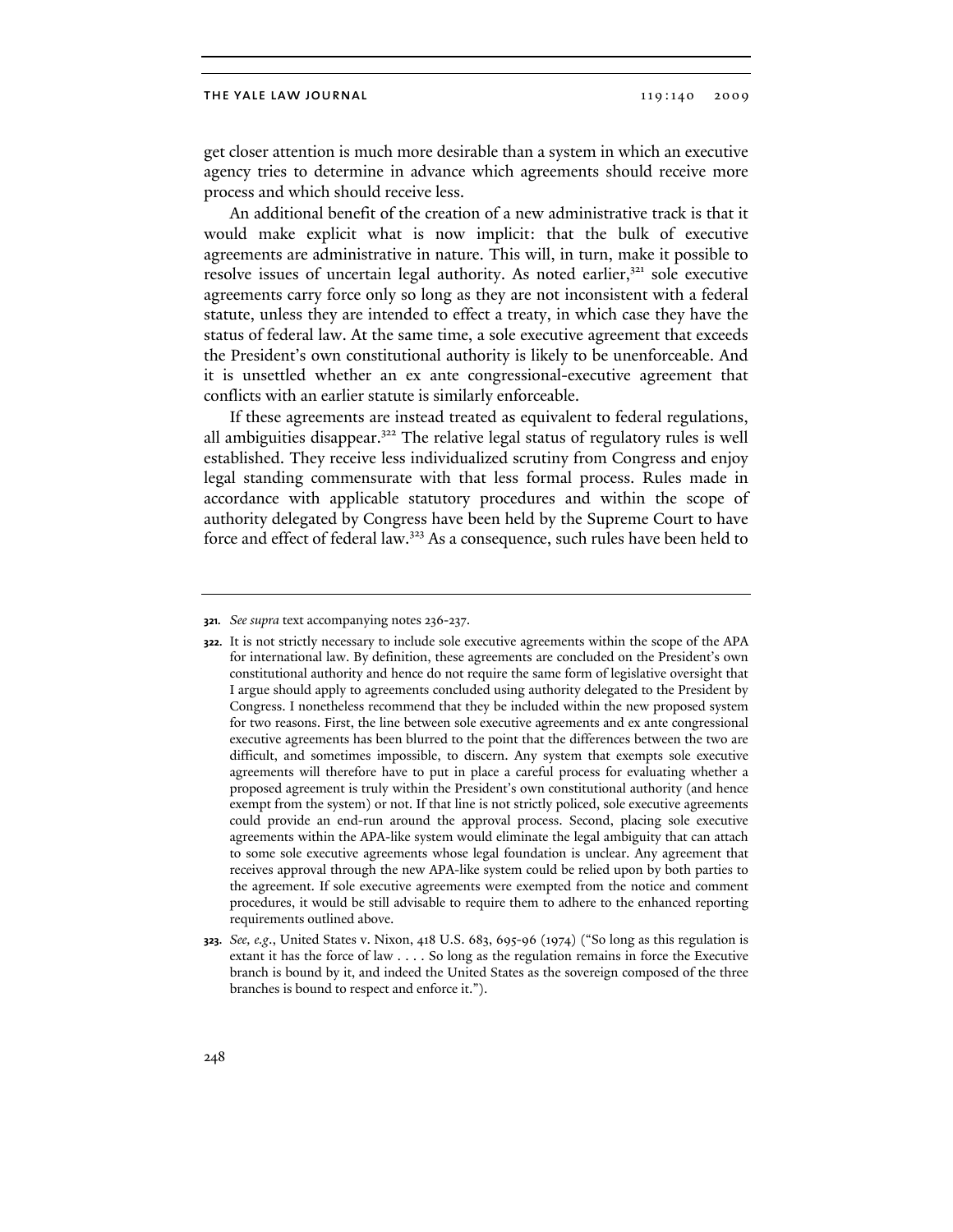get closer attention is much more desirable than a system in which an executive agency tries to determine in advance which agreements should receive more process and which should receive less.

An additional benefit of the creation of a new administrative track is that it would make explicit what is now implicit: that the bulk of executive agreements are administrative in nature. This will, in turn, make it possible to resolve issues of uncertain legal authority. As noted earlier,[321] sole executive agreements carry force only so long as they are not inconsistent with a federal statute, unless they are intended to effect a treaty, in which case they have the status of federal law. At the same time, a sole executive agreement that exceeds the President's own constitutional authority is likely to be unenforceable. And it is unsettled whether an ex ante congressional-executive agreement that conflicts with an earlier statute is similarly enforceable.

If these agreements are instead treated as equivalent to federal regulations, all ambiguities disappear.[322] The relative legal status of regulatory rules is well established. They receive less individualized scrutiny from Congress and enjoy legal standing commensurate with that less formal process. Rules made in accordance with applicable statutory procedures and within the scope of authority delegated by Congress have been held by the Supreme Court to have force and effect of federal law.[323] As a consequence, such rules have been held to

---

**321.** *See supra* text accompanying notes 236-237.

**322.** It is not strictly necessary to include sole executive agreements within the scope of the APA for international law. By definition, these agreements are concluded on the President's own constitutional authority and hence do not require the same form of legislative oversight that I argue should apply to agreements concluded using authority delegated to the President by Congress. I nonetheless recommend that they be included within the new proposed system for two reasons. First, the line between sole executive agreements and ex ante congressional executive agreements has been blurred to the point that the differences between the two are difficult, and sometimes impossible, to discern. Any system that exempts sole executive agreements will therefore have to put in place a careful process for evaluating whether a proposed agreement is truly within the President's own constitutional authority (and hence exempt from the system) or not. If that line is not strictly policed, sole executive agreements could provide an end-run around the approval process. Second, placing sole executive agreements within the APA-like system would eliminate the legal ambiguity that can attach to some sole executive agreements whose legal foundation is unclear. Any agreement that receives approval through the new APA-like system could be relied upon by both parties to the agreement. If sole executive agreements were exempted from the notice and comment procedures, it would be still advisable to require them to adhere to the enhanced reporting requirements outlined above.

**323.** *See, e.g.*, United States v. Nixon, 418 U.S. 683, 695-96 (1974) ("So long as this regulation is extant it has the force of law . . . . So long as the regulation remains in force the Executive branch is bound by it, and indeed the United States as the sovereign composed of the three branches is bound to respect and enforce it.").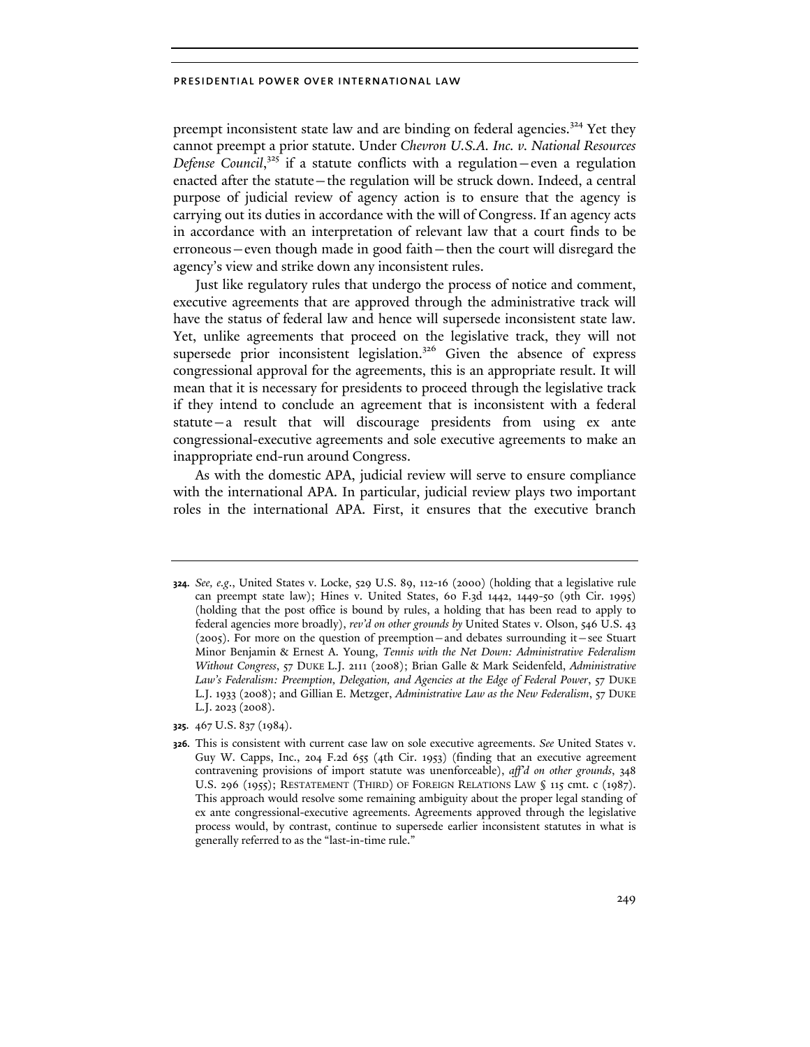preempt inconsistent state law and are binding on federal agencies.[324] Yet they cannot preempt a prior statute. Under *Chevron U.S.A. Inc. v. National Resources Defense Council*,[325] if a statute conflicts with a regulation—even a regulation enacted after the statute—the regulation will be struck down. Indeed, a central purpose of judicial review of agency action is to ensure that the agency is carrying out its duties in accordance with the will of Congress. If an agency acts in accordance with an interpretation of relevant law that a court finds to be erroneous—even though made in good faith—then the court will disregard the agency's view and strike down any inconsistent rules.

Just like regulatory rules that undergo the process of notice and comment, executive agreements that are approved through the administrative track will have the status of federal law and hence will supersede inconsistent state law. Yet, unlike agreements that proceed on the legislative track, they will not supersede prior inconsistent legislation.[326] Given the absence of express congressional approval for the agreements, this is an appropriate result. It will mean that it is necessary for presidents to proceed through the legislative track if they intend to conclude an agreement that is inconsistent with a federal statute—a result that will discourage presidents from using ex ante congressional-executive agreements and sole executive agreements to make an inappropriate end-run around Congress.

As with the domestic APA, judicial review will serve to ensure compliance with the international APA. In particular, judicial review plays two important roles in the international APA. First, it ensures that the executive branch

---

**324.** *See, e.g.*, United States v. Locke, 529 U.S. 89, 112-16 (2000) (holding that a legislative rule can preempt state law); Hines v. United States, 60 F.3d 1442, 1449-50 (9th Cir. 1995) (holding that the post office is bound by rules, a holding that has been read to apply to federal agencies more broadly), *rev'd on other grounds by* United States v. Olson, 546 U.S. 43 (2005). For more on the question of preemption—and debates surrounding it—see Stuart Minor Benjamin & Ernest A. Young, *Tennis with the Net Down: Administrative Federalism Without Congress*, 57 DUKE L.J. 2111 (2008); Brian Galle & Mark Seidenfeld, *Administrative Law's Federalism: Preemption, Delegation, and Agencies at the Edge of Federal Power*, 57 DUKE L.J. 1933 (2008); and Gillian E. Metzger, *Administrative Law as the New Federalism*, 57 DUKE L.J. 2023 (2008).

**325.** 467 U.S. 837 (1984).

**326.** This is consistent with current case law on sole executive agreements. *See* United States v. Guy W. Capps, Inc., 204 F.2d 655 (4th Cir. 1953) (finding that an executive agreement contravening provisions of import statute was unenforceable), *aff'd on other grounds*, 348 U.S. 296 (1955); RESTATEMENT (THIRD) OF FOREIGN RELATIONS LAW § 115 cmt. c (1987). This approach would resolve some remaining ambiguity about the proper legal standing of ex ante congressional-executive agreements. Agreements approved through the legislative process would, by contrast, continue to supersede earlier inconsistent statutes in what is generally referred to as the "last-in-time rule."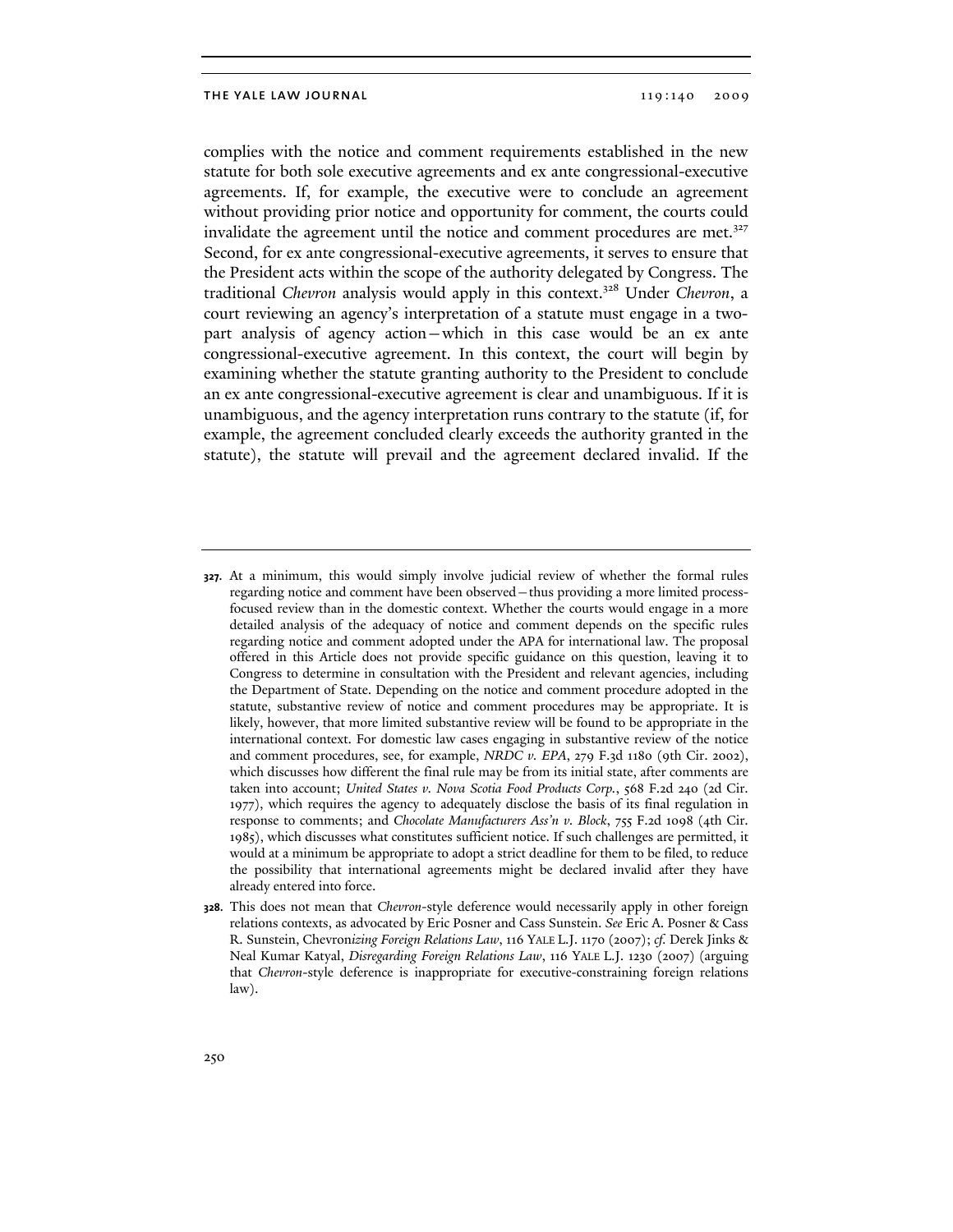complies with the notice and comment requirements established in the new statute for both sole executive agreements and ex ante congressional-executive agreements. If, for example, the executive were to conclude an agreement without providing prior notice and opportunity for comment, the courts could invalidate the agreement until the notice and comment procedures are met.[327] Second, for ex ante congressional-executive agreements, it serves to ensure that the President acts within the scope of the authority delegated by Congress. The traditional *Chevron* analysis would apply in this context.[328] Under *Chevron*, a court reviewing an agency's interpretation of a statute must engage in a two-part analysis of agency action—which in this case would be an ex ante congressional-executive agreement. In this context, the court will begin by examining whether the statute granting authority to the President to conclude an ex ante congressional-executive agreement is clear and unambiguous. If it is unambiguous, and the agency interpretation runs contrary to the statute (if, for example, the agreement concluded clearly exceeds the authority granted in the statute), the statute will prevail and the agreement declared invalid. If the

---

**327.** At a minimum, this would simply involve judicial review of whether the formal rules regarding notice and comment have been observed—thus providing a more limited process-focused review than in the domestic context. Whether the courts would engage in a more detailed analysis of the adequacy of notice and comment depends on the specific rules regarding notice and comment adopted under the APA for international law. The proposal offered in this Article does not provide specific guidance on this question, leaving it to Congress to determine in consultation with the President and relevant agencies, including the Department of State. Depending on the notice and comment procedure adopted in the statute, substantive review of notice and comment procedures may be appropriate. It is likely, however, that more limited substantive review will be found to be appropriate in the international context. For domestic law cases engaging in substantive review of the notice and comment procedures, see, for example, *NRDC v. EPA*, 279 F.3d 1180 (9th Cir. 2002), which discusses how different the final rule may be from its initial state, after comments are taken into account; *United States v. Nova Scotia Food Products Corp.*, 568 F.2d 240 (2d Cir. 1977), which requires the agency to adequately disclose the basis of its final regulation in response to comments; and *Chocolate Manufacturers Ass'n v. Block*, 755 F.2d 1098 (4th Cir. 1985), which discusses what constitutes sufficient notice. If such challenges are permitted, it would at a minimum be appropriate to adopt a strict deadline for them to be filed, to reduce the possibility that international agreements might be declared invalid after they have already entered into force.

**328.** This does not mean that *Chevron*-style deference would necessarily apply in other foreign relations contexts, as advocated by Eric Posner and Cass Sunstein. *See* Eric A. Posner & Cass R. Sunstein, Chevron*izing Foreign Relations Law*, 116 YALE L.J. 1170 (2007); *cf.* Derek Jinks & Neal Kumar Katyal, *Disregarding Foreign Relations Law*, 116 YALE L.J. 1230 (2007) (arguing that *Chevron*-style deference is inappropriate for executive-constraining foreign relations law).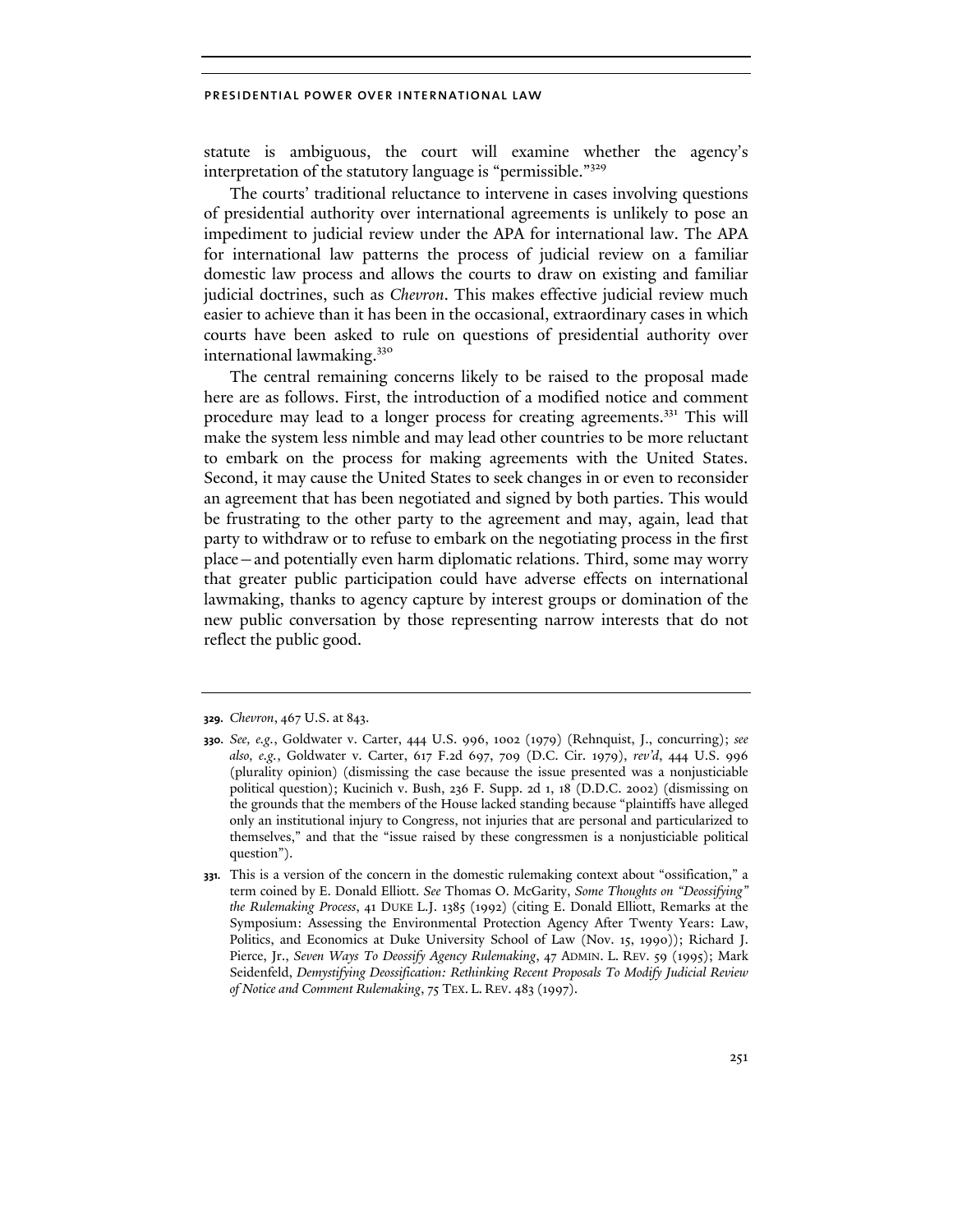statute is ambiguous, the court will examine whether the agency's interpretation of the statutory language is "permissible."[329]

The courts' traditional reluctance to intervene in cases involving questions of presidential authority over international agreements is unlikely to pose an impediment to judicial review under the APA for international law. The APA for international law patterns the process of judicial review on a familiar domestic law process and allows the courts to draw on existing and familiar judicial doctrines, such as *Chevron*. This makes effective judicial review much easier to achieve than it has been in the occasional, extraordinary cases in which courts have been asked to rule on questions of presidential authority over international lawmaking.[330]

The central remaining concerns likely to be raised to the proposal made here are as follows. First, the introduction of a modified notice and comment procedure may lead to a longer process for creating agreements.[331] This will make the system less nimble and may lead other countries to be more reluctant to embark on the process for making agreements with the United States. Second, it may cause the United States to seek changes in or even to reconsider an agreement that has been negotiated and signed by both parties. This would be frustrating to the other party to the agreement and may, again, lead that party to withdraw or to refuse to embark on the negotiating process in the first place—and potentially even harm diplomatic relations. Third, some may worry that greater public participation could have adverse effects on international lawmaking, thanks to agency capture by interest groups or domination of the new public conversation by those representing narrow interests that do not reflect the public good.

---

**329.** *Chevron*, 467 U.S. at 843.

**330.** *See, e.g.*, Goldwater v. Carter, 444 U.S. 996, 1002 (1979) (Rehnquist, J., concurring); *see also, e.g.*, Goldwater v. Carter, 617 F.2d 697, 709 (D.C. Cir. 1979), *rev'd*, 444 U.S. 996 (plurality opinion) (dismissing the case because the issue presented was a nonjusticiable political question); Kucinich v. Bush, 236 F. Supp. 2d 1, 18 (D.D.C. 2002) (dismissing on the grounds that the members of the House lacked standing because "plaintiffs have alleged only an institutional injury to Congress, not injuries that are personal and particularized to themselves," and that the "issue raised by these congressmen is a nonjusticiable political question").

**331.** This is a version of the concern in the domestic rulemaking context about "ossification," a term coined by E. Donald Elliott. *See* Thomas O. McGarity, *Some Thoughts on "Deossifying" the Rulemaking Process*, 41 DUKE L.J. 1385 (1992) (citing E. Donald Elliott, Remarks at the Symposium: Assessing the Environmental Protection Agency After Twenty Years: Law, Politics, and Economics at Duke University School of Law (Nov. 15, 1990)); Richard J. Pierce, Jr., *Seven Ways To Deossify Agency Rulemaking*, 47 ADMIN. L. REV. 59 (1995); Mark Seidenfeld, *Demystifying Deossification: Rethinking Recent Proposals To Modify Judicial Review of Notice and Comment Rulemaking*, 75 TEX. L. REV. 483 (1997).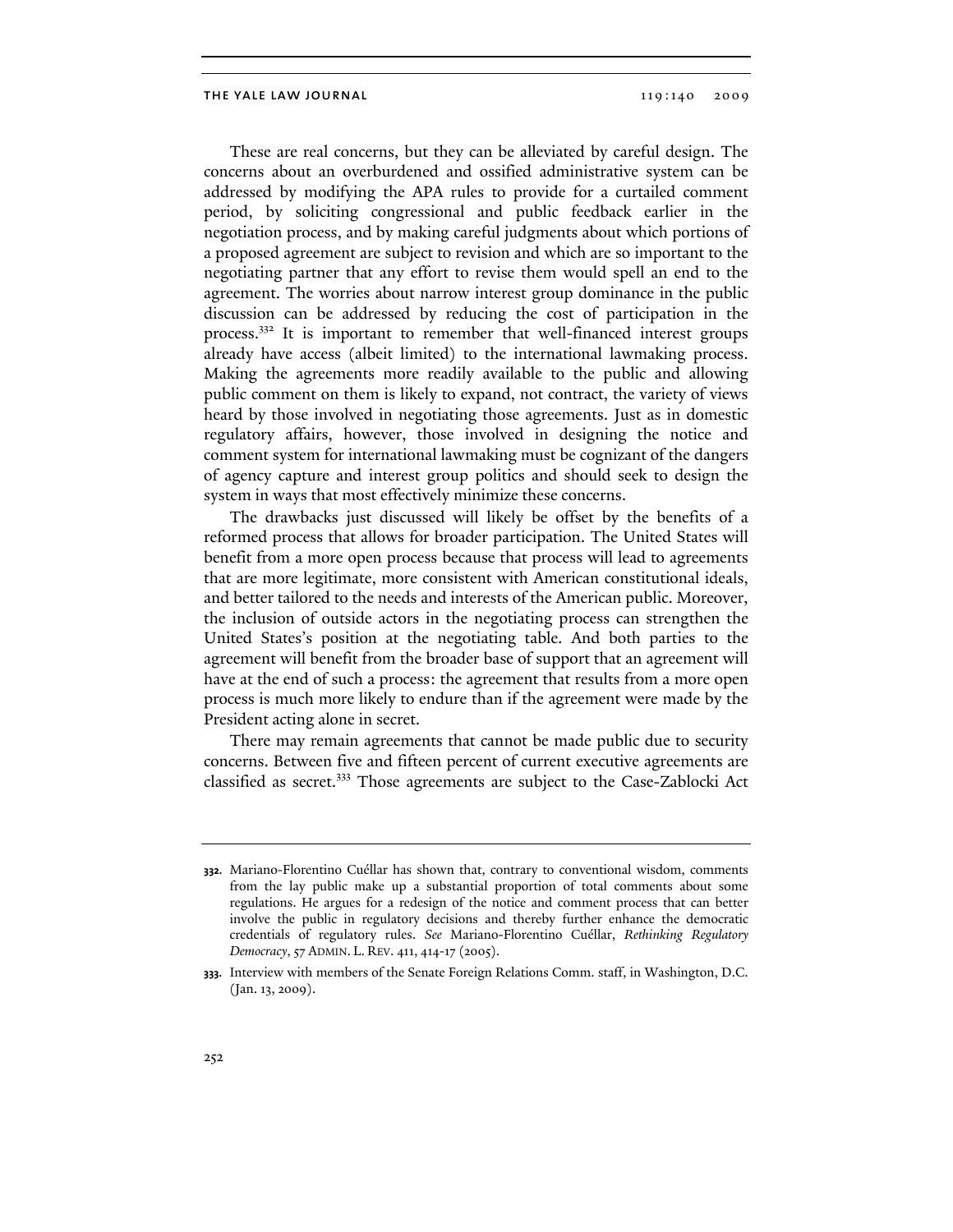These are real concerns, but they can be alleviated by careful design. The concerns about an overburdened and ossified administrative system can be addressed by modifying the APA rules to provide for a curtailed comment period, by soliciting congressional and public feedback earlier in the negotiation process, and by making careful judgments about which portions of a proposed agreement are subject to revision and which are so important to the negotiating partner that any effort to revise them would spell an end to the agreement. The worries about narrow interest group dominance in the public discussion can be addressed by reducing the cost of participation in the process.[332] It is important to remember that well-financed interest groups already have access (albeit limited) to the international lawmaking process. Making the agreements more readily available to the public and allowing public comment on them is likely to expand, not contract, the variety of views heard by those involved in negotiating those agreements. Just as in domestic regulatory affairs, however, those involved in designing the notice and comment system for international lawmaking must be cognizant of the dangers of agency capture and interest group politics and should seek to design the system in ways that most effectively minimize these concerns.

The drawbacks just discussed will likely be offset by the benefits of a reformed process that allows for broader participation. The United States will benefit from a more open process because that process will lead to agreements that are more legitimate, more consistent with American constitutional ideals, and better tailored to the needs and interests of the American public. Moreover, the inclusion of outside actors in the negotiating process can strengthen the United States's position at the negotiating table. And both parties to the agreement will benefit from the broader base of support that an agreement will have at the end of such a process: the agreement that results from a more open process is much more likely to endure than if the agreement were made by the President acting alone in secret.

There may remain agreements that cannot be made public due to security concerns. Between five and fifteen percent of current executive agreements are classified as secret.[333] Those agreements are subject to the Case-Zablocki Act

---

**332.** Mariano-Florentino Cuéllar has shown that, contrary to conventional wisdom, comments from the lay public make up a substantial proportion of total comments about some regulations. He argues for a redesign of the notice and comment process that can better involve the public in regulatory decisions and thereby further enhance the democratic credentials of regulatory rules. *See* Mariano-Florentino Cuéllar, *Rethinking Regulatory Democracy*, 57 ADMIN. L. REV. 411, 414-17 (2005).

**333.** Interview with members of the Senate Foreign Relations Comm. staff, in Washington, D.C. (Jan. 13, 2009).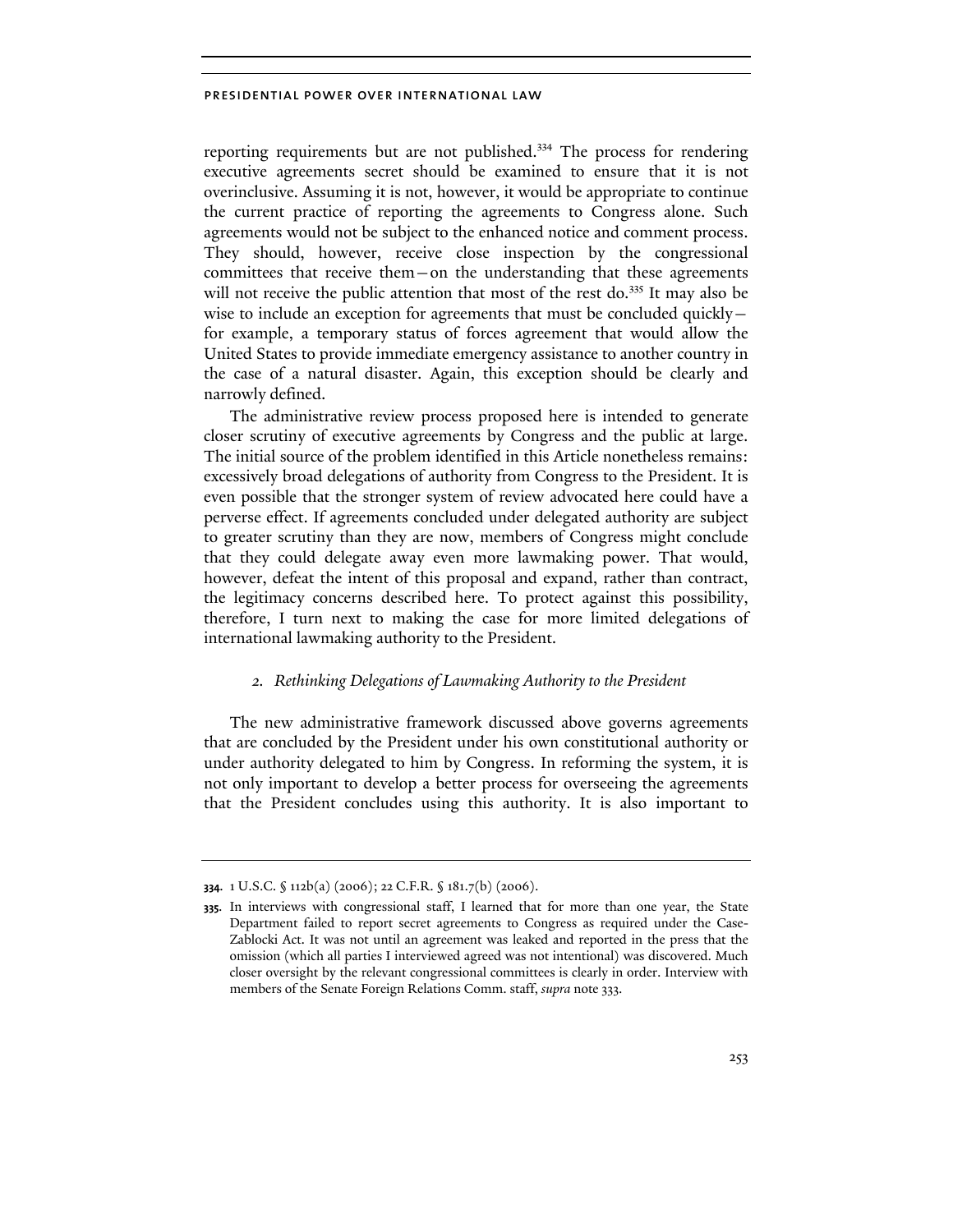reporting requirements but are not published.[334] The process for rendering executive agreements secret should be examined to ensure that it is not overinclusive. Assuming it is not, however, it would be appropriate to continue the current practice of reporting the agreements to Congress alone. Such agreements would not be subject to the enhanced notice and comment process. They should, however, receive close inspection by the congressional committees that receive them—on the understanding that these agreements will not receive the public attention that most of the rest do.[335] It may also be wise to include an exception for agreements that must be concluded quickly—for example, a temporary status of forces agreement that would allow the United States to provide immediate emergency assistance to another country in the case of a natural disaster. Again, this exception should be clearly and narrowly defined.

The administrative review process proposed here is intended to generate closer scrutiny of executive agreements by Congress and the public at large. The initial source of the problem identified in this Article nonetheless remains: excessively broad delegations of authority from Congress to the President. It is even possible that the stronger system of review advocated here could have a perverse effect. If agreements concluded under delegated authority are subject to greater scrutiny than they are now, members of Congress might conclude that they could delegate away even more lawmaking power. That would, however, defeat the intent of this proposal and expand, rather than contract, the legitimacy concerns described here. To protect against this possibility, therefore, I turn next to making the case for more limited delegations of international lawmaking authority to the President.

### *2. Rethinking Delegations of Lawmaking Authority to the President*

The new administrative framework discussed above governs agreements that are concluded by the President under his own constitutional authority or under authority delegated to him by Congress. In reforming the system, it is not only important to develop a better process for overseeing the agreements that the President concludes using this authority. It is also important to

---

**334.** 1 U.S.C. § 112b(a) (2006); 22 C.F.R. § 181.7(b) (2006).

**335.** In interviews with congressional staff, I learned that for more than one year, the State Department failed to report secret agreements to Congress as required under the Case-Zablocki Act. It was not until an agreement was leaked and reported in the press that the omission (which all parties I interviewed agreed was not intentional) was discovered. Much closer oversight by the relevant congressional committees is clearly in order. Interview with members of the Senate Foreign Relations Comm. staff, *supra* note 333.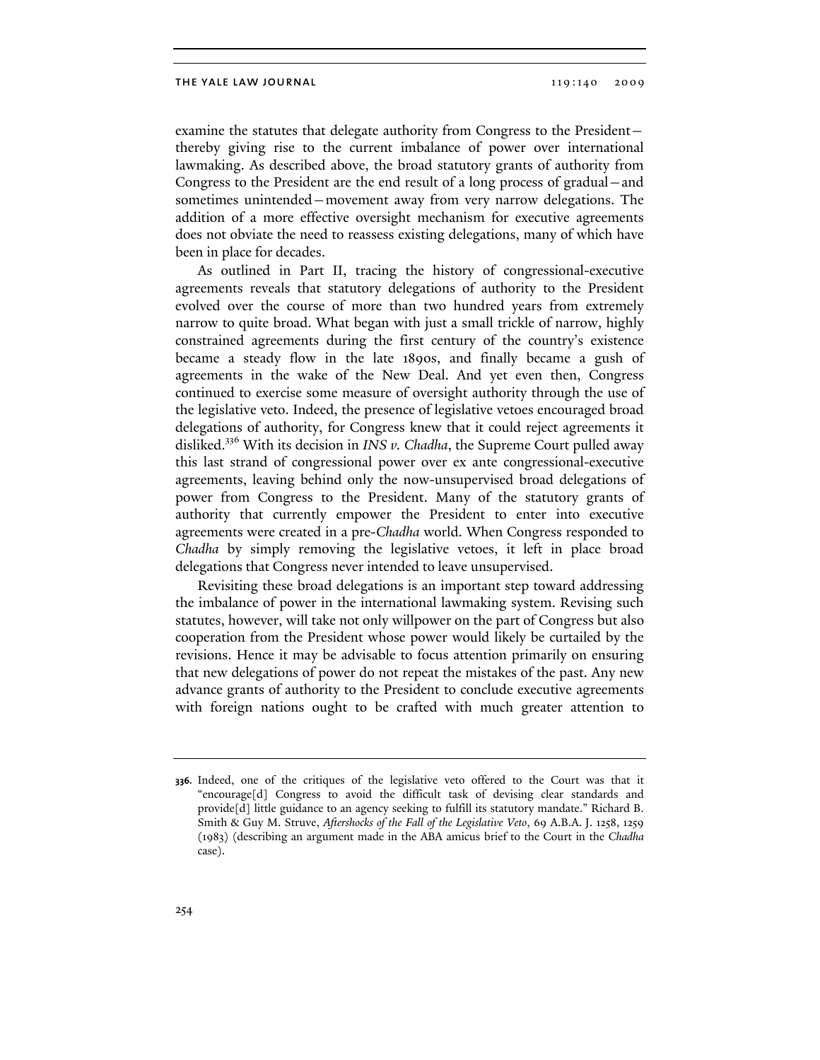examine the statutes that delegate authority from Congress to the President—thereby giving rise to the current imbalance of power over international lawmaking. As described above, the broad statutory grants of authority from Congress to the President are the end result of a long process of gradual—and sometimes unintended—movement away from very narrow delegations. The addition of a more effective oversight mechanism for executive agreements does not obviate the need to reassess existing delegations, many of which have been in place for decades.

As outlined in Part II, tracing the history of congressional-executive agreements reveals that statutory delegations of authority to the President evolved over the course of more than two hundred years from extremely narrow to quite broad. What began with just a small trickle of narrow, highly constrained agreements during the first century of the country's existence became a steady flow in the late 1890s, and finally became a gush of agreements in the wake of the New Deal. And yet even then, Congress continued to exercise some measure of oversight authority through the use of the legislative veto. Indeed, the presence of legislative vetoes encouraged broad delegations of authority, for Congress knew that it could reject agreements it disliked.[336] With its decision in *INS v. Chadha*, the Supreme Court pulled away this last strand of congressional power over ex ante congressional-executive agreements, leaving behind only the now-unsupervised broad delegations of power from Congress to the President. Many of the statutory grants of authority that currently empower the President to enter into executive agreements were created in a pre-*Chadha* world. When Congress responded to *Chadha* by simply removing the legislative vetoes, it left in place broad delegations that Congress never intended to leave unsupervised.

Revisiting these broad delegations is an important step toward addressing the imbalance of power in the international lawmaking system. Revising such statutes, however, will take not only willpower on the part of Congress but also cooperation from the President whose power would likely be curtailed by the revisions. Hence it may be advisable to focus attention primarily on ensuring that new delegations of power do not repeat the mistakes of the past. Any new advance grants of authority to the President to conclude executive agreements with foreign nations ought to be crafted with much greater attention to

---

**336.** Indeed, one of the critiques of the legislative veto offered to the Court was that it "encourage[d] Congress to avoid the difficult task of devising clear standards and provide[d] little guidance to an agency seeking to fulfill its statutory mandate." Richard B. Smith & Guy M. Struve, *Aftershocks of the Fall of the Legislative Veto*, 69 A.B.A. J. 1258, 1259 (1983) (describing an argument made in the ABA amicus brief to the Court in the *Chadha* case).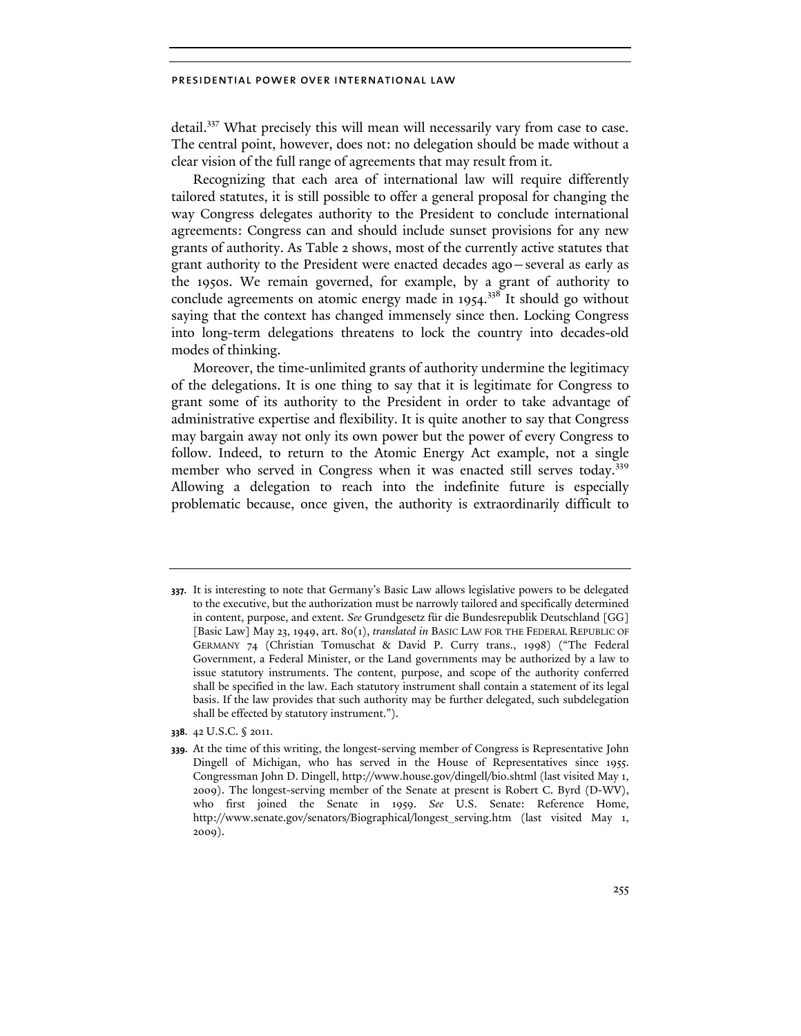detail.[337] What precisely this will mean will necessarily vary from case to case. The central point, however, does not: no delegation should be made without a clear vision of the full range of agreements that may result from it.

Recognizing that each area of international law will require differently tailored statutes, it is still possible to offer a general proposal for changing the way Congress delegates authority to the President to conclude international agreements: Congress can and should include sunset provisions for any new grants of authority. As Table 2 shows, most of the currently active statutes that grant authority to the President were enacted decades ago—several as early as the 1950s. We remain governed, for example, by a grant of authority to conclude agreements on atomic energy made in 1954.[338] It should go without saying that the context has changed immensely since then. Locking Congress into long-term delegations threatens to lock the country into decades-old modes of thinking.

Moreover, the time-unlimited grants of authority undermine the legitimacy of the delegations. It is one thing to say that it is legitimate for Congress to grant some of its authority to the President in order to take advantage of administrative expertise and flexibility. It is quite another to say that Congress may bargain away not only its own power but the power of every Congress to follow. Indeed, to return to the Atomic Energy Act example, not a single member who served in Congress when it was enacted still serves today.[339] Allowing a delegation to reach into the indefinite future is especially problematic because, once given, the authority is extraordinarily difficult to

---

**337.** It is interesting to note that Germany's Basic Law allows legislative powers to be delegated to the executive, but the authorization must be narrowly tailored and specifically determined in content, purpose, and extent. *See* Grundgesetz für die Bundesrepublik Deutschland [GG] [Basic Law] May 23, 1949, art. 80(1), *translated in* BASIC LAW FOR THE FEDERAL REPUBLIC OF GERMANY 74 (Christian Tomuschat & David P. Curry trans., 1998) ("The Federal Government, a Federal Minister, or the Land governments may be authorized by a law to issue statutory instruments. The content, purpose, and scope of the authority conferred shall be specified in the law. Each statutory instrument shall contain a statement of its legal basis. If the law provides that such authority may be further delegated, such subdelegation shall be effected by statutory instrument.").

**338.** 42 U.S.C. § 2011.

**339.** At the time of this writing, the longest-serving member of Congress is Representative John Dingell of Michigan, who has served in the House of Representatives since 1955. Congressman John D. Dingell, http://www.house.gov/dingell/bio.shtml (last visited May 1, 2009). The longest-serving member of the Senate at present is Robert C. Byrd (D-WV), who first joined the Senate in 1959. *See* U.S. Senate: Reference Home, http://www.senate.gov/senators/Biographical/longest_serving.htm (last visited May 1, 2009).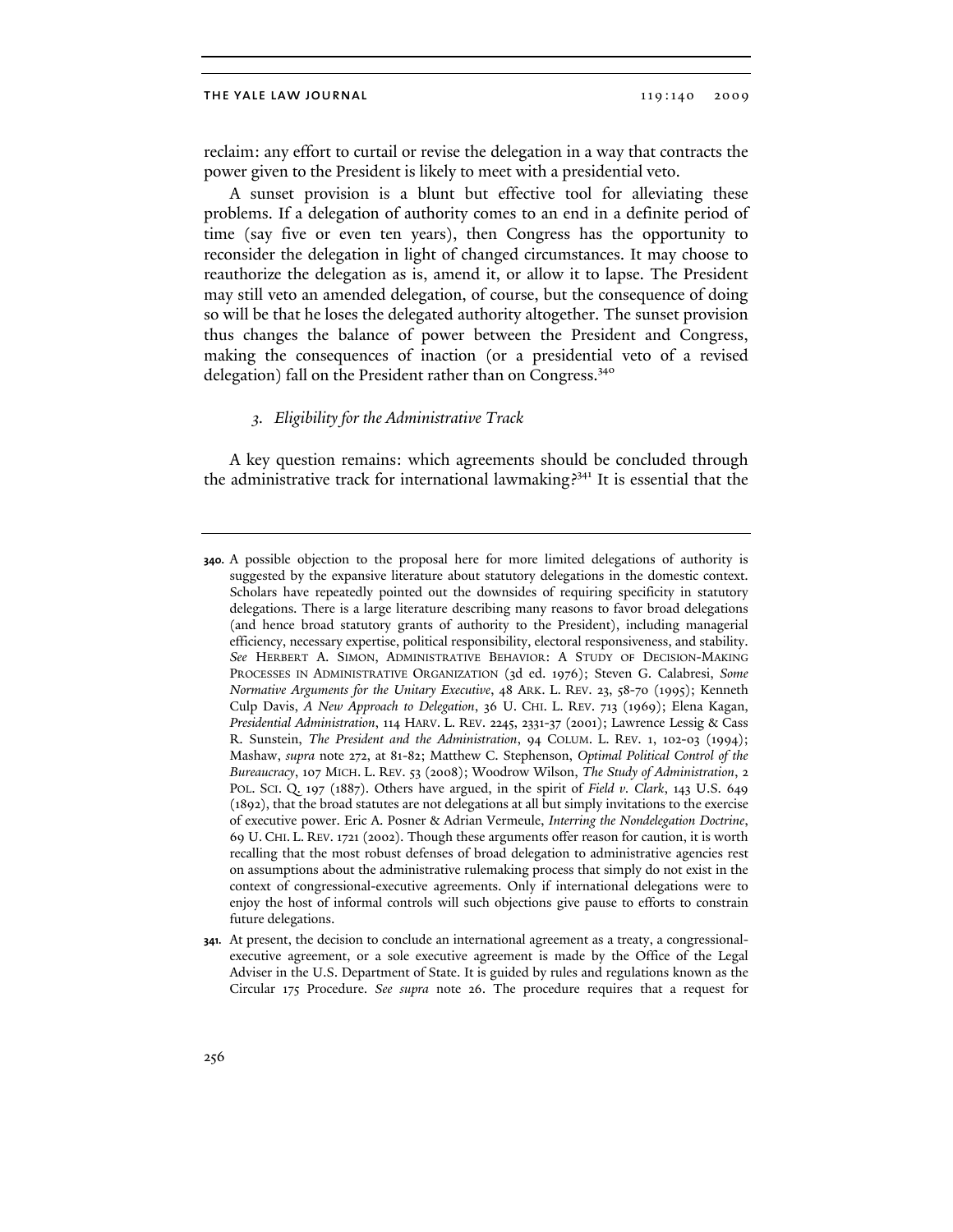reclaim: any effort to curtail or revise the delegation in a way that contracts the power given to the President is likely to meet with a presidential veto.

A sunset provision is a blunt but effective tool for alleviating these problems. If a delegation of authority comes to an end in a definite period of time (say five or even ten years), then Congress has the opportunity to reconsider the delegation in light of changed circumstances. It may choose to reauthorize the delegation as is, amend it, or allow it to lapse. The President may still veto an amended delegation, of course, but the consequence of doing so will be that he loses the delegated authority altogether. The sunset provision thus changes the balance of power between the President and Congress, making the consequences of inaction (or a presidential veto of a revised delegation) fall on the President rather than on Congress.[340]

### *3. Eligibility for the Administrative Track*

A key question remains: which agreements should be concluded through the administrative track for international lawmaking?[341] It is essential that the

**340.** A possible objection to the proposal here for more limited delegations of authority is suggested by the expansive literature about statutory delegations in the domestic context. Scholars have repeatedly pointed out the downsides of requiring specificity in statutory delegations. There is a large literature describing many reasons to favor broad delegations (and hence broad statutory grants of authority to the President), including managerial efficiency, necessary expertise, political responsibility, electoral responsiveness, and stability. *See* HERBERT A. SIMON, ADMINISTRATIVE BEHAVIOR: A STUDY OF DECISION-MAKING PROCESSES IN ADMINISTRATIVE ORGANIZATION (3d ed. 1976); Steven G. Calabresi, *Some Normative Arguments for the Unitary Executive*, 48 ARK. L. REV. 23, 58-70 (1995); Kenneth Culp Davis, *A New Approach to Delegation*, 36 U. CHI. L. REV. 713 (1969); Elena Kagan, *Presidential Administration*, 114 HARV. L. REV. 2245, 2331-37 (2001); Lawrence Lessig & Cass R. Sunstein, *The President and the Administration*, 94 COLUM. L. REV. 1, 102-03 (1994); Mashaw, *supra* note 272, at 81-82; Matthew C. Stephenson, *Optimal Political Control of the Bureaucracy*, 107 MICH. L. REV. 53 (2008); Woodrow Wilson, *The Study of Administration*, 2 POL. SCI. Q. 197 (1887). Others have argued, in the spirit of *Field v. Clark*, 143 U.S. 649 (1892), that the broad statutes are not delegations at all but simply invitations to the exercise of executive power. Eric A. Posner & Adrian Vermeule, *Interring the Nondelegation Doctrine*, 69 U. CHI. L. REV. 1721 (2002). Though these arguments offer reason for caution, it is worth recalling that the most robust defenses of broad delegation to administrative agencies rest on assumptions about the administrative rulemaking process that simply do not exist in the context of congressional-executive agreements. Only if international delegations were to enjoy the host of informal controls will such objections give pause to efforts to constrain future delegations.

**341.** At present, the decision to conclude an international agreement as a treaty, a congressional-executive agreement, or a sole executive agreement is made by the Office of the Legal Adviser in the U.S. Department of State. It is guided by rules and regulations known as the Circular 175 Procedure. *See supra* note 26. The procedure requires that a request for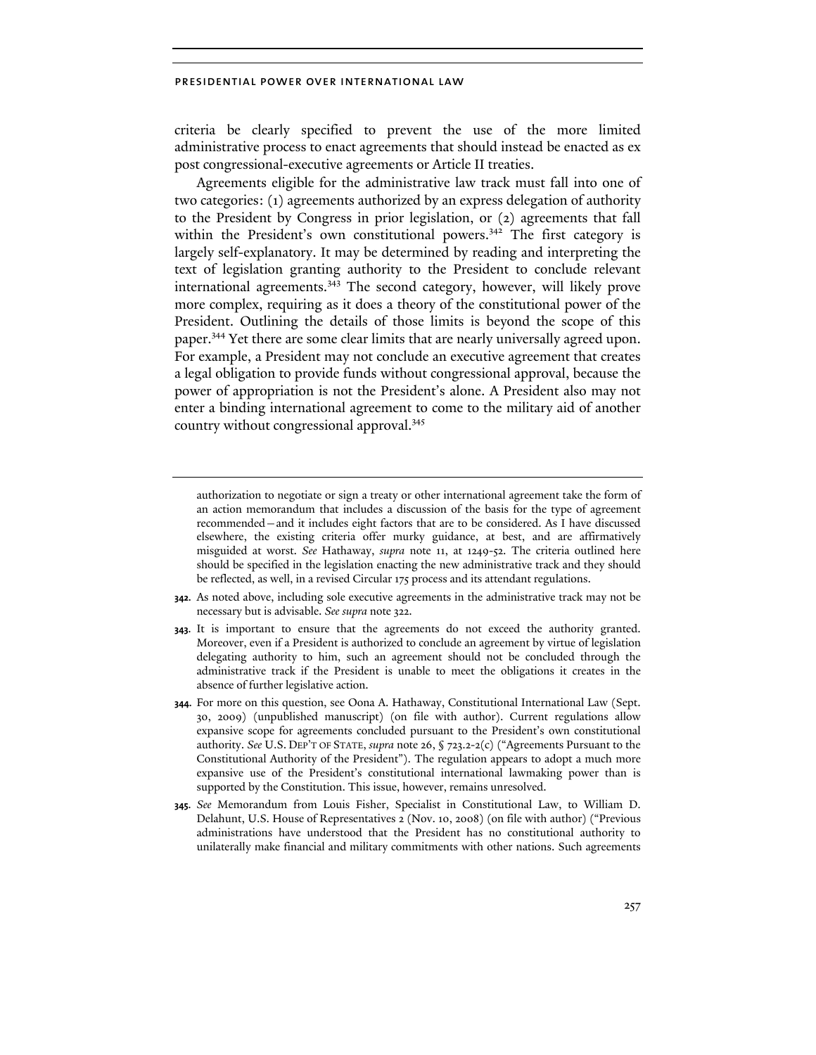criteria be clearly specified to prevent the use of the more limited administrative process to enact agreements that should instead be enacted as ex post congressional-executive agreements or Article II treaties.

Agreements eligible for the administrative law track must fall into one of two categories: (1) agreements authorized by an express delegation of authority to the President by Congress in prior legislation, or (2) agreements that fall within the President's own constitutional powers.[342] The first category is largely self-explanatory. It may be determined by reading and interpreting the text of legislation granting authority to the President to conclude relevant international agreements.[343] The second category, however, will likely prove more complex, requiring as it does a theory of the constitutional power of the President. Outlining the details of those limits is beyond the scope of this paper.[344] Yet there are some clear limits that are nearly universally agreed upon. For example, a President may not conclude an executive agreement that creates a legal obligation to provide funds without congressional approval, because the power of appropriation is not the President's alone. A President also may not enter a binding international agreement to come to the military aid of another country without congressional approval.[345]

---

authorization to negotiate or sign a treaty or other international agreement take the form of an action memorandum that includes a discussion of the basis for the type of agreement recommended—and it includes eight factors that are to be considered. As I have discussed elsewhere, the existing criteria offer murky guidance, at best, and are affirmatively misguided at worst. *See* Hathaway, *supra* note 11, at 1249-52. The criteria outlined here should be specified in the legislation enacting the new administrative track and they should be reflected, as well, in a revised Circular 175 process and its attendant regulations.

**342.** As noted above, including sole executive agreements in the administrative track may not be necessary but is advisable. *See supra* note 322.

**343.** It is important to ensure that the agreements do not exceed the authority granted. Moreover, even if a President is authorized to conclude an agreement by virtue of legislation delegating authority to him, such an agreement should not be concluded through the administrative track if the President is unable to meet the obligations it creates in the absence of further legislative action.

**344.** For more on this question, see Oona A. Hathaway, Constitutional International Law (Sept. 30, 2009) (unpublished manuscript) (on file with author). Current regulations allow expansive scope for agreements concluded pursuant to the President's own constitutional authority. *See* U.S. DEP'T OF STATE, *supra* note 26, § 723.2-2(c) ("Agreements Pursuant to the Constitutional Authority of the President"). The regulation appears to adopt a much more expansive use of the President's constitutional international lawmaking power than is supported by the Constitution. This issue, however, remains unresolved.

**345.** *See* Memorandum from Louis Fisher, Specialist in Constitutional Law, to William D. Delahunt, U.S. House of Representatives 2 (Nov. 10, 2008) (on file with author) ("Previous administrations have understood that the President has no constitutional authority to unilaterally make financial and military commitments with other nations. Such agreements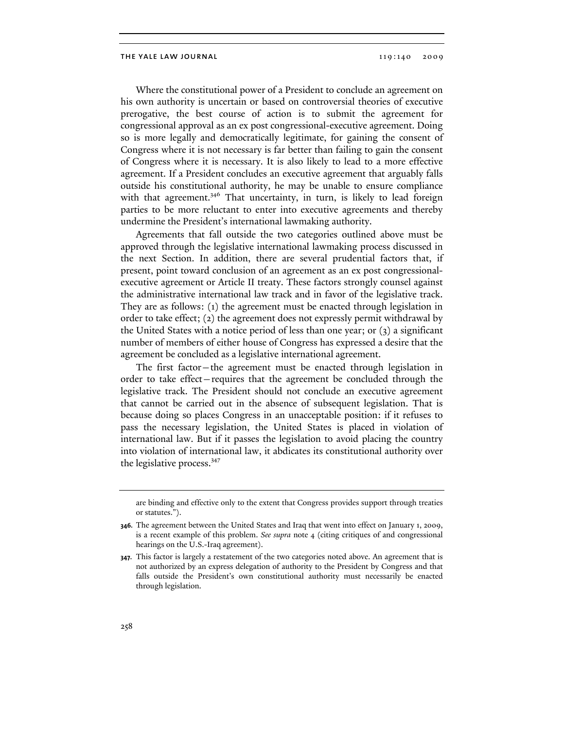Where the constitutional power of a President to conclude an agreement on his own authority is uncertain or based on controversial theories of executive prerogative, the best course of action is to submit the agreement for congressional approval as an ex post congressional-executive agreement. Doing so is more legally and democratically legitimate, for gaining the consent of Congress where it is not necessary is far better than failing to gain the consent of Congress where it is necessary. It is also likely to lead to a more effective agreement. If a President concludes an executive agreement that arguably falls outside his constitutional authority, he may be unable to ensure compliance with that agreement.[346] That uncertainty, in turn, is likely to lead foreign parties to be more reluctant to enter into executive agreements and thereby undermine the President's international lawmaking authority.

Agreements that fall outside the two categories outlined above must be approved through the legislative international lawmaking process discussed in the next Section. In addition, there are several prudential factors that, if present, point toward conclusion of an agreement as an ex post congressional-executive agreement or Article II treaty. These factors strongly counsel against the administrative international law track and in favor of the legislative track. They are as follows: (1) the agreement must be enacted through legislation in order to take effect; (2) the agreement does not expressly permit withdrawal by the United States with a notice period of less than one year; or (3) a significant number of members of either house of Congress has expressed a desire that the agreement be concluded as a legislative international agreement.

The first factor—the agreement must be enacted through legislation in order to take effect—requires that the agreement be concluded through the legislative track. The President should not conclude an executive agreement that cannot be carried out in the absence of subsequent legislation. That is because doing so places Congress in an unacceptable position: if it refuses to pass the necessary legislation, the United States is placed in violation of international law. But if it passes the legislation to avoid placing the country into violation of international law, it abdicates its constitutional authority over the legislative process.[347]

---

are binding and effective only to the extent that Congress provides support through treaties or statutes.").

**346.** The agreement between the United States and Iraq that went into effect on January 1, 2009, is a recent example of this problem. *See supra* note 4 (citing critiques of and congressional hearings on the U.S.-Iraq agreement).

**347.** This factor is largely a restatement of the two categories noted above. An agreement that is not authorized by an express delegation of authority to the President by Congress and that falls outside the President's own constitutional authority must necessarily be enacted through legislation.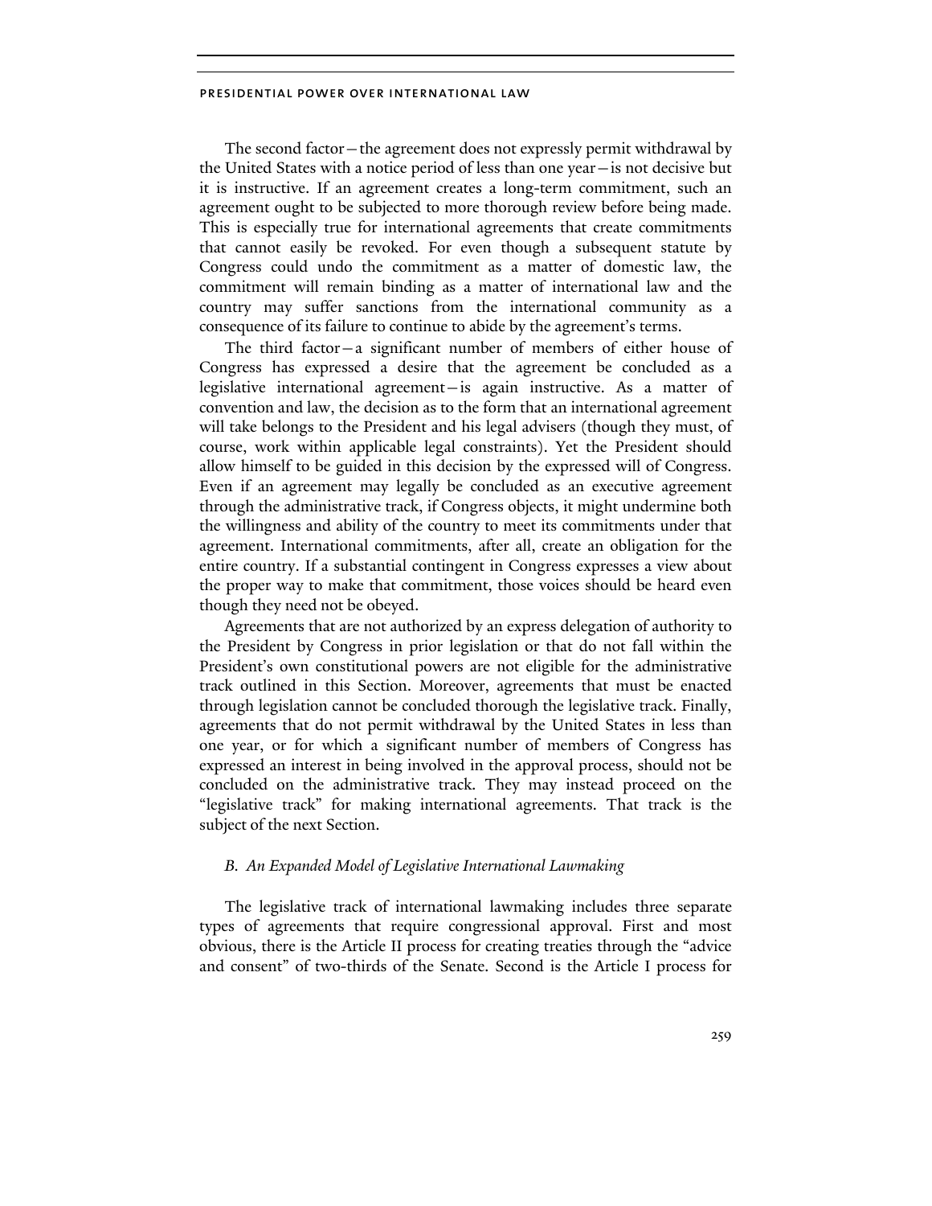The second factor—the agreement does not expressly permit withdrawal by the United States with a notice period of less than one year—is not decisive but it is instructive. If an agreement creates a long-term commitment, such an agreement ought to be subjected to more thorough review before being made. This is especially true for international agreements that create commitments that cannot easily be revoked. For even though a subsequent statute by Congress could undo the commitment as a matter of domestic law, the commitment will remain binding as a matter of international law and the country may suffer sanctions from the international community as a consequence of its failure to continue to abide by the agreement's terms.

The third factor—a significant number of members of either house of Congress has expressed a desire that the agreement be concluded as a legislative international agreement—is again instructive. As a matter of convention and law, the decision as to the form that an international agreement will take belongs to the President and his legal advisers (though they must, of course, work within applicable legal constraints). Yet the President should allow himself to be guided in this decision by the expressed will of Congress. Even if an agreement may legally be concluded as an executive agreement through the administrative track, if Congress objects, it might undermine both the willingness and ability of the country to meet its commitments under that agreement. International commitments, after all, create an obligation for the entire country. If a substantial contingent in Congress expresses a view about the proper way to make that commitment, those voices should be heard even though they need not be obeyed.

Agreements that are not authorized by an express delegation of authority to the President by Congress in prior legislation or that do not fall within the President's own constitutional powers are not eligible for the administrative track outlined in this Section. Moreover, agreements that must be enacted through legislation cannot be concluded thorough the legislative track. Finally, agreements that do not permit withdrawal by the United States in less than one year, or for which a significant number of members of Congress has expressed an interest in being involved in the approval process, should not be concluded on the administrative track. They may instead proceed on the "legislative track" for making international agreements. That track is the subject of the next Section.

### *B. An Expanded Model of Legislative International Lawmaking*

The legislative track of international lawmaking includes three separate types of agreements that require congressional approval. First and most obvious, there is the Article II process for creating treaties through the "advice and consent" of two-thirds of the Senate. Second is the Article I process for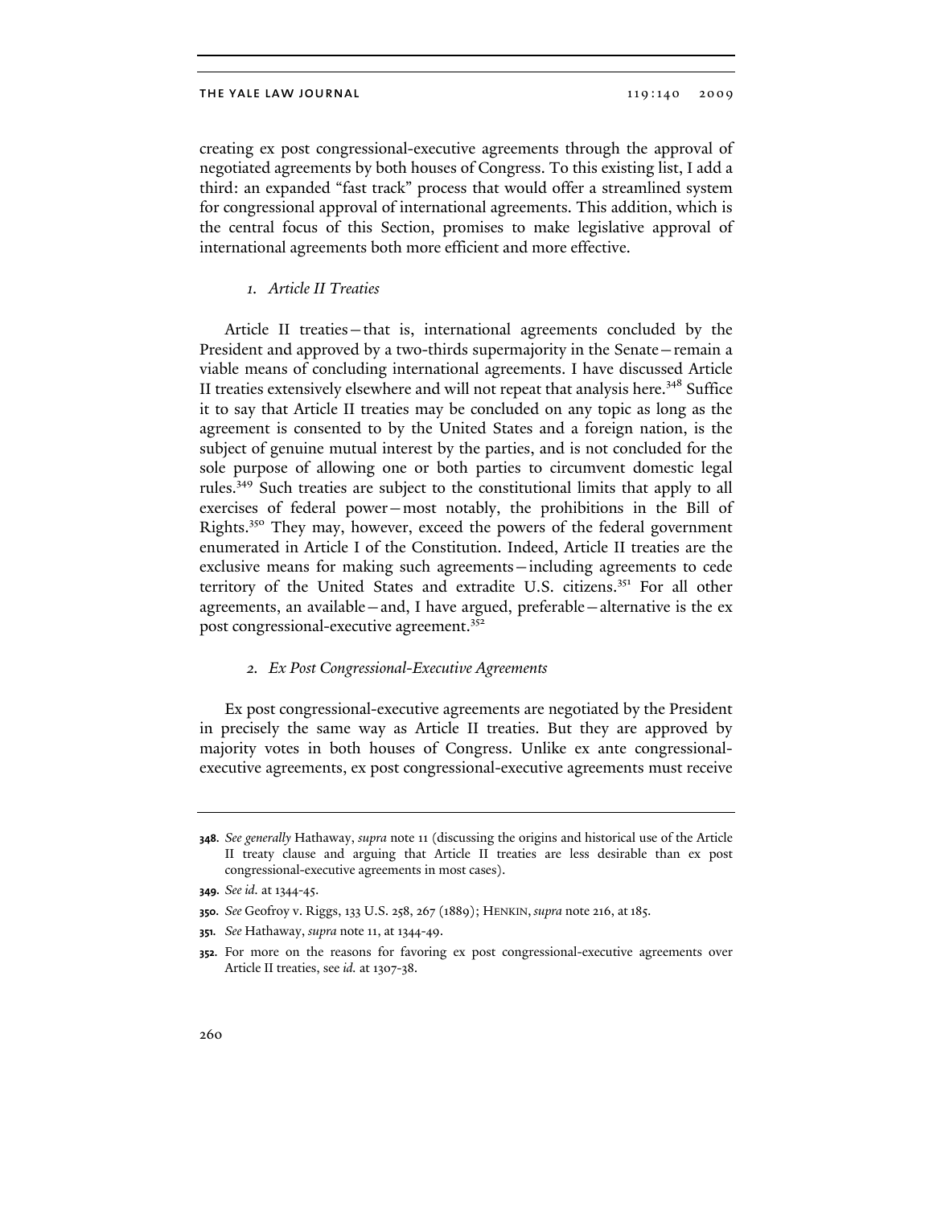creating ex post congressional-executive agreements through the approval of negotiated agreements by both houses of Congress. To this existing list, I add a third: an expanded "fast track" process that would offer a streamlined system for congressional approval of international agreements. This addition, which is the central focus of this Section, promises to make legislative approval of international agreements both more efficient and more effective.

### *1. Article II Treaties*

Article II treaties—that is, international agreements concluded by the President and approved by a two-thirds supermajority in the Senate—remain a viable means of concluding international agreements. I have discussed Article II treaties extensively elsewhere and will not repeat that analysis here.[348] Suffice it to say that Article II treaties may be concluded on any topic as long as the agreement is consented to by the United States and a foreign nation, is the subject of genuine mutual interest by the parties, and is not concluded for the sole purpose of allowing one or both parties to circumvent domestic legal rules.[349] Such treaties are subject to the constitutional limits that apply to all exercises of federal power—most notably, the prohibitions in the Bill of Rights.[350] They may, however, exceed the powers of the federal government enumerated in Article I of the Constitution. Indeed, Article II treaties are the exclusive means for making such agreements—including agreements to cede territory of the United States and extradite U.S. citizens.[351] For all other agreements, an available—and, I have argued, preferable—alternative is the ex post congressional-executive agreement.[352]

### *2. Ex Post Congressional-Executive Agreements*

Ex post congressional-executive agreements are negotiated by the President in precisely the same way as Article II treaties. But they are approved by majority votes in both houses of Congress. Unlike ex ante congressional-executive agreements, ex post congressional-executive agreements must receive

---

**348.** *See generally* Hathaway, *supra* note 11 (discussing the origins and historical use of the Article II treaty clause and arguing that Article II treaties are less desirable than ex post congressional-executive agreements in most cases).

**349.** *See id.* at 1344-45.

**350.** *See* Geofroy v. Riggs, 133 U.S. 258, 267 (1889); HENKIN, *supra* note 216, at 185.

**351.** *See* Hathaway, *supra* note 11, at 1344-49.

**352.** For more on the reasons for favoring ex post congressional-executive agreements over Article II treaties, see *id.* at 1307-38.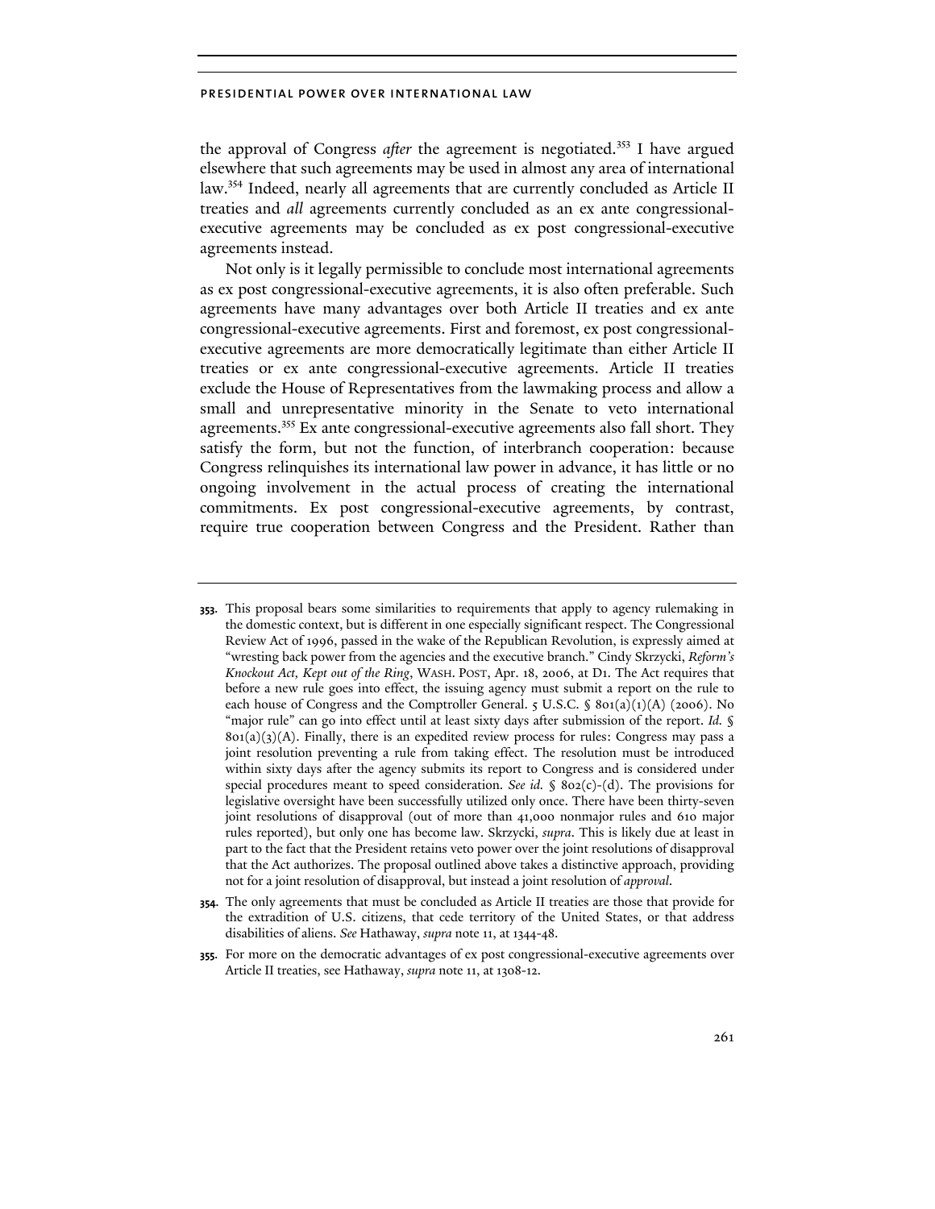the approval of Congress *after* the agreement is negotiated.[353] I have argued elsewhere that such agreements may be used in almost any area of international law.[354] Indeed, nearly all agreements that are currently concluded as Article II treaties and *all* agreements currently concluded as an ex ante congressional-executive agreements may be concluded as ex post congressional-executive agreements instead.

Not only is it legally permissible to conclude most international agreements as ex post congressional-executive agreements, it is also often preferable. Such agreements have many advantages over both Article II treaties and ex ante congressional-executive agreements. First and foremost, ex post congressional-executive agreements are more democratically legitimate than either Article II treaties or ex ante congressional-executive agreements. Article II treaties exclude the House of Representatives from the lawmaking process and allow a small and unrepresentative minority in the Senate to veto international agreements.[355] Ex ante congressional-executive agreements also fall short. They satisfy the form, but not the function, of interbranch cooperation: because Congress relinquishes its international law power in advance, it has little or no ongoing involvement in the actual process of creating the international commitments. Ex post congressional-executive agreements, by contrast, require true cooperation between Congress and the President. Rather than

---

**353.** This proposal bears some similarities to requirements that apply to agency rulemaking in the domestic context, but is different in one especially significant respect. The Congressional Review Act of 1996, passed in the wake of the Republican Revolution, is expressly aimed at "wresting back power from the agencies and the executive branch." Cindy Skrzycki, *Reform's Knockout Act, Kept out of the Ring*, WASH. POST, Apr. 18, 2006, at D1. The Act requires that before a new rule goes into effect, the issuing agency must submit a report on the rule to each house of Congress and the Comptroller General. 5 U.S.C. § 801(a)(1)(A) (2006). No "major rule" can go into effect until at least sixty days after submission of the report. *Id.* § 801(a)(3)(A). Finally, there is an expedited review process for rules: Congress may pass a joint resolution preventing a rule from taking effect. The resolution must be introduced within sixty days after the agency submits its report to Congress and is considered under special procedures meant to speed consideration. *See id.* § 802(c)-(d). The provisions for legislative oversight have been successfully utilized only once. There have been thirty-seven joint resolutions of disapproval (out of more than 41,000 nonmajor rules and 610 major rules reported), but only one has become law. Skrzycki, *supra*. This is likely due at least in part to the fact that the President retains veto power over the joint resolutions of disapproval that the Act authorizes. The proposal outlined above takes a distinctive approach, providing not for a joint resolution of disapproval, but instead a joint resolution of *approval*.

**354.** The only agreements that must be concluded as Article II treaties are those that provide for the extradition of U.S. citizens, that cede territory of the United States, or that address disabilities of aliens. *See* Hathaway, *supra* note 11, at 1344-48.

**355.** For more on the democratic advantages of ex post congressional-executive agreements over Article II treaties, see Hathaway, *supra* note 11, at 1308-12.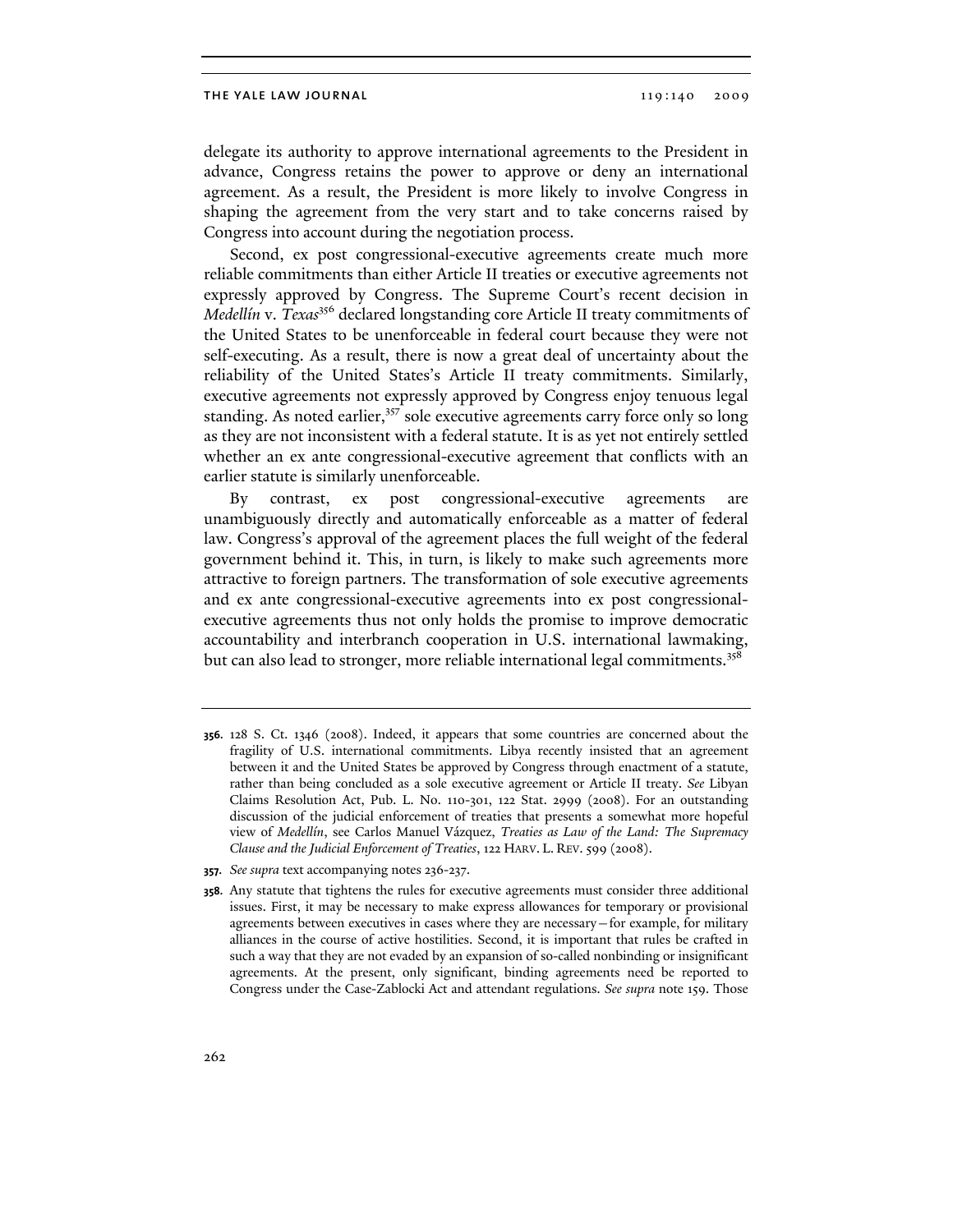delegate its authority to approve international agreements to the President in advance, Congress retains the power to approve or deny an international agreement. As a result, the President is more likely to involve Congress in shaping the agreement from the very start and to take concerns raised by Congress into account during the negotiation process.

Second, ex post congressional-executive agreements create much more reliable commitments than either Article II treaties or executive agreements not expressly approved by Congress. The Supreme Court's recent decision in *Medellín* v. *Texas*[356] declared longstanding core Article II treaty commitments of the United States to be unenforceable in federal court because they were not self-executing. As a result, there is now a great deal of uncertainty about the reliability of the United States's Article II treaty commitments. Similarly, executive agreements not expressly approved by Congress enjoy tenuous legal standing. As noted earlier,[357] sole executive agreements carry force only so long as they are not inconsistent with a federal statute. It is as yet not entirely settled whether an ex ante congressional-executive agreement that conflicts with an earlier statute is similarly unenforceable.

By contrast, ex post congressional-executive agreements are unambiguously directly and automatically enforceable as a matter of federal law. Congress's approval of the agreement places the full weight of the federal government behind it. This, in turn, is likely to make such agreements more attractive to foreign partners. The transformation of sole executive agreements and ex ante congressional-executive agreements into ex post congressional-executive agreements thus not only holds the promise to improve democratic accountability and interbranch cooperation in U.S. international lawmaking, but can also lead to stronger, more reliable international legal commitments.[358]

---

**356.** 128 S. Ct. 1346 (2008). Indeed, it appears that some countries are concerned about the fragility of U.S. international commitments. Libya recently insisted that an agreement between it and the United States be approved by Congress through enactment of a statute, rather than being concluded as a sole executive agreement or Article II treaty. *See* Libyan Claims Resolution Act, Pub. L. No. 110-301, 122 Stat. 2999 (2008). For an outstanding discussion of the judicial enforcement of treaties that presents a somewhat more hopeful view of *Medellín*, see Carlos Manuel Vázquez, *Treaties as Law of the Land: The Supremacy Clause and the Judicial Enforcement of Treaties*, 122 HARV. L. REV. 599 (2008).

**357.** *See supra* text accompanying notes 236-237.

**358.** Any statute that tightens the rules for executive agreements must consider three additional issues. First, it may be necessary to make express allowances for temporary or provisional agreements between executives in cases where they are necessary—for example, for military alliances in the course of active hostilities. Second, it is important that rules be crafted in such a way that they are not evaded by an expansion of so-called nonbinding or insignificant agreements. At the present, only significant, binding agreements need be reported to Congress under the Case-Zablocki Act and attendant regulations. *See supra* note 159. Those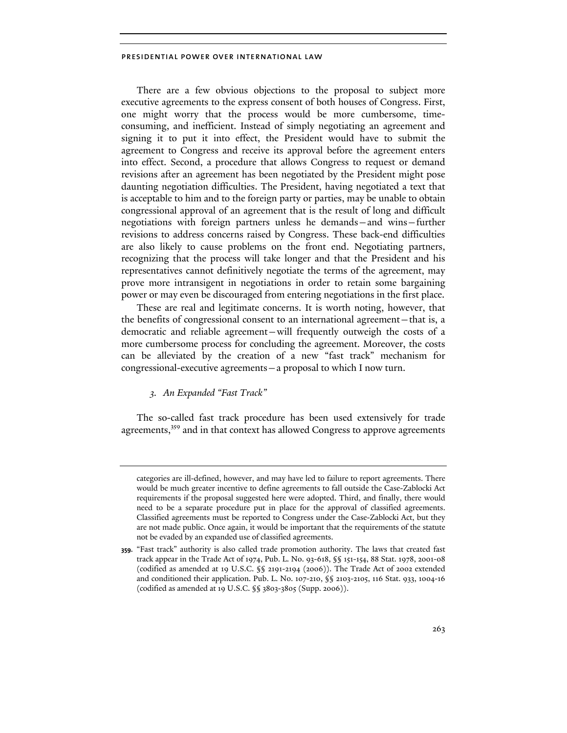There are a few obvious objections to the proposal to subject more executive agreements to the express consent of both houses of Congress. First, one might worry that the process would be more cumbersome, time-consuming, and inefficient. Instead of simply negotiating an agreement and signing it to put it into effect, the President would have to submit the agreement to Congress and receive its approval before the agreement enters into effect. Second, a procedure that allows Congress to request or demand revisions after an agreement has been negotiated by the President might pose daunting negotiation difficulties. The President, having negotiated a text that is acceptable to him and to the foreign party or parties, may be unable to obtain congressional approval of an agreement that is the result of long and difficult negotiations with foreign partners unless he demands—and wins—further revisions to address concerns raised by Congress. These back-end difficulties are also likely to cause problems on the front end. Negotiating partners, recognizing that the process will take longer and that the President and his representatives cannot definitively negotiate the terms of the agreement, may prove more intransigent in negotiations in order to retain some bargaining power or may even be discouraged from entering negotiations in the first place.

These are real and legitimate concerns. It is worth noting, however, that the benefits of congressional consent to an international agreement—that is, a democratic and reliable agreement—will frequently outweigh the costs of a more cumbersome process for concluding the agreement. Moreover, the costs can be alleviated by the creation of a new "fast track" mechanism for congressional-executive agreements—a proposal to which I now turn.

### *3. An Expanded "Fast Track"*

The so-called fast track procedure has been used extensively for trade agreements,[359] and in that context has allowed Congress to approve agreements

---

categories are ill-defined, however, and may have led to failure to report agreements. There would be much greater incentive to define agreements to fall outside the Case-Zablocki Act requirements if the proposal suggested here were adopted. Third, and finally, there would need to be a separate procedure put in place for the approval of classified agreements. Classified agreements must be reported to Congress under the Case-Zablocki Act, but they are not made public. Once again, it would be important that the requirements of the statute not be evaded by an expanded use of classified agreements.

**359.** "Fast track" authority is also called trade promotion authority. The laws that created fast track appear in the Trade Act of 1974, Pub. L. No. 93-618, §§ 151-154, 88 Stat. 1978, 2001-08 (codified as amended at 19 U.S.C. §§ 2191-2194 (2006)). The Trade Act of 2002 extended and conditioned their application. Pub. L. No. 107-210, §§ 2103-2105, 116 Stat. 933, 1004-16 (codified as amended at 19 U.S.C. §§ 3803-3805 (Supp. 2006)).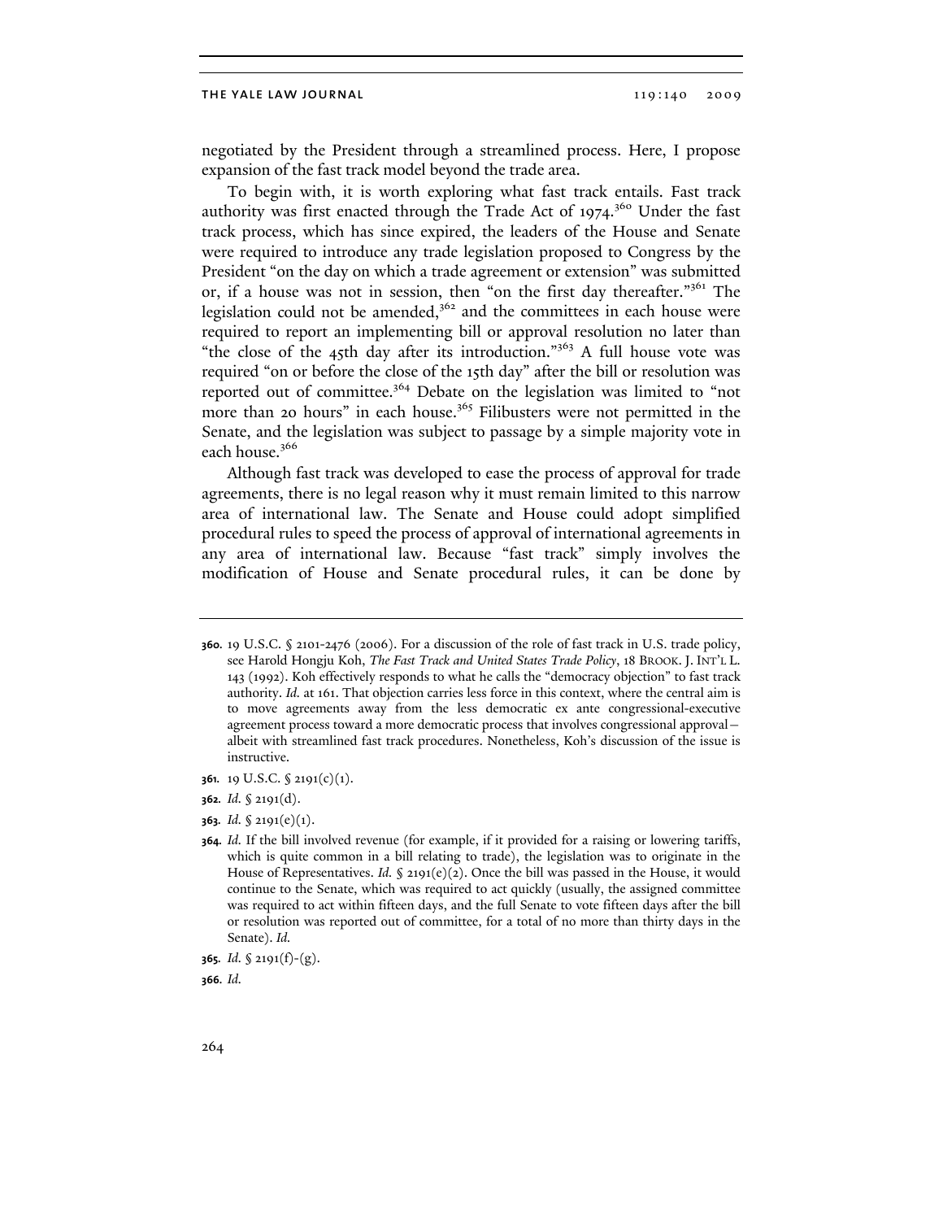negotiated by the President through a streamlined process. Here, I propose expansion of the fast track model beyond the trade area.

To begin with, it is worth exploring what fast track entails. Fast track authority was first enacted through the Trade Act of 1974.[360] Under the fast track process, which has since expired, the leaders of the House and Senate were required to introduce any trade legislation proposed to Congress by the President "on the day on which a trade agreement or extension" was submitted or, if a house was not in session, then "on the first day thereafter."[361] The legislation could not be amended,[362] and the committees in each house were required to report an implementing bill or approval resolution no later than "the close of the 45th day after its introduction."[363] A full house vote was required "on or before the close of the 15th day" after the bill or resolution was reported out of committee.[364] Debate on the legislation was limited to "not more than 20 hours" in each house.[365] Filibusters were not permitted in the Senate, and the legislation was subject to passage by a simple majority vote in each house.[366]

Although fast track was developed to ease the process of approval for trade agreements, there is no legal reason why it must remain limited to this narrow area of international law. The Senate and House could adopt simplified procedural rules to speed the process of approval of international agreements in any area of international law. Because "fast track" simply involves the modification of House and Senate procedural rules, it can be done by

---

**360.** 19 U.S.C. § 2101-2476 (2006). For a discussion of the role of fast track in U.S. trade policy, see Harold Hongju Koh, *The Fast Track and United States Trade Policy*, 18 BROOK. J. INT'L L. 143 (1992). Koh effectively responds to what he calls the "democracy objection" to fast track authority. *Id.* at 161. That objection carries less force in this context, where the central aim is to move agreements away from the less democratic ex ante congressional-executive agreement process toward a more democratic process that involves congressional approval—albeit with streamlined fast track procedures. Nonetheless, Koh's discussion of the issue is instructive.

**361.** 19 U.S.C. § 2191(c)(1).

**362.** *Id.* § 2191(d).

**363.** *Id.* § 2191(e)(1).

**364.** *Id.* If the bill involved revenue (for example, if it provided for a raising or lowering tariffs, which is quite common in a bill relating to trade), the legislation was to originate in the House of Representatives. *Id.* § 2191(e)(2). Once the bill was passed in the House, it would continue to the Senate, which was required to act quickly (usually, the assigned committee was required to act within fifteen days, and the full Senate to vote fifteen days after the bill or resolution was reported out of committee, for a total of no more than thirty days in the Senate). *Id.*

**365.** *Id.* § 2191(f)-(g).

**366.** *Id.*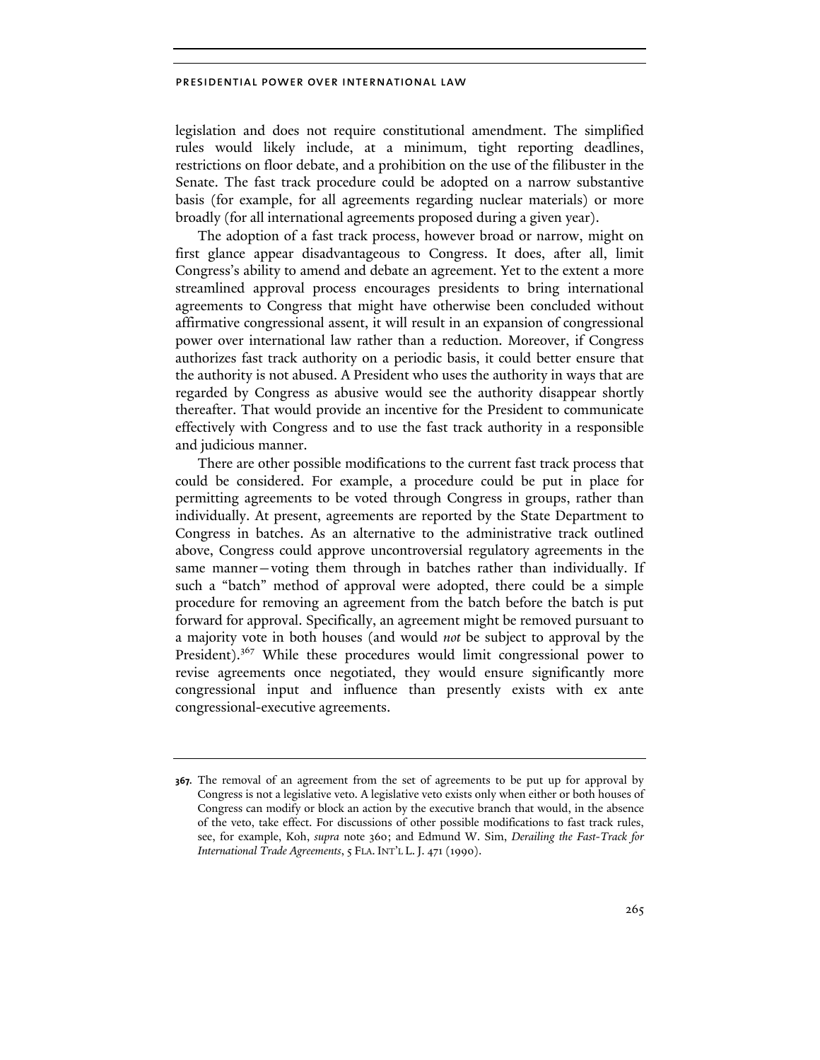legislation and does not require constitutional amendment. The simplified rules would likely include, at a minimum, tight reporting deadlines, restrictions on floor debate, and a prohibition on the use of the filibuster in the Senate. The fast track procedure could be adopted on a narrow substantive basis (for example, for all agreements regarding nuclear materials) or more broadly (for all international agreements proposed during a given year).

The adoption of a fast track process, however broad or narrow, might on first glance appear disadvantageous to Congress. It does, after all, limit Congress's ability to amend and debate an agreement. Yet to the extent a more streamlined approval process encourages presidents to bring international agreements to Congress that might have otherwise been concluded without affirmative congressional assent, it will result in an expansion of congressional power over international law rather than a reduction. Moreover, if Congress authorizes fast track authority on a periodic basis, it could better ensure that the authority is not abused. A President who uses the authority in ways that are regarded by Congress as abusive would see the authority disappear shortly thereafter. That would provide an incentive for the President to communicate effectively with Congress and to use the fast track authority in a responsible and judicious manner.

There are other possible modifications to the current fast track process that could be considered. For example, a procedure could be put in place for permitting agreements to be voted through Congress in groups, rather than individually. At present, agreements are reported by the State Department to Congress in batches. As an alternative to the administrative track outlined above, Congress could approve uncontroversial regulatory agreements in the same manner—voting them through in batches rather than individually. If such a "batch" method of approval were adopted, there could be a simple procedure for removing an agreement from the batch before the batch is put forward for approval. Specifically, an agreement might be removed pursuant to a majority vote in both houses (and would *not* be subject to approval by the President).[367] While these procedures would limit congressional power to revise agreements once negotiated, they would ensure significantly more congressional input and influence than presently exists with ex ante congressional-executive agreements.

---

**367.** The removal of an agreement from the set of agreements to be put up for approval by Congress is not a legislative veto. A legislative veto exists only when either or both houses of Congress can modify or block an action by the executive branch that would, in the absence of the veto, take effect. For discussions of other possible modifications to fast track rules, see, for example, Koh, *supra* note 360; and Edmund W. Sim, *Derailing the Fast-Track for International Trade Agreements*, 5 FLA. INT'L L. J. 471 (1990).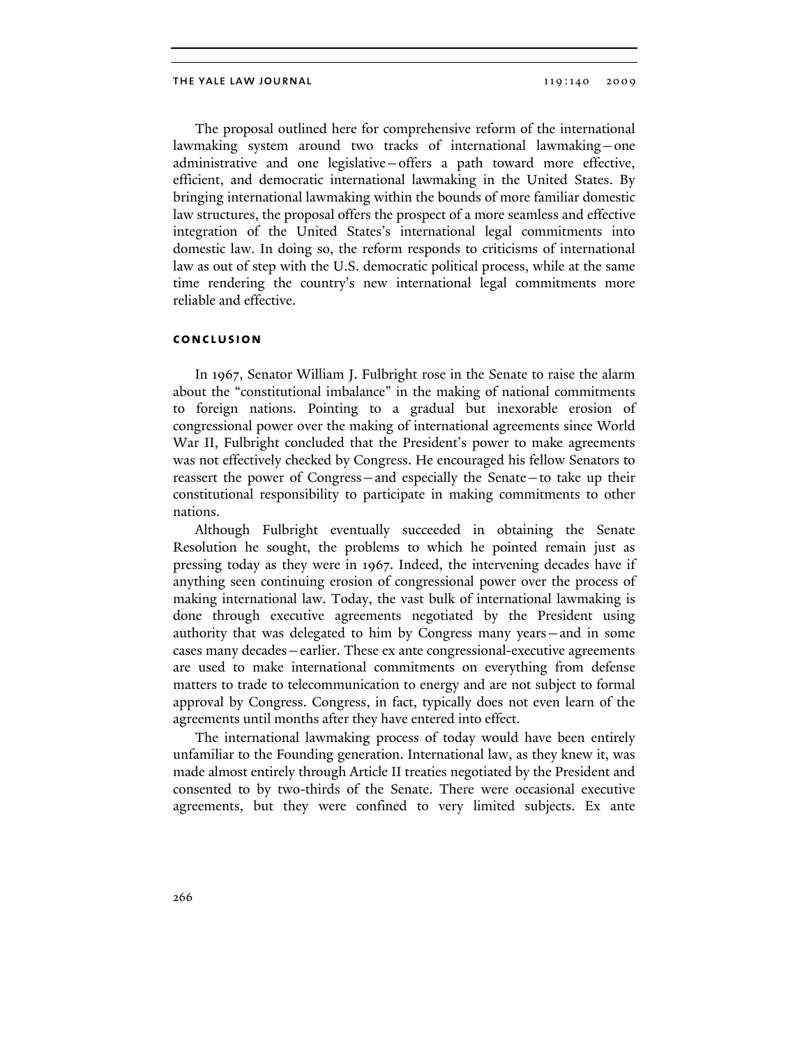The proposal outlined here for comprehensive reform of the international lawmaking system around two tracks of international lawmaking—one administrative and one legislative—offers a path toward more effective, efficient, and democratic international lawmaking in the United States. By bringing international lawmaking within the bounds of more familiar domestic law structures, the proposal offers the prospect of a more seamless and effective integration of the United States's international legal commitments into domestic law. In doing so, the reform responds to criticisms of international law as out of step with the U.S. democratic political process, while at the same time rendering the country's new international legal commitments more reliable and effective.

## conclusion

In 1967, Senator William J. Fulbright rose in the Senate to raise the alarm about the "constitutional imbalance" in the making of national commitments to foreign nations. Pointing to a gradual but inexorable erosion of congressional power over the making of international agreements since World War II, Fulbright concluded that the President's power to make agreements was not effectively checked by Congress. He encouraged his fellow Senators to reassert the power of Congress—and especially the Senate—to take up their constitutional responsibility to participate in making commitments to other nations.

Although Fulbright eventually succeeded in obtaining the Senate Resolution he sought, the problems to which he pointed remain just as pressing today as they were in 1967. Indeed, the intervening decades have if anything seen continuing erosion of congressional power over the process of making international law. Today, the vast bulk of international lawmaking is done through executive agreements negotiated by the President using authority that was delegated to him by Congress many years—and in some cases many decades—earlier. These ex ante congressional-executive agreements are used to make international commitments on everything from defense matters to trade to telecommunication to energy and are not subject to formal approval by Congress. Congress, in fact, typically does not even learn of the agreements until months after they have entered into effect.

The international lawmaking process of today would have been entirely unfamiliar to the Founding generation. International law, as they knew it, was made almost entirely through Article II treaties negotiated by the President and consented to by two-thirds of the Senate. There were occasional executive agreements, but they were confined to very limited subjects. Ex ante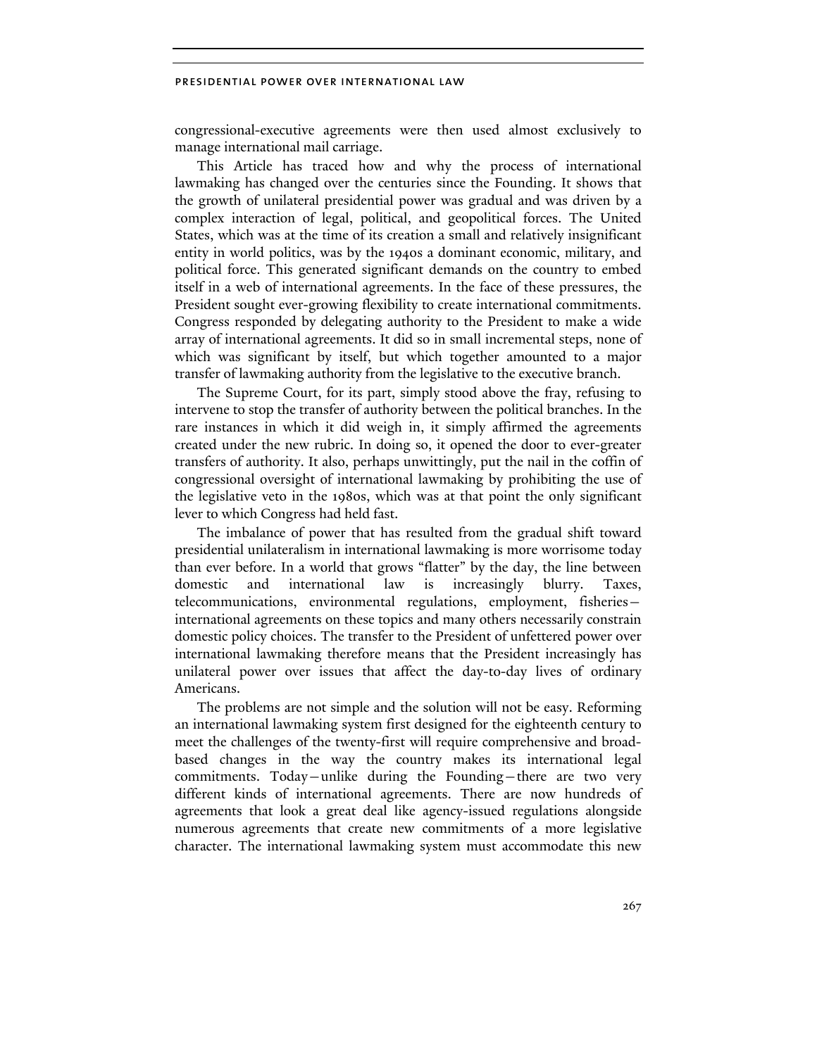congressional-executive agreements were then used almost exclusively to manage international mail carriage.

This Article has traced how and why the process of international lawmaking has changed over the centuries since the Founding. It shows that the growth of unilateral presidential power was gradual and was driven by a complex interaction of legal, political, and geopolitical forces. The United States, which was at the time of its creation a small and relatively insignificant entity in world politics, was by the 1940s a dominant economic, military, and political force. This generated significant demands on the country to embed itself in a web of international agreements. In the face of these pressures, the President sought ever-growing flexibility to create international commitments. Congress responded by delegating authority to the President to make a wide array of international agreements. It did so in small incremental steps, none of which was significant by itself, but which together amounted to a major transfer of lawmaking authority from the legislative to the executive branch.

The Supreme Court, for its part, simply stood above the fray, refusing to intervene to stop the transfer of authority between the political branches. In the rare instances in which it did weigh in, it simply affirmed the agreements created under the new rubric. In doing so, it opened the door to ever-greater transfers of authority. It also, perhaps unwittingly, put the nail in the coffin of congressional oversight of international lawmaking by prohibiting the use of the legislative veto in the 1980s, which was at that point the only significant lever to which Congress had held fast.

The imbalance of power that has resulted from the gradual shift toward presidential unilateralism in international lawmaking is more worrisome today than ever before. In a world that grows "flatter" by the day, the line between domestic and international law is increasingly blurry. Taxes, telecommunications, environmental regulations, employment, fisheries—international agreements on these topics and many others necessarily constrain domestic policy choices. The transfer to the President of unfettered power over international lawmaking therefore means that the President increasingly has unilateral power over issues that affect the day-to-day lives of ordinary Americans.

The problems are not simple and the solution will not be easy. Reforming an international lawmaking system first designed for the eighteenth century to meet the challenges of the twenty-first will require comprehensive and broad-based changes in the way the country makes its international legal commitments. Today—unlike during the Founding—there are two very different kinds of international agreements. There are now hundreds of agreements that look a great deal like agency-issued regulations alongside numerous agreements that create new commitments of a more legislative character. The international lawmaking system must accommodate this new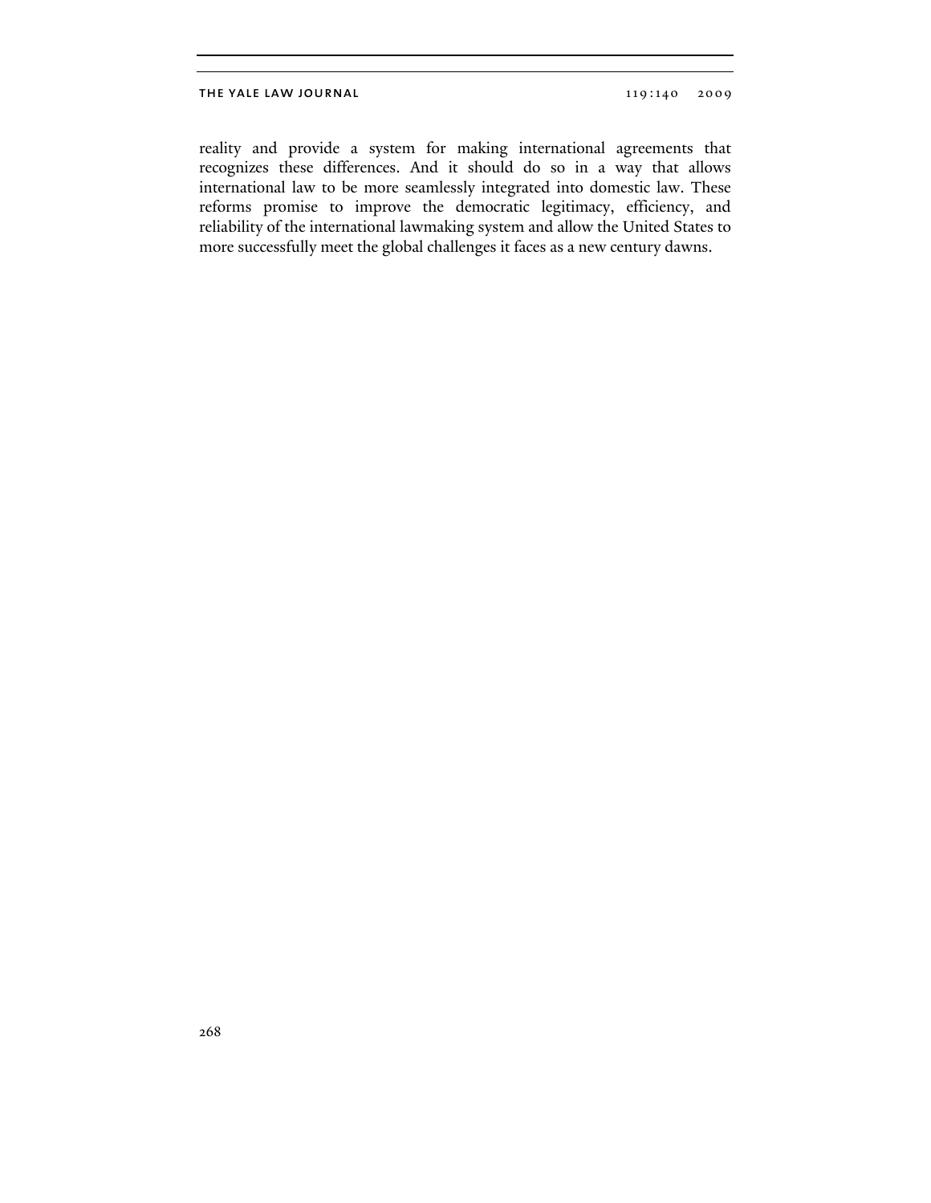reality and provide a system for making international agreements that recognizes these differences. And it should do so in a way that allows international law to be more seamlessly integrated into domestic law. These reforms promise to improve the democratic legitimacy, efficiency, and reliability of the international lawmaking system and allow the United States to more successfully meet the global challenges it faces as a new century dawns.